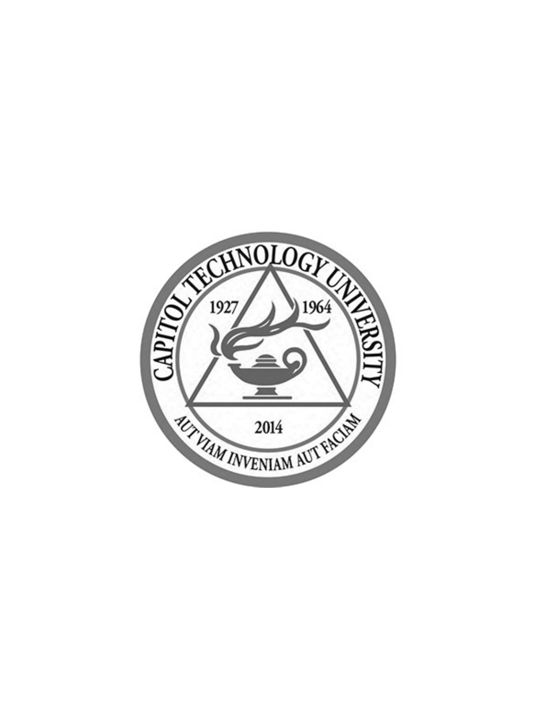CAPITOL TECHNOLOGY UNIVERSITY

1927 1964

2014

AUT VIAM INVENIAM AUT FACIAM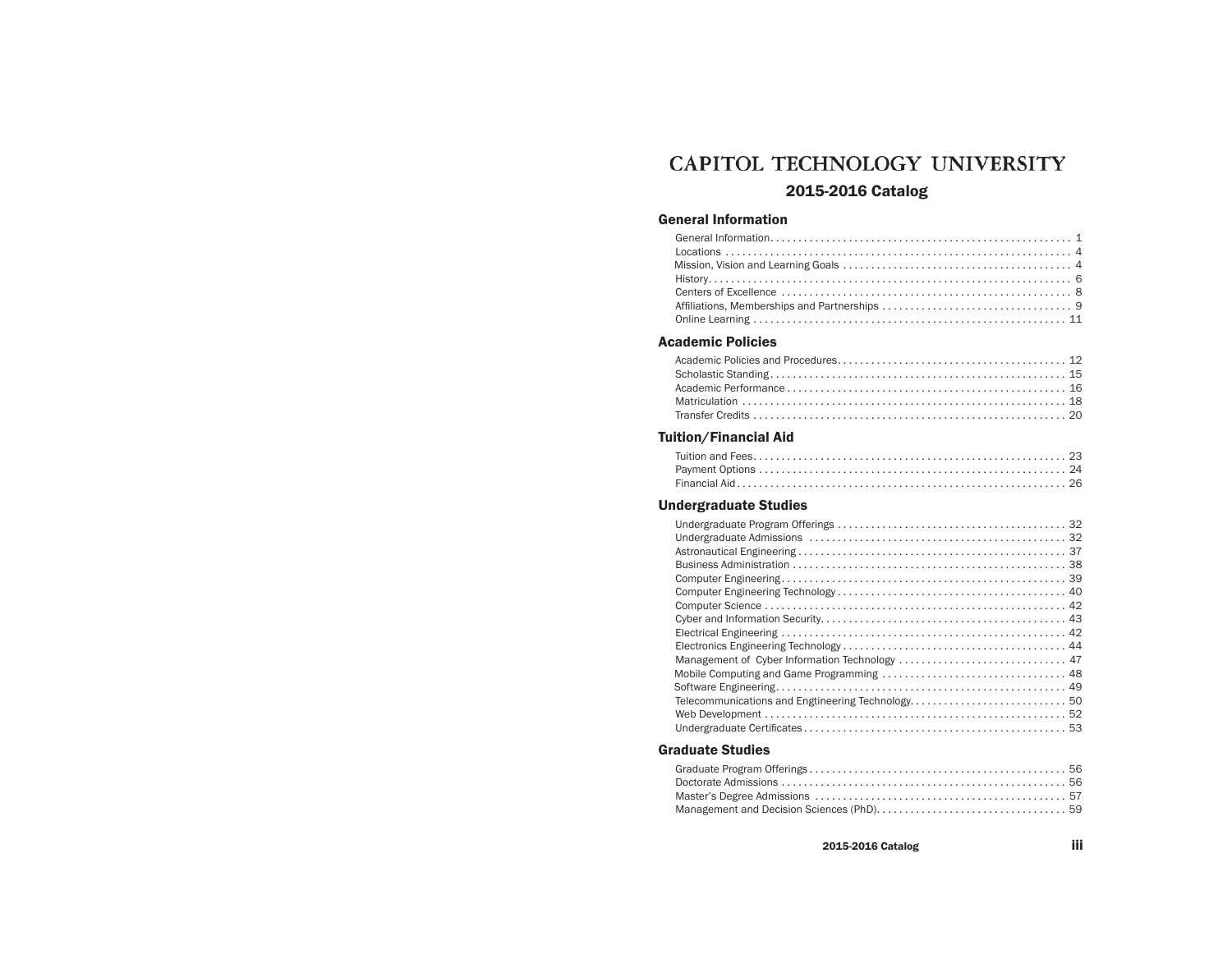# CAPITOL TECHNOLOGY UNIVERSITY

## 2015-2016 Catalog

### General Information

General Information . . . . . . . . . . 1
Locations . . . . . . . . . . 4
Mission, Vision and Learning Goals . . . . . . . . . . 4
History . . . . . . . . . . 6
Centers of Excellence . . . . . . . . . . 8
Affiliations, Memberships and Partnerships . . . . . . . . . . 9
Online Learning . . . . . . . . . . 11

### Academic Policies

Academic Policies and Procedures . . . . . . . . . . 12
Scholastic Standing . . . . . . . . . . 15
Academic Performance . . . . . . . . . . 16
Matriculation . . . . . . . . . . 18
Transfer Credits . . . . . . . . . . 20

### Tuition/Financial Aid

Tuition and Fees . . . . . . . . . . 23
Payment Options . . . . . . . . . . 24
Financial Aid . . . . . . . . . . 26

### Undergraduate Studies

Undergraduate Program Offerings . . . . . . . . . . 32
Undergraduate Admissions . . . . . . . . . . 32
Astronautical Engineering . . . . . . . . . . 37
Business Administration . . . . . . . . . . 38
Computer Engineering . . . . . . . . . . 39
Computer Engineering Technology . . . . . . . . . . 40
Computer Science . . . . . . . . . . 42
Cyber and Information Security . . . . . . . . . . 43
Electrical Engineering . . . . . . . . . . 42
Electronics Engineering Technology . . . . . . . . . . 44
Management of Cyber Information Technology . . . . . . . . . . 47
Mobile Computing and Game Programming . . . . . . . . . . 48
Software Engineering . . . . . . . . . . 49
Telecommunications and Engtineering Technology . . . . . . . . . . 50
Web Development . . . . . . . . . . 52
Undergraduate Certificates . . . . . . . . . . 53

### Graduate Studies

Graduate Program Offerings . . . . . . . . . . 56
Doctorate Admissions . . . . . . . . . . 56
Master's Degree Admissions . . . . . . . . . . 57
Management and Decision Sciences (PhD) . . . . . . . . . . 59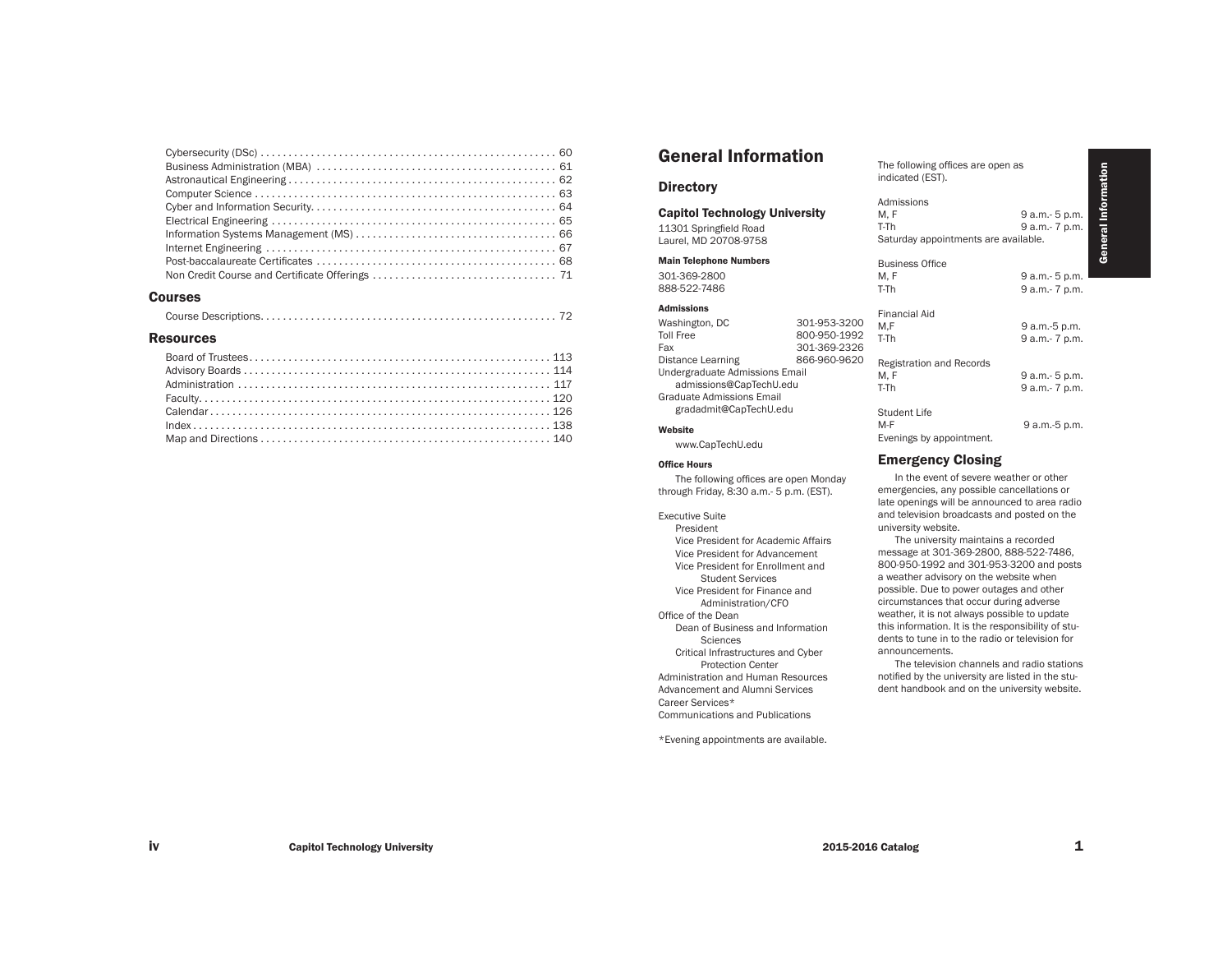Cybersecurity (DSc) .................................................... 60
Business Administration (MBA) .......................................... 61
Astronautical Engineering ............................................... 62
Computer Science ........................................................ 63
Cyber and Information Security........................................... 64
Electrical Engineering .................................................. 65
Information Systems Management (MS) ..................................... 66
Internet Engineering .................................................... 67
Post-baccalaureate Certificates ......................................... 68
Non Credit Course and Certificate Offerings ............................. 71

## Courses

Course Descriptions...................................................... 72

## Resources

Board of Trustees........................................................ 113
Advisory Boards ......................................................... 114
Administration .......................................................... 117
Faculty.................................................................. 120
Calendar................................................................. 126
Index.................................................................... 138
Map and Directions ...................................................... 140

# General Information

## Directory

### Capitol Technology University

11301 Springfield Road
Laurel, MD 20708-9758

#### Main Telephone Numbers

301-369-2800
888-522-7486

#### Admissions

| | |
|---|---|
| Washington, DC | 301-953-3200 |
| Toll Free | 800-950-1992 |
| Fax | 301-369-2326 |
| Distance Learning | 866-960-9620 |

Undergraduate Admissions Email
admissions@CapTechU.edu
Graduate Admissions Email
gradadmit@CapTechU.edu

#### Website

www.CapTechU.edu

#### Office Hours

The following offices are open Monday through Friday, 8:30 a.m.- 5 p.m. (EST).

Executive Suite
- President
- Vice President for Academic Affairs
- Vice President for Advancement
- Vice President for Enrollment and Student Services
- Vice President for Finance and Administration/CFO

Office of the Dean
- Dean of Business and Information Sciences
- Critical Infrastructures and Cyber Protection Center

Administration and Human Resources
Advancement and Alumni Services
Career Services*
Communications and Publications

*Evening appointments are available.

The following offices are open as indicated (EST).

Admissions

| | |
|---|---|
| M, F | 9 a.m.- 5 p.m. |
| T-Th | 9 a.m.- 7 p.m. |

Saturday appointments are available.

Business Office

| | |
|---|---|
| M, F | 9 a.m.- 5 p.m. |
| T-Th | 9 a.m.- 7 p.m. |

Financial Aid

| | |
|---|---|
| M,F | 9 a.m.-5 p.m. |
| T-Th | 9 a.m.- 7 p.m. |

Registration and Records

| | |
|---|---|
| M, F | 9 a.m.- 5 p.m. |
| T-Th | 9 a.m.- 7 p.m. |

Student Life

| | |
|---|---|
| M-F | 9 a.m.-5 p.m. |

Evenings by appointment.

## Emergency Closing

In the event of severe weather or other emergencies, any possible cancellations or late openings will be announced to area radio and television broadcasts and posted on the university website.

The university maintains a recorded message at 301-369-2800, 888-522-7486, 800-950-1992 and 301-953-3200 and posts a weather advisory on the website when possible. Due to power outages and other circumstances that occur during adverse weather, it is not always possible to update this information. It is the responsibility of students to tune in to the radio or television for announcements.

The television channels and radio stations notified by the university are listed in the student handbook and on the university website.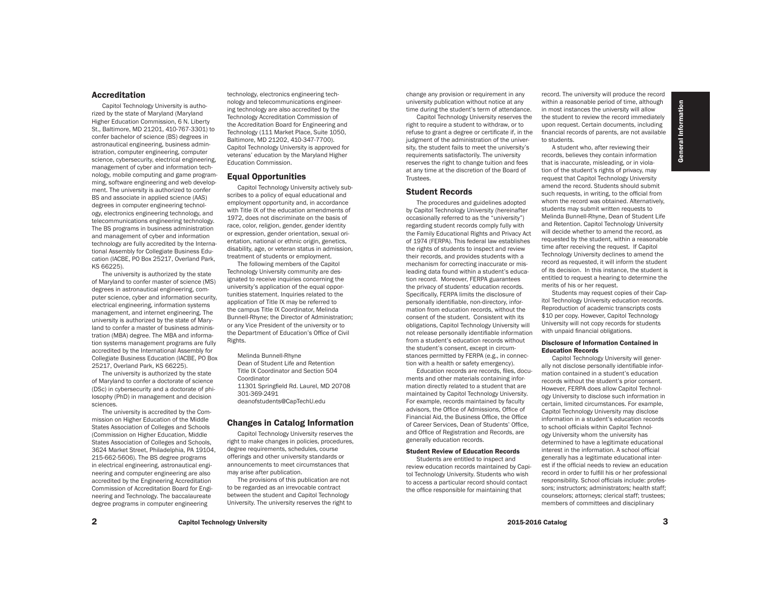## Accreditation

Capitol Technology University is authorized by the state of Maryland (Maryland Higher Education Commission, 6 N. Liberty St., Baltimore, MD 21201, 410-767-3301) to confer bachelor of science (BS) degrees in astronautical engineering, business administration, computer engineering, computer science, cybersecurity, electrical engineering, management of cyber and information technology, mobile computing and game programming, software engineering and web development. The university is authorized to confer BS and associate in applied science (AAS) degrees in computer engineering technology, electronics engineering technology, and telecommunications engineering technology. The BS programs in business administration and management of cyber and information technology are fully accredited by the International Assembly for Collegiate Business Education (IACBE, PO Box 25217, Overland Park, KS 66225).

The university is authorized by the state of Maryland to confer master of science (MS) degrees in astronautical engineering, computer science, cyber and information security, electrical engineering, information systems management, and internet engineering. The university is authorized by the state of Maryland to confer a master of business administration (MBA) degree. The MBA and information systems management programs are fully accredited by the International Assembly for Collegiate Business Education (IACBE, PO Box 25217, Overland Park, KS 66225).

The university is authorized by the state of Maryland to confer a doctorate of science (DSc) in cybersecurity and a doctorate of philosophy (PhD) in management and decision sciences.

The university is accredited by the Commission on Higher Education of the Middle States Association of Colleges and Schools (Commission on Higher Education, Middle States Association of Colleges and Schools, 3624 Market Street, Philadelphia, PA 19104, 215-662-5606). The BS degree programs in electrical engineering, astronautical engineering and computer engineering are also accredited by the Engineering Accreditation Commission of Accreditation Board for Engineering and Technology. The baccalaureate degree programs in computer engineering technology, electronics engineering technology and telecommunications engineering technology are also accredited by the Technology Accreditation Commission of the Accreditation Board for Engineering and Technology (111 Market Place, Suite 1050, Baltimore, MD 21202, 410-347-7700). Capitol Technology University is approved for veterans' education by the Maryland Higher Education Commission.

## Equal Opportunities

Capitol Technology University actively subscribes to a policy of equal educational and employment opportunity and, in accordance with Title IX of the education amendments of 1972, does not discriminate on the basis of race, color, religion, gender, gender identity or expression, gender orientation, sexual orientation, national or ethnic origin, genetics, disability, age, or veteran status in admission, treatment of students or employment.

The following members of the Capitol Technology University community are designated to receive inquiries concerning the university's application of the equal opportunities statement. Inquiries related to the application of Title IX may be referred to the campus Title IX Coordinator, Melinda Bunnell-Rhyne; the Director of Administration; or any Vice President of the university or to the Department of Education's Office of Civil Rights.

Melinda Bunnell-Rhyne
Dean of Student Life and Retention
Title IX Coordinator and Section 504 Coordinator
11301 Springfield Rd. Laurel, MD 20708
301-369-2491
deanofstudents@CapTechU.edu

## Changes in Catalog Information

Capitol Technology University reserves the right to make changes in policies, procedures, degree requirements, schedules, course offerings and other university standards or announcements to meet circumstances that may arise after publication.

The provisions of this publication are not to be regarded as an irrevocable contract between the student and Capitol Technology University. The university reserves the right to change any provision or requirement in any university publication without notice at any time during the student's term of attendance.

Capitol Technology University reserves the right to require a student to withdraw, or to refuse to grant a degree or certificate if, in the judgment of the administration of the university, the student fails to meet the university's requirements satisfactorily. The university reserves the right to change tuition and fees at any time at the discretion of the Board of Trustees.

## Student Records

The procedures and guidelines adopted by Capitol Technology University (hereinafter occasionally referred to as the "university") regarding student records comply fully with the Family Educational Rights and Privacy Act of 1974 (FERPA). This federal law establishes the rights of students to inspect and review their records, and provides students with a mechanism for correcting inaccurate or misleading data found within a student's education record. Moreover, FERPA guarantees the privacy of students' education records. Specifically, FERPA limits the disclosure of personally identifiable, non-directory, information from education records, without the consent of the student. Consistent with its obligations, Capitol Technology University will not release personally identifiable information from a student's education records without the student's consent, except in circumstances permitted by FERPA (e.g., in connection with a health or safety emergency).

Education records are records, files, documents and other materials containing information directly related to a student that are maintained by Capitol Technology University. For example, records maintained by faculty advisors, the Office of Admissions, Office of Financial Aid, the Business Office, the Office of Career Services, Dean of Students' Office, and Office of Registration and Records, are generally education records.

#### Student Review of Education Records

Students are entitled to inspect and review education records maintained by Capitol Technology University. Students who wish to access a particular record should contact the office responsible for maintaining that record. The university will produce the record within a reasonable period of time, although in most instances the university will allow the student to review the record immediately upon request. Certain documents, including financial records of parents, are not available to students.

A student who, after reviewing their records, believes they contain information that is inaccurate, misleading, or in violation of the student's rights of privacy, may request that Capitol Technology University amend the record. Students should submit such requests, in writing, to the official from whom the record was obtained. Alternatively, students may submit written requests to Melinda Bunnell-Rhyne, Dean of Student Life and Retention. Capitol Technology University will decide whether to amend the record, as requested by the student, within a reasonable time after receiving the request. If Capitol Technology University declines to amend the record as requested, it will inform the student of its decision. In this instance, the student is entitled to request a hearing to determine the merits of his or her request.

Students may request copies of their Capitol Technology University education records. Reproduction of academic transcripts costs $10 per copy. However, Capitol Technology University will not copy records for students with unpaid financial obligations.

#### Disclosure of Information Contained in Education Records

Capitol Technology University will generally not disclose personally identifiable information contained in a student's education records without the student's prior consent. However, FERPA does allow Capitol Technology University to disclose such information in certain, limited circumstances. For example, Capitol Technology University may disclose information in a student's education records to school officials within Capitol Technology University whom the university has determined to have a legitimate educational interest in the information. A school official generally has a legitimate educational interest if the official needs to review an education record in order to fulfill his or her professional responsibility. School officials include: professors; instructors; administrators; health staff; counselors; attorneys; clerical staff; trustees; members of committees and disciplinary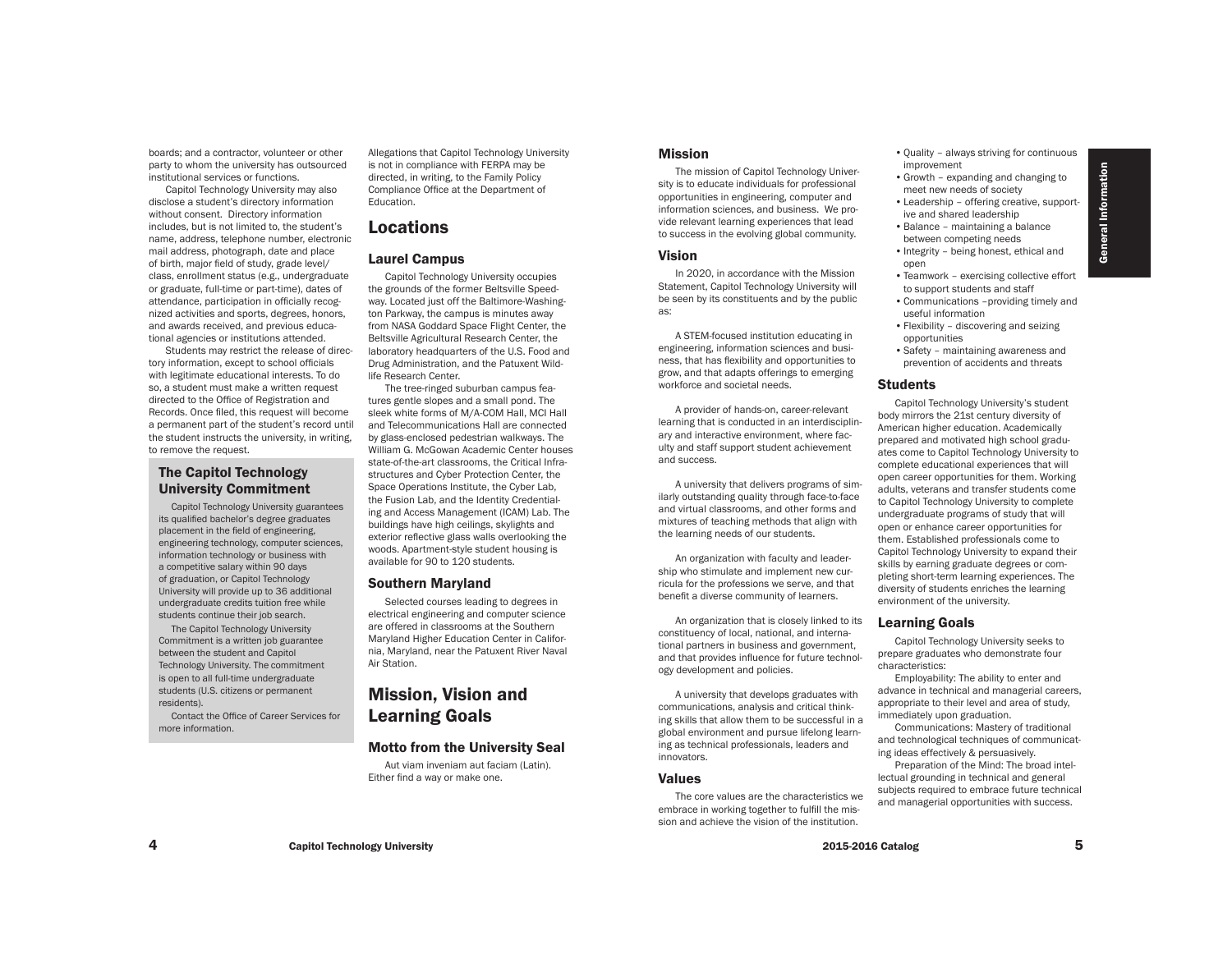boards; and a contractor, volunteer or other party to whom the university has outsourced institutional services or functions.

Capitol Technology University may also disclose a student's directory information without consent. Directory information includes, but is not limited to, the student's name, address, telephone number, electronic mail address, photograph, date and place of birth, major field of study, grade level/class, enrollment status (e.g., undergraduate or graduate, full-time or part-time), dates of attendance, participation in officially recognized activities and sports, degrees, honors, and awards received, and previous educational agencies or institutions attended.

Students may restrict the release of directory information, except to school officials with legitimate educational interests. To do so, a student must make a written request directed to the Office of Registration and Records. Once filed, this request will become a permanent part of the student's record until the student instructs the university, in writing, to remove the request.

### The Capitol Technology University Commitment

Capitol Technology University guarantees its qualified bachelor's degree graduates placement in the field of engineering, engineering technology, computer sciences, information technology or business with a competitive salary within 90 days of graduation, or Capitol Technology University will provide up to 36 additional undergraduate credits tuition free while students continue their job search.

The Capitol Technology University Commitment is a written job guarantee between the student and Capitol Technology University. The commitment is open to all full-time undergraduate students (U.S. citizens or permanent residents).

Contact the Office of Career Services for more information.

Allegations that Capitol Technology University is not in compliance with FERPA may be directed, in writing, to the Family Policy Compliance Office at the Department of Education.

## Locations

### Laurel Campus

Capitol Technology University occupies the grounds of the former Beltsville Speedway. Located just off the Baltimore-Washington Parkway, the campus is minutes away from NASA Goddard Space Flight Center, the Beltsville Agricultural Research Center, the laboratory headquarters of the U.S. Food and Drug Administration, and the Patuxent Wildlife Research Center.

The tree-ringed suburban campus features gentle slopes and a small pond. The sleek white forms of M/A-COM Hall, MCI Hall and Telecommunications Hall are connected by glass-enclosed pedestrian walkways. The William G. McGowan Academic Center houses state-of-the-art classrooms, the Critical Infrastructures and Cyber Protection Center, the Space Operations Institute, the Cyber Lab, the Fusion Lab, and the Identity Credentialing and Access Management (ICAM) Lab. The buildings have high ceilings, skylights and exterior reflective glass walls overlooking the woods. Apartment-style student housing is available for 90 to 120 students.

### Southern Maryland

Selected courses leading to degrees in electrical engineering and computer science are offered in classrooms at the Southern Maryland Higher Education Center in California, Maryland, near the Patuxent River Naval Air Station.

## Mission, Vision and Learning Goals

### Motto from the University Seal

Aut viam inveniam aut faciam (Latin). Either find a way or make one.

### Mission

The mission of Capitol Technology University is to educate individuals for professional opportunities in engineering, computer and information sciences, and business. We provide relevant learning experiences that lead to success in the evolving global community.

### Vision

In 2020, in accordance with the Mission Statement, Capitol Technology University will be seen by its constituents and by the public as:

A STEM-focused institution educating in engineering, information sciences and business, that has flexibility and opportunities to grow, and that adapts offerings to emerging workforce and societal needs.

A provider of hands-on, career-relevant learning that is conducted in an interdisciplinary and interactive environment, where faculty and staff support student achievement and success.

A university that delivers programs of similarly outstanding quality through face-to-face and virtual classrooms, and other forms and mixtures of teaching methods that align with the learning needs of our students.

An organization with faculty and leadership who stimulate and implement new curricula for the professions we serve, and that benefit a diverse community of learners.

An organization that is closely linked to its constituency of local, national, and international partners in business and government, and that provides influence for future technology development and policies.

A university that develops graduates with communications, analysis and critical thinking skills that allow them to be successful in a global environment and pursue lifelong learning as technical professionals, leaders and innovators.

### Values

The core values are the characteristics we embrace in working together to fulfill the mission and achieve the vision of the institution.

- Quality – always striving for continuous improvement
- Growth – expanding and changing to meet new needs of society
- Leadership – offering creative, supportive and shared leadership
- Balance – maintaining a balance between competing needs
- Integrity – being honest, ethical and open
- Teamwork – exercising collective effort to support students and staff
- Communications –providing timely and useful information
- Flexibility – discovering and seizing opportunities
- Safety – maintaining awareness and prevention of accidents and threats

### Students

Capitol Technology University's student body mirrors the 21st century diversity of American higher education. Academically prepared and motivated high school graduates come to Capitol Technology University to complete educational experiences that will open career opportunities for them. Working adults, veterans and transfer students come to Capitol Technology University to complete undergraduate programs of study that will open or enhance career opportunities for them. Established professionals come to Capitol Technology University to expand their skills by earning graduate degrees or completing short-term learning experiences. The diversity of students enriches the learning environment of the university.

### Learning Goals

Capitol Technology University seeks to prepare graduates who demonstrate four characteristics:

Employability: The ability to enter and advance in technical and managerial careers, appropriate to their level and area of study, immediately upon graduation.

Communications: Mastery of traditional and technological techniques of communicating ideas effectively & persuasively.

Preparation of the Mind: The broad intellectual grounding in technical and general subjects required to embrace future technical and managerial opportunities with success.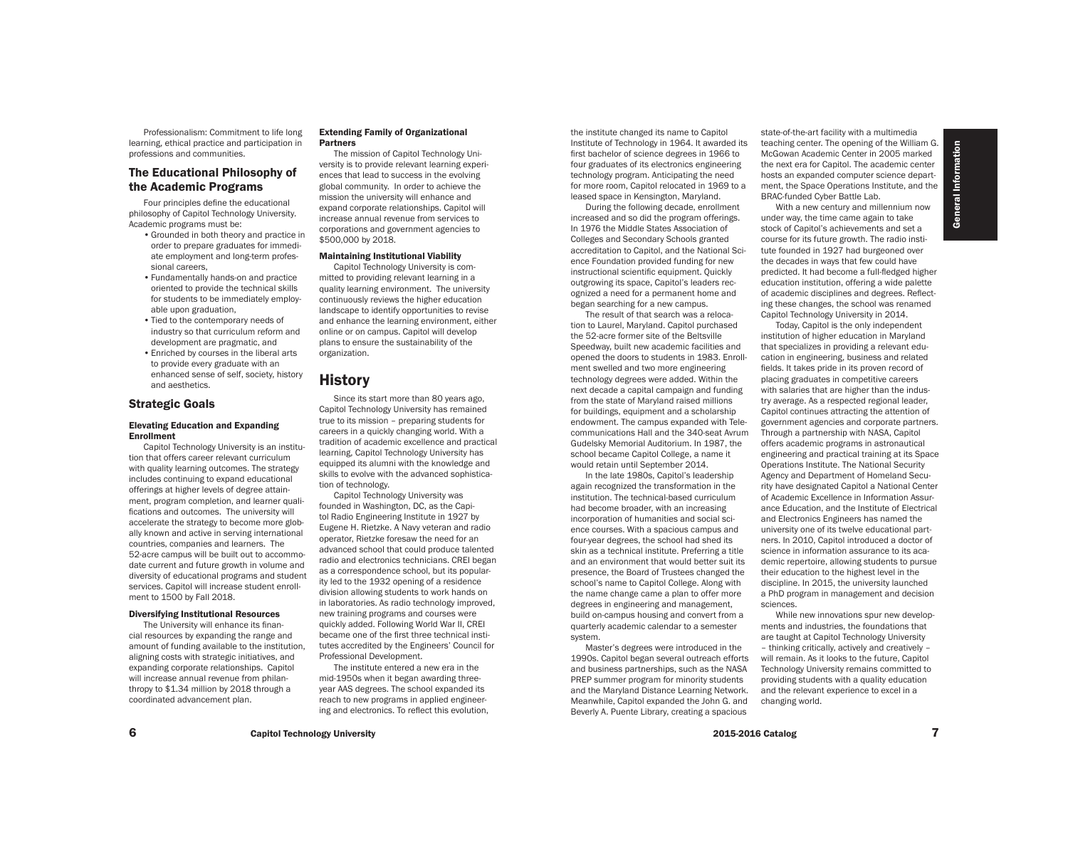Professionalism: Commitment to life long learning, ethical practice and participation in professions and communities.

## The Educational Philosophy of the Academic Programs

Four principles define the educational philosophy of Capitol Technology University. Academic programs must be:

- Grounded in both theory and practice in order to prepare graduates for immediate employment and long-term professional careers,
- Fundamentally hands-on and practice oriented to provide the technical skills for students to be immediately employable upon graduation,
- Tied to the contemporary needs of industry so that curriculum reform and development are pragmatic, and
- Enriched by courses in the liberal arts to provide every graduate with an enhanced sense of self, society, history and aesthetics.

## Strategic Goals

#### Elevating Education and Expanding Enrollment

Capitol Technology University is an institution that offers career relevant curriculum with quality learning outcomes. The strategy includes continuing to expand educational offerings at higher levels of degree attainment, program completion, and learner qualifications and outcomes. The university will accelerate the strategy to become more globally known and active in serving international countries, companies and learners. The 52-acre campus will be built out to accommodate current and future growth in volume and diversity of educational programs and student services. Capitol will increase student enrollment to 1500 by Fall 2018.

#### Diversifying Institutional Resources

The University will enhance its financial resources by expanding the range and amount of funding available to the institution, aligning costs with strategic initiatives, and expanding corporate relationships. Capitol will increase annual revenue from philanthropy to $1.34 million by 2018 through a coordinated advancement plan.

#### Extending Family of Organizational Partners

The mission of Capitol Technology University is to provide relevant learning experiences that lead to success in the evolving global community. In order to achieve the mission the university will enhance and expand corporate relationships. Capitol will increase annual revenue from services to corporations and government agencies to $500,000 by 2018.

#### Maintaining Institutional Viability

Capitol Technology University is committed to providing relevant learning in a quality learning environment. The university continuously reviews the higher education landscape to identify opportunities to revise and enhance the learning environment, either online or on campus. Capitol will develop plans to ensure the sustainability of the organization.

# History

Since its start more than 80 years ago, Capitol Technology University has remained true to its mission – preparing students for careers in a quickly changing world. With a tradition of academic excellence and practical learning, Capitol Technology University has equipped its alumni with the knowledge and skills to evolve with the advanced sophistication of technology.

Capitol Technology University was founded in Washington, DC, as the Capitol Radio Engineering Institute in 1927 by Eugene H. Rietzke. A Navy veteran and radio operator, Rietzke foresaw the need for an advanced school that could produce talented radio and electronics technicians. CREI began as a correspondence school, but its popularity led to the 1932 opening of a residence division allowing students to work hands on in laboratories. As radio technology improved, new training programs and courses were quickly added. Following World War II, CREI became one of the first three technical institutes accredited by the Engineers' Council for Professional Development.

The institute entered a new era in the mid-1950s when it began awarding three-year AAS degrees. The school expanded its reach to new programs in applied engineering and electronics. To reflect this evolution, the institute changed its name to Capitol Institute of Technology in 1964. It awarded its first bachelor of science degrees in 1966 to four graduates of its electronics engineering technology program. Anticipating the need for more room, Capitol relocated in 1969 to a leased space in Kensington, Maryland.

During the following decade, enrollment increased and so did the program offerings. In 1976 the Middle States Association of Colleges and Secondary Schools granted accreditation to Capitol, and the National Science Foundation provided funding for new instructional scientific equipment. Quickly outgrowing its space, Capitol's leaders recognized a need for a permanent home and began searching for a new campus.

The result of that search was a relocation to Laurel, Maryland. Capitol purchased the 52-acre former site of the Beltsville Speedway, built new academic facilities and opened the doors to students in 1983. Enrollment swelled and two more engineering technology degrees were added. Within the next decade a capital campaign and funding from the state of Maryland raised millions for buildings, equipment and a scholarship endowment. The campus expanded with Telecommunications Hall and the 340-seat Avrum Gudelsky Memorial Auditorium. In 1987, the school became Capitol College, a name it would retain until September 2014.

In the late 1980s, Capitol's leadership again recognized the transformation in the institution. The technical-based curriculum had become broader, with an increasing incorporation of humanities and social science courses. With a spacious campus and four-year degrees, the school had shed its skin as a technical institute. Preferring a title and an environment that would better suit its presence, the Board of Trustees changed the school's name to Capitol College. Along with the name change came a plan to offer more degrees in engineering and management, build on-campus housing and convert from a quarterly academic calendar to a semester system.

Master's degrees were introduced in the 1990s. Capitol began several outreach efforts and business partnerships, such as the NASA PREP summer program for minority students and the Maryland Distance Learning Network. Meanwhile, Capitol expanded the John G. and Beverly A. Puente Library, creating a spacious state-of-the-art facility with a multimedia teaching center. The opening of the William G. McGowan Academic Center in 2005 marked the next era for Capitol. The academic center hosts an expanded computer science department, the Space Operations Institute, and the BRAC-funded Cyber Battle Lab.

With a new century and millennium now under way, the time came again to take stock of Capitol's achievements and set a course for its future growth. The radio institute founded in 1927 had burgeoned over the decades in ways that few could have predicted. It had become a full-fledged higher education institution, offering a wide palette of academic disciplines and degrees. Reflecting these changes, the school was renamed Capitol Technology University in 2014.

Today, Capitol is the only independent institution of higher education in Maryland that specializes in providing a relevant education in engineering, business and related fields. It takes pride in its proven record of placing graduates in competitive careers with salaries that are higher than the industry average. As a respected regional leader, Capitol continues attracting the attention of government agencies and corporate partners. Through a partnership with NASA, Capitol offers academic programs in astronautical engineering and practical training at its Space Operations Institute. The National Security Agency and Department of Homeland Security have designated Capitol a National Center of Academic Excellence in Information Assurance Education, and the Institute of Electrical and Electronics Engineers has named the university one of its twelve educational partners. In 2010, Capitol introduced a doctor of science in information assurance to its academic repertoire, allowing students to pursue their education to the highest level in the discipline. In 2015, the university launched a PhD program in management and decision sciences.

While new innovations spur new developments and industries, the foundations that are taught at Capitol Technology University – thinking critically, actively and creatively – will remain. As it looks to the future, Capitol Technology University remains committed to providing students with a quality education and the relevant experience to excel in a changing world.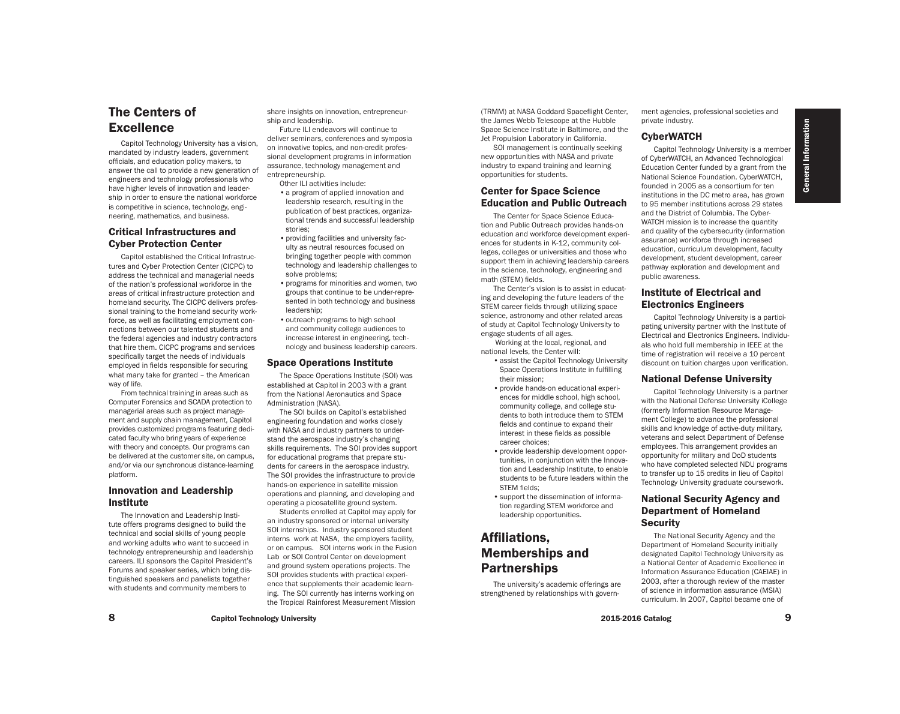# The Centers of Excellence

Capitol Technology University has a vision, mandated by industry leaders, government officials, and education policy makers, to answer the call to provide a new generation of engineers and technology professionals who have higher levels of innovation and leadership in order to ensure the national workforce is competitive in science, technology, engineering, mathematics, and business.

## Critical Infrastructures and Cyber Protection Center

Capitol established the Critical Infrastructures and Cyber Protection Center (CICPC) to address the technical and managerial needs of the nation's professional workforce in the areas of critical infrastructure protection and homeland security. The CICPC delivers professional training to the homeland security workforce, as well as facilitating employment connections between our talented students and the federal agencies and industry contractors that hire them. CICPC programs and services specifically target the needs of individuals employed in fields responsible for securing what many take for granted – the American way of life.

From technical training in areas such as Computer Forensics and SCADA protection to managerial areas such as project management and supply chain management, Capitol provides customized programs featuring dedicated faculty who bring years of experience with theory and concepts. Our programs can be delivered at the customer site, on campus, and/or via our synchronous distance-learning platform.

## Innovation and Leadership Institute

The Innovation and Leadership Institute offers programs designed to build the technical and social skills of young people and working adults who want to succeed in technology entrepreneurship and leadership careers. ILI sponsors the Capitol President's Forums and speaker series, which bring distinguished speakers and panelists together with students and community members to share insights on innovation, entrepreneurship and leadership.

Future ILI endeavors will continue to deliver seminars, conferences and symposia on innovative topics, and non-credit professional development programs in information assurance, technology management and entrepreneurship.

Other ILI activities include:

- a program of applied innovation and leadership research, resulting in the publication of best practices, organizational trends and successful leadership stories;
- providing facilities and university faculty as neutral resources focused on bringing together people with common technology and leadership challenges to solve problems;
- programs for minorities and women, two groups that continue to be under-represented in both technology and business leadership;
- outreach programs to high school and community college audiences to increase interest in engineering, technology and business leadership careers.

## Space Operations Institute

The Space Operations Institute (SOI) was established at Capitol in 2003 with a grant from the National Aeronautics and Space Administration (NASA).

The SOI builds on Capitol's established engineering foundation and works closely with NASA and industry partners to understand the aerospace industry's changing skills requirements. The SOI provides support for educational programs that prepare students for careers in the aerospace industry. The SOI provides the infrastructure to provide hands-on experience in satellite mission operations and planning, and developing and operating a picosatellite ground system.

Students enrolled at Capitol may apply for an industry sponsored or internal university SOI internships. Industry sponsored student interns work at NASA, the employers facility, or on campus. SOI interns work in the Fusion Lab or SOI Control Center on development and ground system operations projects. The SOI provides students with practical experience that supplements their academic learning. The SOI currently has interns working on the Tropical Rainforest Measurement Mission (TRMM) at NASA Goddard Spaceflight Center, the James Webb Telescope at the Hubble Space Science Institute in Baltimore, and the Jet Propulsion Laboratory in California.

SOI management is continually seeking new opportunities with NASA and private industry to expand training and learning opportunities for students.

## Center for Space Science Education and Public Outreach

The Center for Space Science Education and Public Outreach provides hands-on education and workforce development experiences for students in K-12, community colleges, colleges or universities and those who support them in achieving leadership careers in the science, technology, engineering and math (STEM) fields.

The Center's vision is to assist in educating and developing the future leaders of the STEM career fields through utilizing space science, astronomy and other related areas of study at Capitol Technology University to engage students of all ages.

Working at the local, regional, and national levels, the Center will:

- assist the Capitol Technology University Space Operations Institute in fulfilling their mission;
- provide hands-on educational experiences for middle school, high school, community college, and college students to both introduce them to STEM fields and continue to expand their interest in these fields as possible career choices;
- provide leadership development opportunities, in conjunction with the Innovation and Leadership Institute, to enable students to be future leaders within the STEM fields;
- support the dissemination of information regarding STEM workforce and leadership opportunities.

# Affiliations, Memberships and Partnerships

The university's academic offerings are strengthened by relationships with government agencies, professional societies and private industry.

## CyberWATCH

Capitol Technology University is a member of CyberWATCH, an Advanced Technological Education Center funded by a grant from the National Science Foundation. CyberWATCH, founded in 2005 as a consortium for ten institutions in the DC metro area, has grown to 95 member institutions across 29 states and the District of Columbia. The CyberWATCH mission is to increase the quantity and quality of the cybersecurity (information assurance) workforce through increased education, curriculum development, faculty development, student development, career pathway exploration and development and public awareness.

## Institute of Electrical and Electronics Engineers

Capitol Technology University is a participating university partner with the Institute of Electrical and Electronics Engineers. Individuals who hold full membership in IEEE at the time of registration will receive a 10 percent discount on tuition charges upon verification.

## National Defense University

Capitol Technology University is a partner with the National Defense University iCollege (formerly Information Resource Management College) to advance the professional skills and knowledge of active-duty military, veterans and select Department of Defense employees. This arrangement provides an opportunity for military and DoD students who have completed selected NDU programs to transfer up to 15 credits in lieu of Capitol Technology University graduate coursework.

## National Security Agency and Department of Homeland Security

The National Security Agency and the Department of Homeland Security initially designated Capitol Technology University as a National Center of Academic Excellence in Information Assurance Education (CAEIAE) in 2003, after a thorough review of the master of science in information assurance (MSIA) curriculum. In 2007, Capitol became one of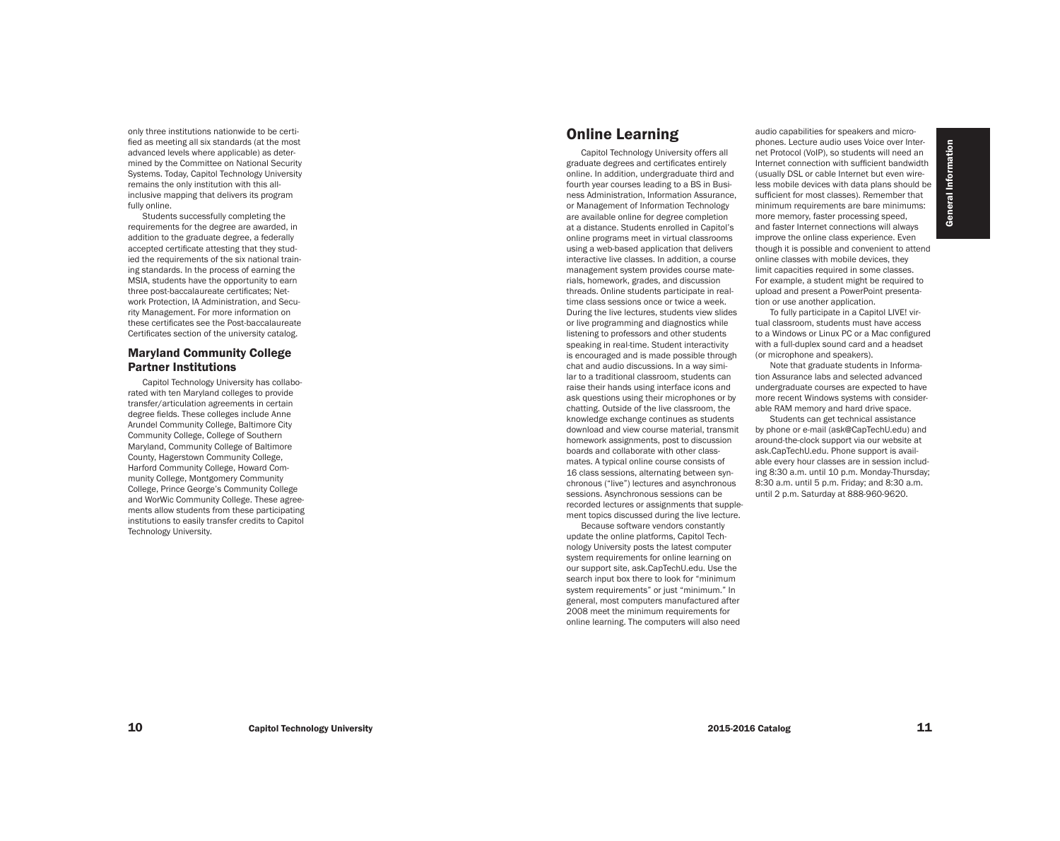only three institutions nationwide to be certified as meeting all six standards (at the most advanced levels where applicable) as determined by the Committee on National Security Systems. Today, Capitol Technology University remains the only institution with this all-inclusive mapping that delivers its program fully online.

Students successfully completing the requirements for the degree are awarded, in addition to the graduate degree, a federally accepted certificate attesting that they studied the requirements of the six national training standards. In the process of earning the MSIA, students have the opportunity to earn three post-baccalaureate certificates; Network Protection, IA Administration, and Security Management. For more information on these certificates see the Post-baccalaureate Certificates section of the university catalog.

### Maryland Community College Partner Institutions

Capitol Technology University has collaborated with ten Maryland colleges to provide transfer/articulation agreements in certain degree fields. These colleges include Anne Arundel Community College, Baltimore City Community College, College of Southern Maryland, Community College of Baltimore County, Hagerstown Community College, Harford Community College, Howard Community College, Montgomery Community College, Prince George's Community College and WorWic Community College. These agreements allow students from these participating institutions to easily transfer credits to Capitol Technology University.

## Online Learning

Capitol Technology University offers all graduate degrees and certificates entirely online. In addition, undergraduate third and fourth year courses leading to a BS in Business Administration, Information Assurance, or Management of Information Technology are available online for degree completion at a distance. Students enrolled in Capitol's online programs meet in virtual classrooms using a web-based application that delivers interactive live classes. In addition, a course management system provides course materials, homework, grades, and discussion threads. Online students participate in real-time class sessions once or twice a week. During the live lectures, students view slides or live programming and diagnostics while listening to professors and other students speaking in real-time. Student interactivity is encouraged and is made possible through chat and audio discussions. In a way similar to a traditional classroom, students can raise their hands using interface icons and ask questions using their microphones or by chatting. Outside of the live classroom, the knowledge exchange continues as students download and view course material, transmit homework assignments, post to discussion boards and collaborate with other classmates. A typical online course consists of 16 class sessions, alternating between synchronous ("live") lectures and asynchronous sessions. Asynchronous sessions can be recorded lectures or assignments that supplement topics discussed during the live lecture.

Because software vendors constantly update the online platforms, Capitol Technology University posts the latest computer system requirements for online learning on our support site, ask.CapTechU.edu. Use the search input box there to look for "minimum system requirements" or just "minimum." In general, most computers manufactured after 2008 meet the minimum requirements for online learning. The computers will also need audio capabilities for speakers and microphones. Lecture audio uses Voice over Internet Protocol (VoIP), so students will need an Internet connection with sufficient bandwidth (usually DSL or cable Internet but even wireless mobile devices with data plans should be sufficient for most classes). Remember that minimum requirements are bare minimums: more memory, faster processing speed, and faster Internet connections will always improve the online class experience. Even though it is possible and convenient to attend online classes with mobile devices, they limit capacities required in some classes. For example, a student might be required to upload and present a PowerPoint presentation or use another application.

To fully participate in a Capitol LIVE! virtual classroom, students must have access to a Windows or Linux PC or a Mac configured with a full-duplex sound card and a headset (or microphone and speakers).

Note that graduate students in Information Assurance labs and selected advanced undergraduate courses are expected to have more recent Windows systems with considerable RAM memory and hard drive space.

Students can get technical assistance by phone or e-mail (ask@CapTechU.edu) and around-the-clock support via our website at ask.CapTechU.edu. Phone support is available every hour classes are in session including 8:30 a.m. until 10 p.m. Monday-Thursday; 8:30 a.m. until 5 p.m. Friday; and 8:30 a.m. until 2 p.m. Saturday at 888-960-9620.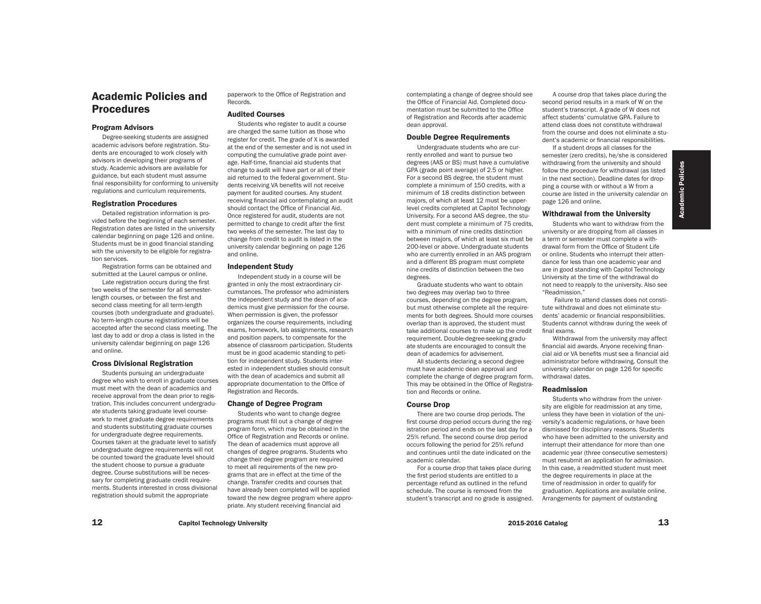# Academic Policies and Procedures

## Program Advisors

Degree-seeking students are assigned academic advisors before registration. Students are encouraged to work closely with advisors in developing their programs of study. Academic advisors are available for guidance, but each student must assume final responsibility for conforming to university regulations and curriculum requirements.

## Registration Procedures

Detailed registration information is provided before the beginning of each semester. Registration dates are listed in the university calendar beginning on page 126 and online. Students must be in good financial standing with the university to be eligible for registration services.

Registration forms can be obtained and submitted at the Laurel campus or online.

Late registration occurs during the first two weeks of the semester for all semester-length courses, or between the first and second class meeting for all term-length courses (both undergraduate and graduate). No term-length course registrations will be accepted after the second class meeting. The last day to add or drop a class is listed in the university calendar beginning on page 126 and online.

## Cross Divisional Registration

Students pursuing an undergraduate degree who wish to enroll in graduate courses must meet with the dean of academics and receive approval from the dean prior to registration. This includes concurrent undergraduate students taking graduate level coursework to meet graduate degree requirements and students substituting graduate courses for undergraduate degree requirements. Courses taken at the graduate level to satisfy undergraduate degree requirements will not be counted toward the graduate level should the student choose to pursue a graduate degree. Course substitutions will be necessary for completing graduate credit requirements. Students interested in cross divisional registration should submit the appropriate paperwork to the Office of Registration and Records.

## Audited Courses

Students who register to audit a course are charged the same tuition as those who register for credit. The grade of X is awarded at the end of the semester and is not used in computing the cumulative grade point average. Half-time, financial aid students that change to audit will have part or all of their aid returned to the federal government. Students receiving VA benefits will not receive payment for audited courses. Any student receiving financial aid contemplating an audit should contact the Office of Financial Aid. Once registered for audit, students are not permitted to change to credit after the first two weeks of the semester. The last day to change from credit to audit is listed in the university calendar beginning on page 126 and online.

## Independent Study

Independent study in a course will be granted in only the most extraordinary circumstances. The professor who administers the independent study and the dean of academics must give permission for the course. When permission is given, the professor organizes the course requirements, including exams, homework, lab assignments, research and position papers, to compensate for the absence of classroom participation. Students must be in good academic standing to petition for independent study. Students interested in independent studies should consult with the dean of academics and submit all appropriate documentation to the Office of Registration and Records.

## Change of Degree Program

Students who want to change degree programs must fill out a change of degree program form, which may be obtained in the Office of Registration and Records or online. The dean of academics must approve all changes of degree programs. Students who change their degree program are required to meet all requirements of the new programs that are in effect at the time of the change. Transfer credits and courses that have already been completed will be applied toward the new degree program where appropriate. Any student receiving financial aid contemplating a change of degree should see the Office of Financial Aid. Completed documentation must be submitted to the Office of Registration and Records after academic dean approval.

## Double Degree Requirements

Undergraduate students who are currently enrolled and want to pursue two degrees (AAS or BS) must have a cumulative GPA (grade point average) of 2.5 or higher. For a second BS degree, the student must complete a minimum of 150 credits, with a minimum of 18 credits distinction between majors, of which at least 12 must be upper-level credits completed at Capitol Technology University. For a second AAS degree, the student must complete a minimum of 75 credits, with a minimum of nine credits distinction between majors, of which at least six must be 200-level or above. Undergraduate students who are currently enrolled in an AAS program and a different BS program must complete nine credits of distinction between the two degrees.

Graduate students who want to obtain two degrees may overlap two to three courses, depending on the degree program, but must otherwise complete all the requirements for both degrees. Should more courses overlap than is approved, the student must take additional courses to make up the credit requirement. Double-degree-seeking graduate students are encouraged to consult the dean of academics for advisement.

All students declaring a second degree must have academic dean approval and complete the change of degree program form. This may be obtained in the Office of Registration and Records or online.

## Course Drop

There are two course drop periods. The first course drop period occurs during the registration period and ends on the last day for a 25% refund. The second course drop period occurs following the period for 25% refund and continues until the date indicated on the academic calendar.

For a course drop that takes place during the first period students are entitled to a percentage refund as outlined in the refund schedule. The course is removed from the student's transcript and no grade is assigned.

A course drop that takes place during the second period results in a mark of W on the student's transcript. A grade of W does not affect students' cumulative GPA. Failure to attend class does not constitute withdrawal from the course and does not eliminate a student's academic or financial responsibilities.

If a student drops all classes for the semester (zero credits), he/she is considered withdrawing from the university and should follow the procedure for withdrawal (as listed in the next section). Deadline dates for dropping a course with or without a W from a course are listed in the university calendar on page 126 and online.

## Withdrawal from the University

Students who want to withdraw from the university or are dropping from all classes in a term or semester must complete a withdrawal form from the Office of Student Life or online. Students who interrupt their attendance for less than one academic year and are in good standing with Capitol Technology University at the time of the withdrawal do not need to reapply to the university. Also see "Readmission."

Failure to attend classes does not constitute withdrawal and does not eliminate students' academic or financial responsibilities. Students cannot withdraw during the week of final exams.

Withdrawal from the university may affect financial aid awards. Anyone receiving financial aid or VA benefits must see a financial aid administrator before withdrawing. Consult the university calendar on page 126 for specific withdrawal dates.

## Readmission

Students who withdraw from the university are eligible for readmission at any time, unless they have been in violation of the university's academic regulations, or have been dismissed for disciplinary reasons. Students who have been admitted to the university and interrupt their attendance for more than one academic year (three consecutive semesters) must resubmit an application for admission. In this case, a readmitted student must meet the degree requirements in place at the time of readmission in order to qualify for graduation. Applications are available online. Arrangements for payment of outstanding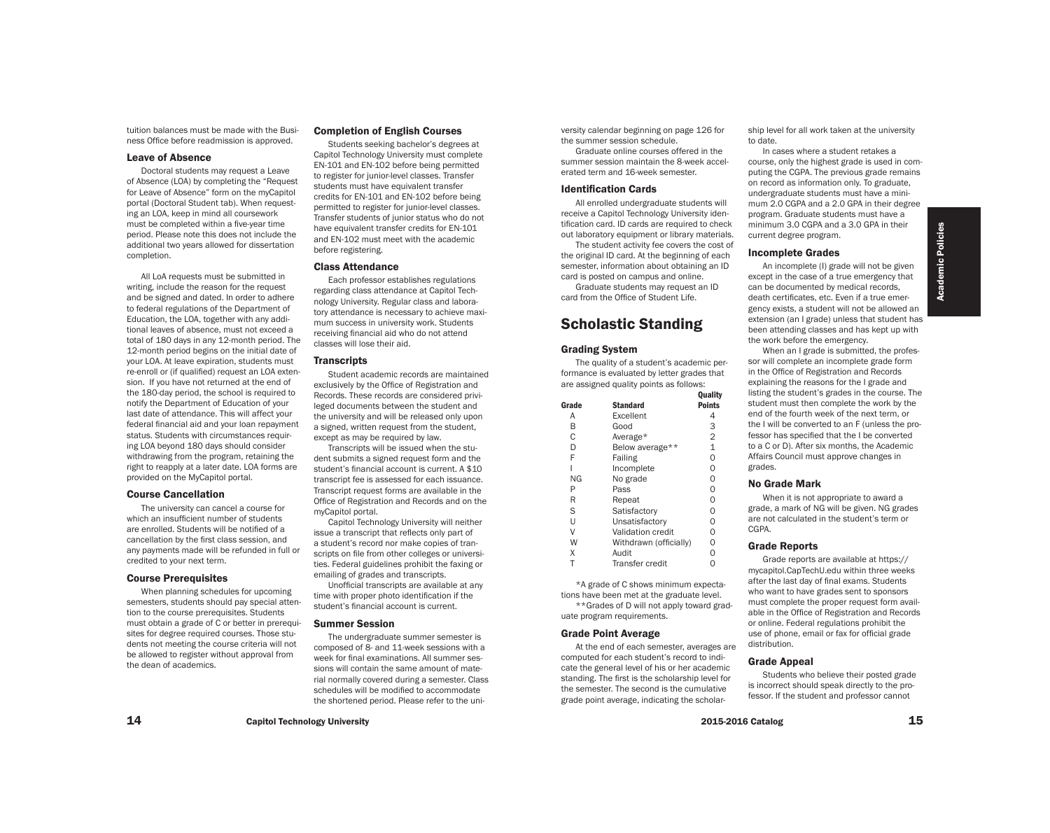tuition balances must be made with the Business Office before readmission is approved.

### Leave of Absence

Doctoral students may request a Leave of Absence (LOA) by completing the "Request for Leave of Absence" form on the myCapitol portal (Doctoral Student tab). When requesting an LOA, keep in mind all coursework must be completed within a five-year time period. Please note this does not include the additional two years allowed for dissertation completion.

All LoA requests must be submitted in writing, include the reason for the request and be signed and dated. In order to adhere to federal regulations of the Department of Education, the LOA, together with any additional leaves of absence, must not exceed a total of 180 days in any 12-month period. The 12-month period begins on the initial date of your LOA. At leave expiration, students must re-enroll or (if qualified) request an LOA extension. If you have not returned at the end of the 180-day period, the school is required to notify the Department of Education of your last date of attendance. This will affect your federal financial aid and your loan repayment status. Students with circumstances requiring LOA beyond 180 days should consider withdrawing from the program, retaining the right to reapply at a later date. LOA forms are provided on the MyCapitol portal.

### Course Cancellation

The university can cancel a course for which an insufficient number of students are enrolled. Students will be notified of a cancellation by the first class session, and any payments made will be refunded in full or credited to your next term.

### Course Prerequisites

When planning schedules for upcoming semesters, students should pay special attention to the course prerequisites. Students must obtain a grade of C or better in prerequisites for degree required courses. Those students not meeting the course criteria will not be allowed to register without approval from the dean of academics.

### Completion of English Courses

Students seeking bachelor's degrees at Capitol Technology University must complete EN-101 and EN-102 before being permitted to register for junior-level classes. Transfer students must have equivalent transfer credits for EN-101 and EN-102 before being permitted to register for junior-level classes. Transfer students of junior status who do not have equivalent transfer credits for EN-101 and EN-102 must meet with the academic before registering.

### Class Attendance

Each professor establishes regulations regarding class attendance at Capitol Technology University. Regular class and laboratory attendance is necessary to achieve maximum success in university work. Students receiving financial aid who do not attend classes will lose their aid.

### Transcripts

Student academic records are maintained exclusively by the Office of Registration and Records. These records are considered privileged documents between the student and the university and will be released only upon a signed, written request from the student, except as may be required by law.

Transcripts will be issued when the student submits a signed request form and the student's financial account is current. A $10 transcript fee is assessed for each issuance. Transcript request forms are available in the Office of Registration and Records and on the myCapitol portal.

Capitol Technology University will neither issue a transcript that reflects only part of a student's record nor make copies of transcripts on file from other colleges or universities. Federal guidelines prohibit the faxing or emailing of grades and transcripts.

Unofficial transcripts are available at any time with proper photo identification if the student's financial account is current.

### Summer Session

The undergraduate summer semester is composed of 8- and 11-week sessions with a week for final examinations. All summer sessions will contain the same amount of material normally covered during a semester. Class schedules will be modified to accommodate the shortened period. Please refer to the university calendar beginning on page 126 for the summer session schedule.

Graduate online courses offered in the summer session maintain the 8-week accelerated term and 16-week semester.

### Identification Cards

All enrolled undergraduate students will receive a Capitol Technology University identification card. ID cards are required to check out laboratory equipment or library materials.

The student activity fee covers the cost of the original ID card. At the beginning of each semester, information about obtaining an ID card is posted on campus and online.

Graduate students may request an ID card from the Office of Student Life.

## Scholastic Standing

### Grading System

The quality of a student's academic performance is evaluated by letter grades that are assigned quality points as follows:

| Grade | Standard | Quality Points |
|---|---|---|
| A | Excellent | 4 |
| B | Good | 3 |
| C | Average* | 2 |
| D | Below average** | 1 |
| F | Failing | 0 |
| I | Incomplete | 0 |
| NG | No grade | 0 |
| P | Pass | 0 |
| R | Repeat | 0 |
| S | Satisfactory | 0 |
| U | Unsatisfactory | 0 |
| V | Validation credit | 0 |
| W | Withdrawn (officially) | 0 |
| X | Audit | 0 |
| T | Transfer credit | 0 |

*A grade of C shows minimum expectations have been met at the graduate level.

**Grades of D will not apply toward graduate program requirements.

### Grade Point Average

At the end of each semester, averages are computed for each student's record to indicate the general level of his or her academic standing. The first is the scholarship level for the semester. The second is the cumulative grade point average, indicating the scholarship level for all work taken at the university to date.

In cases where a student retakes a course, only the highest grade is used in computing the CGPA. The previous grade remains on record as information only. To graduate, undergraduate students must have a minimum 2.0 CGPA and a 2.0 GPA in their degree program. Graduate students must have a minimum 3.0 CGPA and a 3.0 GPA in their current degree program.

### Incomplete Grades

An incomplete (I) grade will not be given except in the case of a true emergency that can be documented by medical records, death certificates, etc. Even if a true emergency exists, a student will not be allowed an extension (an I grade) unless that student has been attending classes and has kept up with the work before the emergency.

When an I grade is submitted, the professor will complete an incomplete grade form in the Office of Registration and Records explaining the reasons for the I grade and listing the student's grades in the course. The student must then complete the work by the end of the fourth week of the next term, or the I will be converted to an F (unless the professor has specified that the I be converted to a C or D). After six months, the Academic Affairs Council must approve changes in grades.

### No Grade Mark

When it is not appropriate to award a grade, a mark of NG will be given. NG grades are not calculated in the student's term or CGPA.

### Grade Reports

Grade reports are available at https://mycapitol.CapTechU.edu within three weeks after the last day of final exams. Students who want to have grades sent to sponsors must complete the proper request form available in the Office of Registration and Records or online. Federal regulations prohibit the use of phone, email or fax for official grade distribution.

### Grade Appeal

Students who believe their posted grade is incorrect should speak directly to the professor. If the student and professor cannot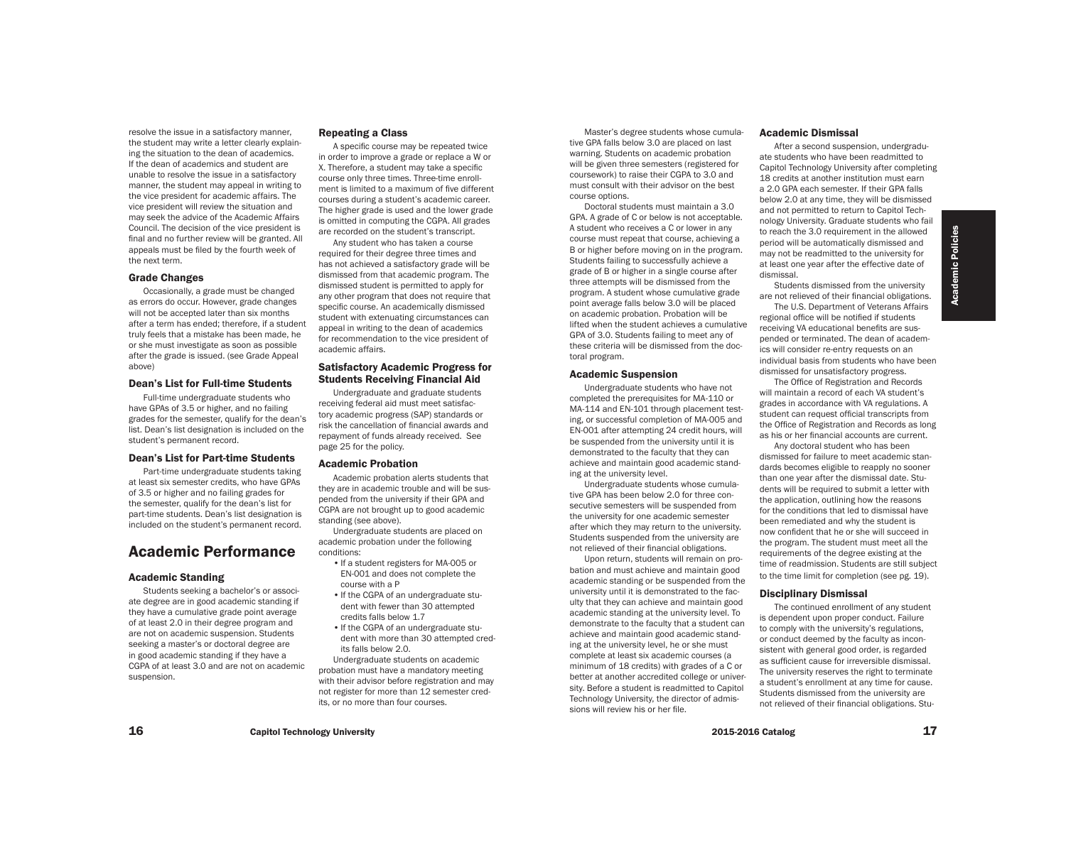resolve the issue in a satisfactory manner, the student may write a letter clearly explaining the situation to the dean of academics. If the dean of academics and student are unable to resolve the issue in a satisfactory manner, the student may appeal in writing to the vice president for academic affairs. The vice president will review the situation and may seek the advice of the Academic Affairs Council. The decision of the vice president is final and no further review will be granted. All appeals must be filed by the fourth week of the next term.

### Grade Changes

Occasionally, a grade must be changed as errors do occur. However, grade changes will not be accepted later than six months after a term has ended; therefore, if a student truly feels that a mistake has been made, he or she must investigate as soon as possible after the grade is issued. (see Grade Appeal above)

### Dean's List for Full-time Students

Full-time undergraduate students who have GPAs of 3.5 or higher, and no failing grades for the semester, qualify for the dean's list. Dean's list designation is included on the student's permanent record.

### Dean's List for Part-time Students

Part-time undergraduate students taking at least six semester credits, who have GPAs of 3.5 or higher and no failing grades for the semester, qualify for the dean's list for part-time students. Dean's list designation is included on the student's permanent record.

## Academic Performance

### Academic Standing

Students seeking a bachelor's or associate degree are in good academic standing if they have a cumulative grade point average of at least 2.0 in their degree program and are not on academic suspension. Students seeking a master's or doctoral degree are in good academic standing if they have a CGPA of at least 3.0 and are not on academic suspension.

### Repeating a Class

A specific course may be repeated twice in order to improve a grade or replace a W or X. Therefore, a student may take a specific course only three times. Three-time enrollment is limited to a maximum of five different courses during a student's academic career. The higher grade is used and the lower grade is omitted in computing the CGPA. All grades are recorded on the student's transcript.

Any student who has taken a course required for their degree three times and has not achieved a satisfactory grade will be dismissed from that academic program. The dismissed student is permitted to apply for any other program that does not require that specific course. An academically dismissed student with extenuating circumstances can appeal in writing to the dean of academics for recommendation to the vice president of academic affairs.

### Satisfactory Academic Progress for Students Receiving Financial Aid

Undergraduate and graduate students receiving federal aid must meet satisfactory academic progress (SAP) standards or risk the cancellation of financial awards and repayment of funds already received. See page 25 for the policy.

### Academic Probation

Academic probation alerts students that they are in academic trouble and will be suspended from the university if their GPA and CGPA are not brought up to good academic standing (see above).

Undergraduate students are placed on academic probation under the following conditions:

- If a student registers for MA-005 or EN-001 and does not complete the course with a P
- If the CGPA of an undergraduate student with fewer than 30 attempted credits falls below 1.7
- If the CGPA of an undergraduate student with more than 30 attempted credits falls below 2.0.

Undergraduate students on academic probation must have a mandatory meeting with their advisor before registration and may not register for more than 12 semester credits, or no more than four courses.

Master's degree students whose cumulative GPA falls below 3.0 are placed on last warning. Students on academic probation will be given three semesters (registered for coursework) to raise their CGPA to 3.0 and must consult with their advisor on the best course options.

Doctoral students must maintain a 3.0 GPA. A grade of C or below is not acceptable. A student who receives a C or lower in any course must repeat that course, achieving a B or higher before moving on in the program. Students failing to successfully achieve a grade of B or higher in a single course after three attempts will be dismissed from the program. A student whose cumulative grade point average falls below 3.0 will be placed on academic probation. Probation will be lifted when the student achieves a cumulative GPA of 3.0. Students failing to meet any of these criteria will be dismissed from the doctoral program.

### Academic Suspension

Undergraduate students who have not completed the prerequisites for MA-110 or MA-114 and EN-101 through placement testing, or successful completion of MA-005 and EN-001 after attempting 24 credit hours, will be suspended from the university until it is demonstrated to the faculty that they can achieve and maintain good academic standing at the university level.

Undergraduate students whose cumulative GPA has been below 2.0 for three consecutive semesters will be suspended from the university for one academic semester after which they may return to the university. Students suspended from the university are not relieved of their financial obligations.

Upon return, students will remain on probation and must achieve and maintain good academic standing or be suspended from the university until it is demonstrated to the faculty that they can achieve and maintain good academic standing at the university level. To demonstrate to the faculty that a student can achieve and maintain good academic standing at the university level, he or she must complete at least six academic courses (a minimum of 18 credits) with grades of a C or better at another accredited college or university. Before a student is readmitted to Capitol Technology University, the director of admissions will review his or her file.

### Academic Dismissal

After a second suspension, undergraduate students who have been readmitted to Capitol Technology University after completing 18 credits at another institution must earn a 2.0 GPA each semester. If their GPA falls below 2.0 at any time, they will be dismissed and not permitted to return to Capitol Technology University. Graduate students who fail to reach the 3.0 requirement in the allowed period will be automatically dismissed and may not be readmitted to the university for at least one year after the effective date of dismissal.

Students dismissed from the university are not relieved of their financial obligations.

The U.S. Department of Veterans Affairs regional office will be notified if students receiving VA educational benefits are suspended or terminated. The dean of academics will consider re-entry requests on an individual basis from students who have been dismissed for unsatisfactory progress.

The Office of Registration and Records will maintain a record of each VA student's grades in accordance with VA regulations. A student can request official transcripts from the Office of Registration and Records as long as his or her financial accounts are current.

Any doctoral student who has been dismissed for failure to meet academic standards becomes eligible to reapply no sooner than one year after the dismissal date. Students will be required to submit a letter with the application, outlining how the reasons for the conditions that led to dismissal have been remediated and why the student is now confident that he or she will succeed in the program. The student must meet all the requirements of the degree existing at the time of readmission. Students are still subject to the time limit for completion (see pg. 19).

### Disciplinary Dismissal

The continued enrollment of any student is dependent upon proper conduct. Failure to comply with the university's regulations, or conduct deemed by the faculty as inconsistent with general good order, is regarded as sufficient cause for irreversible dismissal. The university reserves the right to terminate a student's enrollment at any time for cause. Students dismissed from the university are not relieved of their financial obligations. Stu-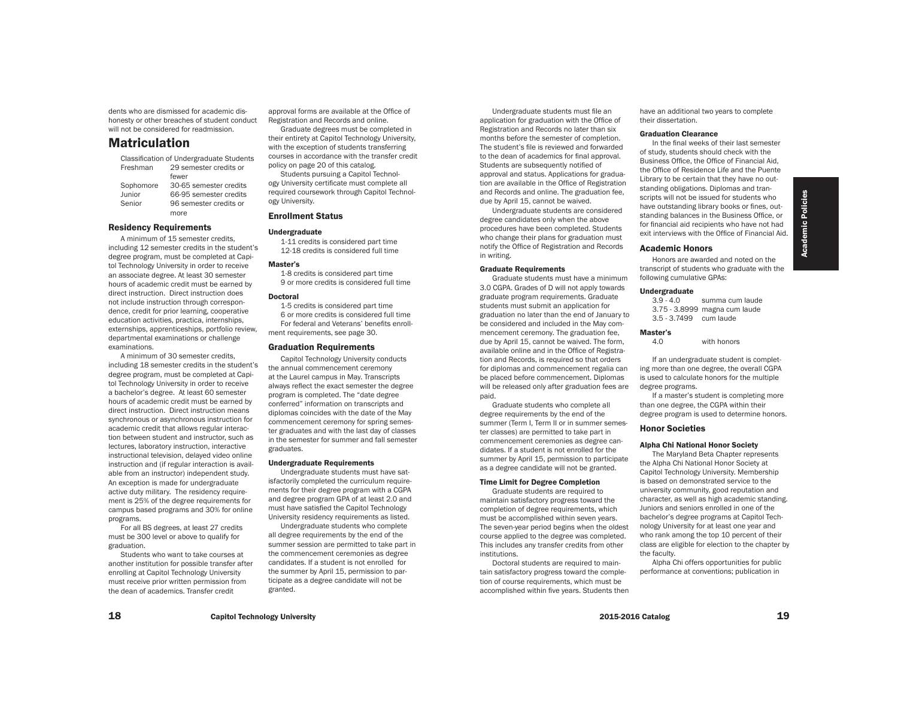dents who are dismissed for academic dishonesty or other breaches of student conduct will not be considered for readmission.

# Matriculation

Classification of Undergraduate Students

| | |
|---|---|
| Freshman | 29 semester credits or fewer |
| Sophomore | 30-65 semester credits |
| Junior | 66-95 semester credits |
| Senior | 96 semester credits or more |

### Residency Requirements

A minimum of 15 semester credits, including 12 semester credits in the student's degree program, must be completed at Capitol Technology University in order to receive an associate degree. At least 30 semester hours of academic credit must be earned by direct instruction. Direct instruction does not include instruction through correspondence, credit for prior learning, cooperative education activities, practica, internships, externships, apprenticeships, portfolio review, departmental examinations or challenge examinations.

A minimum of 30 semester credits, including 18 semester credits in the student's degree program, must be completed at Capitol Technology University in order to receive a bachelor's degree. At least 60 semester hours of academic credit must be earned by direct instruction. Direct instruction means synchronous or asynchronous instruction for academic credit that allows regular interaction between student and instructor, such as lectures, laboratory instruction, interactive instructional television, delayed video online instruction and (if regular interaction is available from an instructor) independent study. An exception is made for undergraduate active duty military. The residency requirement is 25% of the degree requirements for campus based programs and 30% for online programs.

For all BS degrees, at least 27 credits must be 300 level or above to qualify for graduation.

Students who want to take courses at another institution for possible transfer after enrolling at Capitol Technology University must receive prior written permission from the dean of academics. Transfer credit approval forms are available at the Office of Registration and Records and online.

Graduate degrees must be completed in their entirety at Capitol Technology University, with the exception of students transferring courses in accordance with the transfer credit policy on page 20 of this catalog.

Students pursuing a Capitol Technology University certificate must complete all required coursework through Capitol Technology University.

### Enrollment Status

#### Undergraduate

1-11 credits is considered part time
12-18 credits is considered full time

#### Master's

1-8 credits is considered part time
9 or more credits is considered full time

#### Doctoral

1-5 credits is considered part time
6 or more credits is considered full time

For federal and Veterans' benefits enrollment requirements, see page 30.

### Graduation Requirements

Capitol Technology University conducts the annual commencement ceremony at the Laurel campus in May. Transcripts always reflect the exact semester the degree program is completed. The "date degree conferred" information on transcripts and diplomas coincides with the date of the May commencement ceremony for spring semester graduates and with the last day of classes in the semester for summer and fall semester graduates.

#### Undergraduate Requirements

Undergraduate students must have satisfactorily completed the curriculum requirements for their degree program with a CGPA and degree program GPA of at least 2.0 and must have satisfied the Capitol Technology University residency requirements as listed.

Undergraduate students who complete all degree requirements by the end of the summer session are permitted to take part in the commencement ceremonies as degree candidates. If a student is not enrolled for the summer by April 15, permission to participate as a degree candidate will not be granted.

Undergraduate students must file an application for graduation with the Office of Registration and Records no later than six months before the semester of completion. The student's file is reviewed and forwarded to the dean of academics for final approval. Students are subsequently notified of approval and status. Applications for graduation are available in the Office of Registration and Records and online. The graduation fee, due by April 15, cannot be waived.

Undergraduate students are considered degree candidates only when the above procedures have been completed. Students who change their plans for graduation must notify the Office of Registration and Records in writing.

#### Graduate Requirements

Graduate students must have a minimum 3.0 CGPA. Grades of D will not apply towards graduate program requirements. Graduate students must submit an application for graduation no later than the end of January to be considered and included in the May commencement ceremony. The graduation fee, due by April 15, cannot be waived. The form, available online and in the Office of Registration and Records, is required so that orders for diplomas and commencement regalia can be placed before commencement. Diplomas will be released only after graduation fees are paid.

Graduate students who complete all degree requirements by the end of the summer (Term I, Term II or in summer semester classes) are permitted to take part in commencement ceremonies as degree candidates. If a student is not enrolled for the summer by April 15, permission to participate as a degree candidate will not be granted.

#### Time Limit for Degree Completion

Graduate students are required to maintain satisfactory progress toward the completion of degree requirements, which must be accomplished within seven years. The seven-year period begins when the oldest course applied to the degree was completed. This includes any transfer credits from other institutions.

Doctoral students are required to maintain satisfactory progress toward the completion of course requirements, which must be accomplished within five years. Students then have an additional two years to complete their dissertation.

#### Graduation Clearance

In the final weeks of their last semester of study, students should check with the Business Office, the Office of Financial Aid, the Office of Residence Life and the Puente Library to be certain that they have no outstanding obligations. Diplomas and transcripts will not be issued for students who have outstanding library books or fines, outstanding balances in the Business Office, or for financial aid recipients who have not had exit interviews with the Office of Financial Aid.

### Academic Honors

Honors are awarded and noted on the transcript of students who graduate with the following cumulative GPAs:

#### Undergraduate

| | |
|---|---|
| 3.9 - 4.0 | summa cum laude |
| 3.75 - 3.8999 | magna cum laude |
| 3.5 - 3.7499 | cum laude |

#### Master's

| | |
|---|---|
| 4.0 | with honors |

If an undergraduate student is completing more than one degree, the overall CGPA is used to calculate honors for the multiple degree programs.

If a master's student is completing more than one degree, the CGPA within their degree program is used to determine honors.

### Honor Societies

#### Alpha Chi National Honor Society

The Maryland Beta Chapter represents the Alpha Chi National Honor Society at Capitol Technology University. Membership is based on demonstrated service to the university community, good reputation and character, as well as high academic standing. Juniors and seniors enrolled in one of the bachelor's degree programs at Capitol Technology University for at least one year and who rank among the top 10 percent of their class are eligible for election to the chapter by the faculty.

Alpha Chi offers opportunities for public performance at conventions; publication in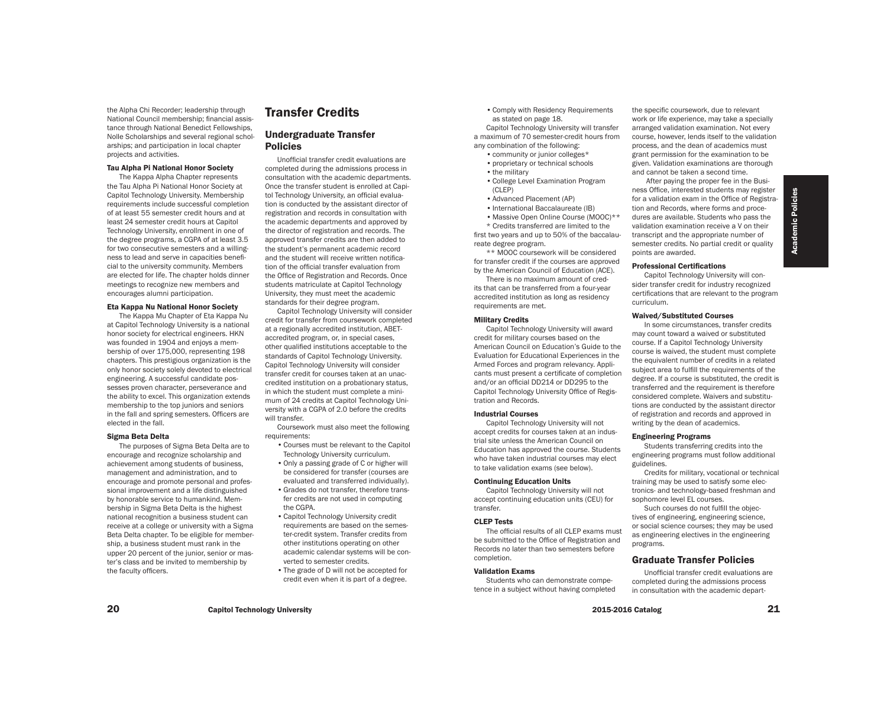the Alpha Chi Recorder; leadership through National Council membership; financial assistance through National Benedict Fellowships, Nolle Scholarships and several regional scholarships; and participation in local chapter projects and activities.

#### Tau Alpha Pi National Honor Society

The Kappa Alpha Chapter represents the Tau Alpha Pi National Honor Society at Capitol Technology University. Membership requirements include successful completion of at least 55 semester credit hours and at least 24 semester credit hours at Capitol Technology University, enrollment in one of the degree programs, a CGPA of at least 3.5 for two consecutive semesters and a willingness to lead and serve in capacities beneficial to the university community. Members are elected for life. The chapter holds dinner meetings to recognize new members and encourages alumni participation.

#### Eta Kappa Nu National Honor Society

The Kappa Mu Chapter of Eta Kappa Nu at Capitol Technology University is a national honor society for electrical engineers. HKN was founded in 1904 and enjoys a membership of over 175,000, representing 198 chapters. This prestigious organization is the only honor society solely devoted to electrical engineering. A successful candidate possesses proven character, perseverance and the ability to excel. This organization extends membership to the top juniors and seniors in the fall and spring semesters. Officers are elected in the fall.

#### Sigma Beta Delta

The purposes of Sigma Beta Delta are to encourage and recognize scholarship and achievement among students of business, management and administration, and to encourage and promote personal and professional improvement and a life distinguished by honorable service to humankind. Membership in Sigma Beta Delta is the highest national recognition a business student can receive at a college or university with a Sigma Beta Delta chapter. To be eligible for membership, a business student must rank in the upper 20 percent of the junior, senior or master's class and be invited to membership by the faculty officers.

# Transfer Credits

## Undergraduate Transfer Policies

Unofficial transfer credit evaluations are completed during the admissions process in consultation with the academic departments. Once the transfer student is enrolled at Capitol Technology University, an official evaluation is conducted by the assistant director of registration and records in consultation with the academic departments and approved by the director of registration and records. The approved transfer credits are then added to the student's permanent academic record and the student will receive written notification of the official transfer evaluation from the Office of Registration and Records. Once students matriculate at Capitol Technology University, they must meet the academic standards for their degree program.

Capitol Technology University will consider credit for transfer from coursework completed at a regionally accredited institution, ABET-accredited program, or, in special cases, other qualified institutions acceptable to the standards of Capitol Technology University. Capitol Technology University will consider transfer credit for courses taken at an unaccredited institution on a probationary status, in which the student must complete a minimum of 24 credits at Capitol Technology University with a CGPA of 2.0 before the credits will transfer.

Coursework must also meet the following requirements:

- Courses must be relevant to the Capitol Technology University curriculum.
- Only a passing grade of C or higher will be considered for transfer (courses are evaluated and transferred individually).
- Grades do not transfer, therefore transfer credits are not used in computing the CGPA.
- Capitol Technology University credit requirements are based on the semester-credit system. Transfer credits from other institutions operating on other academic calendar systems will be converted to semester credits.
- The grade of D will not be accepted for credit even when it is part of a degree.
- Comply with Residency Requirements as stated on page 18.

Capitol Technology University will transfer a maximum of 70 semester-credit hours from any combination of the following:

- community or junior colleges*
- proprietary or technical schools
- the military
- College Level Examination Program (CLEP)
- Advanced Placement (AP)
- International Baccalaureate (IB)
- Massive Open Online Course (MOOC)**

* Credits transferred are limited to the first two years and up to 50% of the baccalaureate degree program.

** MOOC coursework will be considered for transfer credit if the courses are approved by the American Council of Education (ACE).

There is no maximum amount of credits that can be transferred from a four-year accredited institution as long as residency requirements are met.

#### Military Credits

Capitol Technology University will award credit for military courses based on the American Council on Education's Guide to the Evaluation for Educational Experiences in the Armed Forces and program relevancy. Applicants must present a certificate of completion and/or an official DD214 or DD295 to the Capitol Technology University Office of Registration and Records.

#### Industrial Courses

Capitol Technology University will not accept credits for courses taken at an industrial site unless the American Council on Education has approved the course. Students who have taken industrial courses may elect to take validation exams (see below).

#### Continuing Education Units

Capitol Technology University will not accept continuing education units (CEU) for transfer.

#### CLEP Tests

The official results of all CLEP exams must be submitted to the Office of Registration and Records no later than two semesters before completion.

#### Validation Exams

Students who can demonstrate competence in a subject without having completed the specific coursework, due to relevant work or life experience, may take a specially arranged validation examination. Not every course, however, lends itself to the validation process, and the dean of academics must grant permission for the examination to be given. Validation examinations are thorough and cannot be taken a second time.

After paying the proper fee in the Business Office, interested students may register for a validation exam in the Office of Registration and Records, where forms and procedures are available. Students who pass the validation examination receive a V on their transcript and the appropriate number of semester credits. No partial credit or quality points are awarded.

#### Professional Certifications

Capitol Technology University will consider transfer credit for industry recognized certifications that are relevant to the program curriculum.

#### Waived/Substituted Courses

In some circumstances, transfer credits may count toward a waived or substituted course. If a Capitol Technology University course is waived, the student must complete the equivalent number of credits in a related subject area to fulfill the requirements of the degree. If a course is substituted, the credit is transferred and the requirement is therefore considered complete. Waivers and substitutions are conducted by the assistant director of registration and records and approved in writing by the dean of academics.

#### Engineering Programs

Students transferring credits into the engineering programs must follow additional guidelines.

Credits for military, vocational or technical training may be used to satisfy some electronics- and technology-based freshman and sophomore level EL courses.

Such courses do not fulfill the objectives of engineering, engineering science, or social science courses; they may be used as engineering electives in the engineering programs.

## Graduate Transfer Policies

Unofficial transfer credit evaluations are completed during the admissions process in consultation with the academic depart-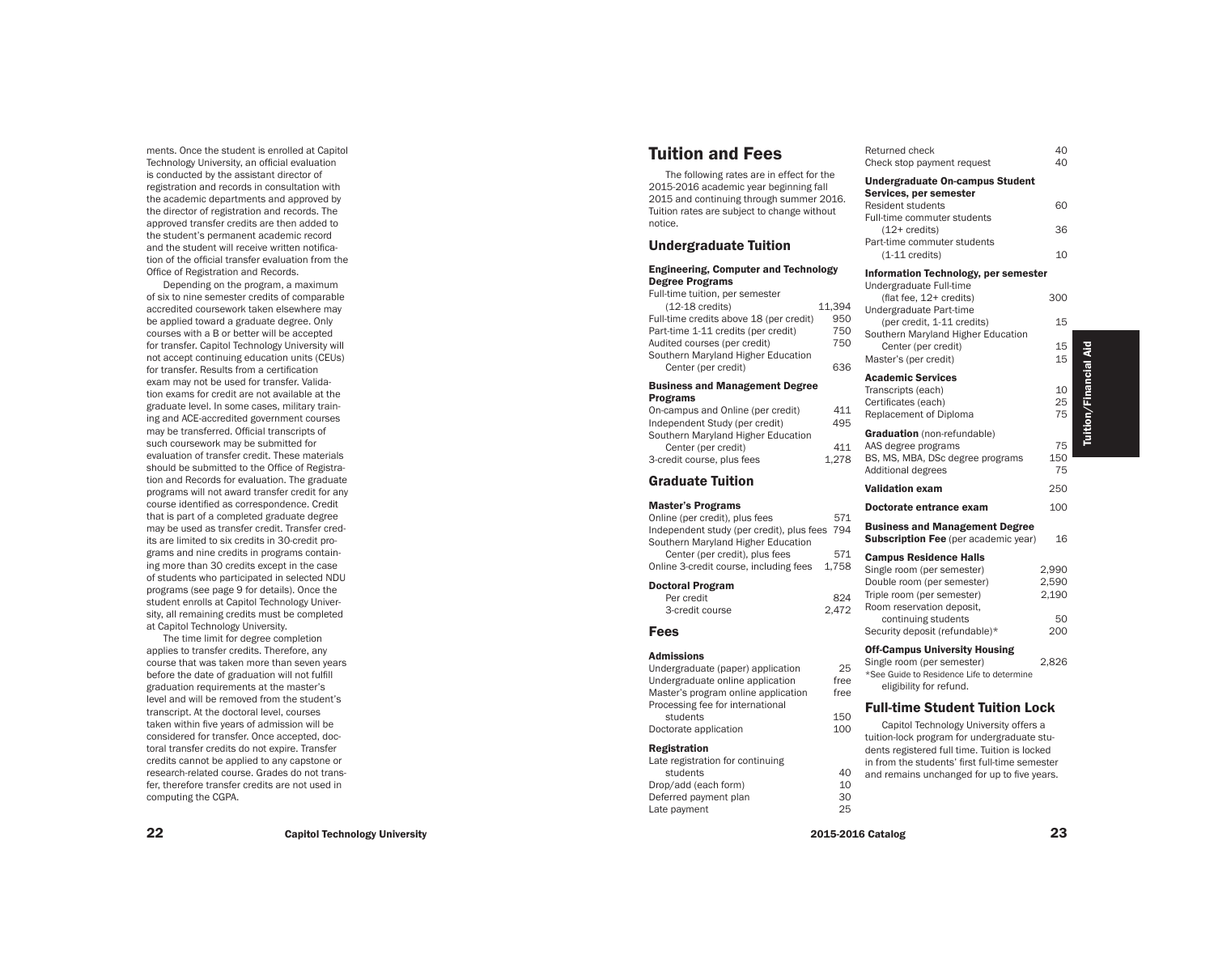ments. Once the student is enrolled at Capitol Technology University, an official evaluation is conducted by the assistant director of registration and records in consultation with the academic departments and approved by the director of registration and records. The approved transfer credits are then added to the student's permanent academic record and the student will receive written notification of the official transfer evaluation from the Office of Registration and Records.

Depending on the program, a maximum of six to nine semester credits of comparable accredited coursework taken elsewhere may be applied toward a graduate degree. Only courses with a B or better will be accepted for transfer. Capitol Technology University will not accept continuing education units (CEUs) for transfer. Results from a certification exam may not be used for transfer. Validation exams for credit are not available at the graduate level. In some cases, military training and ACE-accredited government courses may be transferred. Official transcripts of such coursework may be submitted for evaluation of transfer credit. These materials should be submitted to the Office of Registration and Records for evaluation. The graduate programs will not award transfer credit for any course identified as correspondence. Credit that is part of a completed graduate degree may be used as transfer credit. Transfer credits are limited to six credits in 30-credit programs and nine credits in programs containing more than 30 credits except in the case of students who participated in selected NDU programs (see page 9 for details). Once the student enrolls at Capitol Technology University, all remaining credits must be completed at Capitol Technology University.

The time limit for degree completion applies to transfer credits. Therefore, any course that was taken more than seven years before the date of graduation will not fulfill graduation requirements at the master's level and will be removed from the student's transcript. At the doctoral level, courses taken within five years of admission will be considered for transfer. Once accepted, doctoral transfer credits do not expire. Transfer credits cannot be applied to any capstone or research-related course. Grades do not transfer, therefore transfer credits are not used in computing the CGPA.

# Tuition and Fees

The following rates are in effect for the 2015-2016 academic year beginning fall 2015 and continuing through summer 2016. Tuition rates are subject to change without notice.

## Undergraduate Tuition

**Engineering, Computer and Technology Degree Programs**

| | |
|---|---|
| Full-time tuition, per semester (12-18 credits) | 11,394 |
| Full-time credits above 18 (per credit) | 950 |
| Part-time 1-11 credits (per credit) | 750 |
| Audited courses (per credit) | 750 |
| Southern Maryland Higher Education Center (per credit) | 636 |

**Business and Management Degree Programs**

| | |
|---|---|
| On-campus and Online (per credit) | 411 |
| Independent Study (per credit) | 495 |
| Southern Maryland Higher Education Center (per credit) | 411 |
| 3-credit course, plus fees | 1,278 |

## Graduate Tuition

**Master's Programs**

| | |
|---|---|
| Online (per credit), plus fees | 571 |
| Independent study (per credit), plus fees | 794 |
| Southern Maryland Higher Education Center (per credit), plus fees | 571 |
| Online 3-credit course, including fees | 1,758 |

**Doctoral Program**

| | |
|---|---|
| Per credit | 824 |
| 3-credit course | 2,472 |

## Fees

**Admissions**

| | |
|---|---|
| Undergraduate (paper) application | 25 |
| Undergraduate online application | free |
| Master's program online application | free |
| Processing fee for international students | 150 |
| Doctorate application | 100 |

**Registration**

| | |
|---|---|
| Late registration for continuing students | 40 |
| Drop/add (each form) | 10 |
| Deferred payment plan | 30 |
| Late payment | 25 |
| Returned check | 40 |
| Check stop payment request | 40 |

**Undergraduate On-campus Student Services, per semester**

| | |
|---|---|
| Resident students | 60 |
| Full-time commuter students (12+ credits) | 36 |
| Part-time commuter students (1-11 credits) | 10 |

**Information Technology, per semester**

| | |
|---|---|
| Undergraduate Full-time (flat fee, 12+ credits) | 300 |
| Undergraduate Part-time (per credit, 1-11 credits) | 15 |
| Southern Maryland Higher Education Center (per credit) | 15 |
| Master's (per credit) | 15 |

**Academic Services**

| | |
|---|---|
| Transcripts (each) | 10 |
| Certificates (each) | 25 |
| Replacement of Diploma | 75 |

**Graduation** (non-refundable)

| | |
|---|---|
| AAS degree programs | 75 |
| BS, MS, MBA, DSc degree programs | 150 |
| Additional degrees | 75 |

| | |
|---|---|
| **Validation exam** | 250 |
| **Doctorate entrance exam** | 100 |
| **Business and Management Degree Subscription Fee** (per academic year) | 16 |

**Campus Residence Halls**

| | |
|---|---|
| Single room (per semester) | 2,990 |
| Double room (per semester) | 2,590 |
| Triple room (per semester) | 2,190 |
| Room reservation deposit, continuing students | 50 |
| Security deposit (refundable)* | 200 |

**Off-Campus University Housing**

| | |
|---|---|
| Single room (per semester) | 2,826 |

*See Guide to Residence Life to determine eligibility for refund.

## Full-time Student Tuition Lock

Capitol Technology University offers a tuition-lock program for undergraduate students registered full time. Tuition is locked in from the students' first full-time semester and remains unchanged for up to five years.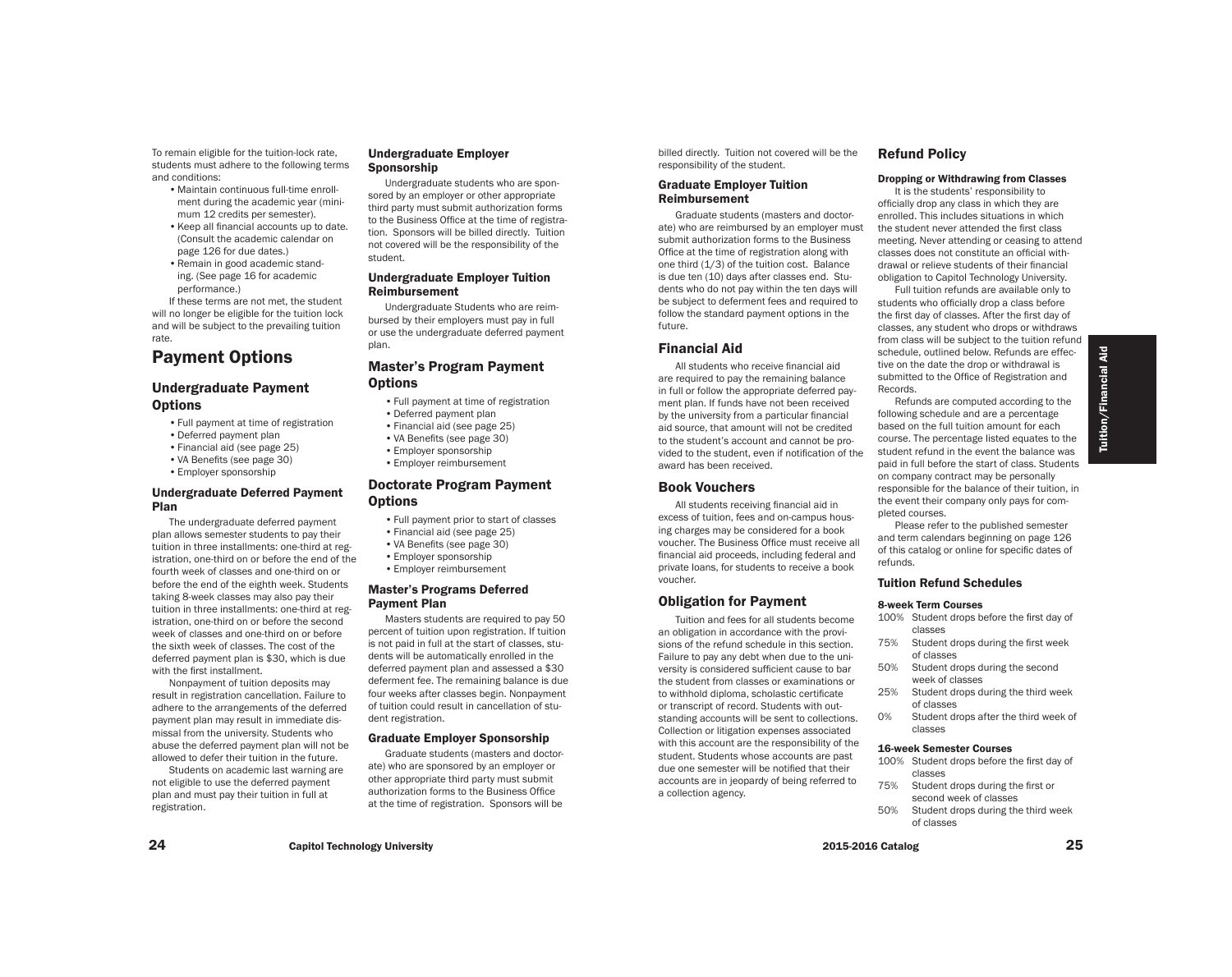To remain eligible for the tuition-lock rate, students must adhere to the following terms and conditions:

- Maintain continuous full-time enrollment during the academic year (minimum 12 credits per semester).
- Keep all financial accounts up to date. (Consult the academic calendar on page 126 for due dates.)
- Remain in good academic standing. (See page 16 for academic performance.)

If these terms are not met, the student will no longer be eligible for the tuition lock and will be subject to the prevailing tuition rate.

# Payment Options

## Undergraduate Payment Options

- Full payment at time of registration
- Deferred payment plan
- Financial aid (see page 25)
- VA Benefits (see page 30)
- Employer sponsorship

### Undergraduate Deferred Payment Plan

The undergraduate deferred payment plan allows semester students to pay their tuition in three installments: one-third at registration, one-third on or before the end of the fourth week of classes and one-third on or before the end of the eighth week. Students taking 8-week classes may also pay their tuition in three installments: one-third at registration, one-third on or before the second week of classes and one-third on or before the sixth week of classes. The cost of the deferred payment plan is $30, which is due with the first installment.

Nonpayment of tuition deposits may result in registration cancellation. Failure to adhere to the arrangements of the deferred payment plan may result in immediate dismissal from the university. Students who abuse the deferred payment plan will not be allowed to defer their tuition in the future.

Students on academic last warning are not eligible to use the deferred payment plan and must pay their tuition in full at registration.

### Undergraduate Employer Sponsorship

Undergraduate students who are sponsored by an employer or other appropriate third party must submit authorization forms to the Business Office at the time of registration. Sponsors will be billed directly. Tuition not covered will be the responsibility of the student.

### Undergraduate Employer Tuition Reimbursement

Undergraduate Students who are reimbursed by their employers must pay in full or use the undergraduate deferred payment plan.

## Master's Program Payment Options

- Full payment at time of registration
- Deferred payment plan
- Financial aid (see page 25)
- VA Benefits (see page 30)
- Employer sponsorship
- Employer reimbursement

## Doctorate Program Payment Options

- Full payment prior to start of classes
- Financial aid (see page 25)
- VA Benefits (see page 30)
- Employer sponsorship
- Employer reimbursement

### Master's Programs Deferred Payment Plan

Masters students are required to pay 50 percent of tuition upon registration. If tuition is not paid in full at the start of classes, students will be automatically enrolled in the deferred payment plan and assessed a $30 deferment fee. The remaining balance is due four weeks after classes begin. Nonpayment of tuition could result in cancellation of student registration.

### Graduate Employer Sponsorship

Graduate students (masters and doctorate) who are sponsored by an employer or other appropriate third party must submit authorization forms to the Business Office at the time of registration. Sponsors will be billed directly. Tuition not covered will be the responsibility of the student.

### Graduate Employer Tuition Reimbursement

Graduate students (masters and doctorate) who are reimbursed by an employer must submit authorization forms to the Business Office at the time of registration along with one third (1/3) of the tuition cost. Balance is due ten (10) days after classes end. Students who do not pay within the ten days will be subject to deferment fees and required to follow the standard payment options in the future.

## Financial Aid

All students who receive financial aid are required to pay the remaining balance in full or follow the appropriate deferred payment plan. If funds have not been received by the university from a particular financial aid source, that amount will not be credited to the student's account and cannot be provided to the student, even if notification of the award has been received.

## Book Vouchers

All students receiving financial aid in excess of tuition, fees and on-campus housing charges may be considered for a book voucher. The Business Office must receive all financial aid proceeds, including federal and private loans, for students to receive a book voucher.

## Obligation for Payment

Tuition and fees for all students become an obligation in accordance with the provisions of the refund schedule in this section. Failure to pay any debt when due to the university is considered sufficient cause to bar the student from classes or examinations or to withhold diploma, scholastic certificate or transcript of record. Students with outstanding accounts will be sent to collections. Collection or litigation expenses associated with this account are the responsibility of the student. Students whose accounts are past due one semester will be notified that their accounts are in jeopardy of being referred to a collection agency.

## Refund Policy

### Dropping or Withdrawing from Classes

It is the students' responsibility to officially drop any class in which they are enrolled. This includes situations in which the student never attended the first class meeting. Never attending or ceasing to attend classes does not constitute an official withdrawal or relieve students of their financial obligation to Capitol Technology University.

Full tuition refunds are available only to students who officially drop a class before the first day of classes. After the first day of classes, any student who drops or withdraws from class will be subject to the tuition refund schedule, outlined below. Refunds are effective on the date the drop or withdrawal is submitted to the Office of Registration and Records.

Refunds are computed according to the following schedule and are a percentage based on the full tuition amount for each course. The percentage listed equates to the student refund in the event the balance was paid in full before the start of class. Students on company contract may be personally responsible for the balance of their tuition, in the event their company only pays for completed courses.

Please refer to the published semester and term calendars beginning on page 126 of this catalog or online for specific dates of refunds.

### Tuition Refund Schedules

**8-week Term Courses**

| | |
|---|---|
| 100% | Student drops before the first day of classes |
| 75% | Student drops during the first week of classes |
| 50% | Student drops during the second week of classes |
| 25% | Student drops during the third week of classes |
| 0% | Student drops after the third week of classes |

**16-week Semester Courses**

| | |
|---|---|
| 100% | Student drops before the first day of classes |
| 75% | Student drops during the first or second week of classes |
| 50% | Student drops during the third week of classes |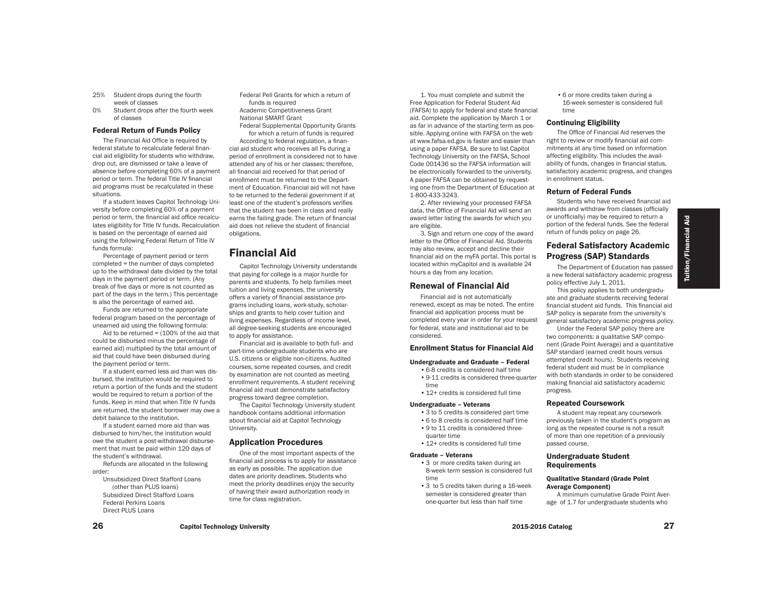25% Student drops during the fourth week of classes

0% Student drops after the fourth week of classes

### Federal Return of Funds Policy

The Financial Aid Office is required by federal statute to recalculate federal financial aid eligibility for students who withdraw, drop out, are dismissed or take a leave of absence before completing 60% of a payment period or term. The federal Title IV financial aid programs must be recalculated in these situations.

If a student leaves Capitol Technology University before completing 60% of a payment period or term, the financial aid office recalculates eligibility for Title IV funds. Recalculation is based on the percentage of earned aid using the following Federal Return of Title IV funds formula:

Percentage of payment period or term completed = the number of days completed up to the withdrawal date divided by the total days in the payment period or term. (Any break of five days or more is not counted as part of the days in the term.) This percentage is also the percentage of earned aid.

Funds are returned to the appropriate federal program based on the percentage of unearned aid using the following formula:

Aid to be returned = (100% of the aid that could be disbursed minus the percentage of earned aid) multiplied by the total amount of aid that could have been disbursed during the payment period or term.

If a student earned less aid than was disbursed, the institution would be required to return a portion of the funds and the student would be required to return a portion of the funds. Keep in mind that when Title IV funds are returned, the student borrower may owe a debit balance to the institution.

If a student earned more aid than was disbursed to him/her, the institution would owe the student a post-withdrawal disbursement that must be paid within 120 days of the student's withdrawal.

Refunds are allocated in the following order:

Unsubsidized Direct Stafford Loans (other than PLUS loans)
Subsidized Direct Stafford Loans
Federal Perkins Loans
Direct PLUS Loans
Federal Pell Grants for which a return of funds is required
Academic Competitiveness Grant
National SMART Grant
Federal Supplemental Opportunity Grants for which a return of funds is required

According to federal regulation, a financial aid student who receives all Fs during a period of enrollment is considered not to have attended any of his or her classes; therefore, all financial aid received for that period of enrollment must be returned to the Department of Education. Financial aid will not have to be returned to the federal government if at least one of the student's professors verifies that the student has been in class and really earns the failing grade. The return of financial aid does not relieve the student of financial obligations.

## Financial Aid

Capitol Technology University understands that paying for college is a major hurdle for parents and students. To help families meet tuition and living expenses, the university offers a variety of financial assistance programs including loans, work-study, scholarships and grants to help cover tuition and living expenses. Regardless of income level, all degree-seeking students are encouraged to apply for assistance.

Financial aid is available to both full- and part-time undergraduate students who are U.S. citizens or eligible non-citizens. Audited courses, some repeated courses, and credit by examination are not counted as meeting enrollment requirements. A student receiving financial aid must demonstrate satisfactory progress toward degree completion.

The Capitol Technology University student handbook contains additional information about financial aid at Capitol Technology University.

### Application Procedures

One of the most important aspects of the financial aid process is to apply for assistance as early as possible. The application due dates are priority deadlines. Students who meet the priority deadlines enjoy the security of having their award authorization ready in time for class registration.

1. You must complete and submit the Free Application for Federal Student Aid (FAFSA) to apply for federal and state financial aid. Complete the application by March 1 or as far in advance of the starting term as possible. Applying online with FAFSA on the web at www.fafsa.ed.gov is faster and easier than using a paper FAFSA. Be sure to list Capitol Technology University on the FAFSA, School Code 001436 so the FAFSA information will be electronically forwarded to the university. A paper FAFSA can be obtained by requesting one from the Department of Education at 1-800-433-3243.

2. After reviewing your processed FAFSA data, the Office of Financial Aid will send an award letter listing the awards for which you are eligible.

3. Sign and return one copy of the award letter to the Office of Financial Aid. Students may also review, accept and decline their financial aid on the myFA portal. This portal is located within myCapitol and is available 24 hours a day from any location.

### Renewal of Financial Aid

Financial aid is not automatically renewed, except as may be noted. The entire financial aid application process must be completed every year in order for your request for federal, state and institutional aid to be considered.

#### Enrollment Status for Financial Aid

**Undergraduate and Graduate – Federal**

- 6-8 credits is considered half time
- 9-11 credits is considered three-quarter time
- 12+ credits is considered full time

**Undergraduate – Veterans**

- 3 to 5 credits is considered part time
- 6 to 8 credits is considered half time
- 9 to 11 credits is considered three-quarter time
- 12+ credits is considered full time

**Graduate – Veterans**

- 3 or more credits taken during an 8-week term session is considered full time
- 3 to 5 credits taken during a 16-week semester is considered greater than one-quarter but less than half time
- 6 or more credits taken during a 16-week semester is considered full time

#### Continuing Eligibility

The Office of Financial Aid reserves the right to review or modify financial aid commitments at any time based on information affecting eligibility. This includes the availability of funds, changes in financial status, satisfactory academic progress, and changes in enrollment status.

#### Return of Federal Funds

Students who have received financial aid awards and withdraw from classes (officially or unofficially) may be required to return a portion of the federal funds. See the federal return of funds policy on page 26.

### Federal Satisfactory Academic Progress (SAP) Standards

The Department of Education has passed a new federal satisfactory academic progress policy effective July 1, 2011.

This policy applies to both undergraduate and graduate students receiving federal financial student aid funds. This financial aid SAP policy is separate from the university's general satisfactory academic progress policy.

Under the Federal SAP policy there are two components: a qualitative SAP component (Grade Point Average) and a quantitative SAP standard (earned credit hours versus attempted credit hours). Students receiving federal student aid must be in compliance with both standards in order to be considered making financial aid satisfactory academic progress.

#### Repeated Coursework

A student may repeat any coursework previously taken in the student's program as long as the repeated course is not a result of more than one repetition of a previously passed course.

#### Undergraduate Student Requirements

**Qualitative Standard (Grade Point Average Component)**

A minimum cumulative Grade Point Average of 1.7 for undergraduate students who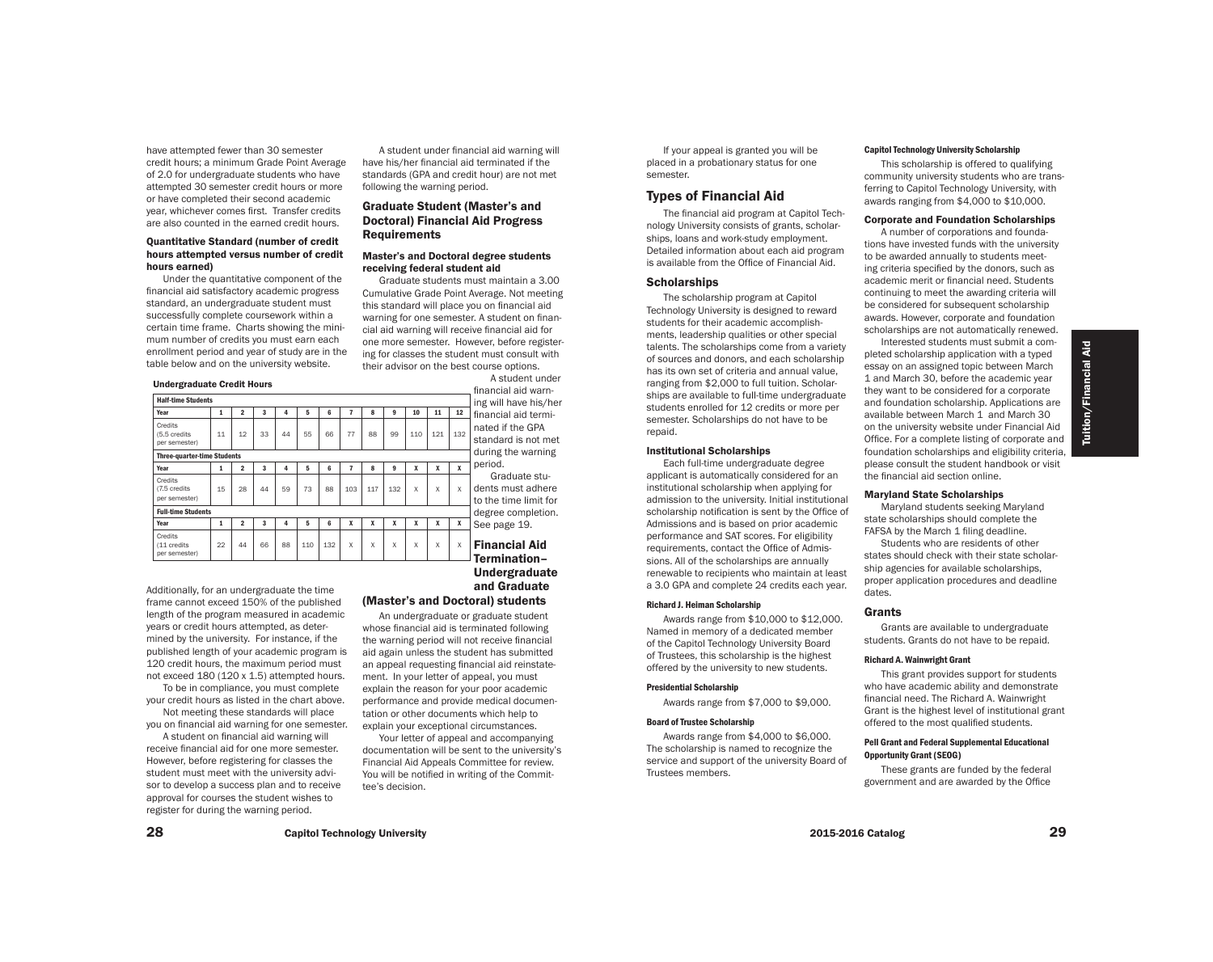have attempted fewer than 30 semester credit hours; a minimum Grade Point Average of 2.0 for undergraduate students who have attempted 30 semester credit hours or more or have completed their second academic year, whichever comes first. Transfer credits are also counted in the earned credit hours.

#### Quantitative Standard (number of credit hours attempted versus number of credit hours earned)

Under the quantitative component of the financial aid satisfactory academic progress standard, an undergraduate student must successfully complete coursework within a certain time frame. Charts showing the minimum number of credits you must earn each enrollment period and year of study are in the table below and on the university website.

**Undergraduate Credit Hours**

| Half-time Students | | | | | | | | | | | | |
|---|---|---|---|---|---|---|---|---|---|---|---|---|
| Year | 1 | 2 | 3 | 4 | 5 | 6 | 7 | 8 | 9 | 10 | 11 | 12 |
| Credits (5.5 credits per semester) | 11 | 12 | 33 | 44 | 55 | 66 | 77 | 88 | 99 | 110 | 121 | 132 |
| **Three-quarter-time Students** | | | | | | | | | | | | |
| Year | 1 | 2 | 3 | 4 | 5 | 6 | 7 | 8 | 9 | X | X | X |
| Credits (7.5 credits per semester) | 15 | 28 | 44 | 59 | 73 | 88 | 103 | 117 | 132 | X | X | X |
| **Full-time Students** | | | | | | | | | | | | |
| Year | 1 | 2 | 3 | 4 | 5 | 6 | X | X | X | X | X | X |
| Credits (11 credits per semester) | 22 | 44 | 66 | 88 | 110 | 132 | X | X | X | X | X | X |

Additionally, for an undergraduate the time frame cannot exceed 150% of the published length of the program measured in academic years or credit hours attempted, as determined by the university. For instance, if the published length of your academic program is 120 credit hours, the maximum period must not exceed 180 (120 x 1.5) attempted hours.

To be in compliance, you must complete your credit hours as listed in the chart above.

Not meeting these standards will place you on financial aid warning for one semester.

A student on financial aid warning will receive financial aid for one more semester. However, before registering for the classes the student must meet with the university advisor to develop a success plan and to receive approval for courses the student wishes to register for during the warning period.

A student under financial aid warning will have his/her financial aid terminated if the standards (GPA and credit hour) are not met following the warning period.

### Graduate Student (Master's and Doctoral) Financial Aid Progress Requirements

#### Master's and Doctoral degree students receiving federal student aid

Graduate students must maintain a 3.00 Cumulative Grade Point Average. Not meeting this standard will place you on financial aid warning for one semester. A student on financial aid warning will receive financial aid for one more semester. However, before registering for classes the student must consult with their advisor on the best course options.

A student under financial aid warning will have his/her financial aid terminated if the GPA standard is not met during the warning period.

Graduate students must adhere to the time limit for degree completion. See page 19.

### Financial Aid Termination–Undergraduate and Graduate (Master's and Doctoral) students

An undergraduate or graduate student whose financial aid is terminated following the warning period will not receive financial aid again unless the student has submitted an appeal requesting financial aid reinstatement. In your letter of appeal, you must explain the reason for your poor academic performance and provide medical documentation or other documents which help to explain your exceptional circumstances.

Your letter of appeal and accompanying documentation will be sent to the university's Financial Aid Appeals Committee for review. You will be notified in writing of the Committee's decision.

If your appeal is granted you will be placed in a probationary status for one semester.

## Types of Financial Aid

The financial aid program at Capitol Technology University consists of grants, scholarships, loans and work-study employment. Detailed information about each aid program is available from the Office of Financial Aid.

### Scholarships

The scholarship program at Capitol Technology University is designed to reward students for their academic accomplishments, leadership qualities or other special talents. The scholarships come from a variety of sources and donors, and each scholarship has its own set of criteria and annual value, ranging from $2,000 to full tuition. Scholarships are available to full-time undergraduate students enrolled for 12 credits or more per semester. Scholarships do not have to be repaid.

#### Institutional Scholarships

Each full-time undergraduate degree applicant is automatically considered for an institutional scholarship when applying for admission to the university. Initial institutional scholarship notification is sent by the Office of Admissions and is based on prior academic performance and SAT scores. For eligibility requirements, contact the Office of Admissions. All of the scholarships are annually renewable to recipients who maintain at least a 3.0 GPA and complete 24 credits each year.

##### Richard J. Heiman Scholarship

Awards range from $10,000 to $12,000. Named in memory of a dedicated member of the Capitol Technology University Board of Trustees, this scholarship is the highest offered by the university to new students.

##### Presidential Scholarship

Awards range from $7,000 to $9,000.

##### Board of Trustee Scholarship

Awards range from $4,000 to $6,000. The scholarship is named to recognize the service and support of the university Board of Trustees members.

##### Capitol Technology University Scholarship

This scholarship is offered to qualifying community university students who are transferring to Capitol Technology University, with awards ranging from $4,000 to $10,000.

#### Corporate and Foundation Scholarships

A number of corporations and foundations have invested funds with the university to be awarded annually to students meeting criteria specified by the donors, such as academic merit or financial need. Students continuing to meet the awarding criteria will be considered for subsequent scholarship awards. However, corporate and foundation scholarships are not automatically renewed.

Interested students must submit a completed scholarship application with a typed essay on an assigned topic between March 1 and March 30, before the academic year they want to be considered for a corporate and foundation scholarship. Applications are available between March 1 and March 30 on the university website under Financial Aid Office. For a complete listing of corporate and foundation scholarships and eligibility criteria, please consult the student handbook or visit the financial aid section online.

#### Maryland State Scholarships

Maryland students seeking Maryland state scholarships should complete the FAFSA by the March 1 filing deadline.

Students who are residents of other states should check with their state scholarship agencies for available scholarships, proper application procedures and deadline dates.

### Grants

Grants are available to undergraduate students. Grants do not have to be repaid.

##### Richard A. Wainwright Grant

This grant provides support for students who have academic ability and demonstrate financial need. The Richard A. Wainwright Grant is the highest level of institutional grant offered to the most qualified students.

##### Pell Grant and Federal Supplemental Educational Opportunity Grant (SEOG)

These grants are funded by the federal government and are awarded by the Office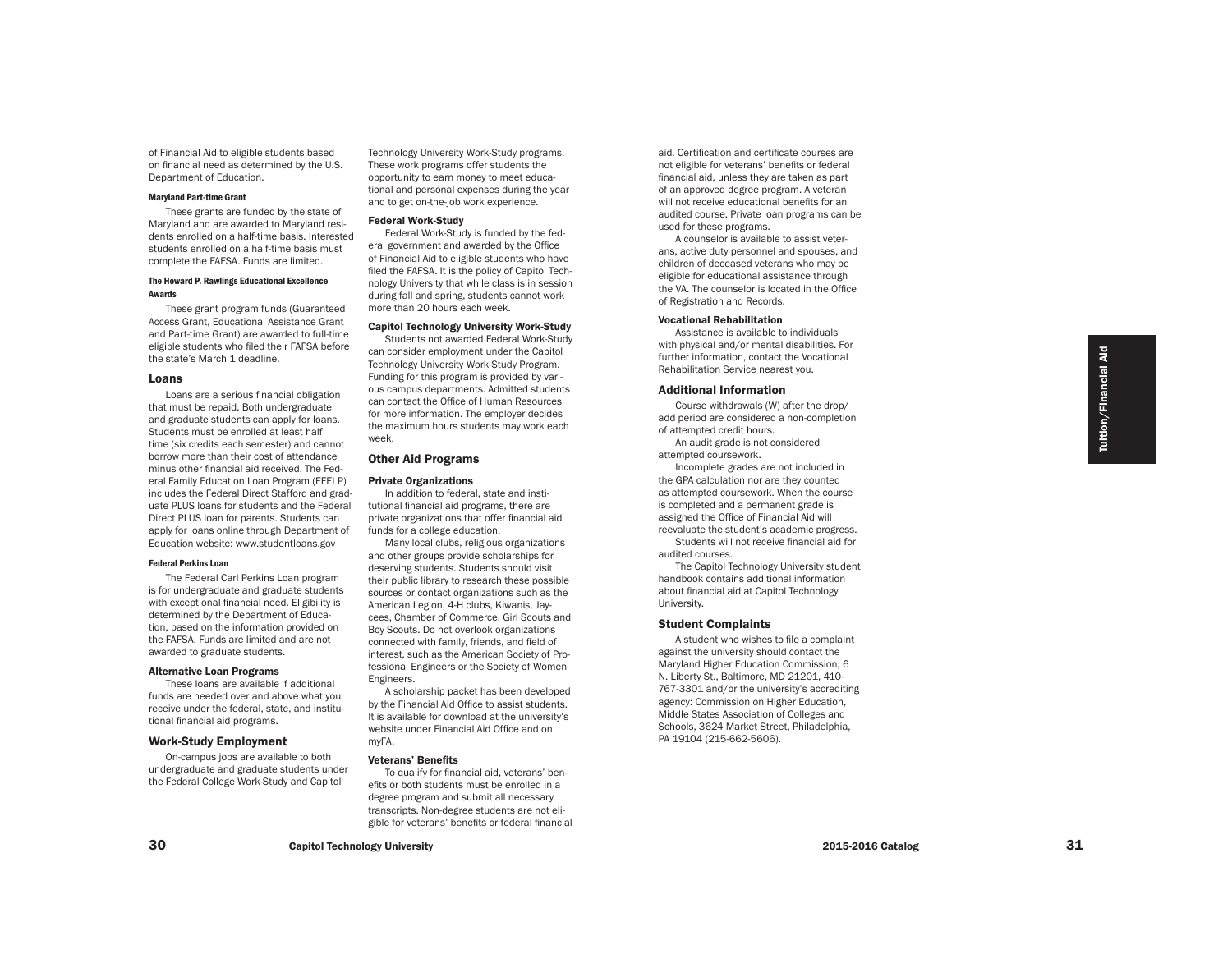of Financial Aid to eligible students based on financial need as determined by the U.S. Department of Education.

#### Maryland Part-time Grant

These grants are funded by the state of Maryland and are awarded to Maryland residents enrolled on a half-time basis. Interested students enrolled on a half-time basis must complete the FAFSA. Funds are limited.

#### The Howard P. Rawlings Educational Excellence Awards

These grant program funds (Guaranteed Access Grant, Educational Assistance Grant and Part-time Grant) are awarded to full-time eligible students who filed their FAFSA before the state's March 1 deadline.

## Loans

Loans are a serious financial obligation that must be repaid. Both undergraduate and graduate students can apply for loans. Students must be enrolled at least half time (six credits each semester) and cannot borrow more than their cost of attendance minus other financial aid received. The Federal Family Education Loan Program (FFELP) includes the Federal Direct Stafford and graduate PLUS loans for students and the Federal Direct PLUS loan for parents. Students can apply for loans online through Department of Education website: www.studentloans.gov

#### Federal Perkins Loan

The Federal Carl Perkins Loan program is for undergraduate and graduate students with exceptional financial need. Eligibility is determined by the Department of Education, based on the information provided on the FAFSA. Funds are limited and are not awarded to graduate students.

### Alternative Loan Programs

These loans are available if additional funds are needed over and above what you receive under the federal, state, and institutional financial aid programs.

## Work-Study Employment

On-campus jobs are available to both undergraduate and graduate students under the Federal College Work-Study and Capitol Technology University Work-Study programs. These work programs offer students the opportunity to earn money to meet educational and personal expenses during the year and to get on-the-job work experience.

### Federal Work-Study

Federal Work-Study is funded by the federal government and awarded by the Office of Financial Aid to eligible students who have filed the FAFSA. It is the policy of Capitol Technology University that while class is in session during fall and spring, students cannot work more than 20 hours each week.

### Capitol Technology University Work-Study

Students not awarded Federal Work-Study can consider employment under the Capitol Technology University Work-Study Program. Funding for this program is provided by various campus departments. Admitted students can contact the Office of Human Resources for more information. The employer decides the maximum hours students may work each week.

## Other Aid Programs

### Private Organizations

In addition to federal, state and institutional financial aid programs, there are private organizations that offer financial aid funds for a college education.

Many local clubs, religious organizations and other groups provide scholarships for deserving students. Students should visit their public library to research these possible sources or contact organizations such as the American Legion, 4-H clubs, Kiwanis, Jaycees, Chamber of Commerce, Girl Scouts and Boy Scouts. Do not overlook organizations connected with family, friends, and field of interest, such as the American Society of Professional Engineers or the Society of Women Engineers.

A scholarship packet has been developed by the Financial Aid Office to assist students. It is available for download at the university's website under Financial Aid Office and on myFA.

### Veterans' Benefits

To qualify for financial aid, veterans' benefits or both students must be enrolled in a degree program and submit all necessary transcripts. Non-degree students are not eligible for veterans' benefits or federal financial aid. Certification and certificate courses are not eligible for veterans' benefits or federal financial aid, unless they are taken as part of an approved degree program. A veteran will not receive educational benefits for an audited course. Private loan programs can be used for these programs.

A counselor is available to assist veterans, active duty personnel and spouses, and children of deceased veterans who may be eligible for educational assistance through the VA. The counselor is located in the Office of Registration and Records.

### Vocational Rehabilitation

Assistance is available to individuals with physical and/or mental disabilities. For further information, contact the Vocational Rehabilitation Service nearest you.

## Additional Information

Course withdrawals (W) after the drop/add period are considered a non-completion of attempted credit hours.

An audit grade is not considered attempted coursework.

Incomplete grades are not included in the GPA calculation nor are they counted as attempted coursework. When the course is completed and a permanent grade is assigned the Office of Financial Aid will reevaluate the student's academic progress.

Students will not receive financial aid for audited courses.

The Capitol Technology University student handbook contains additional information about financial aid at Capitol Technology University.

## Student Complaints

A student who wishes to file a complaint against the university should contact the Maryland Higher Education Commission, 6 N. Liberty St., Baltimore, MD 21201, 410-767-3301 and/or the university's accrediting agency: Commission on Higher Education, Middle States Association of Colleges and Schools, 3624 Market Street, Philadelphia, PA 19104 (215-662-5606).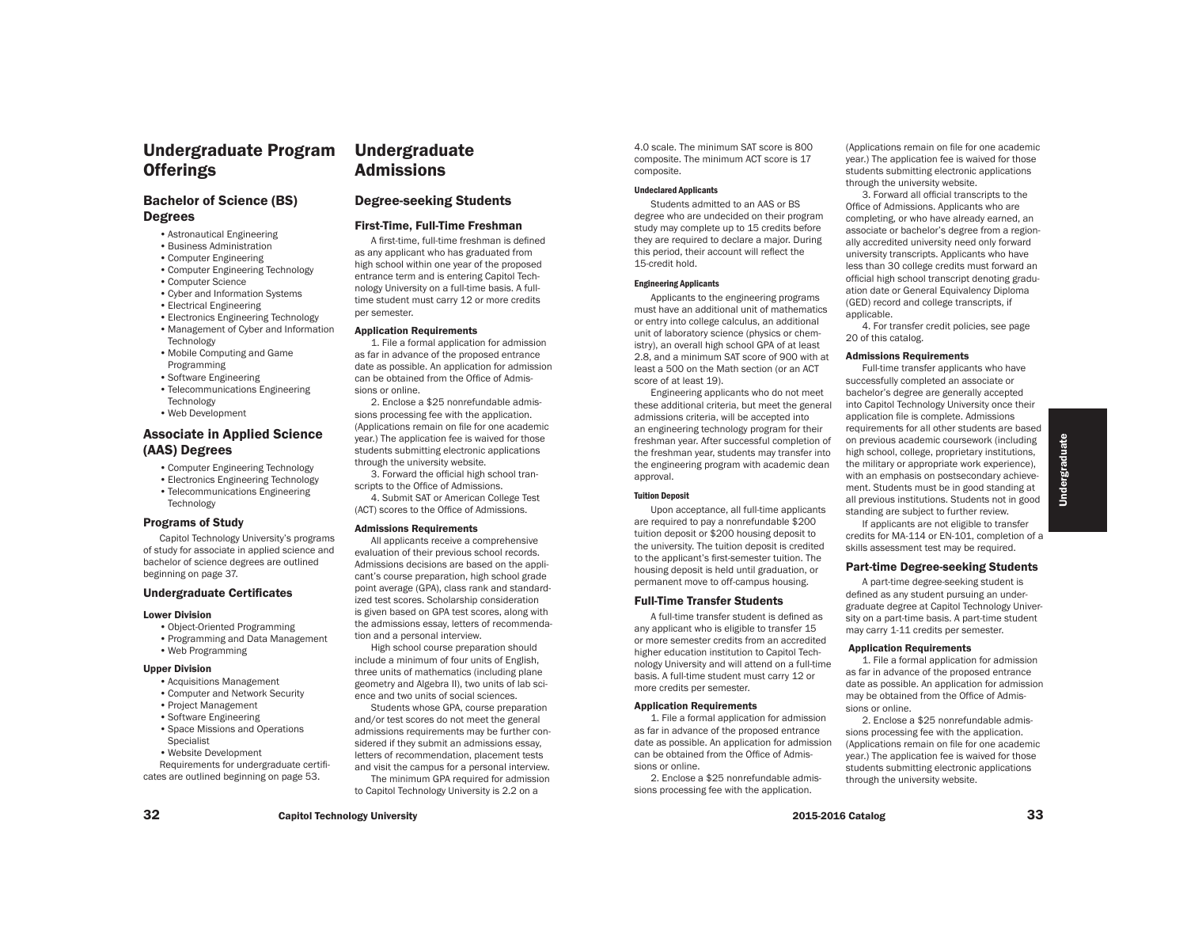# Undergraduate Program Offerings

## Bachelor of Science (BS) Degrees

- Astronautical Engineering
- Business Administration
- Computer Engineering
- Computer Engineering Technology
- Computer Science
- Cyber and Information Systems
- Electrical Engineering
- Electronics Engineering Technology
- Management of Cyber and Information Technology
- Mobile Computing and Game Programming
- Software Engineering
- Telecommunications Engineering Technology
- Web Development

## Associate in Applied Science (AAS) Degrees

- Computer Engineering Technology
- Electronics Engineering Technology
- Telecommunications Engineering Technology

### Programs of Study

Capitol Technology University's programs of study for associate in applied science and bachelor of science degrees are outlined beginning on page 37.

### Undergraduate Certificates

#### Lower Division

- Object-Oriented Programming
- Programming and Data Management
- Web Programming

#### Upper Division

- Acquisitions Management
- Computer and Network Security
- Project Management
- Software Engineering
- Space Missions and Operations Specialist
- Website Development

Requirements for undergraduate certificates are outlined beginning on page 53.

# Undergraduate Admissions

## Degree-seeking Students

### First-Time, Full-Time Freshman

A first-time, full-time freshman is defined as any applicant who has graduated from high school within one year of the proposed entrance term and is entering Capitol Technology University on a full-time basis. A full-time student must carry 12 or more credits per semester.

#### Application Requirements

1. File a formal application for admission as far in advance of the proposed entrance date as possible. An application for admission can be obtained from the Office of Admissions or online.
2. Enclose a $25 nonrefundable admissions processing fee with the application. (Applications remain on file for one academic year.) The application fee is waived for those students submitting electronic applications through the university website.
3. Forward the official high school transcripts to the Office of Admissions.
4. Submit SAT or American College Test (ACT) scores to the Office of Admissions.

#### Admissions Requirements

All applicants receive a comprehensive evaluation of their previous school records. Admissions decisions are based on the applicant's course preparation, high school grade point average (GPA), class rank and standardized test scores. Scholarship consideration is given based on GPA test scores, along with the admissions essay, letters of recommendation and a personal interview.

High school course preparation should include a minimum of four units of English, three units of mathematics (including plane geometry and Algebra II), two units of lab science and two units of social sciences.

Students whose GPA, course preparation and/or test scores do not meet the general admissions requirements may be further considered if they submit an admissions essay, letters of recommendation, placement tests and visit the campus for a personal interview.

The minimum GPA required for admission to Capitol Technology University is 2.2 on a 4.0 scale. The minimum SAT score is 800 composite. The minimum ACT score is 17 composite.

##### Undeclared Applicants

Students admitted to an AAS or BS degree who are undecided on their program study may complete up to 15 credits before they are required to declare a major. During this period, their account will reflect the 15-credit hold.

##### Engineering Applicants

Applicants to the engineering programs must have an additional unit of mathematics or entry into college calculus, an additional unit of laboratory science (physics or chemistry), an overall high school GPA of at least 2.8, and a minimum SAT score of 900 with at least a 500 on the Math section (or an ACT score of at least 19).

Engineering applicants who do not meet these additional criteria, but meet the general admissions criteria, will be accepted into an engineering technology program for their freshman year. After successful completion of the freshman year, students may transfer into the engineering program with academic dean approval.

##### Tuition Deposit

Upon acceptance, all full-time applicants are required to pay a nonrefundable $200 tuition deposit or $200 housing deposit to the university. The tuition deposit is credited to the applicant's first-semester tuition. The housing deposit is held until graduation, or permanent move to off-campus housing.

### Full-Time Transfer Students

A full-time transfer student is defined as any applicant who is eligible to transfer 15 or more semester credits from an accredited higher education institution to Capitol Technology University and will attend on a full-time basis. A full-time student must carry 12 or more credits per semester.

#### Application Requirements

1. File a formal application for admission as far in advance of the proposed entrance date as possible. An application for admission can be obtained from the Office of Admissions or online.
2. Enclose a $25 nonrefundable admissions processing fee with the application. (Applications remain on file for one academic year.) The application fee is waived for those students submitting electronic applications through the university website.
3. Forward all official transcripts to the Office of Admissions. Applicants who are completing, or who have already earned, an associate or bachelor's degree from a regionally accredited university need only forward university transcripts. Applicants who have less than 30 college credits must forward an official high school transcript denoting graduation date or General Equivalency Diploma (GED) record and college transcripts, if applicable.
4. For transfer credit policies, see page 20 of this catalog.

#### Admissions Requirements

Full-time transfer applicants who have successfully completed an associate or bachelor's degree are generally accepted into Capitol Technology University once their application file is complete. Admissions requirements for all other students are based on previous academic coursework (including high school, college, proprietary institutions, the military or appropriate work experience), with an emphasis on postsecondary achievement. Students must be in good standing at all previous institutions. Students not in good standing are subject to further review.

If applicants are not eligible to transfer credits for MA-114 or EN-101, completion of a skills assessment test may be required.

### Part-time Degree-seeking Students

A part-time degree-seeking student is defined as any student pursuing an undergraduate degree at Capitol Technology University on a part-time basis. A part-time student may carry 1-11 credits per semester.

#### Application Requirements

1. File a formal application for admission as far in advance of the proposed entrance date as possible. An application for admission may be obtained from the Office of Admissions or online.
2. Enclose a $25 nonrefundable admissions processing fee with the application. (Applications remain on file for one academic year.) The application fee is waived for those students submitting electronic applications through the university website.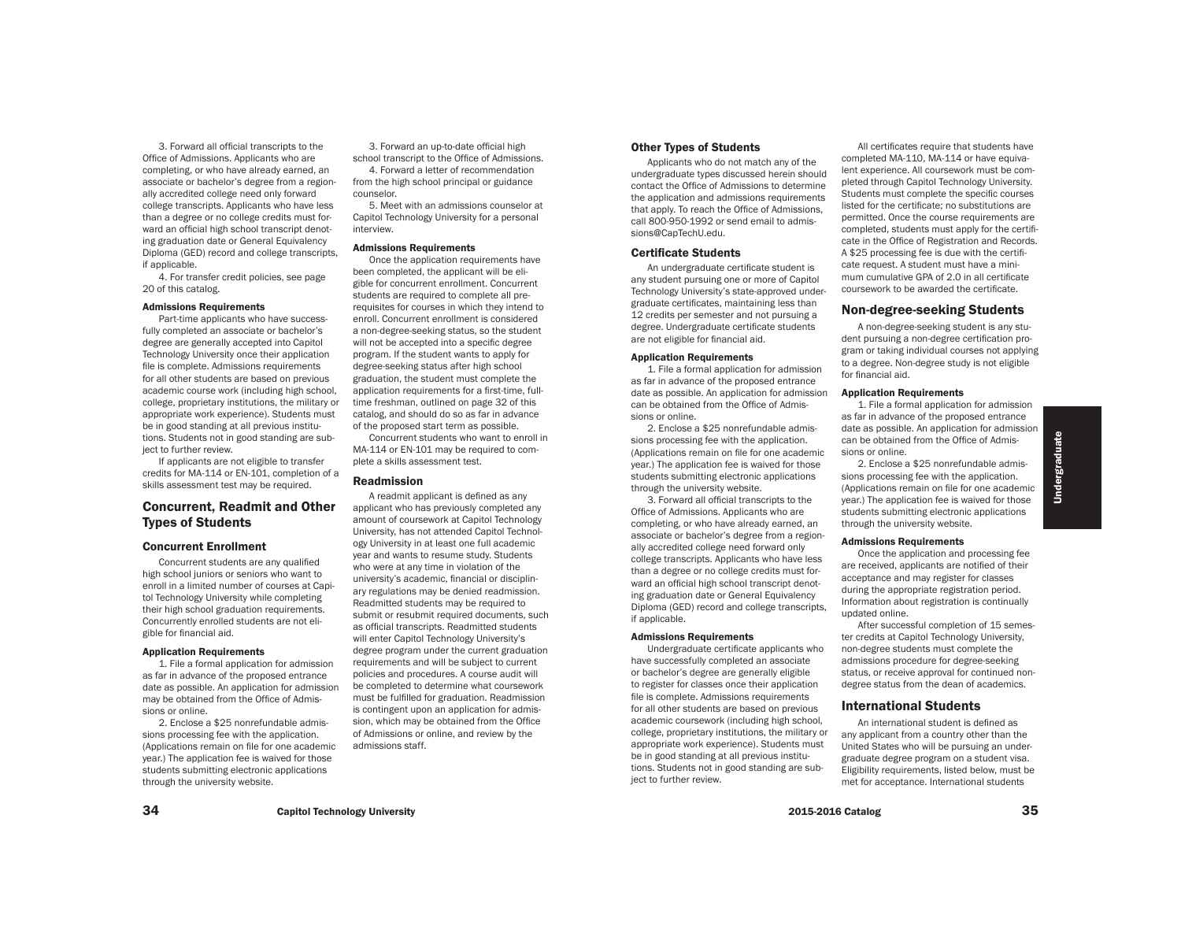3. Forward all official transcripts to the Office of Admissions. Applicants who are completing, or who have already earned, an associate or bachelor's degree from a regionally accredited college need only forward college transcripts. Applicants who have less than a degree or no college credits must forward an official high school transcript denoting graduation date or General Equivalency Diploma (GED) record and college transcripts, if applicable.

4. For transfer credit policies, see page 20 of this catalog.

#### Admissions Requirements

Part-time applicants who have successfully completed an associate or bachelor's degree are generally accepted into Capitol Technology University once their application file is complete. Admissions requirements for all other students are based on previous academic course work (including high school, college, proprietary institutions, the military or appropriate work experience). Students must be in good standing at all previous institutions. Students not in good standing are subject to further review.

If applicants are not eligible to transfer credits for MA-114 or EN-101, completion of a skills assessment test may be required.

## Concurrent, Readmit and Other Types of Students

### Concurrent Enrollment

Concurrent students are any qualified high school juniors or seniors who want to enroll in a limited number of courses at Capitol Technology University while completing their high school graduation requirements. Concurrently enrolled students are not eligible for financial aid.

#### Application Requirements

1. File a formal application for admission as far in advance of the proposed entrance date as possible. An application for admission may be obtained from the Office of Admissions or online.

2. Enclose a $25 nonrefundable admissions processing fee with the application. (Applications remain on file for one academic year.) The application fee is waived for those students submitting electronic applications through the university website.

3. Forward an up-to-date official high school transcript to the Office of Admissions.

4. Forward a letter of recommendation from the high school principal or guidance counselor.

5. Meet with an admissions counselor at Capitol Technology University for a personal interview.

#### Admissions Requirements

Once the application requirements have been completed, the applicant will be eligible for concurrent enrollment. Concurrent students are required to complete all prerequisites for courses in which they intend to enroll. Concurrent enrollment is considered a non-degree-seeking status, so the student will not be accepted into a specific degree program. If the student wants to apply for degree-seeking status after high school graduation, the student must complete the application requirements for a first-time, full-time freshman, outlined on page 32 of this catalog, and should do so as far in advance of the proposed start term as possible.

Concurrent students who want to enroll in MA-114 or EN-101 may be required to complete a skills assessment test.

### Readmission

A readmit applicant is defined as any applicant who has previously completed any amount of coursework at Capitol Technology University, has not attended Capitol Technology University in at least one full academic year and wants to resume study. Students who were at any time in violation of the university's academic, financial or disciplinary regulations may be denied readmission. Readmitted students may be required to submit or resubmit required documents, such as official transcripts. Readmitted students will enter Capitol Technology University's degree program under the current graduation requirements and will be subject to current policies and procedures. A course audit will be completed to determine what coursework must be fulfilled for graduation. Readmission is contingent upon an application for admission, which may be obtained from the Office of Admissions or online, and review by the admissions staff.

### Other Types of Students

Applicants who do not match any of the undergraduate types discussed herein should contact the Office of Admissions to determine the application and admissions requirements that apply. To reach the Office of Admissions, call 800-950-1992 or send email to admissions@CapTechU.edu.

### Certificate Students

An undergraduate certificate student is any student pursuing one or more of Capitol Technology University's state-approved undergraduate certificates, maintaining less than 12 credits per semester and not pursuing a degree. Undergraduate certificate students are not eligible for financial aid.

#### Application Requirements

1. File a formal application for admission as far in advance of the proposed entrance date as possible. An application for admission can be obtained from the Office of Admissions or online.

2. Enclose a $25 nonrefundable admissions processing fee with the application. (Applications remain on file for one academic year.) The application fee is waived for those students submitting electronic applications through the university website.

3. Forward all official transcripts to the Office of Admissions. Applicants who are completing, or who have already earned, an associate or bachelor's degree from a regionally accredited college need forward only college transcripts. Applicants who have less than a degree or no college credits must forward an official high school transcript denoting graduation date or General Equivalency Diploma (GED) record and college transcripts, if applicable.

#### Admissions Requirements

Undergraduate certificate applicants who have successfully completed an associate or bachelor's degree are generally eligible to register for classes once their application file is complete. Admissions requirements for all other students are based on previous academic coursework (including high school, college, proprietary institutions, the military or appropriate work experience). Students must be in good standing at all previous institutions. Students not in good standing are subject to further review.

All certificates require that students have completed MA-110, MA-114 or have equivalent experience. All coursework must be completed through Capitol Technology University. Students must complete the specific courses listed for the certificate; no substitutions are permitted. Once the course requirements are completed, students must apply for the certificate in the Office of Registration and Records. A $25 processing fee is due with the certificate request. A student must have a minimum cumulative GPA of 2.0 in all certificate coursework to be awarded the certificate.

## Non-degree-seeking Students

A non-degree-seeking student is any student pursuing a non-degree certification program or taking individual courses not applying to a degree. Non-degree study is not eligible for financial aid.

#### Application Requirements

1. File a formal application for admission as far in advance of the proposed entrance date as possible. An application for admission can be obtained from the Office of Admissions or online.

2. Enclose a $25 nonrefundable admissions processing fee with the application. (Applications remain on file for one academic year.) The application fee is waived for those students submitting electronic applications through the university website.

#### Admissions Requirements

Once the application and processing fee are received, applicants are notified of their acceptance and may register for classes during the appropriate registration period. Information about registration is continually updated online.

After successful completion of 15 semester credits at Capitol Technology University, non-degree students must complete the admissions procedure for degree-seeking status, or receive approval for continued non-degree status from the dean of academics.

## International Students

An international student is defined as any applicant from a country other than the United States who will be pursuing an undergraduate degree program on a student visa. Eligibility requirements, listed below, must be met for acceptance. International students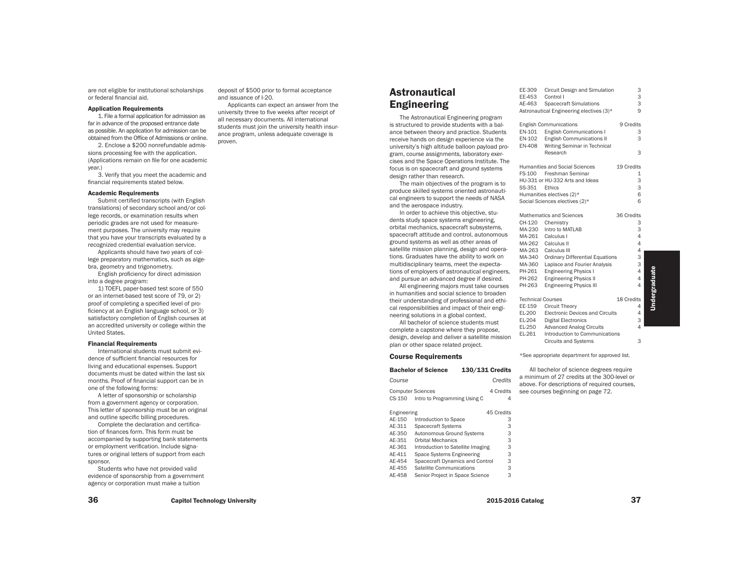are not eligible for institutional scholarships or federal financial aid.

#### Application Requirements

1. File a formal application for admission as far in advance of the proposed entrance date as possible. An application for admission can be obtained from the Office of Admissions or online.

2. Enclose a $200 nonrefundable admissions processing fee with the application. (Applications remain on file for one academic year.)

3. Verify that you meet the academic and financial requirements stated below.

#### Academic Requirements

Submit certified transcripts (with English translations) of secondary school and/or college records, or examination results when periodic grades are not used for measurement purposes. The university may require that you have your transcripts evaluated by a recognized credential evaluation service.

Applicants should have two years of college preparatory mathematics, such as algebra, geometry and trigonometry.

English proficiency for direct admission into a degree program:

1) TOEFL paper-based test score of 550 or an internet-based test score of 79, or 2) proof of completing a specified level of proficiency at an English language school, or 3) satisfactory completion of English courses at an accredited university or college within the United States.

#### Financial Requirements

International students must submit evidence of sufficient financial resources for living and educational expenses. Support documents must be dated within the last six months. Proof of financial support can be in one of the following forms:

A letter of sponsorship or scholarship from a government agency or corporation. This letter of sponsorship must be an original and outline specific billing procedures.

Complete the declaration and certification of finances form. This form must be accompanied by supporting bank statements or employment verification. Include signatures or original letters of support from each sponsor.

Students who have not provided valid evidence of sponsorship from a government agency or corporation must make a tuition deposit of $500 prior to formal acceptance and issuance of I-20.

Applicants can expect an answer from the university three to five weeks after receipt of all necessary documents. All international students must join the university health insurance program, unless adequate coverage is proven.

# Astronautical Engineering

The Astronautical Engineering program is structured to provide students with a balance between theory and practice. Students receive hands on design experience via the university's high altitude balloon payload program, course assignments, laboratory exercises and the Space Operations Institute. The focus is on spacecraft and ground systems design rather than research.

The main objectives of the program is to produce skilled systems oriented astronautical engineers to support the needs of NASA and the aerospace industry.

In order to achieve this objective, students study space systems engineering, orbital mechanics, spacecraft subsystems, spacecraft attitude and control, autonomous ground systems as well as other areas of satellite mission planning, design and operations. Graduates have the ability to work on multidisciplinary teams, meet the expectations of employers of astronautical engineers, and pursue an advanced degree if desired.

All engineering majors must take courses in humanities and social science to broaden their understanding of professional and ethical responsibilities and impact of their engineering solutions in a global context.

All bachelor of science students must complete a capstone where they propose, design, develop and deliver a satellite mission plan or other space related project.

## Course Requirements

**Bachelor of Science — 130/131 Credits**

| Course | | Credits |
|---|---|---|
| **Computer Sciences** | | **4 Credits** |
| CS-150 | Intro to Programming Using C | 4 |
| **Engineering** | | **45 Credits** |
| AE-150 | Introduction to Space | 3 |
| AE-311 | Spacecraft Systems | 3 |
| AE-350 | Autonomous Ground Systems | 3 |
| AE-351 | Orbital Mechanics | 3 |
| AE-361 | Introduction to Satellite Imaging | 3 |
| AE-411 | Space Systems Engineering | 3 |
| AE-454 | Spacecraft Dynamics and Control | 3 |
| AE-455 | Satellite Communications | 3 |
| AE-458 | Senior Project in Space Science | 3 |
| EE-309 | Circuit Design and Simulation | 3 |
| EE-453 | Control I | 3 |
| AE-463 | Spacecraft Simulations | 3 |
| Astronautical Engineering electives (3)* | | 9 |
| **English Communications** | | **9 Credits** |
| EN-101 | English Communications I | 3 |
| EN-102 | English Communications II | 3 |
| EN-408 | Writing Seminar in Technical Research | 3 |
| **Humanities and Social Sciences** | | **19 Credits** |
| FS-100 | Freshman Seminar | 1 |
| HU-331 or HU-332 Arts and Ideas | | 3 |
| SS-351 | Ethics | 3 |
| Humanities electives (2)* | | 6 |
| Social Sciences electives (2)* | | 6 |
| **Mathematics and Sciences** | | **36 Credits** |
| CH-120 | Chemistry | 3 |
| MA-230 | Intro to MATLAB | 3 |
| MA-261 | Calculus I | 4 |
| MA-262 | Calculus II | 4 |
| MA-263 | Calculus III | 4 |
| MA-340 | Ordinary Differential Equations | 3 |
| MA-360 | Laplace and Fourier Analysis | 3 |
| PH-261 | Engineering Physics I | 4 |
| PH-262 | Engineering Physics II | 4 |
| PH-263 | Engineering Physics III | 4 |
| **Technical Courses** | | **18 Credits** |
| EE-159 | Circuit Theory | 4 |
| EL-200 | Electronic Devices and Circuits | 4 |
| EL-204 | Digital Electronics | 3 |
| EL-250 | Advanced Analog Circuits | 4 |
| EL-261 | Introduction to Communications Circuits and Systems | 3 |

*See appropriate department for approved list.

All bachelor of science degrees require a minimum of 27 credits at the 300-level or above. For descriptions of required courses, see courses beginning on page 72.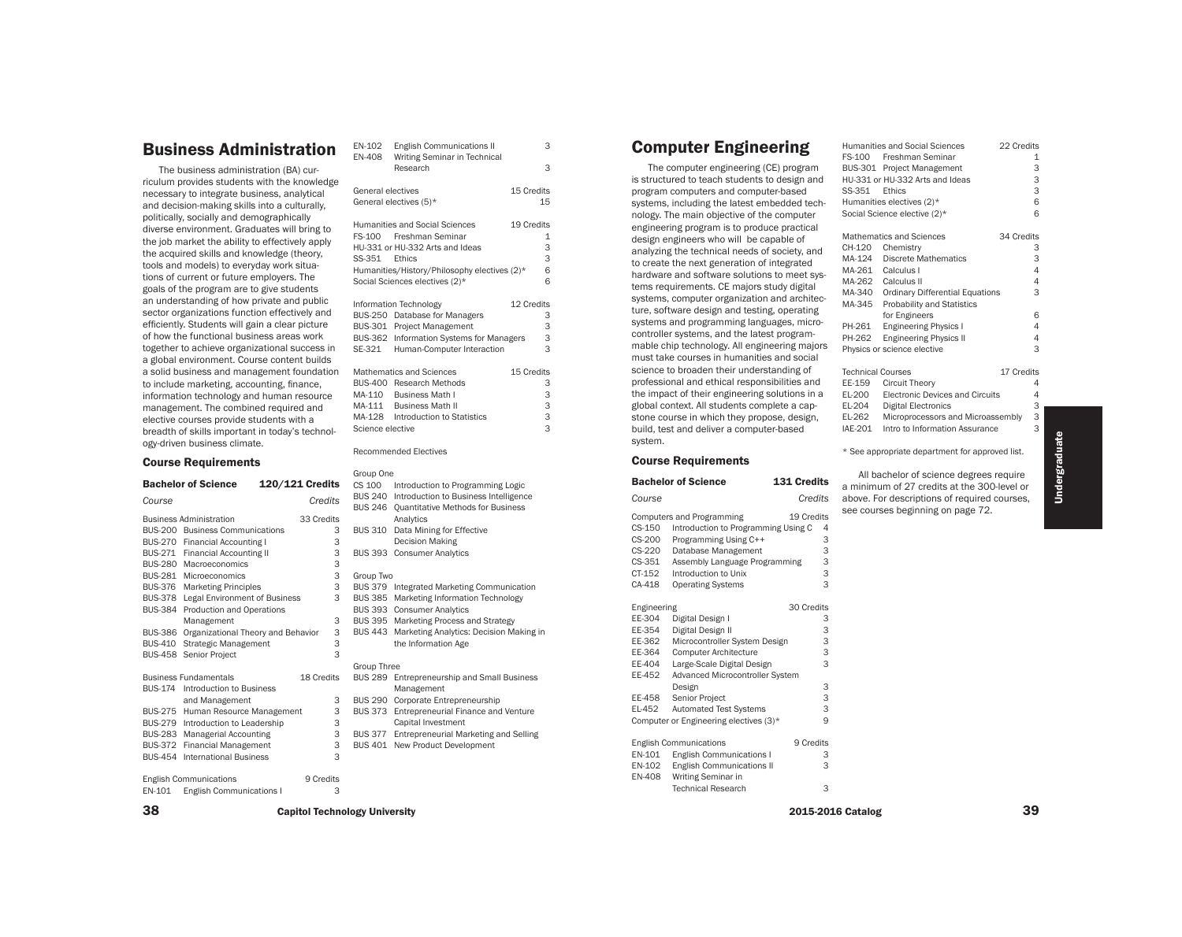# Business Administration

The business administration (BA) curriculum provides students with the knowledge necessary to integrate business, analytical and decision-making skills into a culturally, politically, socially and demographically diverse environment. Graduates will bring to the job market the ability to effectively apply the acquired skills and knowledge (theory, tools and models) to everyday work situations of current or future employers. The goals of the program are to give students an understanding of how private and public sector organizations function effectively and efficiently. Students will gain a clear picture of how the functional business areas work together to achieve organizational success in a global environment. Course content builds a solid business and management foundation to include marketing, accounting, finance, information technology and human resource management. The combined required and elective courses provide students with a breadth of skills important in today's technology-driven business climate.

## Course Requirements

**Bachelor of Science — 120/121 Credits**

| Course | | Credits |
|---|---|---|
| **Business Administration** | | **33 Credits** |
| BUS-200 | Business Communications | 3 |
| BUS-270 | Financial Accounting I | 3 |
| BUS-271 | Financial Accounting II | 3 |
| BUS-280 | Macroeconomics | 3 |
| BUS-281 | Microeconomics | 3 |
| BUS-376 | Marketing Principles | 3 |
| BUS-378 | Legal Environment of Business | 3 |
| BUS-384 | Production and Operations Management | 3 |
| BUS-386 | Organizational Theory and Behavior | 3 |
| BUS-410 | Strategic Management | 3 |
| BUS-458 | Senior Project | 3 |
| **Business Fundamentals** | | **18 Credits** |
| BUS-174 | Introduction to Business and Management | 3 |
| BUS-275 | Human Resource Management | 3 |
| BUS-279 | Introduction to Leadership | 3 |
| BUS-283 | Managerial Accounting | 3 |
| BUS-372 | Financial Management | 3 |
| BUS-454 | International Business | 3 |
| **English Communications** | | **9 Credits** |
| EN-101 | English Communications I | 3 |
| EN-102 | English Communications II | 3 |
| EN-408 | Writing Seminar in Technical Research | 3 |
| **General electives** | | **15 Credits** |
| General electives (5)* | | 15 |
| **Humanities and Social Sciences** | | **19 Credits** |
| FS-100 | Freshman Seminar | 1 |
| HU-331 or HU-332 Arts and Ideas | | 3 |
| SS-351 | Ethics | 3 |
| Humanities/History/Philosophy electives (2)* | | 6 |
| Social Sciences electives (2)* | | 6 |
| **Information Technology** | | **12 Credits** |
| BUS-250 | Database for Managers | 3 |
| BUS-301 | Project Management | 3 |
| BUS-362 | Information Systems for Managers | 3 |
| SE-321 | Human-Computer Interaction | 3 |
| **Mathematics and Sciences** | | **15 Credits** |
| BUS-400 | Research Methods | 3 |
| MA-110 | Business Math I | 3 |
| MA-111 | Business Math II | 3 |
| MA-128 | Introduction to Statistics | 3 |
| Science elective | | 3 |

Recommended Electives

Group One

- CS 100 Introduction to Programming Logic
- BUS 240 Introduction to Business Intelligence
- BUS 246 Quantitative Methods for Business Analytics
- BUS 310 Data Mining for Effective Decision Making
- BUS 393 Consumer Analytics

Group Two

- BUS 379 Integrated Marketing Communication
- BUS 385 Marketing Information Technology
- BUS 393 Consumer Analytics
- BUS 395 Marketing Process and Strategy
- BUS 443 Marketing Analytics: Decision Making in the Information Age

Group Three

- BUS 289 Entrepreneurship and Small Business Management
- BUS 290 Corporate Entrepreneurship
- BUS 373 Entrepreneurial Finance and Venture Capital Investment
- BUS 377 Entrepreneurial Marketing and Selling
- BUS 401 New Product Development

# Computer Engineering

The computer engineering (CE) program is structured to teach students to design and program computers and computer-based systems, including the latest embedded technology. The main objective of the computer engineering program is to produce practical design engineers who will be capable of analyzing the technical needs of society, and to create the next generation of integrated hardware and software solutions to meet systems requirements. CE majors study digital systems, computer organization and architecture, software design and testing, operating systems and programming languages, microcontroller systems, and the latest programmable chip technology. All engineering majors must take courses in humanities and social science to broaden their understanding of professional and ethical responsibilities and the impact of their engineering solutions in a global context. All students complete a capstone course in which they propose, design, build, test and deliver a computer-based system.

## Course Requirements

**Bachelor of Science — 131 Credits**

| Course | | Credits |
|---|---|---|
| **Computers and Programming** | | **19 Credits** |
| CS-150 | Introduction to Programming Using C | 4 |
| CS-200 | Programming Using C++ | 3 |
| CS-220 | Database Management | 3 |
| CS-351 | Assembly Language Programming | 3 |
| CT-152 | Introduction to Unix | 3 |
| CA-418 | Operating Systems | 3 |
| **Engineering** | | **30 Credits** |
| EE-304 | Digital Design I | 3 |
| EE-354 | Digital Design II | 3 |
| EE-362 | Microcontroller System Design | 3 |
| EE-364 | Computer Architecture | 3 |
| EE-404 | Large-Scale Digital Design | 3 |
| EE-452 | Advanced Microcontroller System Design | 3 |
| EE-458 | Senior Project | 3 |
| EL-452 | Automated Test Systems | 3 |
| Computer or Engineering electives (3)* | | 9 |
| **English Communications** | | **9 Credits** |
| EN-101 | English Communications I | 3 |
| EN-102 | English Communications II | 3 |
| EN-408 | Writing Seminar in Technical Research | 3 |
| **Humanities and Social Sciences** | | **22 Credits** |
| FS-100 | Freshman Seminar | 1 |
| BUS-301 | Project Management | 3 |
| HU-331 or HU-332 Arts and Ideas | | 3 |
| SS-351 | Ethics | 3 |
| Humanities electives (2)* | | 6 |
| Social Science elective (2)* | | 6 |
| **Mathematics and Sciences** | | **34 Credits** |
| CH-120 | Chemistry | 3 |
| MA-124 | Discrete Mathematics | 3 |
| MA-261 | Calculus I | 4 |
| MA-262 | Calculus II | 4 |
| MA-340 | Ordinary Differential Equations | 3 |
| MA-345 | Probability and Statistics for Engineers | 6 |
| PH-261 | Engineering Physics I | 4 |
| PH-262 | Engineering Physics II | 4 |
| Physics or science elective | | 3 |
| **Technical Courses** | | **17 Credits** |
| EE-159 | Circuit Theory | 4 |
| EL-200 | Electronic Devices and Circuits | 4 |
| EL-204 | Digital Electronics | 3 |
| EL-262 | Microprocessors and Microassembly | 3 |
| IAE-201 | Intro to Information Assurance | 3 |

* See appropriate department for approved list.

All bachelor of science degrees require a minimum of 27 credits at the 300-level or above. For descriptions of required courses, see courses beginning on page 72.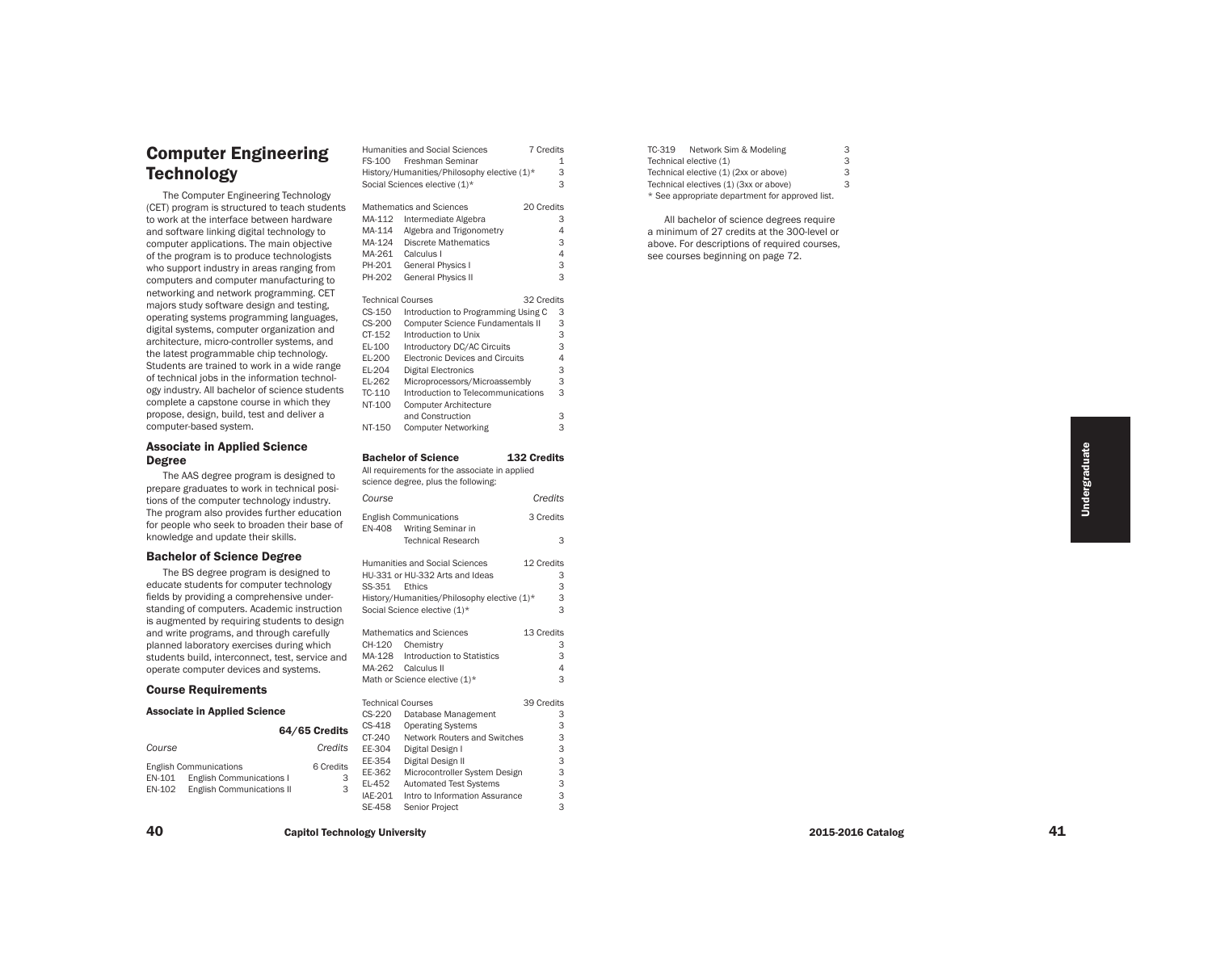# Computer Engineering Technology

The Computer Engineering Technology (CET) program is structured to teach students to work at the interface between hardware and software linking digital technology to computer applications. The main objective of the program is to produce technologists who support industry in areas ranging from computers and computer manufacturing to networking and network programming. CET majors study software design and testing, operating systems programming languages, digital systems, computer organization and architecture, micro-controller systems, and the latest programmable chip technology. Students are trained to work in a wide range of technical jobs in the information technology industry. All bachelor of science students complete a capstone course in which they propose, design, build, test and deliver a computer-based system.

### Associate in Applied Science Degree

The AAS degree program is designed to prepare graduates to work in technical positions of the computer technology industry. The program also provides further education for people who seek to broaden their base of knowledge and update their skills.

### Bachelor of Science Degree

The BS degree program is designed to educate students for computer technology fields by providing a comprehensive understanding of computers. Academic instruction is augmented by requiring students to design and write programs, and through carefully planned laboratory exercises during which students build, interconnect, test, service and operate computer devices and systems.

### Course Requirements

#### Associate in Applied Science — 64/65 Credits

| Course | | Credits |
|---|---|---|
| **English Communications** | | **6 Credits** |
| EN-101 | English Communications I | 3 |
| EN-102 | English Communications II | 3 |
| **Humanities and Social Sciences** | | **7 Credits** |
| FS-100 | Freshman Seminar | 1 |
| History/Humanities/Philosophy elective (1)* | | 3 |
| Social Sciences elective (1)* | | 3 |
| **Mathematics and Sciences** | | **20 Credits** |
| MA-112 | Intermediate Algebra | 3 |
| MA-114 | Algebra and Trigonometry | 4 |
| MA-124 | Discrete Mathematics | 3 |
| MA-261 | Calculus I | 4 |
| PH-201 | General Physics I | 3 |
| PH-202 | General Physics II | 3 |
| **Technical Courses** | | **32 Credits** |
| CS-150 | Introduction to Programming Using C | 3 |
| CS-200 | Computer Science Fundamentals II | 3 |
| CT-152 | Introduction to Unix | 3 |
| EL-100 | Introductory DC/AC Circuits | 3 |
| EL-200 | Electronic Devices and Circuits | 4 |
| EL-204 | Digital Electronics | 3 |
| EL-262 | Microprocessors/Microassembly | 3 |
| TC-110 | Introduction to Telecommunications | 3 |
| NT-100 | Computer Architecture and Construction | 3 |
| NT-150 | Computer Networking | 3 |

#### Bachelor of Science — 132 Credits

All requirements for the associate in applied science degree, plus the following:

| Course | | Credits |
|---|---|---|
| **English Communications** | | **3 Credits** |
| EN-408 | Writing Seminar in Technical Research | 3 |
| **Humanities and Social Sciences** | | **12 Credits** |
| HU-331 or HU-332 Arts and Ideas | | 3 |
| SS-351 | Ethics | 3 |
| History/Humanities/Philosophy elective (1)* | | 3 |
| Social Science elective (1)* | | 3 |
| **Mathematics and Sciences** | | **13 Credits** |
| CH-120 | Chemistry | 3 |
| MA-128 | Introduction to Statistics | 3 |
| MA-262 | Calculus II | 4 |
| Math or Science elective (1)* | | 3 |
| **Technical Courses** | | **39 Credits** |
| CS-220 | Database Management | 3 |
| CS-418 | Operating Systems | 3 |
| CT-240 | Network Routers and Switches | 3 |
| EE-304 | Digital Design I | 3 |
| EE-354 | Digital Design II | 3 |
| EE-362 | Microcontroller System Design | 3 |
| EL-452 | Automated Test Systems | 3 |
| IAE-201 | Intro to Information Assurance | 3 |
| SE-458 | Senior Project | 3 |
| TC-319 | Network Sim & Modeling | 3 |
| Technical elective (1) | | 3 |
| Technical elective (1) (2xx or above) | | 3 |
| Technical electives (1) (3xx or above) | | 3 |

\* See appropriate department for approved list.

All bachelor of science degrees require a minimum of 27 credits at the 300-level or above. For descriptions of required courses, see courses beginning on page 72.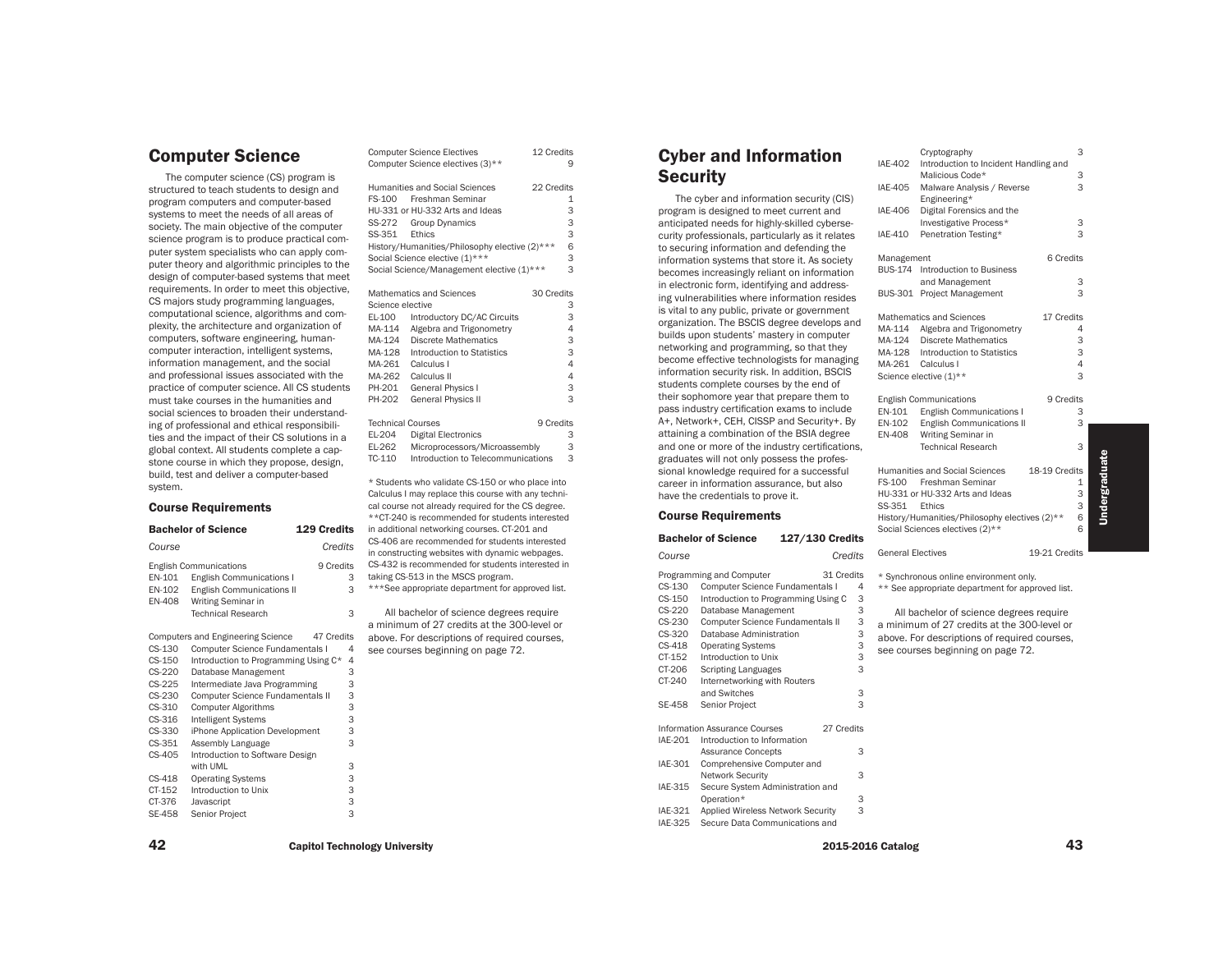# Computer Science

The computer science (CS) program is structured to teach students to design and program computers and computer-based systems to meet the needs of all areas of society. The main objective of the computer science program is to produce practical computer system specialists who can apply computer theory and algorithmic principles to the design of computer-based systems that meet requirements. In order to meet this objective, CS majors study programming languages, computational science, algorithms and complexity, the architecture and organization of computers, software engineering, human-computer interaction, intelligent systems, information management, and the social and professional issues associated with the practice of computer science. All CS students must take courses in the humanities and social sciences to broaden their understanding of professional and ethical responsibilities and the impact of their CS solutions in a global context. All students complete a capstone course in which they propose, design, build, test and deliver a computer-based system.

### Course Requirements

| **Bachelor of Science** | | **129 Credits** |
|---|---|---|
| *Course* | | *Credits* |
| English Communications | | 9 Credits |
| EN-101 | English Communications I | 3 |
| EN-102 | English Communications II | 3 |
| EN-408 | Writing Seminar in Technical Research | 3 |
| Computers and Engineering Science | | 47 Credits |
| CS-130 | Computer Science Fundamentals I | 4 |
| CS-150 | Introduction to Programming Using C* | 4 |
| CS-220 | Database Management | 3 |
| CS-225 | Intermediate Java Programming | 3 |
| CS-230 | Computer Science Fundamentals II | 3 |
| CS-310 | Computer Algorithms | 3 |
| CS-316 | Intelligent Systems | 3 |
| CS-330 | iPhone Application Development | 3 |
| CS-351 | Assembly Language | 3 |
| CS-405 | Introduction to Software Design with UML | 3 |
| CS-418 | Operating Systems | 3 |
| CT-152 | Introduction to Unix | 3 |
| CT-376 | Javascript | 3 |
| SE-458 | Senior Project | 3 |
| Computer Science Electives | | 12 Credits |
| Computer Science electives (3)** | | 9 |
| Humanities and Social Sciences | | 22 Credits |
| FS-100 | Freshman Seminar | 1 |
| HU-331 or HU-332 Arts and Ideas | | 3 |
| SS-272 | Group Dynamics | 3 |
| SS-351 | Ethics | 3 |
| History/Humanities/Philosophy elective (2)*** | | 6 |
| Social Science elective (1)*** | | 3 |
| Social Science/Management elective (1)*** | | 3 |
| Mathematics and Sciences | | 30 Credits |
| Science elective | | 3 |
| EL-100 | Introductory DC/AC Circuits | 3 |
| MA-114 | Algebra and Trigonometry | 4 |
| MA-124 | Discrete Mathematics | 3 |
| MA-128 | Introduction to Statistics | 3 |
| MA-261 | Calculus I | 4 |
| MA-262 | Calculus II | 4 |
| PH-201 | General Physics I | 3 |
| PH-202 | General Physics II | 3 |
| Technical Courses | | 9 Credits |
| EL-204 | Digital Electronics | 3 |
| EL-262 | Microprocessors/Microassembly | 3 |
| TC-110 | Introduction to Telecommunications | 3 |

\* Students who validate CS-150 or who place into Calculus I may replace this course with any technical course not already required for the CS degree.
\*\*CT-240 is recommended for students interested in additional networking courses. CT-201 and CS-406 are recommended for students interested in constructing websites with dynamic webpages. CS-432 is recommended for students interested in taking CS-513 in the MSCS program.
\*\*\*See appropriate department for approved list.

All bachelor of science degrees require a minimum of 27 credits at the 300-level or above. For descriptions of required courses, see courses beginning on page 72.

# Cyber and Information Security

The cyber and information security (CIS) program is designed to meet current and anticipated needs for highly-skilled cybersecurity professionals, particularly as it relates to securing information and defending the information systems that store it. As society becomes increasingly reliant on information in electronic form, identifying and addressing vulnerabilities where information resides is vital to any public, private or government organization. The BSCIS degree develops and builds upon students' mastery in computer networking and programming, so that they become effective technologists for managing information security risk. In addition, BSCIS students complete courses by the end of their sophomore year that prepare them to pass industry certification exams to include A+, Network+, CEH, CISSP and Security+. By attaining a combination of the BSIA degree and one or more of the industry certifications, graduates will not only possess the professional knowledge required for a successful career in information assurance, but also have the credentials to prove it.

### Course Requirements

| **Bachelor of Science** | | **127/130 Credits** |
|---|---|---|
| *Course* | | *Credits* |
| Programming and Computer | | 31 Credits |
| CS-130 | Computer Science Fundamentals I | 4 |
| CS-150 | Introduction to Programming Using C | 3 |
| CS-220 | Database Management | 3 |
| CS-230 | Computer Science Fundamentals II | 3 |
| CS-320 | Database Administration | 3 |
| CS-418 | Operating Systems | 3 |
| CT-152 | Introduction to Unix | 3 |
| CT-206 | Scripting Languages | 3 |
| CT-240 | Internetworking with Routers and Switches | 3 |
| SE-458 | Senior Project | 3 |
| Information Assurance Courses | | 27 Credits |
| IAE-201 | Introduction to Information Assurance Concepts | 3 |
| IAE-301 | Comprehensive Computer and Network Security | 3 |
| IAE-315 | Secure System Administration and Operation* | 3 |
| IAE-321 | Applied Wireless Network Security | 3 |
| IAE-325 | Secure Data Communications and Cryptography | 3 |
| IAE-402 | Introduction to Incident Handling and Malicious Code* | 3 |
| IAE-405 | Malware Analysis / Reverse Engineering* | 3 |
| IAE-406 | Digital Forensics and the Investigative Process* | 3 |
| IAE-410 | Penetration Testing* | 3 |
| Management | | 6 Credits |
| BUS-174 | Introduction to Business and Management | 3 |
| BUS-301 | Project Management | 3 |
| Mathematics and Sciences | | 17 Credits |
| MA-114 | Algebra and Trigonometry | 4 |
| MA-124 | Discrete Mathematics | 3 |
| MA-128 | Introduction to Statistics | 3 |
| MA-261 | Calculus I | 4 |
| Science elective (1)** | | 3 |
| English Communications | | 9 Credits |
| EN-101 | English Communications I | 3 |
| EN-102 | English Communications II | 3 |
| EN-408 | Writing Seminar in Technical Research | 3 |
| Humanities and Social Sciences | | 18-19 Credits |
| FS-100 | Freshman Seminar | 1 |
| HU-331 or HU-332 Arts and Ideas | | 3 |
| SS-351 | Ethics | 3 |
| History/Humanities/Philosophy electives (2)** | | 6 |
| Social Sciences electives (2)** | | 6 |
| General Electives | | 19-21 Credits |

\* Synchronous online environment only.
\*\* See appropriate department for approved list.

All bachelor of science degrees require a minimum of 27 credits at the 300-level or above. For descriptions of required courses, see courses beginning on page 72.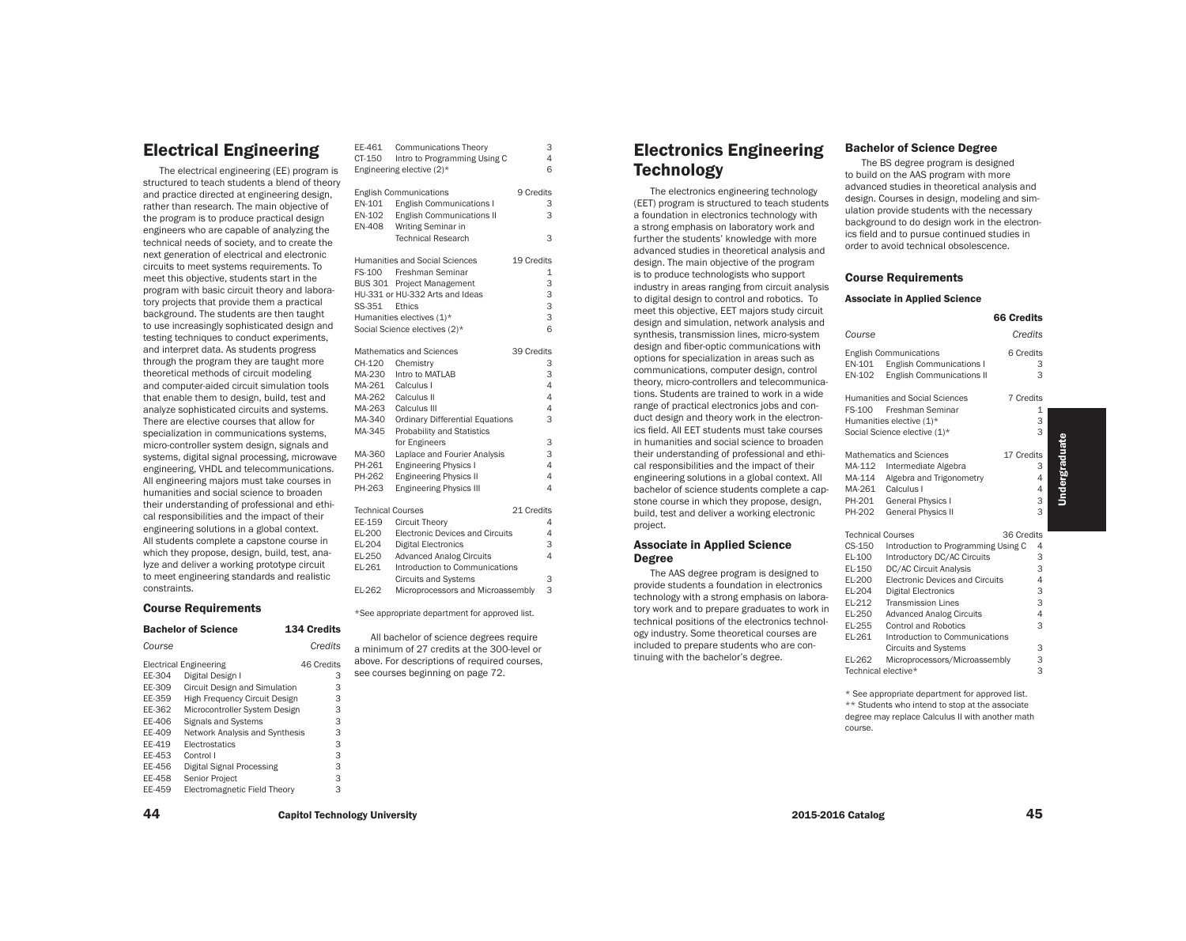# Electrical Engineering

The electrical engineering (EE) program is structured to teach students a blend of theory and practice directed at engineering design, rather than research. The main objective of the program is to produce practical design engineers who are capable of analyzing the technical needs of society, and to create the next generation of electrical and electronic circuits to meet systems requirements. To meet this objective, students start in the program with basic circuit theory and laboratory projects that provide them a practical background. The students are then taught to use increasingly sophisticated design and testing techniques to conduct experiments, and interpret data. As students progress through the program they are taught more theoretical methods of circuit modeling and computer-aided circuit simulation tools that enable them to design, build, test and analyze sophisticated circuits and systems. There are elective courses that allow for specialization in communications systems, micro-controller system design, signals and systems, digital signal processing, microwave engineering, VHDL and telecommunications. All engineering majors must take courses in humanities and social science to broaden their understanding of professional and ethical responsibilities and the impact of their engineering solutions in a global context. All students complete a capstone course in which they propose, design, build, test, analyze and deliver a working prototype circuit to meet engineering standards and realistic constraints.

### Course Requirements

**Bachelor of Science — 134 Credits**

| Course | | Credits |
|---|---|---|
| Electrical Engineering | | 46 Credits |
| EE-304 | Digital Design I | 3 |
| EE-309 | Circuit Design and Simulation | 3 |
| EE-359 | High Frequency Circuit Design | 3 |
| EE-362 | Microcontroller System Design | 3 |
| EE-406 | Signals and Systems | 3 |
| EE-409 | Network Analysis and Synthesis | 3 |
| EE-419 | Electrostatics | 3 |
| EE-453 | Control I | 3 |
| EE-456 | Digital Signal Processing | 3 |
| EE-458 | Senior Project | 3 |
| EE-459 | Electromagnetic Field Theory | 3 |
| EE-461 | Communications Theory | 3 |
| CT-150 | Intro to Programming Using C | 4 |
| Engineering elective (2)* | | 6 |
| English Communications | | 9 Credits |
| EN-101 | English Communications I | 3 |
| EN-102 | English Communications II | 3 |
| EN-408 | Writing Seminar in Technical Research | 3 |
| Humanities and Social Sciences | | 19 Credits |
| FS-100 | Freshman Seminar | 1 |
| BUS 301 | Project Management | 3 |
| HU-331 or HU-332 Arts and Ideas | | 3 |
| SS-351 | Ethics | 3 |
| Humanities electives (1)* | | 3 |
| Social Science electives (2)* | | 6 |
| Mathematics and Sciences | | 39 Credits |
| CH-120 | Chemistry | 3 |
| MA-230 | Intro to MATLAB | 3 |
| MA-261 | Calculus I | 4 |
| MA-262 | Calculus II | 4 |
| MA-263 | Calculus III | 4 |
| MA-340 | Ordinary Differential Equations | 3 |
| MA-345 | Probability and Statistics for Engineers | 3 |
| MA-360 | Laplace and Fourier Analysis | 3 |
| PH-261 | Engineering Physics I | 4 |
| PH-262 | Engineering Physics II | 4 |
| PH-263 | Engineering Physics III | 4 |
| Technical Courses | | 21 Credits |
| EE-159 | Circuit Theory | 4 |
| EL-200 | Electronic Devices and Circuits | 4 |
| EL-204 | Digital Electronics | 3 |
| EL-250 | Advanced Analog Circuits | 4 |
| EL-261 | Introduction to Communications Circuits and Systems | 3 |
| EL-262 | Microprocessors and Microassembly | 3 |

*See appropriate department for approved list.

All bachelor of science degrees require a minimum of 27 credits at the 300-level or above. For descriptions of required courses, see courses beginning on page 72.

# Electronics Engineering Technology

The electronics engineering technology (EET) program is structured to teach students a foundation in electronics technology with a strong emphasis on laboratory work and further the students' knowledge with more advanced studies in theoretical analysis and design. The main objective of the program is to produce technologists who support industry in areas ranging from circuit analysis to digital design to control and robotics. To meet this objective, EET majors study circuit design and simulation, network analysis and synthesis, transmission lines, micro-system design and fiber-optic communications with options for specialization in areas such as communications, computer design, control theory, micro-controllers and telecommunications. Students are trained to work in a wide range of practical electronics jobs and conduct design and theory work in the electronics field. All EET students must take courses in humanities and social science to broaden their understanding of professional and ethical responsibilities and the impact of their engineering solutions in a global context. All bachelor of science students complete a capstone course in which they propose, design, build, test and deliver a working electronic project.

### Associate in Applied Science Degree

The AAS degree program is designed to provide students a foundation in electronics technology with a strong emphasis on laboratory work and to prepare graduates to work in technical positions of the electronics technology industry. Some theoretical courses are included to prepare students who are continuing with the bachelor's degree.

### Bachelor of Science Degree

The BS degree program is designed to build on the AAS program with more advanced studies in theoretical analysis and design. Courses in design, modeling and simulation provide students with the necessary background to do design work in the electronics field and to pursue continued studies in order to avoid technical obsolescence.

### Course Requirements

**Associate in Applied Science — 66 Credits**

| Course | | Credits |
|---|---|---|
| English Communications | | 6 Credits |
| EN-101 | English Communications I | 3 |
| EN-102 | English Communications II | 3 |
| Humanities and Social Sciences | | 7 Credits |
| FS-100 | Freshman Seminar | 1 |
| Humanities elective (1)* | | 3 |
| Social Science elective (1)* | | 3 |
| Mathematics and Sciences | | 17 Credits |
| MA-112 | Intermediate Algebra | 3 |
| MA-114 | Algebra and Trigonometry | 4 |
| MA-261 | Calculus I | 4 |
| PH-201 | General Physics I | 3 |
| PH-202 | General Physics II | 3 |
| Technical Courses | | 36 Credits |
| CS-150 | Introduction to Programming Using C | 4 |
| EL-100 | Introductory DC/AC Circuits | 3 |
| EL-150 | DC/AC Circuit Analysis | 3 |
| EL-200 | Electronic Devices and Circuits | 4 |
| EL-204 | Digital Electronics | 3 |
| EL-212 | Transmission Lines | 3 |
| EL-250 | Advanced Analog Circuits | 4 |
| EL-255 | Control and Robotics | 3 |
| EL-261 | Introduction to Communications Circuits and Systems | 3 |
| EL-262 | Microprocessors/Microassembly | 3 |
| Technical elective* | | 3 |

* See appropriate department for approved list.
** Students who intend to stop at the associate degree may replace Calculus II with another math course.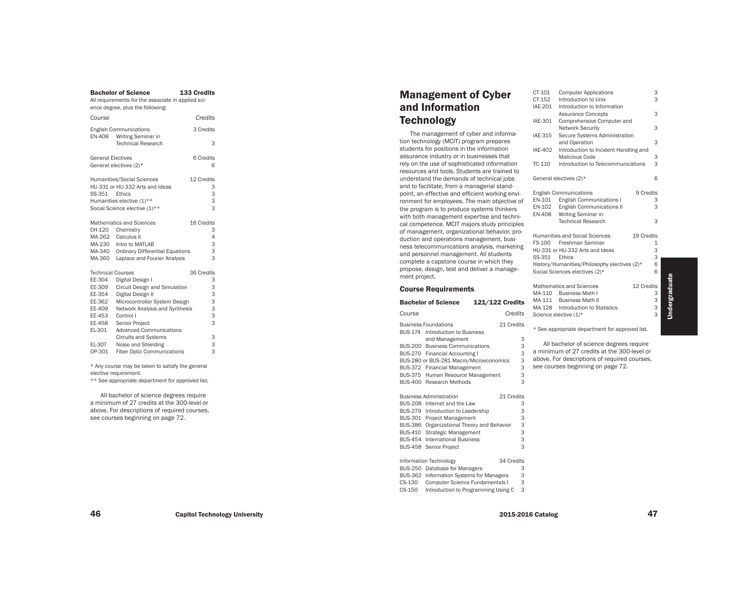**Bachelor of Science 133 Credits**

All requirements for the associate in applied science degree, plus the following:

| Course | | Credits |
|---|---|---|
| English Communications | | 3 Credits |
| EN-408 | Writing Seminar in Technical Research | 3 |
| General Electives | | 6 Credits |
| General electives (2)* | | 6 |
| Humanities/Social Sciences | | 12 Credits |
| HU-331 or HU-332 Arts and Ideas | | 3 |
| SS-351 | Ethics | 3 |
| Humanities elective (1)** | | 3 |
| Social Science elective (1)** | | 3 |
| Mathematics and Sciences | | 16 Credits |
| CH-120 | Chemistry | 3 |
| MA-262 | Calculus II | 4 |
| MA-230 | Intro to MATLAB | 3 |
| MA-340 | Ordinary Differential Equations | 3 |
| MA-360 | Laplace and Fourier Analysis | 3 |
| Technical Courses | | 36 Credits |
| EE-304 | Digital Design I | 3 |
| EE-309 | Circuit Design and Simulation | 3 |
| EE-354 | Digital Design II | 3 |
| EE-362 | Microcontroller System Design | 3 |
| EE-409 | Network Analysis and Synthesis | 3 |
| EE-453 | Control I | 3 |
| EE-458 | Senior Project | 3 |
| EL-301 | Advanced Communications Circuits and Systems | 3 |
| EL-307 | Noise and Shielding | 3 |
| OP-301 | Fiber Optic Communications | 3 |

* Any course may be taken to satisfy the general elective requirement.

** See appropriate department for approved list.

All bachelor of science degrees require a minimum of 27 credits at the 300-level or above. For descriptions of required courses, see courses beginning on page 72.

# Management of Cyber and Information Technology

The management of cyber and information technology (MCIT) program prepares students for positions in the information assurance industry or in businesses that rely on the use of sophisticated information resources and tools. Students are trained to understand the demands of technical jobs and to facilitate, from a managerial standpoint, an effective and efficient working environment for employees. The main objective of the program is to produce systems thinkers with both management expertise and technical competence. MCIT majors study principles of management, organizational behavior, production and operations management, business telecommunications analysis, marketing and personnel management. All students complete a capstone course in which they propose, design, test and deliver a management project.

## Course Requirements

**Bachelor of Science 121/122 Credits**

| Course | | Credits |
|---|---|---|
| Business Foundations | | 21 Credits |
| BUS-174 | Introduction to Business and Management | 3 |
| BUS-200 | Business Communications | 3 |
| BUS-270 | Financial Accounting I | 3 |
| BUS-280 or BUS-281 Macro/Microeconomics | | 3 |
| BUS-372 | Financial Management | 3 |
| BUS-375 | Human Resource Management | 3 |
| BUS-400 | Research Methods | 3 |
| Business Administration | | 21 Credits |
| BUS-208 | Internet and the Law | 3 |
| BUS-279 | Introduction to Leadership | 3 |
| BUS-301 | Project Management | 3 |
| BUS-386 | Organizational Theory and Behavior | 3 |
| BUS-410 | Strategic Management | 3 |
| BUS-454 | International Business | 3 |
| BUS-458 | Senior Project | 3 |
| Information Technology | | 34 Credits |
| BUS-250 | Database for Managers | 3 |
| BUS-362 | Information Systems for Managers | 3 |
| CS-130 | Computer Science Fundamentals I | 3 |
| CS-150 | Introduction to Programming Using C | 3 |
| CT-101 | Computer Applications | 3 |
| CT-152 | Introduction to Unix | 3 |
| IAE-201 | Introduction to Information Assurance Concepts | 3 |
| IAE-301 | Comprehensive Computer and Network Security | 3 |
| IAE-315 | Secure Systems Administration and Operation | 3 |
| IAE-402 | Introduction to Incident Handling and Malicious Code | 3 |
| TC-110 | Introduction to Telecommunications | 3 |
| General electives (2)* | | 6 |
| English Communications | | 9 Credits |
| EN-101 | English Communications I | 3 |
| EN-102 | English Communications II | 3 |
| EN-408 | Writing Seminar in Technical Research | 3 |
| Humanities and Social Sciences | | 19 Credits |
| FS-100 | Freshman Seminar | 1 |
| HU-331 or HU-332 Arts and Ideas | | 3 |
| SS-351 | Ethics | 3 |
| History/Humanities/Philosophy electives (2)* | | 6 |
| Social Sciences electives (2)* | | 6 |
| Mathematics and Sciences | | 12 Credits |
| MA-110 | Business Math I | 3 |
| MA-111 | Business Math II | 3 |
| MA-128 | Introduction to Statistics | 3 |
| Science elective (1)* | | 3 |

* See appropriate department for approved list.

All bachelor of science degrees require a minimum of 27 credits at the 300-level or above. For descriptions of required courses, see courses beginning on page 72.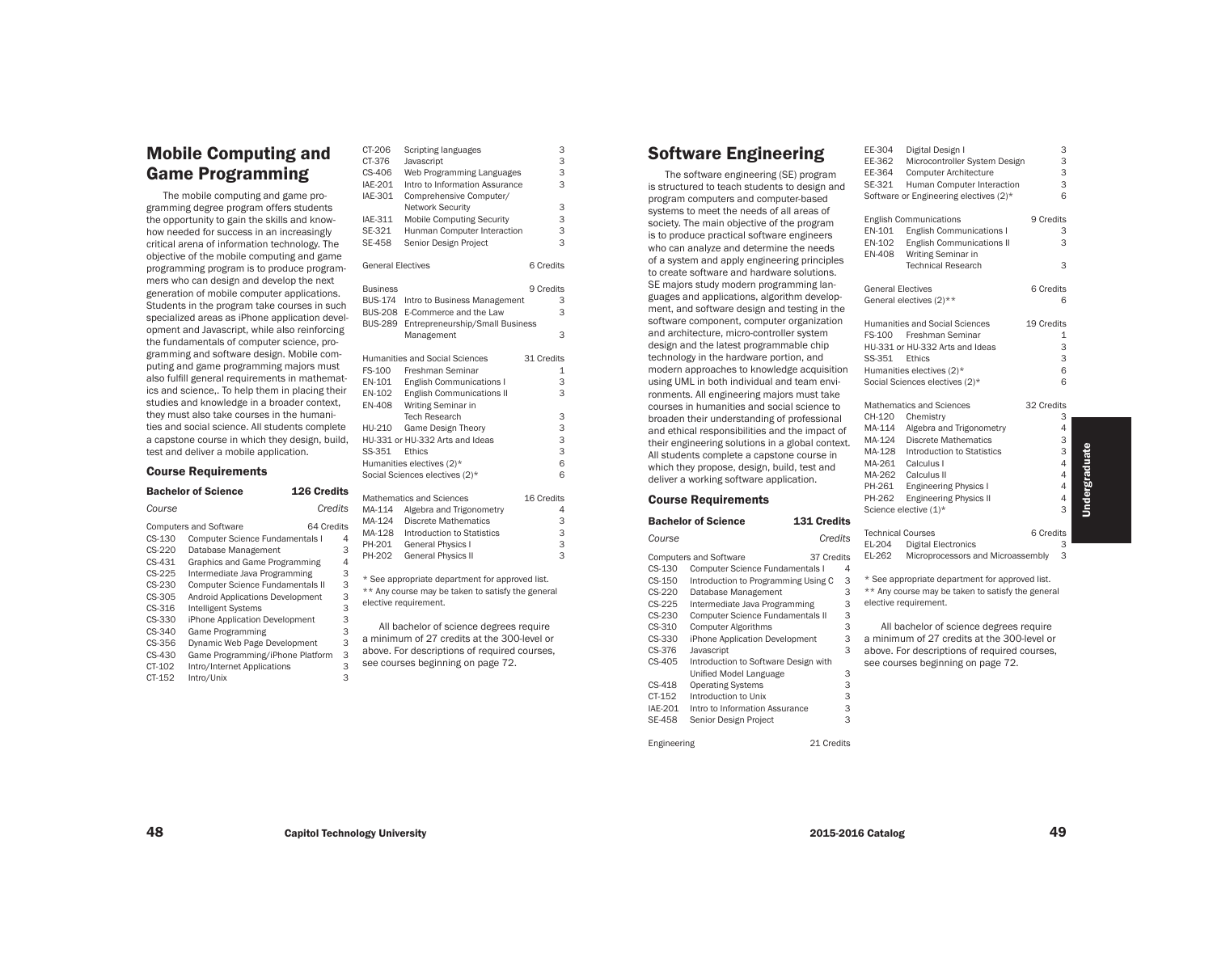# Mobile Computing and Game Programming

The mobile computing and game programming degree program offers students the opportunity to gain the skills and know-how needed for success in an increasingly critical arena of information technology. The objective of the mobile computing and game programming program is to produce programmers who can design and develop the next generation of mobile computer applications. Students in the program take courses in such specialized areas as iPhone application development and Javascript, while also reinforcing the fundamentals of computer science, programming and software design. Mobile computing and game programming majors must also fulfill general requirements in mathematics and science,. To help them in placing their studies and knowledge in a broader context, they must also take courses in the humanities and social science. All students complete a capstone course in which they design, build, test and deliver a mobile application.

### Course Requirements

**Bachelor of Science — 126 Credits**

| Course | | Credits |
|---|---|---|
| **Computers and Software** | | **64 Credits** |
| CS-130 | Computer Science Fundamentals I | 4 |
| CS-220 | Database Management | 3 |
| CS-431 | Graphics and Game Programming | 4 |
| CS-225 | Intermediate Java Programming | 3 |
| CS-230 | Computer Science Fundamentals II | 3 |
| CS-305 | Android Applications Development | 3 |
| CS-316 | Intelligent Systems | 3 |
| CS-330 | iPhone Application Development | 3 |
| CS-340 | Game Programming | 3 |
| CS-356 | Dynamic Web Page Development | 3 |
| CS-430 | Game Programming/iPhone Platform | 3 |
| CT-102 | Intro/Internet Applications | 3 |
| CT-152 | Intro/Unix | 3 |
| CT-206 | Scripting languages | 3 |
| CT-376 | Javascript | 3 |
| CS-406 | Web Programming Languages | 3 |
| IAE-201 | Intro to Information Assurance | 3 |
| IAE-301 | Comprehensive Computer/ Network Security | 3 |
| IAE-311 | Mobile Computing Security | 3 |
| SE-321 | Hunman Computer Interaction | 3 |
| SE-458 | Senior Design Project | 3 |
| **General Electives** | | **6 Credits** |
| **Business** | | **9 Credits** |
| BUS-174 | Intro to Business Management | 3 |
| BUS-208 | E-Commerce and the Law | 3 |
| BUS-289 | Entrepreneurship/Small Business Management | 3 |
| **Humanities and Social Sciences** | | **31 Credits** |
| FS-100 | Freshman Seminar | 1 |
| EN-101 | English Communications I | 3 |
| EN-102 | English Communications II | 3 |
| EN-408 | Writing Seminar in Tech Research | 3 |
| HU-210 | Game Design Theory | 3 |
| HU-331 or HU-332 Arts and Ideas | | 3 |
| SS-351 | Ethics | 3 |
| Humanities electives (2)* | | 6 |
| Social Sciences electives (2)* | | 6 |
| **Mathematics and Sciences** | | **16 Credits** |
| MA-114 | Algebra and Trigonometry | 4 |
| MA-124 | Discrete Mathematics | 3 |
| MA-128 | Introduction to Statistics | 3 |
| PH-201 | General Physics I | 3 |
| PH-202 | General Physics II | 3 |

\* See appropriate department for approved list.
** Any course may be taken to satisfy the general elective requirement.

All bachelor of science degrees require a minimum of 27 credits at the 300-level or above. For descriptions of required courses, see courses beginning on page 72.

# Software Engineering

The software engineering (SE) program is structured to teach students to design and program computers and computer-based systems to meet the needs of all areas of society. The main objective of the program is to produce practical software engineers who can analyze and determine the needs of a system and apply engineering principles to create software and hardware solutions. SE majors study modern programming languages and applications, algorithm development, and software design and testing in the software component, computer organization and architecture, micro-controller system design and the latest programmable chip technology in the hardware portion, and modern approaches to knowledge acquisition using UML in both individual and team environments. All engineering majors must take courses in humanities and social science to broaden their understanding of professional and ethical responsibilities and the impact of their engineering solutions in a global context. All students complete a capstone course in which they propose, design, build, test and deliver a working software application.

### Course Requirements

**Bachelor of Science — 131 Credits**

| Course | | Credits |
|---|---|---|
| **Computers and Software** | | **37 Credits** |
| CS-130 | Computer Science Fundamentals I | 4 |
| CS-150 | Introduction to Programming Using C | 3 |
| CS-220 | Database Management | 3 |
| CS-225 | Intermediate Java Programming | 3 |
| CS-230 | Computer Science Fundamentals II | 3 |
| CS-310 | Computer Algorithms | 3 |
| CS-330 | iPhone Application Development | 3 |
| CS-376 | Javascript | 3 |
| CS-405 | Introduction to Software Design with Unified Model Language | 3 |
| CS-418 | Operating Systems | 3 |
| CT-152 | Introduction to Unix | 3 |
| IAE-201 | Intro to Information Assurance | 3 |
| SE-458 | Senior Design Project | 3 |
| **Engineering** | | **21 Credits** |
| EE-304 | Digital Design I | 3 |
| EE-362 | Microcontroller System Design | 3 |
| EE-364 | Computer Architecture | 3 |
| SE-321 | Human Computer Interaction | 3 |
| Software or Engineering electives (2)* | | 6 |
| **English Communications** | | **9 Credits** |
| EN-101 | English Communications I | 3 |
| EN-102 | English Communications II | 3 |
| EN-408 | Writing Seminar in Technical Research | 3 |
| **General Electives** | | **6 Credits** |
| General electives (2)** | | 6 |
| **Humanities and Social Sciences** | | **19 Credits** |
| FS-100 | Freshman Seminar | 1 |
| HU-331 or HU-332 Arts and Ideas | | 3 |
| SS-351 | Ethics | 3 |
| Humanities electives (2)* | | 6 |
| Social Sciences electives (2)* | | 6 |
| **Mathematics and Sciences** | | **32 Credits** |
| CH-120 | Chemistry | 3 |
| MA-114 | Algebra and Trigonometry | 4 |
| MA-124 | Discrete Mathematics | 3 |
| MA-128 | Introduction to Statistics | 3 |
| MA-261 | Calculus I | 4 |
| MA-262 | Calculus II | 4 |
| PH-261 | Engineering Physics I | 4 |
| PH-262 | Engineering Physics II | 4 |
| Science elective (1)* | | 3 |
| **Technical Courses** | | **6 Credits** |
| EL-204 | Digital Electronics | 3 |
| EL-262 | Microprocessors and Microassembly | 3 |

\* See appropriate department for approved list.
** Any course may be taken to satisfy the general elective requirement.

All bachelor of science degrees require a minimum of 27 credits at the 300-level or above. For descriptions of required courses, see courses beginning on page 72.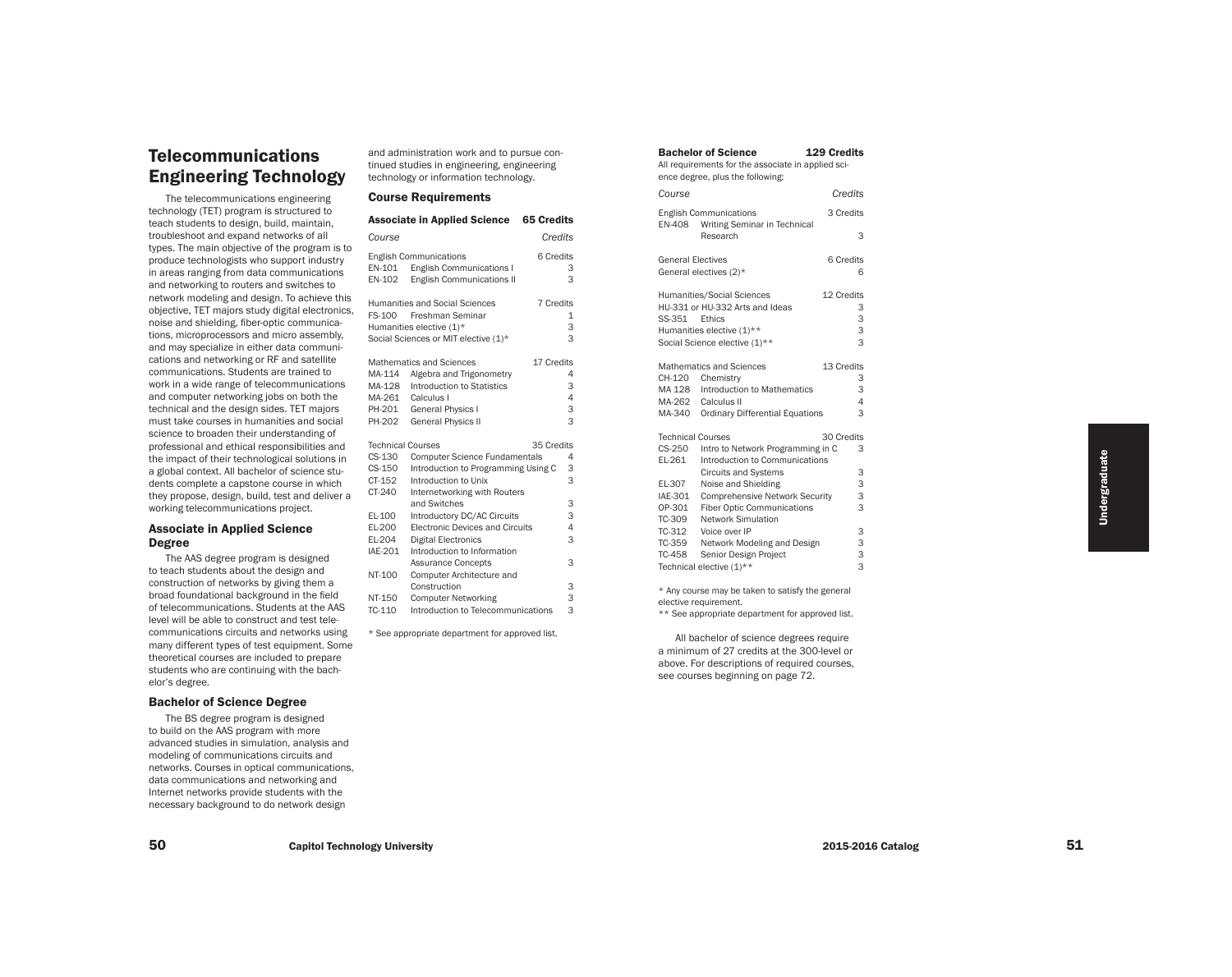# Telecommunications Engineering Technology

The telecommunications engineering technology (TET) program is structured to teach students to design, build, maintain, troubleshoot and expand networks of all types. The main objective of the program is to produce technologists who support industry in areas ranging from data communications and networking to routers and switches to network modeling and design. To achieve this objective, TET majors study digital electronics, noise and shielding, fiber-optic communications, microprocessors and micro assembly, and may specialize in either data communications and networking or RF and satellite communications. Students are trained to work in a wide range of telecommunications and computer networking jobs on both the technical and the design sides. TET majors must take courses in humanities and social science to broaden their understanding of professional and ethical responsibilities and the impact of their technological solutions in a global context. All bachelor of science students complete a capstone course in which they propose, design, build, test and deliver a working telecommunications project.

### Associate in Applied Science Degree

The AAS degree program is designed to teach students about the design and construction of networks by giving them a broad foundational background in the field of telecommunications. Students at the AAS level will be able to construct and test telecommunications circuits and networks using many different types of test equipment. Some theoretical courses are included to prepare students who are continuing with the bachelor's degree.

### Bachelor of Science Degree

The BS degree program is designed to build on the AAS program with more advanced studies in simulation, analysis and modeling of communications circuits and networks. Courses in optical communications, data communications and networking and Internet networks provide students with the necessary background to do network design and administration work and to pursue continued studies in engineering, engineering technology or information technology.

## Course Requirements

### Associate in Applied Science — 65 Credits

| Course | | Credits |
|---|---|---|
| English Communications | | 6 Credits |
| EN-101 | English Communications I | 3 |
| EN-102 | English Communications II | 3 |
| Humanities and Social Sciences | | 7 Credits |
| FS-100 | Freshman Seminar | 1 |
| Humanities elective (1)* | | 3 |
| Social Sciences or MIT elective (1)* | | 3 |
| Mathematics and Sciences | | 17 Credits |
| MA-114 | Algebra and Trigonometry | 4 |
| MA-128 | Introduction to Statistics | 3 |
| MA-261 | Calculus I | 4 |
| PH-201 | General Physics I | 3 |
| PH-202 | General Physics II | 3 |
| Technical Courses | | 35 Credits |
| CS-130 | Computer Science Fundamentals | 4 |
| CS-150 | Introduction to Programming Using C | 3 |
| CT-152 | Introduction to Unix | 3 |
| CT-240 | Internetworking with Routers and Switches | 3 |
| EL-100 | Introductory DC/AC Circuits | 3 |
| EL-200 | Electronic Devices and Circuits | 4 |
| EL-204 | Digital Electronics | 3 |
| IAE-201 | Introduction to Information Assurance Concepts | 3 |
| NT-100 | Computer Architecture and Construction | 3 |
| NT-150 | Computer Networking | 3 |
| TC-110 | Introduction to Telecommunications | 3 |

\* See appropriate department for approved list.

### Bachelor of Science — 129 Credits

All requirements for the associate in applied science degree, plus the following:

| Course | | Credits |
|---|---|---|
| English Communications | | 3 Credits |
| EN-408 | Writing Seminar in Technical Research | 3 |
| General Electives | | 6 Credits |
| General electives (2)* | | 6 |
| Humanities/Social Sciences | | 12 Credits |
| HU-331 or HU-332 Arts and Ideas | | 3 |
| SS-351 | Ethics | 3 |
| Humanities elective (1)** | | 3 |
| Social Science elective (1)** | | 3 |
| Mathematics and Sciences | | 13 Credits |
| CH-120 | Chemistry | 3 |
| MA 128 | Introduction to Mathematics | 3 |
| MA-262 | Calculus II | 4 |
| MA-340 | Ordinary Differential Equations | 3 |
| Technical Courses | | 30 Credits |
| CS-250 | Intro to Network Programming in C | 3 |
| EL-261 | Introduction to Communications Circuits and Systems | 3 |
| EL-307 | Noise and Shielding | 3 |
| IAE-301 | Comprehensive Network Security | 3 |
| OP-301 | Fiber Optic Communications | 3 |
| TC-309 | Network Simulation | |
| TC-312 | Voice over IP | 3 |
| TC-359 | Network Modeling and Design | 3 |
| TC-458 | Senior Design Project | 3 |
| Technical elective (1)** | | 3 |

\* Any course may be taken to satisfy the general elective requirement.

\*\* See appropriate department for approved list.

All bachelor of science degrees require a minimum of 27 credits at the 300-level or above. For descriptions of required courses, see courses beginning on page 72.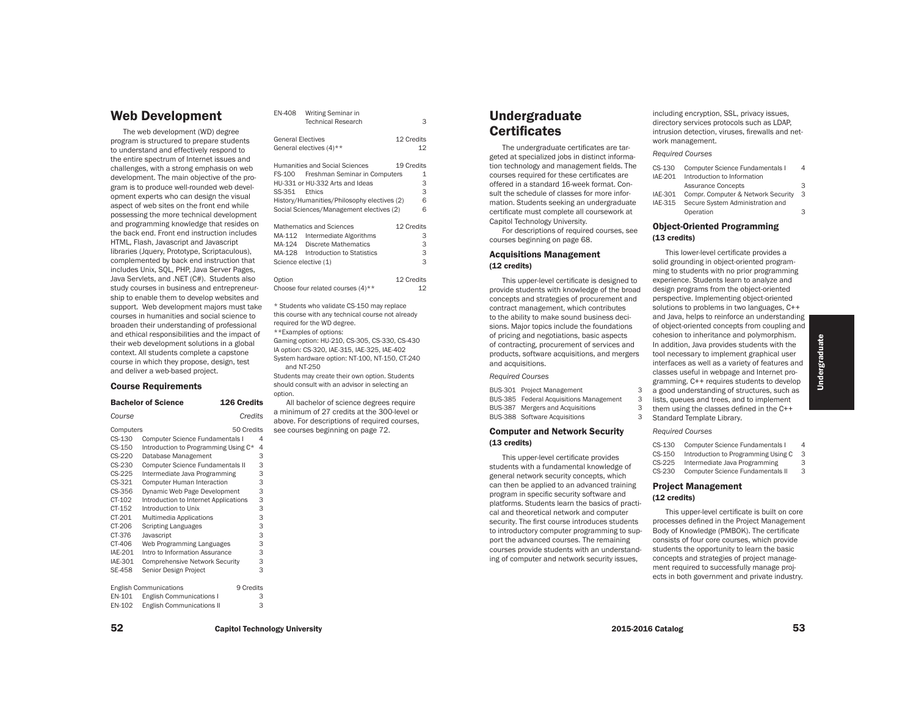## Web Development

The web development (WD) degree program is structured to prepare students to understand and effectively respond to the entire spectrum of Internet issues and challenges, with a strong emphasis on web development. The main objective of the program is to produce well-rounded web development experts who can design the visual aspect of web sites on the front end while possessing the more technical development and programming knowledge that resides on the back end. Front end instruction includes HTML, Flash, Javascript and Javascript libraries (Jquery, Prototype, Scriptaculous), complemented by back end instruction that includes Unix, SQL, PHP, Java Server Pages, Java Servlets, and .NET (C#). Students also study courses in business and entrepreneurship to enable them to develop websites and support. Web development majors must take courses in humanities and social science to broaden their understanding of professional and ethical responsibilities and the impact of their web development solutions in a global context. All students complete a capstone course in which they propose, design, test and deliver a web-based project.

### Course Requirements

**Bachelor of Science — 126 Credits**

| *Course* | | *Credits* |
|---|---|---|
| Computers | | 50 Credits |
| CS-130 | Computer Science Fundamentals I | 4 |
| CS-150 | Introduction to Programming Using C* | 4 |
| CS-220 | Database Management | 3 |
| CS-230 | Computer Science Fundamentals II | 3 |
| CS-225 | Intermediate Java Programming | 3 |
| CS-321 | Computer Human Interaction | 3 |
| CS-356 | Dynamic Web Page Development | 3 |
| CT-102 | Introduction to Internet Applications | 3 |
| CT-152 | Introduction to Unix | 3 |
| CT-201 | Multimedia Applications | 3 |
| CT-206 | Scripting Languages | 3 |
| CT-376 | Javascript | 3 |
| CT-406 | Web Programming Languages | 3 |
| IAE-201 | Intro to Information Assurance | 3 |
| IAE-301 | Comprehensive Network Security | 3 |
| SE-458 | Senior Design Project | 3 |
| English Communications | | 9 Credits |
| EN-101 | English Communications I | 3 |
| EN-102 | English Communications II | 3 |
| EN-408 | Writing Seminar in Technical Research | 3 |
| General Electives | | 12 Credits |
| General electives (4)** | | 12 |
| Humanities and Social Sciences | | 19 Credits |
| FS-100 | Freshman Seminar in Computers | 1 |
| HU-331 or HU-332 Arts and Ideas | | 3 |
| SS-351 | Ethics | 3 |
| History/Humanities/Philosophy electives (2) | | 6 |
| Social Sciences/Management electives (2) | | 6 |
| Mathematics and Sciences | | 12 Credits |
| MA-112 | Intermediate Algorithms | 3 |
| MA-124 | Discrete Mathematics | 3 |
| MA-128 | Introduction to Statistics | 3 |
| Science elective (1) | | 3 |
| Option | | 12 Credits |
| Choose four related courses (4)** | | 12 |

\* Students who validate CS-150 may replace this course with any technical course not already required for the WD degree.

**Examples of options:

Gaming option: HU-210, CS-305, CS-330, CS-430

IA option: CS-320, IAE-315, IAE-325, IAE-402

System hardware option: NT-100, NT-150, CT-240 and NT-250

Students may create their own option. Students should consult with an advisor in selecting an option.

All bachelor of science degrees require a minimum of 27 credits at the 300-level or above. For descriptions of required courses, see courses beginning on page 72.

## Undergraduate Certificates

The undergraduate certificates are targeted at specialized jobs in distinct information technology and management fields. The courses required for these certificates are offered in a standard 16-week format. Consult the schedule of classes for more information. Students seeking an undergraduate certificate must complete all coursework at Capitol Technology University.

For descriptions of required courses, see courses beginning on page 68.

### Acquisitions Management (12 credits)

This upper-level certificate is designed to provide students with knowledge of the broad concepts and strategies of procurement and contract management, which contributes to the ability to make sound business decisions. Major topics include the foundations of pricing and negotiations, basic aspects of contracting, procurement of services and products, software acquisitions, and mergers and acquisitions.

*Required Courses*

| | | |
|---|---|---|
| BUS-301 | Project Management | 3 |
| BUS-385 | Federal Acquisitions Management | 3 |
| BUS-387 | Mergers and Acquisitions | 3 |
| BUS-388 | Software Acquisitions | 3 |

### Computer and Network Security (13 credits)

This upper-level certificate provides students with a fundamental knowledge of general network security concepts, which can then be applied to an advanced training program in specific security software and platforms. Students learn the basics of practical and theoretical network and computer security. The first course introduces students to introductory computer programming to support the advanced courses. The remaining courses provide students with an understanding of computer and network security issues, including encryption, SSL, privacy issues, directory services protocols such as LDAP, intrusion detection, viruses, firewalls and network management.

*Required Courses*

| | | |
|---|---|---|
| CS-130 | Computer Science Fundamentals I | 4 |
| IAE-201 | Introduction to Information Assurance Concepts | 3 |
| IAE-301 | Compr. Computer & Network Security | 3 |
| IAE-315 | Secure System Administration and Operation | 3 |

### Object-Oriented Programming (13 credits)

This lower-level certificate provides a solid grounding in object-oriented programming to students with no prior programming experience. Students learn to analyze and design programs from the object-oriented perspective. Implementing object-oriented solutions to problems in two languages, C++ and Java, helps to reinforce an understanding of object-oriented concepts from coupling and cohesion to inheritance and polymorphism. In addition, Java provides students with the tool necessary to implement graphical user interfaces as well as a variety of features and classes useful in webpage and Internet programming. C++ requires students to develop a good understanding of structures, such as lists, queues and trees, and to implement them using the classes defined in the C++ Standard Template Library.

*Required Courses*

| | | |
|---|---|---|
| CS-130 | Computer Science Fundamentals I | 4 |
| CS-150 | Introduction to Programming Using C | 3 |
| CS-225 | Intermediate Java Programming | 3 |
| CS-230 | Computer Science Fundamentals II | 3 |

### Project Management (12 credits)

This upper-level certificate is built on core processes defined in the Project Management Body of Knowledge (PMBOK). The certificate consists of four core courses, which provide students the opportunity to learn the basic concepts and strategies of project management required to successfully manage projects in both government and private industry.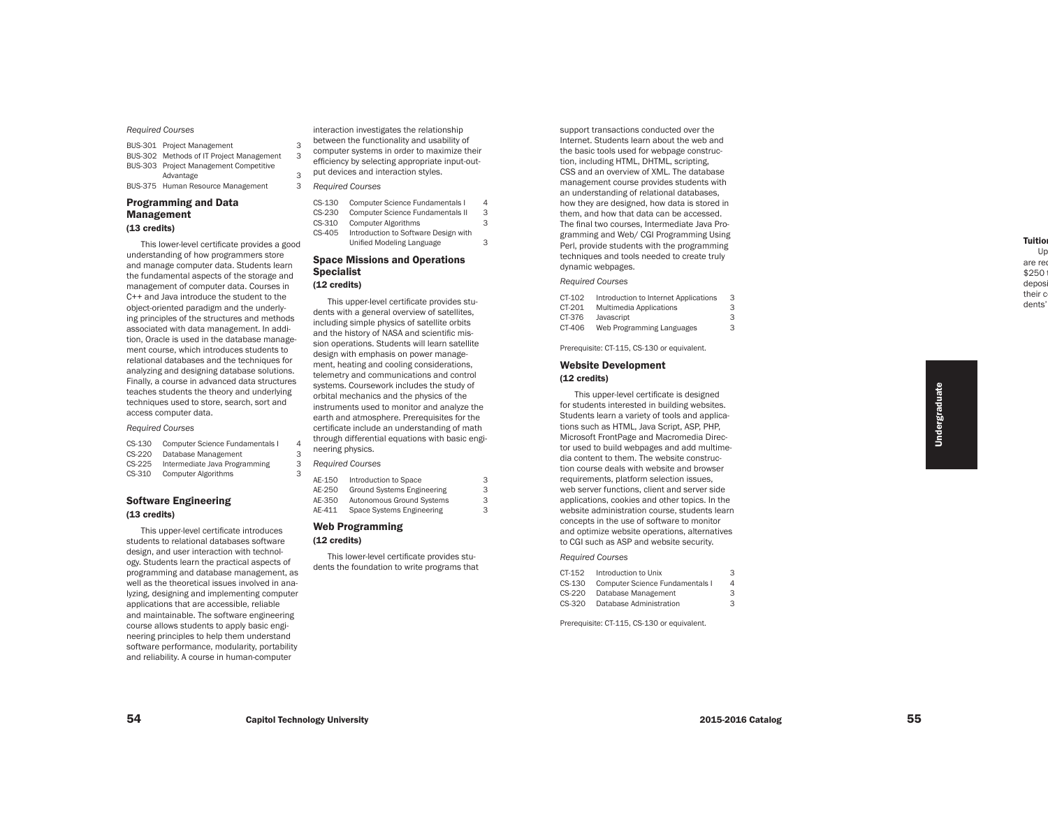*Required Courses*

| | | |
|---|---|---|
| BUS-301 | Project Management | 3 |
| BUS-302 | Methods of IT Project Management | 3 |
| BUS-303 | Project Management Competitive Advantage | 3 |
| BUS-375 | Human Resource Management | 3 |

### Programming and Data Management
**(13 credits)**

This lower-level certificate provides a good understanding of how programmers store and manage computer data. Students learn the fundamental aspects of the storage and management of computer data. Courses in C++ and Java introduce the student to the object-oriented paradigm and the underlying principles of the structures and methods associated with data management. In addition, Oracle is used in the database management course, which introduces students to relational databases and the techniques for analyzing and designing database solutions. Finally, a course in advanced data structures teaches students the theory and underlying techniques used to store, search, sort and access computer data.

*Required Courses*

| | | |
|---|---|---|
| CS-130 | Computer Science Fundamentals I | 4 |
| CS-220 | Database Management | 3 |
| CS-225 | Intermediate Java Programming | 3 |
| CS-310 | Computer Algorithms | 3 |

### Software Engineering
**(13 credits)**

This upper-level certificate introduces students to relational databases software design, and user interaction with technology. Students learn the practical aspects of programming and database management, as well as the theoretical issues involved in analyzing, designing and implementing computer applications that are accessible, reliable and maintainable. The software engineering course allows students to apply basic engineering principles to help them understand software performance, modularity, portability and reliability. A course in human-computer interaction investigates the relationship between the functionality and usability of computer systems in order to maximize their efficiency by selecting appropriate input-output devices and interaction styles.

*Required Courses*

| | | |
|---|---|---|
| CS-130 | Computer Science Fundamentals I | 4 |
| CS-230 | Computer Science Fundamentals II | 3 |
| CS-310 | Computer Algorithms | 3 |
| CS-405 | Introduction to Software Design with Unified Modeling Language | 3 |

### Space Missions and Operations Specialist
**(12 credits)**

This upper-level certificate provides students with a general overview of satellites, including simple physics of satellite orbits and the history of NASA and scientific mission operations. Students will learn satellite design with emphasis on power management, heating and cooling considerations, telemetry and communications and control systems. Coursework includes the study of orbital mechanics and the physics of the instruments used to monitor and analyze the earth and atmosphere. Prerequisites for the certificate include an understanding of math through differential equations with basic engineering physics.

*Required Courses*

| | | |
|---|---|---|
| AE-150 | Introduction to Space | 3 |
| AE-250 | Ground Systems Engineering | 3 |
| AE-350 | Autonomous Ground Systems | 3 |
| AE-411 | Space Systems Engineering | 3 |

### Web Programming
**(12 credits)**

This lower-level certificate provides students the foundation to write programs that support transactions conducted over the Internet. Students learn about the web and the basic tools used for webpage construction, including HTML, DHTML, scripting, CSS and an overview of XML. The database management course provides students with an understanding of relational databases, how they are designed, how data is stored in them, and how that data can be accessed. The final two courses, Intermediate Java Programming and Web/ CGI Programming Using Perl, provide students with the programming techniques and tools needed to create truly dynamic webpages.

*Required Courses*

| | | |
|---|---|---|
| CT-102 | Introduction to Internet Applications | 3 |
| CT-201 | Multimedia Applications | 3 |
| CT-376 | Javascript | 3 |
| CT-406 | Web Programming Languages | 3 |

Prerequisite: CT-115, CS-130 or equivalent.

### Website Development
**(12 credits)**

This upper-level certificate is designed for students interested in building websites. Students learn a variety of tools and applications such as HTML, Java Script, ASP, PHP, Microsoft FrontPage and Macromedia Director used to build webpages and add multimedia content to them. The website construction course deals with website and browser requirements, platform selection issues, web server functions, client and server side applications, cookies and other topics. In the website administration course, students learn concepts in the use of software to monitor and optimize website operations, alternatives to CGI such as ASP and website security.

*Required Courses*

| | | |
|---|---|---|
| CT-152 | Introduction to Unix | 3 |
| CS-130 | Computer Science Fundamentals I | 4 |
| CS-220 | Database Management | 3 |
| CS-320 | Database Administration | 3 |

Prerequisite: CT-115, CS-130 or equivalent.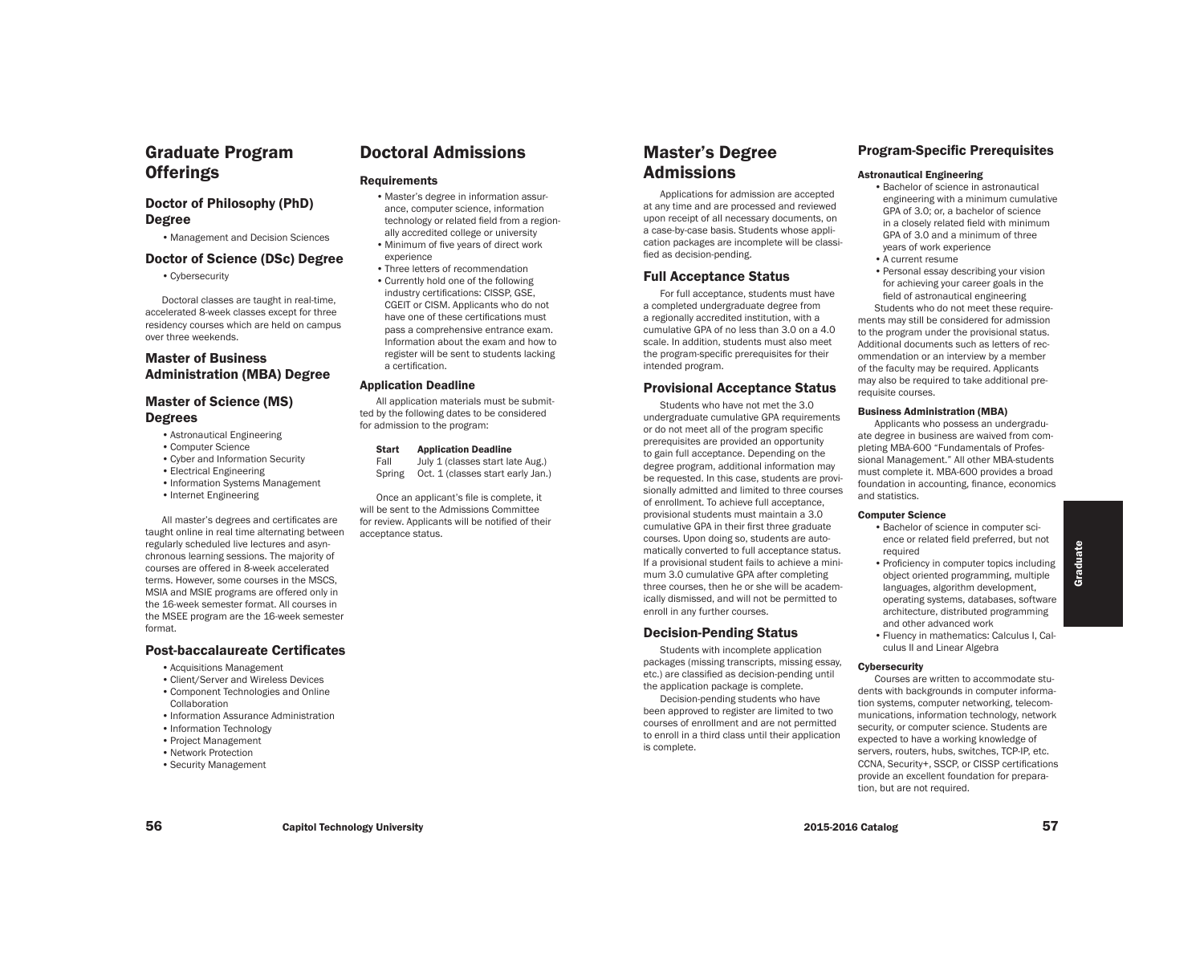# Graduate Program Offerings

## Doctor of Philosophy (PhD) Degree

- Management and Decision Sciences

## Doctor of Science (DSc) Degree

- Cybersecurity

Doctoral classes are taught in real-time, accelerated 8-week classes except for three residency courses which are held on campus over three weekends.

## Master of Business Administration (MBA) Degree

## Master of Science (MS) Degrees

- Astronautical Engineering
- Computer Science
- Cyber and Information Security
- Electrical Engineering
- Information Systems Management
- Internet Engineering

All master's degrees and certificates are taught online in real time alternating between regularly scheduled live lectures and asynchronous learning sessions. The majority of courses are offered in 8-week accelerated terms. However, some courses in the MSCS, MSIA and MSIE programs are offered only in the 16-week semester format. All courses in the MSEE program are the 16-week semester format.

## Post-baccalaureate Certificates

- Acquisitions Management
- Client/Server and Wireless Devices
- Component Technologies and Online Collaboration
- Information Assurance Administration
- Information Technology
- Project Management
- Network Protection
- Security Management

# Doctoral Admissions

### Requirements

- Master's degree in information assurance, computer science, information technology or related field from a regionally accredited college or university
- Minimum of five years of direct work experience
- Three letters of recommendation
- Currently hold one of the following industry certifications: CISSP, GSE, CGEIT or CISM. Applicants who do not have one of these certifications must pass a comprehensive entrance exam. Information about the exam and how to register will be sent to students lacking a certification.

### Application Deadline

All application materials must be submitted by the following dates to be considered for admission to the program:

| Start | Application Deadline |
|---|---|
| Fall | July 1 (classes start late Aug.) |
| Spring | Oct. 1 (classes start early Jan.) |

Once an applicant's file is complete, it will be sent to the Admissions Committee for review. Applicants will be notified of their acceptance status.

# Master's Degree Admissions

Applications for admission are accepted at any time and are processed and reviewed upon receipt of all necessary documents, on a case-by-case basis. Students whose application packages are incomplete will be classified as decision-pending.

## Full Acceptance Status

For full acceptance, students must have a completed undergraduate degree from a regionally accredited institution, with a cumulative GPA of no less than 3.0 on a 4.0 scale. In addition, students must also meet the program-specific prerequisites for their intended program.

## Provisional Acceptance Status

Students who have not met the 3.0 undergraduate cumulative GPA requirements or do not meet all of the program specific prerequisites are provided an opportunity to gain full acceptance. Depending on the degree program, additional information may be requested. In this case, students are provisionally admitted and limited to three courses of enrollment. To achieve full acceptance, provisional students must maintain a 3.0 cumulative GPA in their first three graduate courses. Upon doing so, students are automatically converted to full acceptance status. If a provisional student fails to achieve a minimum 3.0 cumulative GPA after completing three courses, then he or she will be academically dismissed, and will not be permitted to enroll in any further courses.

## Decision-Pending Status

Students with incomplete application packages (missing transcripts, missing essay, etc.) are classified as decision-pending until the application package is complete.

Decision-pending students who have been approved to register are limited to two courses of enrollment and are not permitted to enroll in a third class until their application is complete.

## Program-Specific Prerequisites

### Astronautical Engineering

- Bachelor of science in astronautical engineering with a minimum cumulative GPA of 3.0; or, a bachelor of science in a closely related field with minimum GPA of 3.0 and a minimum of three years of work experience
- A current resume
- Personal essay describing your vision for achieving your career goals in the field of astronautical engineering

Students who do not meet these requirements may still be considered for admission to the program under the provisional status. Additional documents such as letters of recommendation or an interview by a member of the faculty may be required. Applicants may also be required to take additional prerequisite courses.

### Business Administration (MBA)

Applicants who possess an undergraduate degree in business are waived from completing MBA-600 "Fundamentals of Professional Management." All other MBA-students must complete it. MBA-600 provides a broad foundation in accounting, finance, economics and statistics.

### Computer Science

- Bachelor of science in computer science or related field preferred, but not required
- Proficiency in computer topics including object oriented programming, multiple languages, algorithm development, operating systems, databases, software architecture, distributed programming and other advanced work
- Fluency in mathematics: Calculus I, Calculus II and Linear Algebra

### Cybersecurity

Courses are written to accommodate students with backgrounds in computer information systems, computer networking, telecommunications, information technology, network security, or computer science. Students are expected to have a working knowledge of servers, routers, hubs, switches, TCP-IP, etc. CCNA, Security+, SSCP, or CISSP certifications provide an excellent foundation for preparation, but are not required.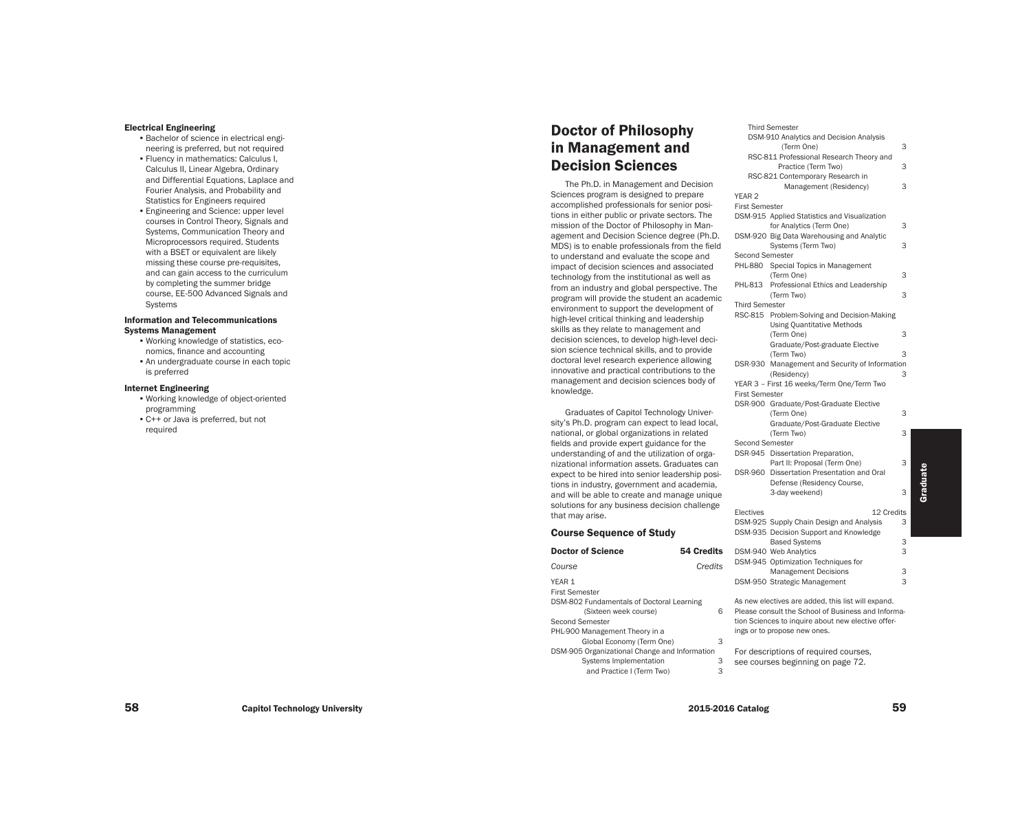#### Electrical Engineering

- Bachelor of science in electrical engineering is preferred, but not required
- Fluency in mathematics: Calculus I, Calculus II, Linear Algebra, Ordinary and Differential Equations, Laplace and Fourier Analysis, and Probability and Statistics for Engineers required
- Engineering and Science: upper level courses in Control Theory, Signals and Systems, Communication Theory and Microprocessors required. Students with a BSET or equivalent are likely missing these course pre-requisites, and can gain access to the curriculum by completing the summer bridge course, EE-500 Advanced Signals and Systems

#### Information and Telecommunications Systems Management

- Working knowledge of statistics, economics, finance and accounting
- An undergraduate course in each topic is preferred

#### Internet Engineering

- Working knowledge of object-oriented programming
- C++ or Java is preferred, but not required

## Doctor of Philosophy in Management and Decision Sciences

The Ph.D. in Management and Decision Sciences program is designed to prepare accomplished professionals for senior positions in either public or private sectors. The mission of the Doctor of Philosophy in Management and Decision Science degree (Ph.D. MDS) is to enable professionals from the field to understand and evaluate the scope and impact of decision sciences and associated technology from the institutional as well as from an industry and global perspective. The program will provide the student an academic environment to support the development of high-level critical thinking and leadership skills as they relate to management and decision sciences, to develop high-level decision science technical skills, and to provide doctoral level research experience allowing innovative and practical contributions to the management and decision sciences body of knowledge.

Graduates of Capitol Technology University's Ph.D. program can expect to lead local, national, or global organizations in related fields and provide expert guidance for the understanding of and the utilization of organizational information assets. Graduates can expect to be hired into senior leadership positions in industry, government and academia, and will be able to create and manage unique solutions for any business decision challenge that may arise.

### Course Sequence of Study

| **Doctor of Science** | **54 Credits** |
|---|---|
| *Course* | *Credits* |
| YEAR 1 | |
| First Semester | |
| DSM-802 Fundamentals of Doctoral Learning (Sixteen week course) | 6 |
| Second Semester | |
| PHL-900 Management Theory in a Global Economy (Term One) | 3 |
| DSM-905 Organizational Change and Information Systems Implementation | 3 |
| and Practice I (Term Two) | 3 |
| Third Semester | |
| DSM-910 Analytics and Decision Analysis (Term One) | 3 |
| RSC-811 Professional Research Theory and Practice (Term Two) | 3 |
| RSC-821 Contemporary Research in Management (Residency) | 3 |
| YEAR 2 | |
| First Semester | |
| DSM-915 Applied Statistics and Visualization for Analytics (Term One) | 3 |
| DSM-920 Big Data Warehousing and Analytic Systems (Term Two) | 3 |
| Second Semester | |
| PHL-880 Special Topics in Management (Term One) | 3 |
| PHL-813 Professional Ethics and Leadership (Term Two) | 3 |
| Third Semester | |
| RSC-815 Problem-Solving and Decision-Making Using Quantitative Methods (Term One) | 3 |
| Graduate/Post-graduate Elective (Term Two) | 3 |
| DSR-930 Management and Security of Information (Residency) | 3 |
| YEAR 3 – First 16 weeks/Term One/Term Two | |
| First Semester | |
| DSR-900 Graduate/Post-Graduate Elective (Term One) | 3 |
| Graduate/Post-Graduate Elective (Term Two) | 3 |
| Second Semester | |
| DSR-945 Dissertation Preparation, Part II: Proposal (Term One) | 3 |
| DSR-960 Dissertation Presentation and Oral Defense (Residency Course, 3-day weekend) | 3 |

| Electives | 12 Credits |
|---|---|
| DSM-925 Supply Chain Design and Analysis | 3 |
| DSM-935 Decision Support and Knowledge Based Systems | 3 |
| DSM-940 Web Analytics | 3 |
| DSM-945 Optimization Techniques for Management Decisions | 3 |
| DSM-950 Strategic Management | 3 |

As new electives are added, this list will expand. Please consult the School of Business and Information Sciences to inquire about new elective offerings or to propose new ones.

For descriptions of required courses, see courses beginning on page 72.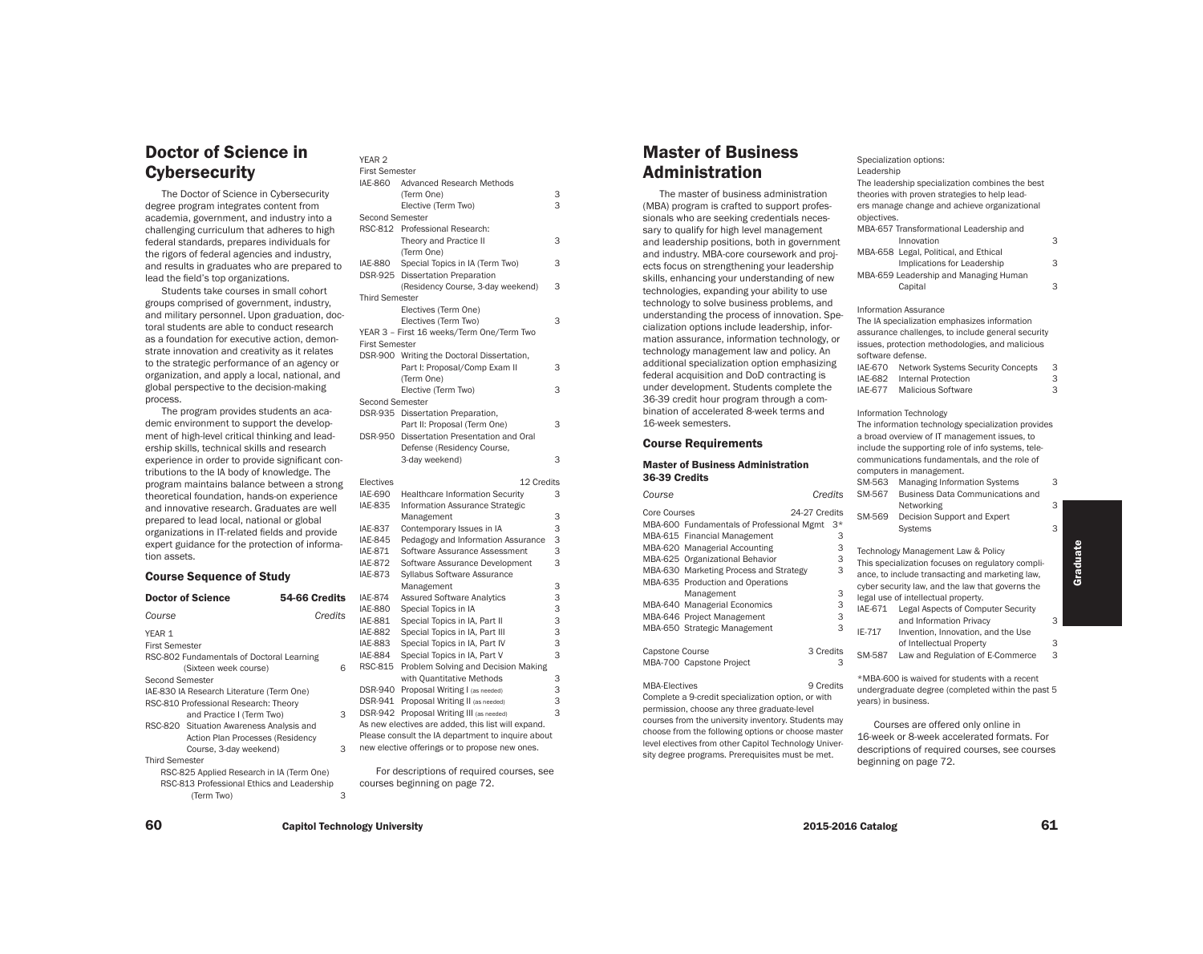## Doctor of Science in Cybersecurity

The Doctor of Science in Cybersecurity degree program integrates content from academia, government, and industry into a challenging curriculum that adheres to high federal standards, prepares individuals for the rigors of federal agencies and industry, and results in graduates who are prepared to lead the field's top organizations.

Students take courses in small cohort groups comprised of government, industry, and military personnel. Upon graduation, doctoral students are able to conduct research as a foundation for executive action, demonstrate innovation and creativity as it relates to the strategic performance of an agency or organization, and apply a local, national, and global perspective to the decision-making process.

The program provides students an academic environment to support the development of high-level critical thinking and leadership skills, technical skills and research experience in order to provide significant contributions to the IA body of knowledge. The program maintains balance between a strong theoretical foundation, hands-on experience and innovative research. Graduates are well prepared to lead local, national or global organizations in IT-related fields and provide expert guidance for the protection of information assets.

### Course Sequence of Study

**Doctor of Science — 54-66 Credits**

| Course | | Credits |
|---|---|---|
| YEAR 1 | | |
| First Semester | | |
| RSC-802 | Fundamentals of Doctoral Learning (Sixteen week course) | 6 |
| Second Semester | | |
| IAE-830 | IA Research Literature (Term One) | |
| RSC-810 | Professional Research: Theory and Practice I (Term Two) | 3 |
| RSC-820 | Situation Awareness Analysis and Action Plan Processes (Residency Course, 3-day weekend) | 3 |
| Third Semester | | |
| RSC-825 | Applied Research in IA (Term One) | |
| RSC-813 | Professional Ethics and Leadership (Term Two) | 3 |
| YEAR 2 | | |
| First Semester | | |
| IAE-860 | Advanced Research Methods (Term One) | 3 |
| | Elective (Term Two) | 3 |
| Second Semester | | |
| RSC-812 | Professional Research: Theory and Practice II (Term One) | 3 |
| IAE-880 | Special Topics in IA (Term Two) | 3 |
| DSR-925 | Dissertation Preparation (Residency Course, 3-day weekend) | 3 |
| Third Semester | | |
| | Electives (Term One) | |
| | Electives (Term Two) | 3 |
| YEAR 3 – First 16 weeks/Term One/Term Two | | |
| First Semester | | |
| DSR-900 | Writing the Doctoral Dissertation, Part I: Proposal/Comp Exam II (Term One) | 3 |
| | Elective (Term Two) | 3 |
| Second Semester | | |
| DSR-935 | Dissertation Preparation, Part II: Proposal (Term One) | 3 |
| DSR-950 | Dissertation Presentation and Oral Defense (Residency Course, 3-day weekend) | 3 |

**Electives — 12 Credits**

| Course | | Credits |
|---|---|---|
| IAE-690 | Healthcare Information Security | 3 |
| IAE-835 | Information Assurance Strategic Management | 3 |
| IAE-837 | Contemporary Issues in IA | 3 |
| IAE-845 | Pedagogy and Information Assurance | 3 |
| IAE-871 | Software Assurance Assessment | 3 |
| IAE-872 | Software Assurance Development | 3 |
| IAE-873 | Syllabus Software Assurance Management | 3 |
| IAE-874 | Assured Software Analytics | 3 |
| IAE-880 | Special Topics in IA | 3 |
| IAE-881 | Special Topics in IA, Part II | 3 |
| IAE-882 | Special Topics in IA, Part III | 3 |
| IAE-883 | Special Topics in IA, Part IV | 3 |
| IAE-884 | Special Topics in IA, Part V | 3 |
| RSC-815 | Problem Solving and Decision Making with Quantitative Methods | 3 |
| DSR-940 | Proposal Writing I (as needed) | 3 |
| DSR-941 | Proposal Writing II (as needed) | 3 |
| DSR-942 | Proposal Writing III (as needed) | 3 |

As new electives are added, this list will expand. Please consult the IA department to inquire about new elective offerings or to propose new ones.

For descriptions of required courses, see courses beginning on page 72.

## Master of Business Administration

The master of business administration (MBA) program is crafted to support professionals who are seeking credentials necessary to qualify for high level management and leadership positions, both in government and industry. MBA-core coursework and projects focus on strengthening your leadership skills, enhancing your understanding of new technologies, expanding your ability to use technology to solve business problems, and understanding the process of innovation. Specialization options include leadership, information assurance, information technology, or technology management law and policy. An additional specialization option emphasizing federal acquisition and DoD contracting is under development. Students complete the 36-39 credit hour program through a combination of accelerated 8-week terms and 16-week semesters.

### Course Requirements

#### Master of Business Administration 36-39 Credits

| Course | | Credits |
|---|---|---|
| **Core Courses** | | **24-27 Credits** |
| MBA-600 | Fundamentals of Professional Mgmt | 3* |
| MBA-615 | Financial Management | 3 |
| MBA-620 | Managerial Accounting | 3 |
| MBA-625 | Organizational Behavior | 3 |
| MBA-630 | Marketing Process and Strategy | 3 |
| MBA-635 | Production and Operations Management | 3 |
| MBA-640 | Managerial Economics | 3 |
| MBA-646 | Project Management | 3 |
| MBA-650 | Strategic Management | 3 |
| **Capstone Course** | | **3 Credits** |
| MBA-700 | Capstone Project | 3 |
| **MBA-Electives** | | **9 Credits** |

Complete a 9-credit specialization option, or with permission, choose any three graduate-level courses from the university inventory. Students may choose from the following options or choose master level electives from other Capitol Technology University degree programs. Prerequisites must be met.

Specialization options:

**Leadership**

The leadership specialization combines the best theories with proven strategies to help leaders manage change and achieve organizational objectives.

| Course | | Credits |
|---|---|---|
| MBA-657 | Transformational Leadership and Innovation | 3 |
| MBA-658 | Legal, Political, and Ethical Implications for Leadership | 3 |
| MBA-659 | Leadership and Managing Human Capital | 3 |

**Information Assurance**

The IA specialization emphasizes information assurance challenges, to include general security issues, protection methodologies, and malicious software defense.

| Course | | Credits |
|---|---|---|
| IAE-670 | Network Systems Security Concepts | 3 |
| IAE-682 | Internal Protection | 3 |
| IAE-677 | Malicious Software | 3 |

**Information Technology**

The information technology specialization provides a broad overview of IT management issues, to include the supporting role of info systems, telecommunications fundamentals, and the role of computers in management.

| Course | | Credits |
|---|---|---|
| SM-563 | Managing Information Systems | 3 |
| SM-567 | Business Data Communications and Networking | 3 |
| SM-569 | Decision Support and Expert Systems | 3 |

**Technology Management Law & Policy**

This specialization focuses on regulatory compliance, to include transacting and marketing law, cyber security law, and the law that governs the legal use of intellectual property.

| Course | | Credits |
|---|---|---|
| IAE-671 | Legal Aspects of Computer Security and Information Privacy | 3 |
| IE-717 | Invention, Innovation, and the Use of Intellectual Property | 3 |
| SM-587 | Law and Regulation of E-Commerce | 3 |

*MBA-600 is waived for students with a recent undergraduate degree (completed within the past 5 years) in business.

Courses are offered only online in 16-week or 8-week accelerated formats. For descriptions of required courses, see courses beginning on page 72.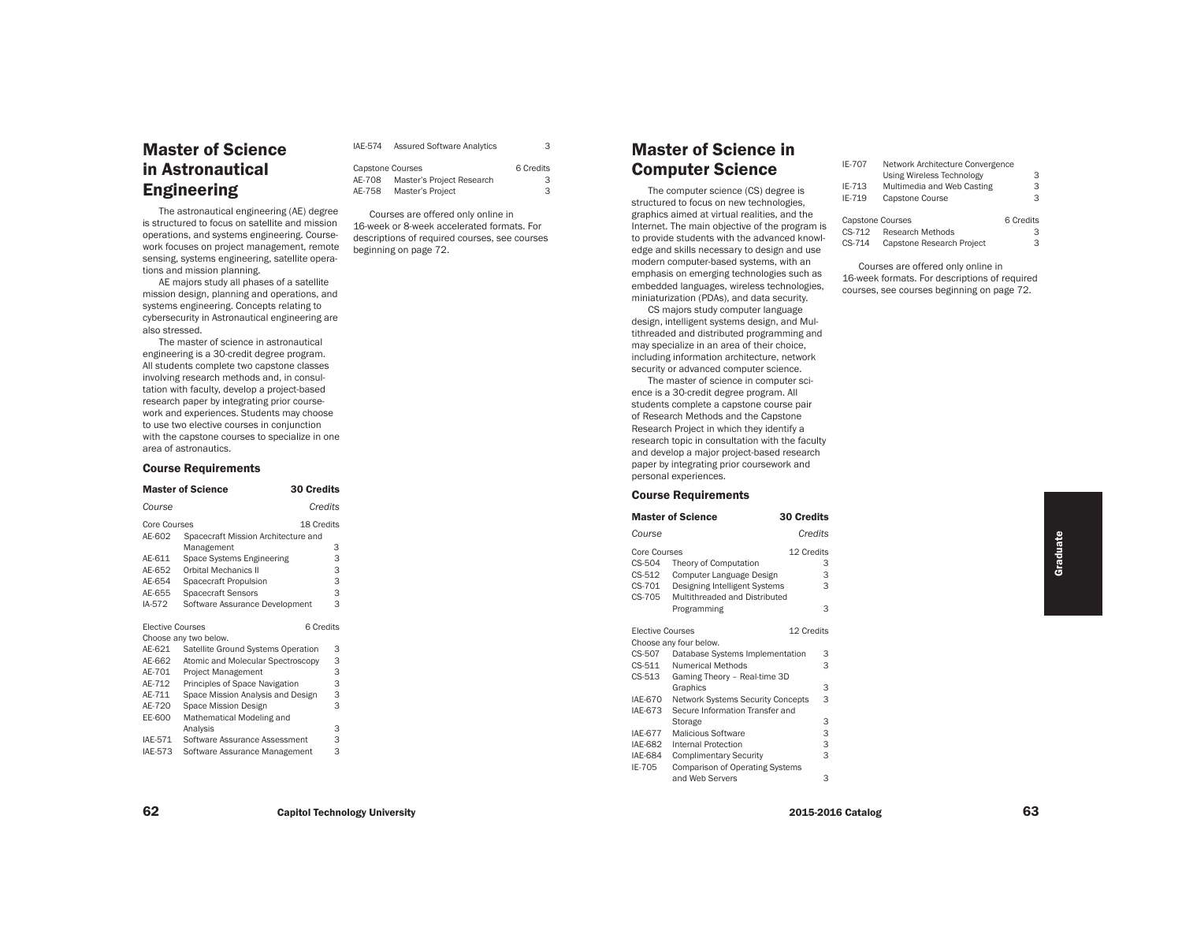# Master of Science in Astronautical Engineering

The astronautical engineering (AE) degree is structured to focus on satellite and mission operations, and systems engineering. Coursework focuses on project management, remote sensing, systems engineering, satellite operations and mission planning.

AE majors study all phases of a satellite mission design, planning and operations, and systems engineering. Concepts relating to cybersecurity in Astronautical engineering are also stressed.

The master of science in astronautical engineering is a 30-credit degree program. All students complete two capstone classes involving research methods and, in consultation with faculty, develop a project-based research paper by integrating prior coursework and experiences. Students may choose to use two elective courses in conjunction with the capstone courses to specialize in one area of astronautics.

### Course Requirements

| **Master of Science** | | **30 Credits** |
|---|---|---|
| *Course* | | *Credits* |
| Core Courses | | 18 Credits |
| AE-602 | Spacecraft Mission Architecture and Management | 3 |
| AE-611 | Space Systems Engineering | 3 |
| AE-652 | Orbital Mechanics II | 3 |
| AE-654 | Spacecraft Propulsion | 3 |
| AE-655 | Spacecraft Sensors | 3 |
| IA-572 | Software Assurance Development | 3 |
| Elective Courses | | 6 Credits |
| Choose any two below. | | |
| AE-621 | Satellite Ground Systems Operation | 3 |
| AE-662 | Atomic and Molecular Spectroscopy | 3 |
| AE-701 | Project Management | 3 |
| AE-712 | Principles of Space Navigation | 3 |
| AE-711 | Space Mission Analysis and Design | 3 |
| AE-720 | Space Mission Design | 3 |
| EE-600 | Mathematical Modeling and Analysis | 3 |
| IAE-571 | Software Assurance Assessment | 3 |
| IAE-573 | Software Assurance Management | 3 |
| IAE-574 | Assured Software Analytics | 3 |
| Capstone Courses | | 6 Credits |
| AE-708 | Master's Project Research | 3 |
| AE-758 | Master's Project | 3 |

Courses are offered only online in 16-week or 8-week accelerated formats. For descriptions of required courses, see courses beginning on page 72.

# Master of Science in Computer Science

The computer science (CS) degree is structured to focus on new technologies, graphics aimed at virtual realities, and the Internet. The main objective of the program is to provide students with the advanced knowledge and skills necessary to design and use modern computer-based systems, with an emphasis on emerging technologies such as embedded languages, wireless technologies, miniaturization (PDAs), and data security.

CS majors study computer language design, intelligent systems design, and Multithreaded and distributed programming and may specialize in an area of their choice, including information architecture, network security or advanced computer science.

The master of science in computer science is a 30-credit degree program. All students complete a capstone course pair of Research Methods and the Capstone Research Project in which they identify a research topic in consultation with the faculty and develop a major project-based research paper by integrating prior coursework and personal experiences.

### Course Requirements

| **Master of Science** | | **30 Credits** |
|---|---|---|
| *Course* | | *Credits* |
| Core Courses | | 12 Credits |
| CS-504 | Theory of Computation | 3 |
| CS-512 | Computer Language Design | 3 |
| CS-701 | Designing Intelligent Systems | 3 |
| CS-705 | Multithreaded and Distributed Programming | 3 |
| Elective Courses | | 12 Credits |
| Choose any four below. | | |
| CS-507 | Database Systems Implementation | 3 |
| CS-511 | Numerical Methods | 3 |
| CS-513 | Gaming Theory – Real-time 3D Graphics | 3 |
| IAE-670 | Network Systems Security Concepts | 3 |
| IAE-673 | Secure Information Transfer and Storage | 3 |
| IAE-677 | Malicious Software | 3 |
| IAE-682 | Internal Protection | 3 |
| IAE-684 | Complimentary Security | 3 |
| IE-705 | Comparison of Operating Systems and Web Servers | 3 |
| IE-707 | Network Architecture Convergence Using Wireless Technology | 3 |
| IE-713 | Multimedia and Web Casting | 3 |
| IE-719 | Capstone Course | 3 |
| Capstone Courses | | 6 Credits |
| CS-712 | Research Methods | 3 |
| CS-714 | Capstone Research Project | 3 |

Courses are offered only online in 16-week formats. For descriptions of required courses, see courses beginning on page 72.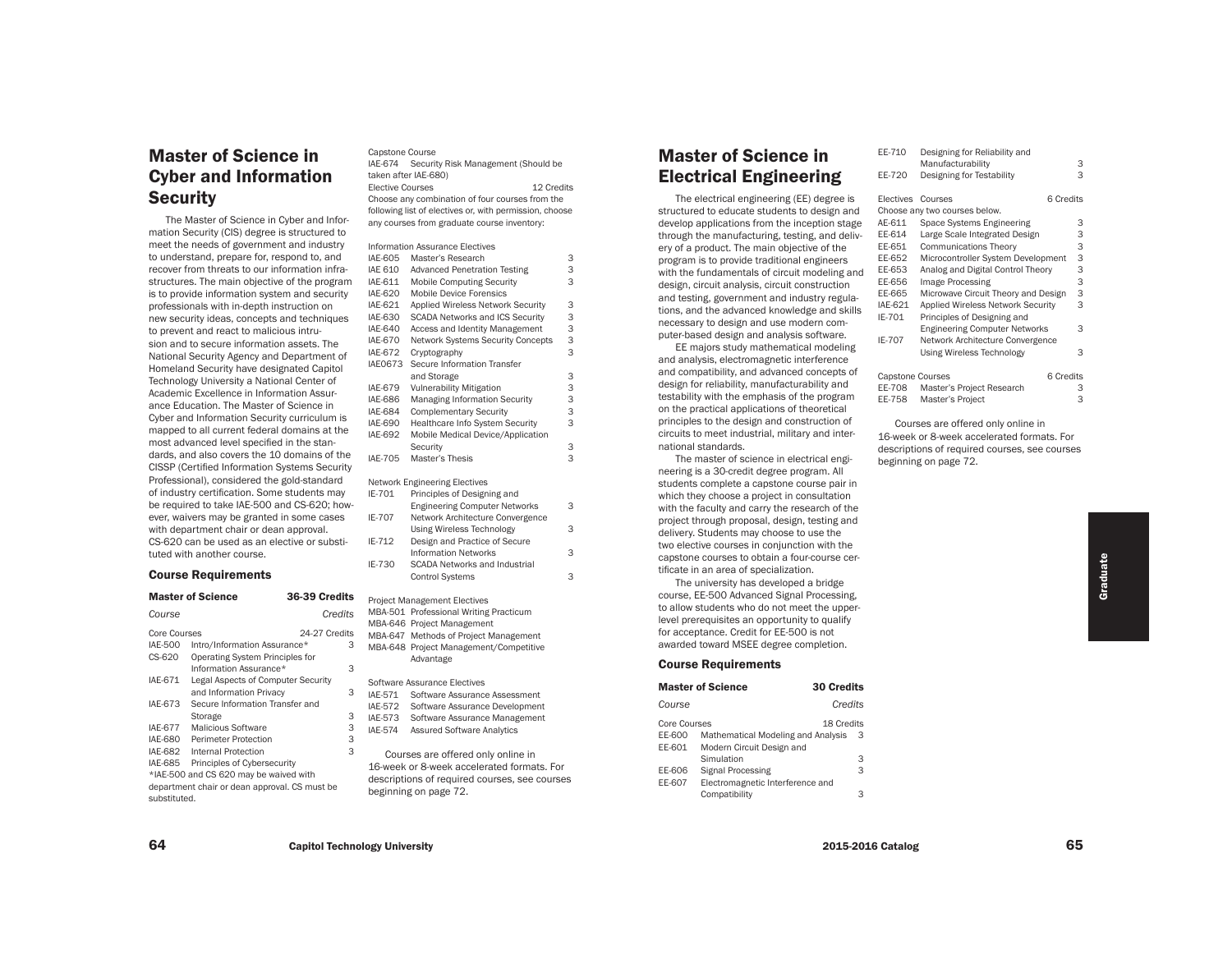## Master of Science in Cyber and Information Security

The Master of Science in Cyber and Information Security (CIS) degree is structured to meet the needs of government and industry to understand, prepare for, respond to, and recover from threats to our information infrastructures. The main objective of the program is to provide information system and security professionals with in-depth instruction on new security ideas, concepts and techniques to prevent and react to malicious intrusion and to secure information assets. The National Security Agency and Department of Homeland Security have designated Capitol Technology University a National Center of Academic Excellence in Information Assurance Education. The Master of Science in Cyber and Information Security curriculum is mapped to all current federal domains at the most advanced level specified in the standards, and also covers the 10 domains of the CISSP (Certified Information Systems Security Professional), considered the gold-standard of industry certification. Some students may be required to take IAE-500 and CS-620; however, waivers may be granted in some cases with department chair or dean approval. CS-620 can be used as an elective or substituted with another course.

### Course Requirements

| Master of Science | | 36-39 Credits |
|---|---|---|
| *Course* | | *Credits* |
| Core Courses | | 24-27 Credits |
| IAE-500 | Intro/Information Assurance* | 3 |
| CS-620 | Operating System Principles for Information Assurance* | 3 |
| IAE-671 | Legal Aspects of Computer Security and Information Privacy | 3 |
| IAE-673 | Secure Information Transfer and Storage | 3 |
| IAE-677 | Malicious Software | 3 |
| IAE-680 | Perimeter Protection | 3 |
| IAE-682 | Internal Protection | 3 |
| IAE-685 | Principles of Cybersecurity | |

*IAE-500 and CS 620 may be waived with department chair or dean approval. CS must be substituted.

Capstone Course
IAE-674 Security Risk Management (Should be taken after IAE-680)

Elective Courses — 12 Credits

Choose any combination of four courses from the following list of electives or, with permission, choose any courses from graduate course inventory:

| Information Assurance Electives | | |
|---|---|---|
| IAE-605 | Master's Research | 3 |
| IAE 610 | Advanced Penetration Testing | 3 |
| IAE-611 | Mobile Computing Security | 3 |
| IAE-620 | Mobile Device Forensics | |
| IAE-621 | Applied Wireless Network Security | 3 |
| IAE-630 | SCADA Networks and ICS Security | 3 |
| IAE-640 | Access and Identity Management | 3 |
| IAE-670 | Network Systems Security Concepts | 3 |
| IAE-672 | Cryptography | 3 |
| IAE0673 | Secure Information Transfer and Storage | 3 |
| IAE-679 | Vulnerability Mitigation | 3 |
| IAE-686 | Managing Information Security | 3 |
| IAE-684 | Complementary Security | 3 |
| IAE-690 | Healthcare Info System Security | 3 |
| IAE-692 | Mobile Medical Device/Application Security | 3 |
| IAE-705 | Master's Thesis | 3 |

| Network Engineering Electives | | |
|---|---|---|
| IE-701 | Principles of Designing and Engineering Computer Networks | 3 |
| IE-707 | Network Architecture Convergence Using Wireless Technology | 3 |
| IE-712 | Design and Practice of Secure Information Networks | 3 |
| IE-730 | SCADA Networks and Industrial Control Systems | 3 |

| Project Management Electives | |
|---|---|
| MBA-501 | Professional Writing Practicum |
| MBA-646 | Project Management |
| MBA-647 | Methods of Project Management |
| MBA-648 | Project Management/Competitive Advantage |

| Software Assurance Electives | |
|---|---|
| IAE-571 | Software Assurance Assessment |
| IAE-572 | Software Assurance Development |
| IAE-573 | Software Assurance Management |
| IAE-574 | Assured Software Analytics |

Courses are offered only online in 16-week or 8-week accelerated formats. For descriptions of required courses, see courses beginning on page 72.

## Master of Science in Electrical Engineering

The electrical engineering (EE) degree is structured to educate students to design and develop applications from the inception stage through the manufacturing, testing, and delivery of a product. The main objective of the program is to provide traditional engineers with the fundamentals of circuit modeling and design, circuit analysis, circuit construction and testing, government and industry regulations, and the advanced knowledge and skills necessary to design and use modern computer-based design and analysis software.

EE majors study mathematical modeling and analysis, electromagnetic interference and compatibility, and advanced concepts of design for reliability, manufacturability and testability with the emphasis of the program on the practical applications of theoretical principles to the design and construction of circuits to meet industrial, military and international standards.

The master of science in electrical engineering is a 30-credit degree program. All students complete a capstone course pair in which they choose a project in consultation with the faculty and carry the research of the project through proposal, design, testing and delivery. Students may choose to use the two elective courses in conjunction with the capstone courses to obtain a four-course certificate in an area of specialization.

The university has developed a bridge course, EE-500 Advanced Signal Processing, to allow students who do not meet the upper-level prerequisites an opportunity to qualify for acceptance. Credit for EE-500 is not awarded toward MSEE degree completion.

### Course Requirements

| Master of Science | | 30 Credits |
|---|---|---|
| *Course* | | *Credits* |
| Core Courses | | 18 Credits |
| EE-600 | Mathematical Modeling and Analysis | 3 |
| EE-601 | Modern Circuit Design and Simulation | 3 |
| EE-606 | Signal Processing | 3 |
| EE-607 | Electromagnetic Interference and Compatibility | 3 |
| EE-710 | Designing for Reliability and Manufacturability | 3 |
| EE-720 | Designing for Testability | 3 |
| Electives | Courses | 6 Credits |
| | Choose any two courses below. | |
| AE-611 | Space Systems Engineering | 3 |
| EE-614 | Large Scale Integrated Design | 3 |
| EE-651 | Communications Theory | 3 |
| EE-652 | Microcontroller System Development | 3 |
| EE-653 | Analog and Digital Control Theory | 3 |
| EE-656 | Image Processing | 3 |
| EE-665 | Microwave Circuit Theory and Design | 3 |
| IAE-621 | Applied Wireless Network Security | 3 |
| IE-701 | Principles of Designing and Engineering Computer Networks | 3 |
| IE-707 | Network Architecture Convergence Using Wireless Technology | 3 |
| Capstone Courses | | 6 Credits |
| EE-708 | Master's Project Research | 3 |
| EE-758 | Master's Project | 3 |

Courses are offered only online in 16-week or 8-week accelerated formats. For descriptions of required courses, see courses beginning on page 72.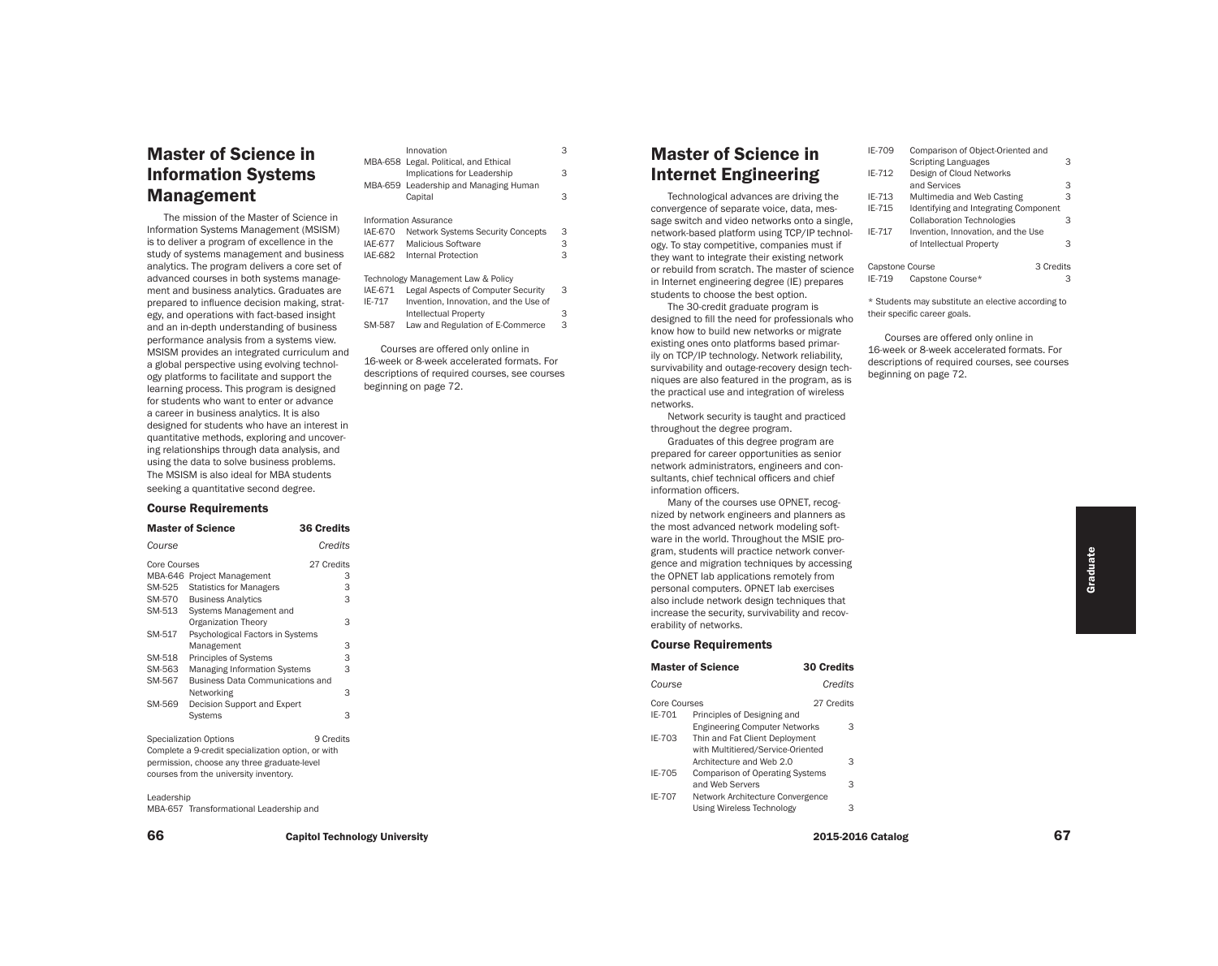# Master of Science in Information Systems Management

The mission of the Master of Science in Information Systems Management (MSISM) is to deliver a program of excellence in the study of systems management and business analytics. The program delivers a core set of advanced courses in both systems management and business analytics. Graduates are prepared to influence decision making, strategy, and operations with fact-based insight and an in-depth understanding of business performance analysis from a systems view. MSISM provides an integrated curriculum and a global perspective using evolving technology platforms to facilitate and support the learning process. This program is designed for students who want to enter or advance a career in business analytics. It is also designed for students who have an interest in quantitative methods, exploring and uncovering relationships through data analysis, and using the data to solve business problems. The MSISM is also ideal for MBA students seeking a quantitative second degree.

### Course Requirements

| **Master of Science** | | **36 Credits** |
|---|---|---|
| *Course* | | *Credits* |
| Core Courses | | 27 Credits |
| MBA-646 | Project Management | 3 |
| SM-525 | Statistics for Managers | 3 |
| SM-570 | Business Analytics | 3 |
| SM-513 | Systems Management and Organization Theory | 3 |
| SM-517 | Psychological Factors in Systems Management | 3 |
| SM-518 | Principles of Systems | 3 |
| SM-563 | Managing Information Systems | 3 |
| SM-567 | Business Data Communications and Networking | 3 |
| SM-569 | Decision Support and Expert Systems | 3 |
| Specialization Options | | 9 Credits |

Complete a 9-credit specialization option, or with permission, choose any three graduate-level courses from the university inventory.

| Leadership | | |
|---|---|---|
| MBA-657 | Transformational Leadership and Innovation | 3 |
| MBA-658 | Legal. Political, and Ethical Implications for Leadership | 3 |
| MBA-659 | Leadership and Managing Human Capital | 3 |
| **Information Assurance** | | |
| IAE-670 | Network Systems Security Concepts | 3 |
| IAE-677 | Malicious Software | 3 |
| IAE-682 | Internal Protection | 3 |
| **Technology Management Law & Policy** | | |
| IAE-671 | Legal Aspects of Computer Security | 3 |
| IE-717 | Invention, Innovation, and the Use of Intellectual Property | 3 |
| SM-587 | Law and Regulation of E-Commerce | 3 |

Courses are offered only online in 16-week or 8-week accelerated formats. For descriptions of required courses, see courses beginning on page 72.

# Master of Science in Internet Engineering

Technological advances are driving the convergence of separate voice, data, message switch and video networks onto a single, network-based platform using TCP/IP technology. To stay competitive, companies must if they want to integrate their existing network or rebuild from scratch. The master of science in Internet engineering degree (IE) prepares students to choose the best option.

The 30-credit graduate program is designed to fill the need for professionals who know how to build new networks or migrate existing ones onto platforms based primarily on TCP/IP technology. Network reliability, survivability and outage-recovery design techniques are also featured in the program, as is the practical use and integration of wireless networks.

Network security is taught and practiced throughout the degree program.

Graduates of this degree program are prepared for career opportunities as senior network administrators, engineers and consultants, chief technical officers and chief information officers.

Many of the courses use OPNET, recognized by network engineers and planners as the most advanced network modeling software in the world. Throughout the MSIE program, students will practice network convergence and migration techniques by accessing the OPNET lab applications remotely from personal computers. OPNET lab exercises also include network design techniques that increase the security, survivability and recoverability of networks.

### Course Requirements

| **Master of Science** | | **30 Credits** |
|---|---|---|
| *Course* | | *Credits* |
| Core Courses | | 27 Credits |
| IE-701 | Principles of Designing and Engineering Computer Networks | 3 |
| IE-703 | Thin and Fat Client Deployment with Multitiered/Service-Oriented Architecture and Web 2.0 | 3 |
| IE-705 | Comparison of Operating Systems and Web Servers | 3 |
| IE-707 | Network Architecture Convergence Using Wireless Technology | 3 |
| IE-709 | Comparison of Object-Oriented and Scripting Languages | 3 |
| IE-712 | Design of Cloud Networks and Services | 3 |
| IE-713 | Multimedia and Web Casting | 3 |
| IE-715 | Identifying and Integrating Component Collaboration Technologies | 3 |
| IE-717 | Invention, Innovation, and the Use of Intellectual Property | 3 |
| Capstone Course | | 3 Credits |
| IE-719 | Capstone Course* | 3 |

* Students may substitute an elective according to their specific career goals.

Courses are offered only online in 16-week or 8-week accelerated formats. For descriptions of required courses, see courses beginning on page 72.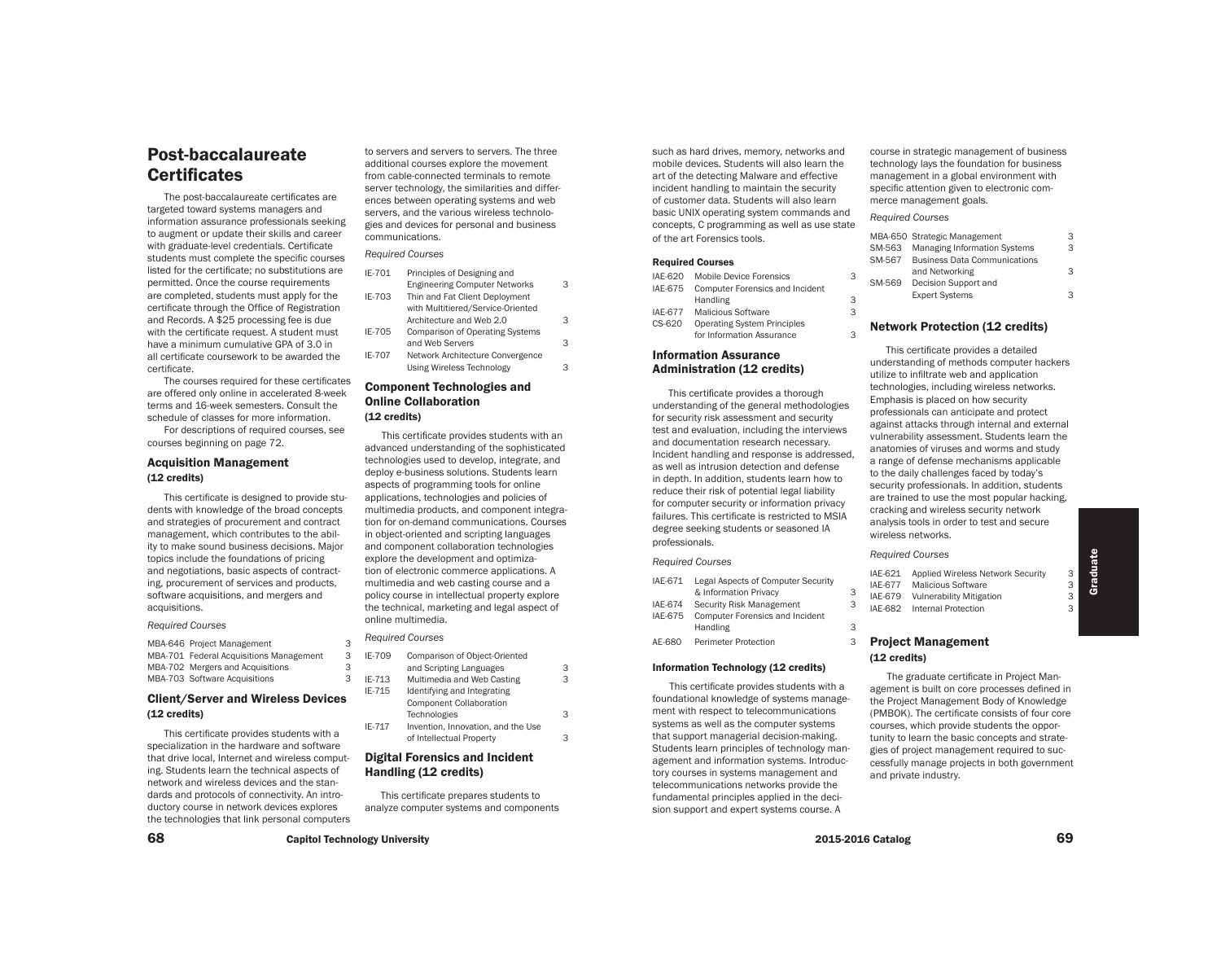# Post-baccalaureate Certificates

The post-baccalaureate certificates are targeted toward systems managers and information assurance professionals seeking to augment or update their skills and career with graduate-level credentials. Certificate students must complete the specific courses listed for the certificate; no substitutions are permitted. Once the course requirements are completed, students must apply for the certificate through the Office of Registration and Records. A $25 processing fee is due with the certificate request. A student must have a minimum cumulative GPA of 3.0 in all certificate coursework to be awarded the certificate.

The courses required for these certificates are offered only online in accelerated 8-week terms and 16-week semesters. Consult the schedule of classes for more information.

For descriptions of required courses, see courses beginning on page 72.

### Acquisition Management (12 credits)

This certificate is designed to provide students with knowledge of the broad concepts and strategies of procurement and contract management, which contributes to the ability to make sound business decisions. Major topics include the foundations of pricing and negotiations, basic aspects of contracting, procurement of services and products, software acquisitions, and mergers and acquisitions.

*Required Courses*

| | | |
|---|---|---|
| MBA-646 | Project Management | 3 |
| MBA-701 | Federal Acquisitions Management | 3 |
| MBA-702 | Mergers and Acquisitions | 3 |
| MBA-703 | Software Acquisitions | 3 |

### Client/Server and Wireless Devices (12 credits)

This certificate provides students with a specialization in the hardware and software that drive local, Internet and wireless computing. Students learn the technical aspects of network and wireless devices and the standards and protocols of connectivity. An introductory course in network devices explores the technologies that link personal computers to servers and servers to servers. The three additional courses explore the movement from cable-connected terminals to remote server technology, the similarities and differences between operating systems and web servers, and the various wireless technologies and devices for personal and business communications.

*Required Courses*

| | | |
|---|---|---|
| IE-701 | Principles of Designing and Engineering Computer Networks | 3 |
| IE-703 | Thin and Fat Client Deployment with Multitiered/Service-Oriented Architecture and Web 2.0 | 3 |
| IE-705 | Comparison of Operating Systems and Web Servers | 3 |
| IE-707 | Network Architecture Convergence Using Wireless Technology | 3 |

### Component Technologies and Online Collaboration (12 credits)

This certificate provides students with an advanced understanding of the sophisticated technologies used to develop, integrate, and deploy e-business solutions. Students learn aspects of programming tools for online applications, technologies and policies of multimedia products, and component integration for on-demand communications. Courses in object-oriented and scripting languages and component collaboration technologies explore the development and optimization of electronic commerce applications. A multimedia and web casting course and a policy course in intellectual property explore the technical, marketing and legal aspect of online multimedia.

*Required Courses*

| | | |
|---|---|---|
| IE-709 | Comparison of Object-Oriented and Scripting Languages | 3 |
| IE-713 | Multimedia and Web Casting | 3 |
| IE-715 | Identifying and Integrating Component Collaboration Technologies | 3 |
| IE-717 | Invention, Innovation, and the Use of Intellectual Property | 3 |

### Digital Forensics and Incident Handling (12 credits)

This certificate prepares students to analyze computer systems and components such as hard drives, memory, networks and mobile devices. Students will also learn the art of the detecting Malware and effective incident handling to maintain the security of customer data. Students will also learn basic UNIX operating system commands and concepts, C programming as well as use state of the art Forensics tools.

**Required Courses**

| | | |
|---|---|---|
| IAE-620 | Mobile Device Forensics | 3 |
| IAE-675 | Computer Forensics and Incident Handling | 3 |
| IAE-677 | Malicious Software | 3 |
| CS-620 | Operating System Principles for Information Assurance | 3 |

### Information Assurance Administration (12 credits)

This certificate provides a thorough understanding of the general methodologies for security risk assessment and security test and evaluation, including the interviews and documentation research necessary. Incident handling and response is addressed, as well as intrusion detection and defense in depth. In addition, students learn how to reduce their risk of potential legal liability for computer security or information privacy failures. This certificate is restricted to MSIA degree seeking students or seasoned IA professionals.

*Required Courses*

| | | |
|---|---|---|
| IAE-671 | Legal Aspects of Computer Security & Information Privacy | 3 |
| IAE-674 | Security Risk Management | 3 |
| IAE-675 | Computer Forensics and Incident Handling | 3 |
| AE-680 | Perimeter Protection | 3 |

#### Information Technology (12 credits)

This certificate provides students with a foundational knowledge of systems management with respect to telecommunications systems as well as the computer systems that support managerial decision-making. Students learn principles of technology management and information systems. Introductory courses in systems management and telecommunications networks provide the fundamental principles applied in the decision support and expert systems course. A course in strategic management of business technology lays the foundation for business management in a global environment with specific attention given to electronic commerce management goals.

*Required Courses*

| | | |
|---|---|---|
| MBA-650 | Strategic Management | 3 |
| SM-563 | Managing Information Systems | 3 |
| SM-567 | Business Data Communications and Networking | 3 |
| SM-569 | Decision Support and Expert Systems | 3 |

### Network Protection (12 credits)

This certificate provides a detailed understanding of methods computer hackers utilize to infiltrate web and application technologies, including wireless networks. Emphasis is placed on how security professionals can anticipate and protect against attacks through internal and external vulnerability assessment. Students learn the anatomies of viruses and worms and study a range of defense mechanisms applicable to the daily challenges faced by today's security professionals. In addition, students are trained to use the most popular hacking, cracking and wireless security network analysis tools in order to test and secure wireless networks.

*Required Courses*

| | | |
|---|---|---|
| IAE-621 | Applied Wireless Network Security | 3 |
| IAE-677 | Malicious Software | 3 |
| IAE-679 | Vulnerability Mitigation | 3 |
| IAE-682 | Internal Protection | 3 |

### Project Management (12 credits)

The graduate certificate in Project Management is built on core processes defined in the Project Management Body of Knowledge (PMBOK). The certificate consists of four core courses, which provide students the opportunity to learn the basic concepts and strategies of project management required to successfully manage projects in both government and private industry.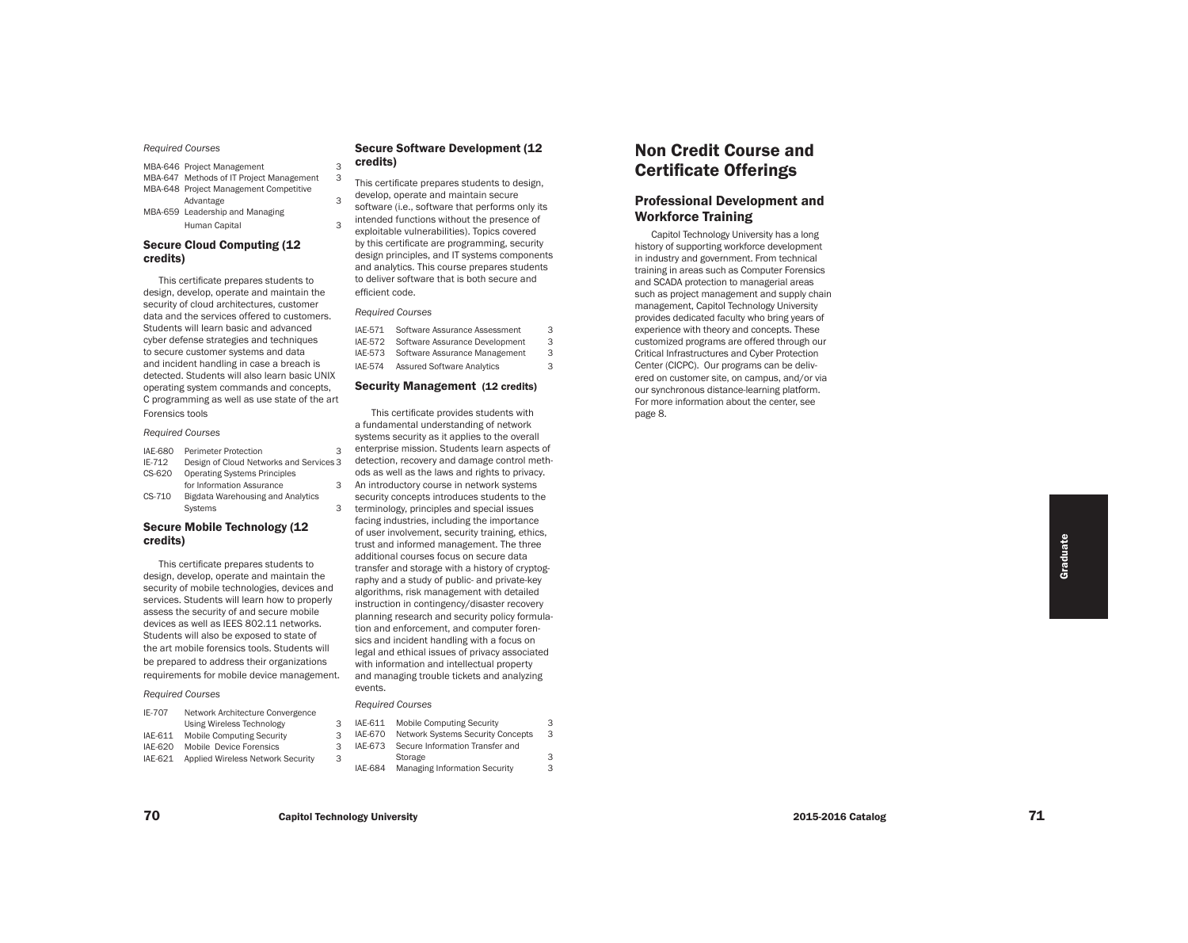*Required Courses*

| | | |
|---|---|---|
| MBA-646 | Project Management | 3 |
| MBA-647 | Methods of IT Project Management | 3 |
| MBA-648 | Project Management Competitive Advantage | 3 |
| MBA-659 | Leadership and Managing Human Capital | 3 |

### Secure Cloud Computing (12 credits)

This certificate prepares students to design, develop, operate and maintain the security of cloud architectures, customer data and the services offered to customers. Students will learn basic and advanced cyber defense strategies and techniques to secure customer systems and data and incident handling in case a breach is detected. Students will also learn basic UNIX operating system commands and concepts, C programming as well as use state of the art Forensics tools

*Required Courses*

| | | |
|---|---|---|
| IAE-680 | Perimeter Protection | 3 |
| IE-712 | Design of Cloud Networks and Services | 3 |
| CS-620 | Operating Systems Principles for Information Assurance | 3 |
| CS-710 | Bigdata Warehousing and Analytics Systems | 3 |

### Secure Mobile Technology (12 credits)

This certificate prepares students to design, develop, operate and maintain the security of mobile technologies, devices and services. Students will learn how to properly assess the security of and secure mobile devices as well as IEES 802.11 networks. Students will also be exposed to state of the art mobile forensics tools. Students will be prepared to address their organizations requirements for mobile device management.

*Required Courses*

| | | |
|---|---|---|
| IE-707 | Network Architecture Convergence Using Wireless Technology | 3 |
| IAE-611 | Mobile Computing Security | 3 |
| IAE-620 | Mobile Device Forensics | 3 |
| IAE-621 | Applied Wireless Network Security | 3 |

### Secure Software Development (12 credits)

This certificate prepares students to design, develop, operate and maintain secure software (i.e., software that performs only its intended functions without the presence of exploitable vulnerabilities). Topics covered by this certificate are programming, security design principles, and IT systems components and analytics. This course prepares students to deliver software that is both secure and efficient code.

*Required Courses*

| | | |
|---|---|---|
| IAE-571 | Software Assurance Assessment | 3 |
| IAE-572 | Software Assurance Development | 3 |
| IAE-573 | Software Assurance Management | 3 |
| IAE-574 | Assured Software Analytics | 3 |

### Security Management (12 credits)

This certificate provides students with a fundamental understanding of network systems security as it applies to the overall enterprise mission. Students learn aspects of detection, recovery and damage control methods as well as the laws and rights to privacy. An introductory course in network systems security concepts introduces students to the terminology, principles and special issues facing industries, including the importance of user involvement, security training, ethics, trust and informed management. The three additional courses focus on secure data transfer and storage with a history of cryptography and a study of public- and private-key algorithms, risk management with detailed instruction in contingency/disaster recovery planning research and security policy formulation and enforcement, and computer forensics and incident handling with a focus on legal and ethical issues of privacy associated with information and intellectual property and managing trouble tickets and analyzing events.

*Required Courses*

| | | |
|---|---|---|
| IAE-611 | Mobile Computing Security | 3 |
| IAE-670 | Network Systems Security Concepts | 3 |
| IAE-673 | Secure Information Transfer and Storage | 3 |
| IAE-684 | Managing Information Security | 3 |

# Non Credit Course and Certificate Offerings

## Professional Development and Workforce Training

Capitol Technology University has a long history of supporting workforce development in industry and government. From technical training in areas such as Computer Forensics and SCADA protection to managerial areas such as project management and supply chain management, Capitol Technology University provides dedicated faculty who bring years of experience with theory and concepts. These customized programs are offered through our Critical Infrastructures and Cyber Protection Center (CICPC). Our programs can be delivered on customer site, on campus, and/or via our synchronous distance-learning platform. For more information about the center, see page 8.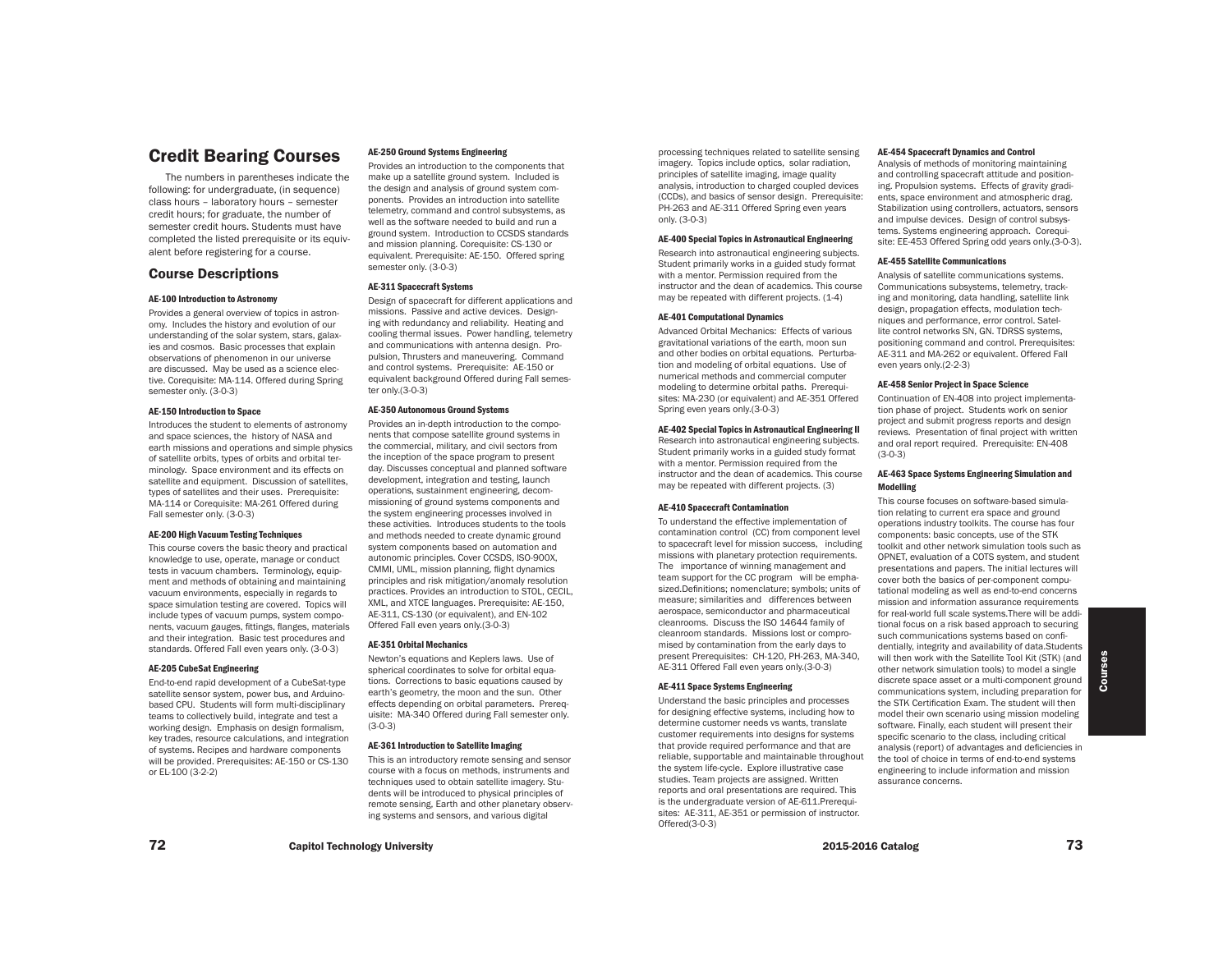# Credit Bearing Courses

The numbers in parentheses indicate the following: for undergraduate, (in sequence) class hours – laboratory hours – semester credit hours; for graduate, the number of semester credit hours. Students must have completed the listed prerequisite or its equivalent before registering for a course.

## Course Descriptions

#### AE-100 Introduction to Astronomy

Provides a general overview of topics in astronomy. Includes the history and evolution of our understanding of the solar system, stars, galaxies and cosmos. Basic processes that explain observations of phenomenon in our universe are discussed. May be used as a science elective. Corequisite: MA-114. Offered during Spring semester only. (3-0-3)

#### AE-150 Introduction to Space

Introduces the student to elements of astronomy and space sciences, the history of NASA and earth missions and operations and simple physics of satellite orbits, types of orbits and orbital terminology. Space environment and its effects on satellite and equipment. Discussion of satellites, types of satellites and their uses. Prerequisite: MA-114 or Corequisite: MA-261 Offered during Fall semester only. (3-0-3)

#### AE-200 High Vacuum Testing Techniques

This course covers the basic theory and practical knowledge to use, operate, manage or conduct tests in vacuum chambers. Terminology, equipment and methods of obtaining and maintaining vacuum environments, especially in regards to space simulation testing are covered. Topics will include types of vacuum pumps, system components, vacuum gauges, fittings, flanges, materials and their integration. Basic test procedures and standards. Offered Fall even years only. (3-0-3)

#### AE-205 CubeSat Engineering

End-to-end rapid development of a CubeSat-type satellite sensor system, power bus, and Arduino-based CPU. Students will form multi-disciplinary teams to collectively build, integrate and test a working design. Emphasis on design formalism, key trades, resource calculations, and integration of systems. Recipes and hardware components will be provided. Prerequisites: AE-150 or CS-130 or EL-100 (3-2-2)

#### AE-250 Ground Systems Engineering

Provides an introduction to the components that make up a satellite ground system. Included is the design and analysis of ground system components. Provides an introduction into satellite telemetry, command and control subsystems, as well as the software needed to build and run a ground system. Introduction to CCSDS standards and mission planning. Corequisite: CS-130 or equivalent. Prerequisite: AE-150. Offered spring semester only. (3-0-3)

#### AE-311 Spacecraft Systems

Design of spacecraft for different applications and missions. Passive and active devices. Designing with redundancy and reliability. Heating and cooling thermal issues. Power handling, telemetry and communications with antenna design. Propulsion, Thrusters and maneuvering. Command and control systems. Prerequisite: AE-150 or equivalent background Offered during Fall semester only.(3-0-3)

#### AE-350 Autonomous Ground Systems

Provides an in-depth introduction to the components that compose satellite ground systems in the commercial, military, and civil sectors from the inception of the space program to present day. Discusses conceptual and planned software development, integration and testing, launch operations, sustainment engineering, decommissioning of ground systems components and the system engineering processes involved in these activities. Introduces students to the tools and methods needed to create dynamic ground system components based on automation and autonomic principles. Cover CCSDS, ISO-900X, CMMI, UML, mission planning, flight dynamics principles and risk mitigation/anomaly resolution practices. Provides an introduction to STOL, CECIL, XML, and XTCE languages. Prerequisite: AE-150, AE-311, CS-130 (or equivalent), and EN-102 Offered Fall even years only.(3-0-3)

#### AE-351 Orbital Mechanics

Newton's equations and Keplers laws. Use of spherical coordinates to solve for orbital equations. Corrections to basic equations caused by earth's geometry, the moon and the sun. Other effects depending on orbital parameters. Prerequisite: MA-340 Offered during Fall semester only. (3-0-3)

#### AE-361 Introduction to Satellite Imaging

This is an introductory remote sensing and sensor course with a focus on methods, instruments and techniques used to obtain satellite imagery. Students will be introduced to physical principles of remote sensing, Earth and other planetary observing systems and sensors, and various digital processing techniques related to satellite sensing imagery. Topics include optics, solar radiation, principles of satellite imaging, image quality analysis, introduction to charged coupled devices (CCDs), and basics of sensor design. Prerequisite: PH-263 and AE-311 Offered Spring even years only. (3-0-3)

#### AE-400 Special Topics in Astronautical Engineering

Research into astronautical engineering subjects. Student primarily works in a guided study format with a mentor. Permission required from the instructor and the dean of academics. This course may be repeated with different projects. (1-4)

#### AE-401 Computational Dynamics

Advanced Orbital Mechanics: Effects of various gravitational variations of the earth, moon sun and other bodies on orbital equations. Perturbation and modeling of orbital equations. Use of numerical methods and commercial computer modeling to determine orbital paths. Prerequisites: MA-230 (or equivalent) and AE-351 Offered Spring even years only.(3-0-3)

#### AE-402 Special Topics in Astronautical Engineering II

Research into astronautical engineering subjects. Student primarily works in a guided study format with a mentor. Permission required from the instructor and the dean of academics. This course may be repeated with different projects. (3)

#### AE-410 Spacecraft Contamination

To understand the effective implementation of contamination control (CC) from component level to spacecraft level for mission success, including missions with planetary protection requirements. The importance of winning management and team support for the CC program will be emphasized.Definitions; nomenclature; symbols; units of measure; similarities and differences between aerospace, semiconductor and pharmaceutical cleanrooms. Discuss the ISO 14644 family of cleanroom standards. Missions lost or compromised by contamination from the early days to present Prerequisites: CH-120, PH-263, MA-340, AE-311 Offered Fall even years only.(3-0-3)

#### AE-411 Space Systems Engineering

Understand the basic principles and processes for designing effective systems, including how to determine customer needs vs wants, translate customer requirements into designs for systems that provide required performance and that are reliable, supportable and maintainable throughout the system life-cycle. Explore illustrative case studies. Team projects are assigned. Written reports and oral presentations are required. This is the undergraduate version of AE-611.Prerequisites: AE-311, AE-351 or permission of instructor. Offered(3-0-3)

#### AE-454 Spacecraft Dynamics and Control

Analysis of methods of monitoring maintaining and controlling spacecraft attitude and positioning. Propulsion systems. Effects of gravity gradients, space environment and atmospheric drag. Stabilization using controllers, actuators, sensors and impulse devices. Design of control subsystems. Systems engineering approach. Corequisite: EE-453 Offered Spring odd years only.(3-0-3).

#### AE-455 Satellite Communications

Analysis of satellite communications systems. Communications subsystems, telemetry, tracking and monitoring, data handling, satellite link design, propagation effects, modulation techniques and performance, error control. Satellite control networks SN, GN. TDRSS systems, positioning command and control. Prerequisites: AE-311 and MA-262 or equivalent. Offered Fall even years only.(2-2-3)

#### AE-458 Senior Project in Space Science

Continuation of EN-408 into project implementation phase of project. Students work on senior project and submit progress reports and design reviews. Presentation of final project with written and oral report required. Prerequisite: EN-408 (3-0-3)

#### AE-463 Space Systems Engineering Simulation and Modelling

This course focuses on software-based simulation relating to current era space and ground operations industry toolkits. The course has four components: basic concepts, use of the STK toolkit and other network simulation tools such as OPNET, evaluation of a COTS system, and student presentations and papers. The initial lectures will cover both the basics of per-component computational modeling as well as end-to-end concerns mission and information assurance requirements for real-world full scale systems.There will be additional focus on a risk based approach to securing such communications systems based on confidentially, integrity and availability of data.Students will then work with the Satellite Tool Kit (STK) (and other network simulation tools) to model a single discrete space asset or a multi-component ground communications system, including preparation for the STK Certification Exam. The student will then model their own scenario using mission modeling software. Finally, each student will present their specific scenario to the class, including critical analysis (report) of advantages and deficiencies in the tool of choice in terms of end-to-end systems engineering to include information and mission assurance concerns.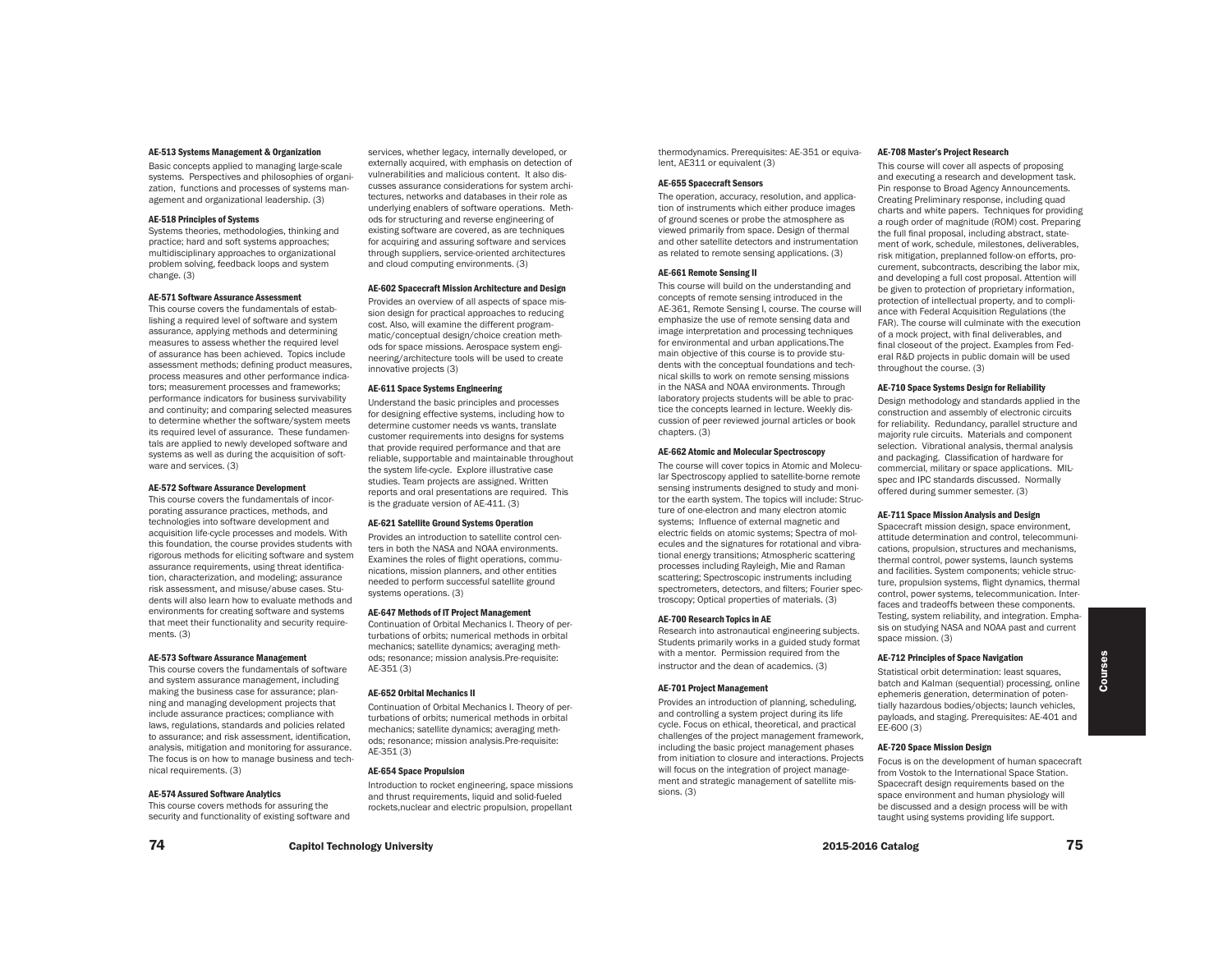**AE-513 Systems Management & Organization**

Basic concepts applied to managing large-scale systems. Perspectives and philosophies of organization, functions and processes of systems management and organizational leadership. (3)

**AE-518 Principles of Systems**

Systems theories, methodologies, thinking and practice; hard and soft systems approaches; multidisciplinary approaches to organizational problem solving, feedback loops and system change. (3)

**AE-571 Software Assurance Assessment**

This course covers the fundamentals of establishing a required level of software and system assurance, applying methods and determining measures to assess whether the required level of assurance has been achieved. Topics include assessment methods; defining product measures, process measures and other performance indicators; measurement processes and frameworks; performance indicators for business survivability and continuity; and comparing selected measures to determine whether the software/system meets its required level of assurance. These fundamentals are applied to newly developed software and systems as well as during the acquisition of software and services. (3)

**AE-572 Software Assurance Development**

This course covers the fundamentals of incorporating assurance practices, methods, and technologies into software development and acquisition life-cycle processes and models. With this foundation, the course provides students with rigorous methods for eliciting software and system assurance requirements, using threat identification, characterization, and modeling; assurance risk assessment, and misuse/abuse cases. Students will also learn how to evaluate methods and environments for creating software and systems that meet their functionality and security requirements. (3)

**AE-573 Software Assurance Management**

This course covers the fundamentals of software and system assurance management, including making the business case for assurance; planning and managing development projects that include assurance practices; compliance with laws, regulations, standards and policies related to assurance; and risk assessment, identification, analysis, mitigation and monitoring for assurance. The focus is on how to manage business and technical requirements. (3)

**AE-574 Assured Software Analytics**

This course covers methods for assuring the security and functionality of existing software and services, whether legacy, internally developed, or externally acquired, with emphasis on detection of vulnerabilities and malicious content. It also discusses assurance considerations for system architectures, networks and databases in their role as underlying enablers of software operations. Methods for structuring and reverse engineering of existing software are covered, as are techniques for acquiring and assuring software and services through suppliers, service-oriented architectures and cloud computing environments. (3)

**AE-602 Spacecraft Mission Architecture and Design**

Provides an overview of all aspects of space mission design for practical approaches to reducing cost. Also, will examine the different programmatic/conceptual design/choice creation methods for space missions. Aerospace system engineering/architecture tools will be used to create innovative projects (3)

**AE-611 Space Systems Engineering**

Understand the basic principles and processes for designing effective systems, including how to determine customer needs vs wants, translate customer requirements into designs for systems that provide required performance and that are reliable, supportable and maintainable throughout the system life-cycle. Explore illustrative case studies. Team projects are assigned. Written reports and oral presentations are required. This is the graduate version of AE-411. (3)

**AE-621 Satellite Ground Systems Operation**

Provides an introduction to satellite control centers in both the NASA and NOAA environments. Examines the roles of flight operations, communications, mission planners, and other entities needed to perform successful satellite ground systems operations. (3)

**AE-647 Methods of IT Project Management**

Continuation of Orbital Mechanics I. Theory of perturbations of orbits; numerical methods in orbital mechanics; satellite dynamics; averaging methods; resonance; mission analysis.Pre-requisite: AE-351 (3)

**AE-652 Orbital Mechanics II**

Continuation of Orbital Mechanics I. Theory of perturbations of orbits; numerical methods in orbital mechanics; satellite dynamics; averaging methods; resonance; mission analysis.Pre-requisite: AE-351 (3)

**AE-654 Space Propulsion**

Introduction to rocket engineering, space missions and thrust requirements, liquid and solid-fueled rockets,nuclear and electric propulsion, propellant thermodynamics. Prerequisites: AE-351 or equivalent, AE311 or equivalent (3)

**AE-655 Spacecraft Sensors**

The operation, accuracy, resolution, and application of instruments which either produce images of ground scenes or probe the atmosphere as viewed primarily from space. Design of thermal and other satellite detectors and instrumentation as related to remote sensing applications. (3)

**AE-661 Remote Sensing II**

This course will build on the understanding and concepts of remote sensing introduced in the AE-361, Remote Sensing I, course. The course will emphasize the use of remote sensing data and image interpretation and processing techniques for environmental and urban applications.The main objective of this course is to provide students with the conceptual foundations and technical skills to work on remote sensing missions in the NASA and NOAA environments. Through laboratory projects students will be able to practice the concepts learned in lecture. Weekly discussion of peer reviewed journal articles or book chapters. (3)

**AE-662 Atomic and Molecular Spectroscopy**

The course will cover topics in Atomic and Molecular Spectroscopy applied to satellite-borne remote sensing instruments designed to study and monitor the earth system. The topics will include: Structure of one-electron and many electron atomic systems; Influence of external magnetic and electric fields on atomic systems; Spectra of molecules and the signatures for rotational and vibrational energy transitions; Atmospheric scattering processes including Rayleigh, Mie and Raman scattering; Spectroscopic instruments including spectrometers, detectors, and filters; Fourier spectroscopy; Optical properties of materials. (3)

**AE-700 Research Topics in AE**

Research into astronautical engineering subjects. Students primarily works in a guided study format with a mentor. Permission required from the instructor and the dean of academics. (3)

**AE-701 Project Management**

Provides an introduction of planning, scheduling, and controlling a system project during its life cycle. Focus on ethical, theoretical, and practical challenges of the project management framework, including the basic project management phases from initiation to closure and interactions. Projects will focus on the integration of project management and strategic management of satellite missions. (3)

**AE-708 Master's Project Research**

This course will cover all aspects of proposing and executing a research and development task. Pin response to Broad Agency Announcements. Creating Preliminary response, including quad charts and white papers. Techniques for providing a rough order of magnitude (ROM) cost. Preparing the full final proposal, including abstract, statement of work, schedule, milestones, deliverables, risk mitigation, preplanned follow-on efforts, procurement, subcontracts, describing the labor mix, and developing a full cost proposal. Attention will be given to protection of proprietary information, protection of intellectual property, and to compliance with Federal Acquisition Regulations (the FAR). The course will culminate with the execution of a mock project, with final deliverables, and final closeout of the project. Examples from Federal R&D projects in public domain will be used throughout the course. (3)

**AE-710 Space Systems Design for Reliability**

Design methodology and standards applied in the construction and assembly of electronic circuits for reliability. Redundancy, parallel structure and majority rule circuits. Materials and component selection. Vibrational analysis, thermal analysis and packaging. Classification of hardware for commercial, military or space applications. MIL-spec and IPC standards discussed. Normally offered during summer semester. (3)

**AE-711 Space Mission Analysis and Design**

Spacecraft mission design, space environment, attitude determination and control, telecommunications, propulsion, structures and mechanisms, thermal control, power systems, launch systems and facilities. System components; vehicle structure, propulsion systems, flight dynamics, thermal control, power systems, telecommunication. Interfaces and tradeoffs between these components. Testing, system reliability, and integration. Emphasis on studying NASA and NOAA past and current space mission. (3)

**AE-712 Principles of Space Navigation**

Statistical orbit determination: least squares, batch and Kalman (sequential) processing, online ephemeris generation, determination of potentially hazardous bodies/objects; launch vehicles, payloads, and staging. Prerequisites: AE-401 and EE-600 (3)

**AE-720 Space Mission Design**

Focus is on the development of human spacecraft from Vostok to the International Space Station. Spacecraft design requirements based on the space environment and human physiology will be discussed and a design process will be with taught using systems providing life support.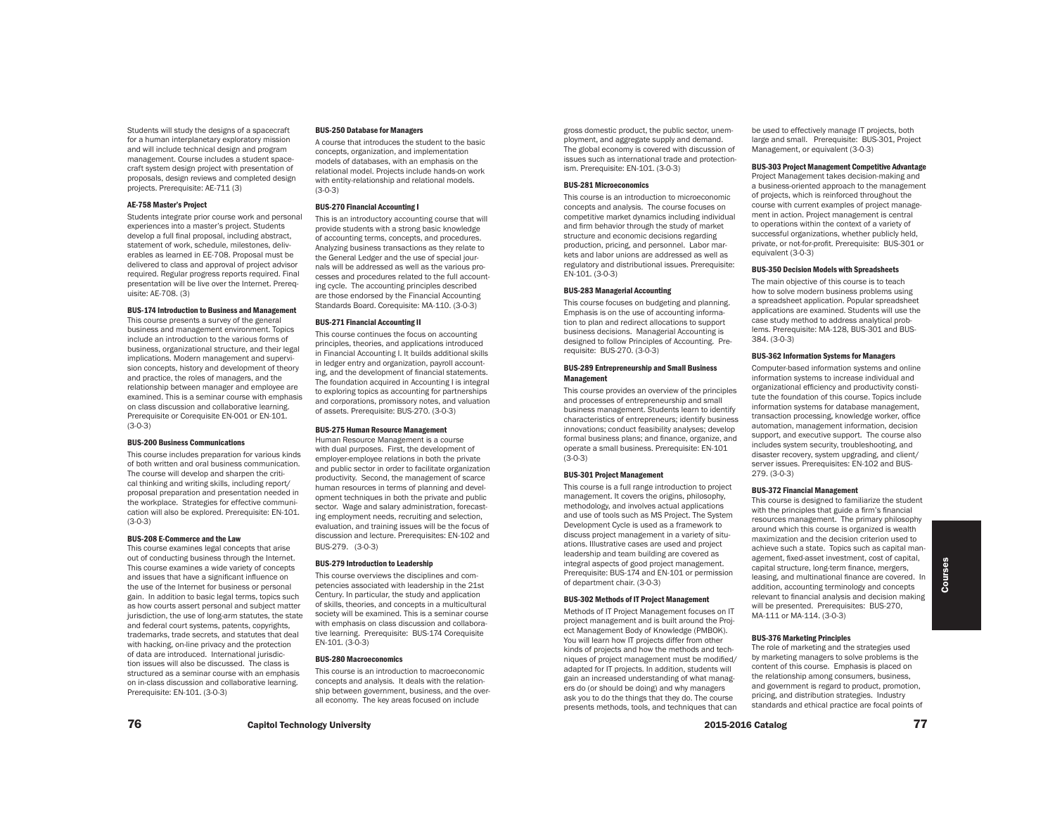Students will study the designs of a spacecraft for a human interplanetary exploratory mission and will include technical design and program management. Course includes a student spacecraft system design project with presentation of proposals, design reviews and completed design projects. Prerequisite: AE-711 (3)

#### AE-758 Master's Project

Students integrate prior course work and personal experiences into a master's project. Students develop a full final proposal, including abstract, statement of work, schedule, milestones, deliverables as learned in EE-708. Proposal must be delivered to class and approval of project advisor required. Regular progress reports required. Final presentation will be live over the Internet. Prerequisite: AE-708. (3)

#### BUS-174 Introduction to Business and Management

This course presents a survey of the general business and management environment. Topics include an introduction to the various forms of business, organizational structure, and their legal implications. Modern management and supervision concepts, history and development of theory and practice, the roles of managers, and the relationship between manager and employee are examined. This is a seminar course with emphasis on class discussion and collaborative learning. Prerequisite or Corequisite EN-001 or EN-101. (3-0-3)

#### BUS-200 Business Communications

This course includes preparation for various kinds of both written and oral business communication. The course will develop and sharpen the critical thinking and writing skills, including report/proposal preparation and presentation needed in the workplace. Strategies for effective communication will also be explored. Prerequisite: EN-101. (3-0-3)

#### BUS-208 E-Commerce and the Law

This course examines legal concepts that arise out of conducting business through the Internet. This course examines a wide variety of concepts and issues that have a significant influence on the use of the Internet for business or personal gain. In addition to basic legal terms, topics such as how courts assert personal and subject matter jurisdiction, the use of long-arm statutes, the state and federal court systems, patents, copyrights, trademarks, trade secrets, and statutes that deal with hacking, on-line privacy and the protection of data are introduced. International jurisdiction issues will also be discussed. The class is structured as a seminar course with an emphasis on in-class discussion and collaborative learning. Prerequisite: EN-101. (3-0-3)

#### BUS-250 Database for Managers

A course that introduces the student to the basic concepts, organization, and implementation models of databases, with an emphasis on the relational model. Projects include hands-on work with entity-relationship and relational models. (3-0-3)

#### BUS-270 Financial Accounting I

This is an introductory accounting course that will provide students with a strong basic knowledge of accounting terms, concepts, and procedures. Analyzing business transactions as they relate to the General Ledger and the use of special journals will be addressed as well as the various processes and procedures related to the full accounting cycle. The accounting principles described are those endorsed by the Financial Accounting Standards Board. Corequisite: MA-110. (3-0-3)

#### BUS-271 Financial Accounting II

This course continues the focus on accounting principles, theories, and applications introduced in Financial Accounting I. It builds additional skills in ledger entry and organization, payroll accounting, and the development of financial statements. The foundation acquired in Accounting I is integral to exploring topics as accounting for partnerships and corporations, promissory notes, and valuation of assets. Prerequisite: BUS-270. (3-0-3)

#### BUS-275 Human Resource Management

Human Resource Management is a course with dual purposes. First, the development of employer-employee relations in both the private and public sector in order to facilitate organization productivity. Second, the management of scarce human resources in terms of planning and development techniques in both the private and public sector. Wage and salary administration, forecasting employment needs, recruiting and selection, evaluation, and training issues will be the focus of discussion and lecture. Prerequisites: EN-102 and BUS-279. (3-0-3)

#### BUS-279 Introduction to Leadership

This course overviews the disciplines and competencies associated with leadership in the 21st Century. In particular, the study and application of skills, theories, and concepts in a multicultural society will be examined. This is a seminar course with emphasis on class discussion and collaborative learning. Prerequisite: BUS-174 Corequisite EN-101. (3-0-3)

#### BUS-280 Macroeconomics

This course is an introduction to macroeconomic concepts and analysis. It deals with the relationship between government, business, and the overall economy. The key areas focused on include gross domestic product, the public sector, unemployment, and aggregate supply and demand. The global economy is covered with discussion of issues such as international trade and protectionism. Prerequisite: EN-101. (3-0-3)

#### BUS-281 Microeconomics

This course is an introduction to microeconomic concepts and analysis. The course focuses on competitive market dynamics including individual and firm behavior through the study of market structure and economic decisions regarding production, pricing, and personnel. Labor markets and labor unions are addressed as well as regulatory and distributional issues. Prerequisite: EN-101. (3-0-3)

#### BUS-283 Managerial Accounting

This course focuses on budgeting and planning. Emphasis is on the use of accounting information to plan and redirect allocations to support business decisions. Managerial Accounting is designed to follow Principles of Accounting. Prerequisite: BUS-270. (3-0-3)

#### BUS-289 Entrepreneurship and Small Business Management

This course provides an overview of the principles and processes of entrepreneurship and small business management. Students learn to identify characteristics of entrepreneurs; identify business innovations; conduct feasibility analyses; develop formal business plans; and finance, organize, and operate a small business. Prerequisite: EN-101 (3-0-3)

#### BUS-301 Project Management

This course is a full range introduction to project management. It covers the origins, philosophy, methodology, and involves actual applications and use of tools such as MS Project. The System Development Cycle is used as a framework to discuss project management in a variety of situations. Illustrative cases are used and project leadership and team building are covered as integral aspects of good project management. Prerequisite: BUS-174 and EN-101 or permission of department chair. (3-0-3)

#### BUS-302 Methods of IT Project Management

Methods of IT Project Management focuses on IT project management and is built around the Project Management Body of Knowledge (PMBOK). You will learn how IT projects differ from other kinds of projects and how the methods and techniques of project management must be modified/adapted for IT projects. In addition, students will gain an increased understanding of what managers do (or should be doing) and why managers ask you to do the things that they do. The course presents methods, tools, and techniques that can be used to effectively manage IT projects, both large and small. Prerequisite: BUS-301, Project Management, or equivalent (3-0-3)

#### BUS-303 Project Management Competitive Advantage

Project Management takes decision-making and a business-oriented approach to the management of projects, which is reinforced throughout the course with current examples of project management in action. Project management is central to operations within the context of a variety of successful organizations, whether publicly held, private, or not-for-profit. Prerequisite: BUS-301 or equivalent (3-0-3)

#### BUS-350 Decision Models with Spreadsheets

The main objective of this course is to teach how to solve modern business problems using a spreadsheet application. Popular spreadsheet applications are examined. Students will use the case study method to address analytical problems. Prerequisite: MA-128, BUS-301 and BUS-384. (3-0-3)

#### BUS-362 Information Systems for Managers

Computer-based information systems and online information systems to increase individual and organizational efficiency and productivity constitute the foundation of this course. Topics include information systems for database management, transaction processing, knowledge worker, office automation, management information, decision support, and executive support. The course also includes system security, troubleshooting, and disaster recovery, system upgrading, and client/server issues. Prerequisites: EN-102 and BUS-279. (3-0-3)

#### BUS-372 Financial Management

This course is designed to familiarize the student with the principles that guide a firm's financial resources management. The primary philosophy around which this course is organized is wealth maximization and the decision criterion used to achieve such a state. Topics such as capital management, fixed-asset investment, cost of capital, capital structure, long-term finance, mergers, leasing, and multinational finance are covered. In addition, accounting terminology and concepts relevant to financial analysis and decision making will be presented. Prerequisites: BUS-270, MA-111 or MA-114. (3-0-3)

#### BUS-376 Marketing Principles

The role of marketing and the strategies used by marketing managers to solve problems is the content of this course. Emphasis is placed on the relationship among consumers, business, and government is regard to product, promotion, pricing, and distribution strategies. Industry standards and ethical practice are focal points of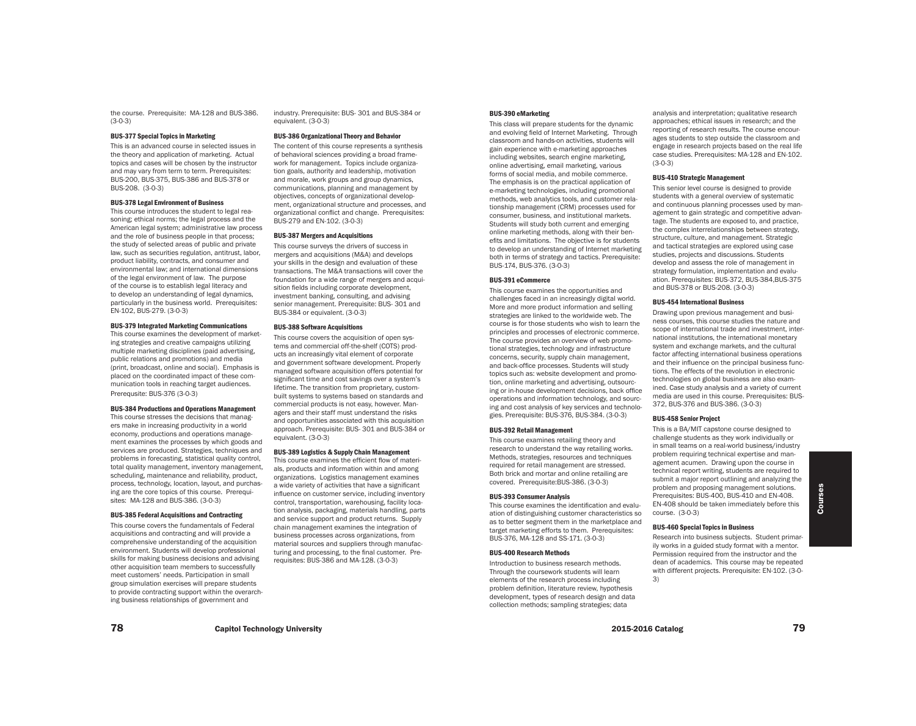the course. Prerequisite: MA-128 and BUS-386. (3-0-3)

### BUS-377 Special Topics in Marketing

This is an advanced course in selected issues in the theory and application of marketing. Actual topics and cases will be chosen by the instructor and may vary from term to term. Prerequisites: BUS-200, BUS-375, BUS-386 and BUS-378 or BUS-208. (3-0-3)

### BUS-378 Legal Environment of Business

This course introduces the student to legal reasoning; ethical norms; the legal process and the American legal system; administrative law process and the role of business people in that process; the study of selected areas of public and private law, such as securities regulation, antitrust, labor, product liability, contracts, and consumer and environmental law; and international dimensions of the legal environment of law. The purpose of the course is to establish legal literacy and to develop an understanding of legal dynamics, particularly in the business world. Prerequisites: EN-102, BUS-279. (3-0-3)

### BUS-379 Integrated Marketing Communications

This course examines the development of marketing strategies and creative campaigns utilizing multiple marketing disciplines (paid advertising, public relations and promotions) and media (print, broadcast, online and social). Emphasis is placed on the coordinated impact of these communication tools in reaching target audiences. Prerequsite: BUS-376 (3-0-3)

### BUS-384 Productions and Operations Management

This course stresses the decisions that managers make in increasing productivity in a world economy, productions and operations management examines the processes by which goods and services are produced. Strategies, techniques and problems in forecasting, statistical quality control, total quality management, inventory management, scheduling, maintenance and reliability, product, process, technology, location, layout, and purchasing are the core topics of this course. Prerequisites: MA-128 and BUS-386. (3-0-3)

### BUS-385 Federal Acquisitions and Contracting

This course covers the fundamentals of Federal acquisitions and contracting and will provide a comprehensive understanding of the acquisition environment. Students will develop professional skills for making business decisions and advising other acquisition team members to successfully meet customers' needs. Participation in small group simulation exercises will prepare students to provide contracting support within the overarching business relationships of government and industry. Prerequisite: BUS- 301 and BUS-384 or equivalent. (3-0-3)

### BUS-386 Organizational Theory and Behavior

The content of this course represents a synthesis of behavioral sciences providing a broad framework for management. Topics include organization goals, authority and leadership, motivation and morale, work groups and group dynamics, communications, planning and management by objectives, concepts of organizational development, organizational structure and processes, and organizational conflict and change. Prerequisites: BUS-279 and EN-102. (3-0-3)

### BUS-387 Mergers and Acquisitions

This course surveys the drivers of success in mergers and acquisitions (M&A) and develops your skills in the design and evaluation of these transactions. The M&A transactions will cover the foundation for a wide range of mergers and acquisition fields including corporate development, investment banking, consulting, and advising senior management. Prerequisite: BUS- 301 and BUS-384 or equivalent. (3-0-3)

### BUS-388 Software Acquisitions

This course covers the acquisition of open systems and commercial off-the-shelf (COTS) products an increasingly vital element of corporate and government software development. Properly managed software acquisition offers potential for significant time and cost savings over a system's lifetime. The transition from proprietary, custom-built systems to systems based on standards and commercial products is not easy, however. Managers and their staff must understand the risks and opportunities associated with this acquisition approach. Prerequisite: BUS- 301 and BUS-384 or equivalent. (3-0-3)

### BUS-389 Logistics & Supply Chain Management

This course examines the efficient flow of materials, products and information within and among organizations. Logistics management examines a wide variety of activities that have a significant influence on customer service, including inventory control, transportation, warehousing, facility location analysis, packaging, materials handling, parts and service support and product returns. Supply chain management examines the integration of business processes across organizations, from material sources and suppliers through manufacturing and processing, to the final customer. Prerequisites: BUS-386 and MA-128. (3-0-3)

### BUS-390 eMarketing

This class will prepare students for the dynamic and evolving field of Internet Marketing. Through classroom and hands-on activities, students will gain experience with e-marketing approaches including websites, search engine marketing, online advertising, email marketing, various forms of social media, and mobile commerce. The emphasis is on the practical application of e-marketing technologies, including promotional methods, web analytics tools, and customer relationship management (CRM) processes used for consumer, business, and institutional markets. Students will study both current and emerging online marketing methods, along with their benefits and limitations. The objective is for students to develop an understanding of Internet marketing both in terms of strategy and tactics. Prerequisite: BUS-174, BUS-376. (3-0-3)

### BUS-391 eCommerce

This course examines the opportunities and challenges faced in an increasingly digital world. More and more product information and selling strategies are linked to the worldwide web. The course is for those students who wish to learn the principles and processes of electronic commerce. The course provides an overview of web promotional strategies, technology and infrastructure concerns, security, supply chain management, and back-office processes. Students will study topics such as: website development and promotion, online marketing and advertising, outsourcing or in-house development decisions, back office operations and information technology, and sourcing and cost analysis of key services and technologies. Prerequisite: BUS-376, BUS-384. (3-0-3)

### BUS-392 Retail Management

This course examines retailing theory and research to understand the way retailing works. Methods, strategies, resources and techniques required for retail management are stressed. Both brick and mortar and online retailing are covered. Prerequisite:BUS-386. (3-0-3)

### BUS-393 Consumer Analysis

This course examines the identification and evaluation of distinguishing customer characteristics so as to better segment them in the marketplace and target marketing efforts to them. Prerequisites: BUS-376, MA-128 and SS-171. (3-0-3)

### BUS-400 Research Methods

Introduction to business research methods. Through the coursework students will learn elements of the research process including problem definition, literature review, hypothesis development, types of research design and data collection methods; sampling strategies; data analysis and interpretation; qualitative research approaches; ethical issues in research; and the reporting of research results. The course encourages students to step outside the classroom and engage in research projects based on the real life case studies. Prerequisites: MA-128 and EN-102. (3-0-3)

### BUS-410 Strategic Management

This senior level course is designed to provide students with a general overview of systematic and continuous planning processes used by management to gain strategic and competitive advantage. The students are exposed to, and practice, the complex interrelationships between strategy, structure, culture, and management. Strategic and tactical strategies are explored using case studies, projects and discussions. Students develop and assess the role of management in strategy formulation, implementation and evaluation. Prerequisites: BUS-372, BUS-384,BUS-375 and BUS-378 or BUS-208. (3-0-3)

### BUS-454 International Business

Drawing upon previous management and business courses, this course studies the nature and scope of international trade and investment, international institutions, the international monetary system and exchange markets, and the cultural factor affecting international business operations and their influence on the principal business functions. The effects of the revolution in electronic technologies on global business are also examined. Case study analysis and a variety of current media are used in this course. Prerequisites: BUS-372, BUS-376 and BUS-386. (3-0-3)

### BUS-458 Senior Project

This is a BA/MIT capstone course designed to challenge students as they work individually or in small teams on a real-world business/industry problem requiring technical expertise and management acumen. Drawing upon the course in technical report writing, students are required to submit a major report outlining and analyzing the problem and proposing management solutions. Prerequisites: BUS-400, BUS-410 and EN-408. EN-408 should be taken immediately before this course. (3-0-3)

### BUS-460 Special Topics in Business

Research into business subjects. Student primarily works in a guided study format with a mentor. Permission required from the instructor and the dean of academics. This course may be repeated with different projects. Prerequisite: EN-102. (3-0-3)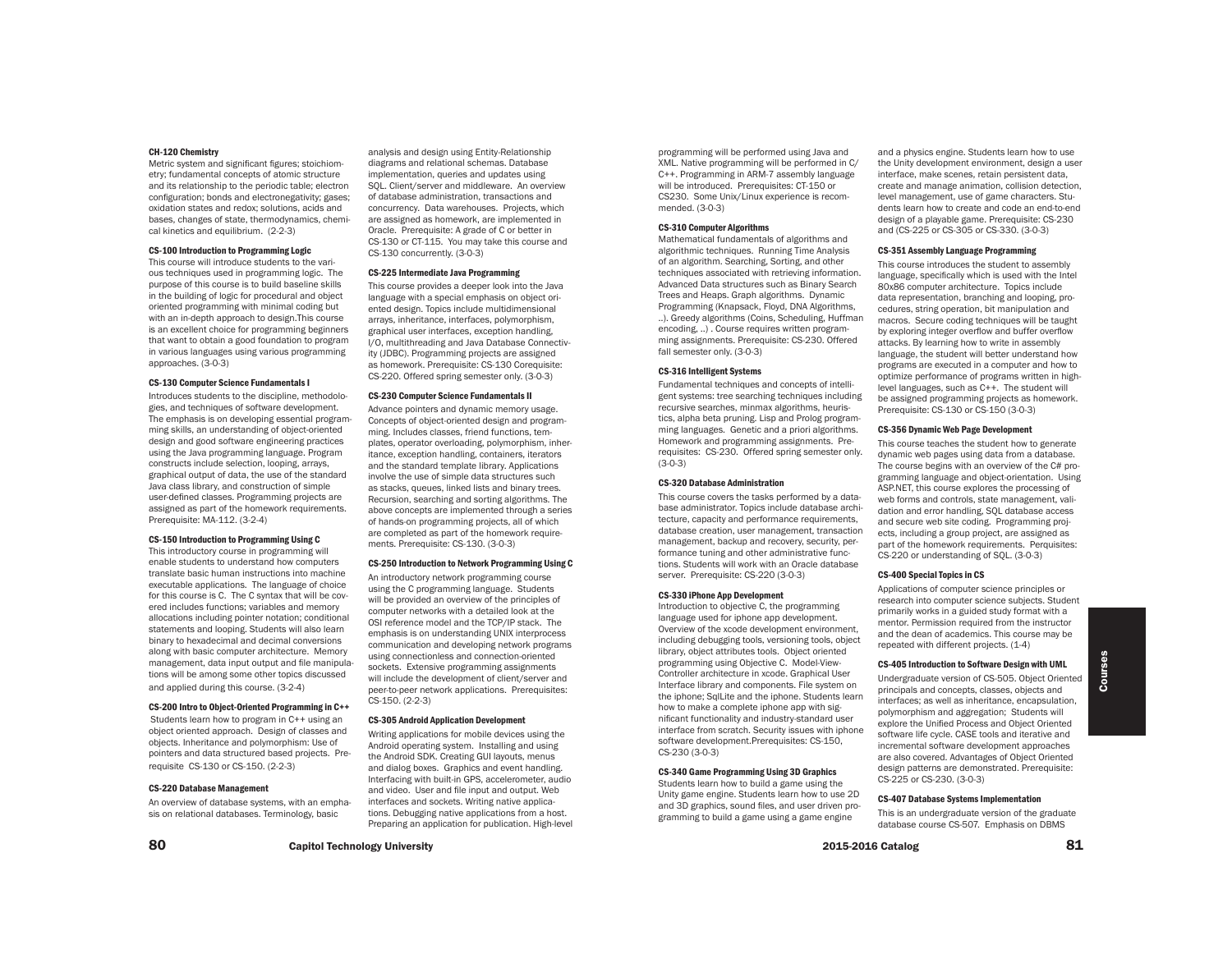#### CH-120 Chemistry

Metric system and significant figures; stoichiometry; fundamental concepts of atomic structure and its relationship to the periodic table; electron configuration; bonds and electronegativity; gases; oxidation states and redox; solutions, acids and bases, changes of state, thermodynamics, chemical kinetics and equilibrium. (2-2-3)

#### CS-100 Introduction to Programming Logic

This course will introduce students to the various techniques used in programming logic. The purpose of this course is to build baseline skills in the building of logic for procedural and object oriented programming with minimal coding but with an in-depth approach to design.This course is an excellent choice for programming beginners that want to obtain a good foundation to program in various languages using various programming approaches. (3-0-3)

#### CS-130 Computer Science Fundamentals I

Introduces students to the discipline, methodologies, and techniques of software development. The emphasis is on developing essential programming skills, an understanding of object-oriented design and good software engineering practices using the Java programming language. Program constructs include selection, looping, arrays, graphical output of data, the use of the standard Java class library, and construction of simple user-defined classes. Programming projects are assigned as part of the homework requirements. Prerequisite: MA-112. (3-2-4)

#### CS-150 Introduction to Programming Using C

This introductory course in programming will enable students to understand how computers translate basic human instructions into machine executable applications. The language of choice for this course is C. The C syntax that will be covered includes functions; variables and memory allocations including pointer notation; conditional statements and looping. Students will also learn binary to hexadecimal and decimal conversions along with basic computer architecture. Memory management, data input output and file manipulations will be among some other topics discussed and applied during this course. (3-2-4)

#### CS-200 Intro to Object-Oriented Programming in C++

Students learn how to program in C++ using an object oriented approach. Design of classes and objects. Inheritance and polymorphism: Use of pointers and data structured based projects. Prerequisite CS-130 or CS-150. (2-2-3)

#### CS-220 Database Management

An overview of database systems, with an emphasis on relational databases. Terminology, basic analysis and design using Entity-Relationship diagrams and relational schemas. Database implementation, queries and updates using SQL. Client/server and middleware. An overview of database administration, transactions and concurrency. Data warehouses. Projects, which are assigned as homework, are implemented in Oracle. Prerequisite: A grade of C or better in CS-130 or CT-115. You may take this course and CS-130 concurrently. (3-0-3)

#### CS-225 Intermediate Java Programming

This course provides a deeper look into the Java language with a special emphasis on object oriented design. Topics include multidimensional arrays, inheritance, interfaces, polymorphism, graphical user interfaces, exception handling, I/O, multithreading and Java Database Connectivity (JDBC). Programming projects are assigned as homework. Prerequisite: CS-130 Corequisite: CS-220. Offered spring semester only. (3-0-3)

#### CS-230 Computer Science Fundamentals II

Advance pointers and dynamic memory usage. Concepts of object-oriented design and programming. Includes classes, friend functions, templates, operator overloading, polymorphism, inheritance, exception handling, containers, iterators and the standard template library. Applications involve the use of simple data structures such as stacks, queues, linked lists and binary trees. Recursion, searching and sorting algorithms. The above concepts are implemented through a series of hands-on programming projects, all of which are completed as part of the homework requirements. Prerequisite: CS-130. (3-0-3)

#### CS-250 Introduction to Network Programming Using C

An introductory network programming course using the C programming language. Students will be provided an overview of the principles of computer networks with a detailed look at the OSI reference model and the TCP/IP stack. The emphasis is on understanding UNIX interprocess communication and developing network programs using connectionless and connection-oriented sockets. Extensive programming assignments will include the development of client/server and peer-to-peer network applications. Prerequisites: CS-150. (2-2-3)

#### CS-305 Android Application Development

Writing applications for mobile devices using the Android operating system. Installing and using the Android SDK. Creating GUI layouts, menus and dialog boxes. Graphics and event handling. Interfacing with built-in GPS, accelerometer, audio and video. User and file input and output. Web interfaces and sockets. Writing native applications. Debugging native applications from a host. Preparing an application for publication. High-level programming will be performed using Java and XML. Native programming will be performed in C/C++. Programming in ARM-7 assembly language will be introduced. Prerequisites: CT-150 or CS230. Some Unix/Linux experience is recommended. (3-0-3)

#### CS-310 Computer Algorithms

Mathematical fundamentals of algorithms and algorithmic techniques. Running Time Analysis of an algorithm. Searching, Sorting, and other techniques associated with retrieving information. Advanced Data structures such as Binary Search Trees and Heaps. Graph algorithms. Dynamic Programming (Knapsack, Floyd, DNA Algorithms, ..). Greedy algorithms (Coins, Scheduling, Huffman encoding, ..) . Course requires written programming assignments. Prerequisite: CS-230. Offered fall semester only. (3-0-3)

#### CS-316 Intelligent Systems

Fundamental techniques and concepts of intelligent systems: tree searching techniques including recursive searches, minmax algorithms, heuristics, alpha beta pruning. Lisp and Prolog programming languages. Genetic and a priori algorithms. Homework and programming assignments. Prerequisites: CS-230. Offered spring semester only. (3-0-3)

#### CS-320 Database Administration

This course covers the tasks performed by a database administrator. Topics include database architecture, capacity and performance requirements, database creation, user management, transaction management, backup and recovery, security, performance tuning and other administrative functions. Students will work with an Oracle database server. Prerequisite: CS-220 (3-0-3)

#### CS-330 iPhone App Development

Introduction to objective C, the programming language used for iphone app development. Overview of the xcode development environment, including debugging tools, versioning tools, object library, object attributes tools. Object oriented programming using Objective C. Model-View-Controller architecture in xcode. Graphical User Interface library and components. File system on the iphone; SqlLite and the iphone. Students learn how to make a complete iphone app with significant functionality and industry-standard user interface from scratch. Security issues with iphone software development.Prerequisites: CS-150, CS-230 (3-0-3)

#### CS-340 Game Programming Using 3D Graphics

Students learn how to build a game using the Unity game engine. Students learn how to use 2D and 3D graphics, sound files, and user driven programming to build a game using a game engine and a physics engine. Students learn how to use the Unity development environment, design a user interface, make scenes, retain persistent data, create and manage animation, collision detection, level management, use of game characters. Students learn how to create and code an end-to-end design of a playable game. Prerequisite: CS-230 and (CS-225 or CS-305 or CS-330. (3-0-3)

#### CS-351 Assembly Language Programming

This course introduces the student to assembly language, specifically which is used with the Intel 80x86 computer architecture. Topics include data representation, branching and looping, procedures, string operation, bit manipulation and macros. Secure coding techniques will be taught by exploring integer overflow and buffer overflow attacks. By learning how to write in assembly language, the student will better understand how programs are executed in a computer and how to optimize performance of programs written in high-level languages, such as C++. The student will be assigned programming projects as homework. Prerequisite: CS-130 or CS-150 (3-0-3)

#### CS-356 Dynamic Web Page Development

This course teaches the student how to generate dynamic web pages using data from a database. The course begins with an overview of the C# programming language and object-orientation. Using ASP.NET, this course explores the processing of web forms and controls, state management, validation and error handling, SQL database access and secure web site coding. Programming projects, including a group project, are assigned as part of the homework requirements. Perquisites: CS-220 or understanding of SQL. (3-0-3)

#### CS-400 Special Topics in CS

Applications of computer science principles or research into computer science subjects. Student primarily works in a guided study format with a mentor. Permission required from the instructor and the dean of academics. This course may be repeated with different projects. (1-4)

#### CS-405 Introduction to Software Design with UML

Undergraduate version of CS-505. Object Oriented principals and concepts, classes, objects and interfaces; as well as inheritance, encapsulation, polymorphism and aggregation; Students will explore the Unified Process and Object Oriented software life cycle. CASE tools and iterative and incremental software development approaches are also covered. Advantages of Object Oriented design patterns are demonstrated. Prerequisite: CS-225 or CS-230. (3-0-3)

#### CS-407 Database Systems Implementation

This is an undergraduate version of the graduate database course CS-507. Emphasis on DBMS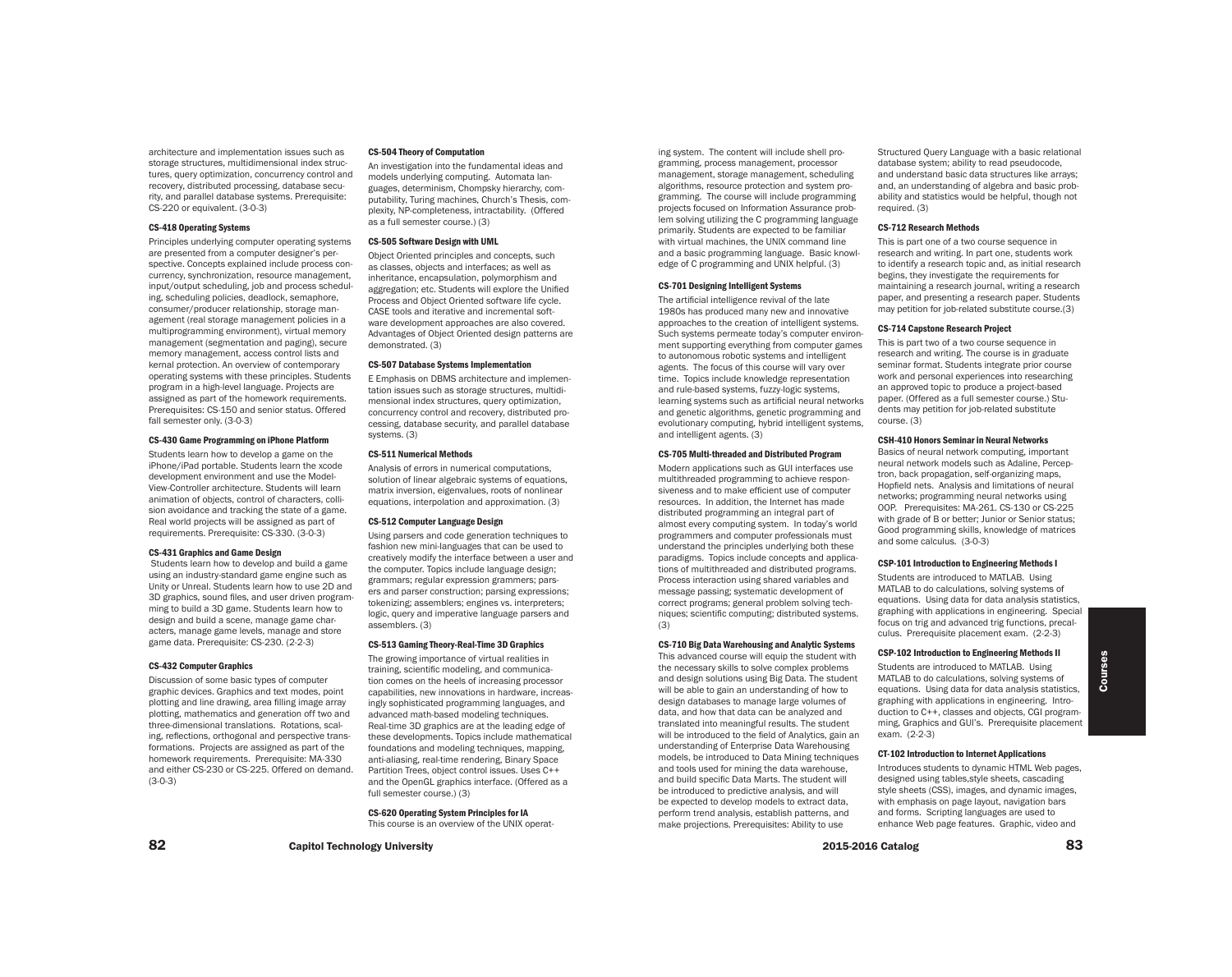architecture and implementation issues such as storage structures, multidimensional index structures, query optimization, concurrency control and recovery, distributed processing, database security, and parallel database systems. Prerequisite: CS-220 or equivalent. (3-0-3)

#### CS-418 Operating Systems

Principles underlying computer operating systems are presented from a computer designer's perspective. Concepts explained include process concurrency, synchronization, resource management, input/output scheduling, job and process scheduling, scheduling policies, deadlock, semaphore, consumer/producer relationship, storage management (real storage management policies in a multiprogramming environment), virtual memory management (segmentation and paging), secure memory management, access control lists and kernal protection. An overview of contemporary operating systems with these principles. Students program in a high-level language. Projects are assigned as part of the homework requirements. Prerequisites: CS-150 and senior status. Offered fall semester only. (3-0-3)

#### CS-430 Game Programming on iPhone Platform

Students learn how to develop a game on the iPhone/iPad portable. Students learn the xcode development environment and use the Model-View-Controller architecture. Students will learn animation of objects, control of characters, collision avoidance and tracking the state of a game. Real world projects will be assigned as part of requirements. Prerequisite: CS-330. (3-0-3)

#### CS-431 Graphics and Game Design

Students learn how to develop and build a game using an industry-standard game engine such as Unity or Unreal. Students learn how to use 2D and 3D graphics, sound files, and user driven programming to build a 3D game. Students learn how to design and build a scene, manage game characters, manage game levels, manage and store game data. Prerequisite: CS-230. (2-2-3)

#### CS-432 Computer Graphics

Discussion of some basic types of computer graphic devices. Graphics and text modes, point plotting and line drawing, area filling image array plotting, mathematics and generation off two and three-dimensional translations. Rotations, scaling, reflections, orthogonal and perspective transformations. Projects are assigned as part of the homework requirements. Prerequisite: MA-330 and either CS-230 or CS-225. Offered on demand. (3-0-3)

#### CS-504 Theory of Computation

An investigation into the fundamental ideas and models underlying computing. Automata languages, determinism, Chompsky hierarchy, computability, Turing machines, Church's Thesis, complexity, NP-completeness, intractability. (Offered as a full semester course.) (3)

#### CS-505 Software Design with UML

Object Oriented principles and concepts, such as classes, objects and interfaces; as well as inheritance, encapsulation, polymorphism and aggregation; etc. Students will explore the Unified Process and Object Oriented software life cycle. CASE tools and iterative and incremental software development approaches are also covered. Advantages of Object Oriented design patterns are demonstrated. (3)

#### CS-507 Database Systems Implementation

E Emphasis on DBMS architecture and implementation issues such as storage structures, multidimensional index structures, query optimization, concurrency control and recovery, distributed processing, database security, and parallel database systems. (3)

#### CS-511 Numerical Methods

Analysis of errors in numerical computations, solution of linear algebraic systems of equations, matrix inversion, eigenvalues, roots of nonlinear equations, interpolation and approximation. (3)

#### CS-512 Computer Language Design

Using parsers and code generation techniques to fashion new mini-languages that can be used to creatively modify the interface between a user and the computer. Topics include language design; grammars; regular expression grammers; parsers and parser construction; parsing expressions; tokenizing; assemblers; engines vs. interpreters; logic, query and imperative language parsers and assemblers. (3)

#### CS-513 Gaming Theory-Real-Time 3D Graphics

The growing importance of virtual realities in training, scientific modeling, and communication comes on the heels of increasing processor capabilities, new innovations in hardware, increasingly sophisticated programming languages, and advanced math-based modeling techniques. Real-time 3D graphics are at the leading edge of these developments. Topics include mathematical foundations and modeling techniques, mapping, anti-aliasing, real-time rendering, Binary Space Partition Trees, object control issues. Uses C++ and the OpenGL graphics interface. (Offered as a full semester course.) (3)

#### CS-620 Operating System Principles for IA

This course is an overview of the UNIX operating system. The content will include shell programming, process management, processor management, storage management, scheduling algorithms, resource protection and system programming. The course will include programming projects focused on Information Assurance problem solving utilizing the C programming language primarily. Students are expected to be familiar with virtual machines, the UNIX command line and a basic programming language. Basic knowledge of C programming and UNIX helpful. (3)

#### CS-701 Designing Intelligent Systems

The artificial intelligence revival of the late 1980s has produced many new and innovative approaches to the creation of intelligent systems. Such systems permeate today's computer environment supporting everything from computer games to autonomous robotic systems and intelligent agents. The focus of this course will vary over time. Topics include knowledge representation and rule-based systems, fuzzy-logic systems, learning systems such as artificial neural networks and genetic algorithms, genetic programming and evolutionary computing, hybrid intelligent systems, and intelligent agents. (3)

#### CS-705 Multi-threaded and Distributed Program

Modern applications such as GUI interfaces use multithreaded programming to achieve responsiveness and to make efficient use of computer resources. In addition, the Internet has made distributed programming an integral part of almost every computing system. In today's world programmers and computer professionals must understand the principles underlying both these paradigms. Topics include concepts and applications of multithreaded and distributed programs. Process interaction using shared variables and message passing; systematic development of correct programs; general problem solving techniques; scientific computing; distributed systems. (3)

#### CS-710 Big Data Warehousing and Analytic Systems

This advanced course will equip the student with the necessary skills to solve complex problems and design solutions using Big Data. The student will be able to gain an understanding of how to design databases to manage large volumes of data, and how that data can be analyzed and translated into meaningful results. The student will be introduced to the field of Analytics, gain an understanding of Enterprise Data Warehousing models, be introduced to Data Mining techniques and tools used for mining the data warehouse, and build specific Data Marts. The student will be introduced to predictive analysis, and will be expected to develop models to extract data, perform trend analysis, establish patterns, and make projections. Prerequisites: Ability to use Structured Query Language with a basic relational database system; ability to read pseudocode, and understand basic data structures like arrays; and, an understanding of algebra and basic probability and statistics would be helpful, though not required. (3)

#### CS-712 Research Methods

This is part one of a two course sequence in research and writing. In part one, students work to identify a research topic and, as initial research begins, they investigate the requirements for maintaining a research journal, writing a research paper, and presenting a research paper. Students may petition for job-related substitute course.(3)

#### CS-714 Capstone Research Project

This is part two of a two course sequence in research and writing. The course is in graduate seminar format. Students integrate prior course work and personal experiences into researching an approved topic to produce a project-based paper. (Offered as a full semester course.) Students may petition for job-related substitute course. (3)

#### CSH-410 Honors Seminar in Neural Networks

Basics of neural network computing, important neural network models such as Adaline, Perceptron, back propagation, self-organizing maps, Hopfield nets. Analysis and limitations of neural networks; programming neural networks using OOP. Prerequisites: MA-261. CS-130 or CS-225 with grade of B or better; Junior or Senior status; Good programming skills, knowledge of matrices and some calculus. (3-0-3)

#### CSP-101 Introduction to Engineering Methods I

Students are introduced to MATLAB. Using MATLAB to do calculations, solving systems of equations. Using data for data analysis statistics, graphing with applications in engineering. Special focus on trig and advanced trig functions, precalculus. Prerequisite placement exam. (2-2-3)

#### CSP-102 Introduction to Engineering Methods II

Students are introduced to MATLAB. Using MATLAB to do calculations, solving systems of equations. Using data for data analysis statistics, graphing with applications in engineering. Introduction to C++, classes and objects, CGI programming, Graphics and GUI's. Prerequisite placement exam. (2-2-3)

#### CT-102 Introduction to Internet Applications

Introduces students to dynamic HTML Web pages, designed using tables,style sheets, cascading style sheets (CSS), images, and dynamic images, with emphasis on page layout, navigation bars and forms. Scripting languages are used to enhance Web page features. Graphic, video and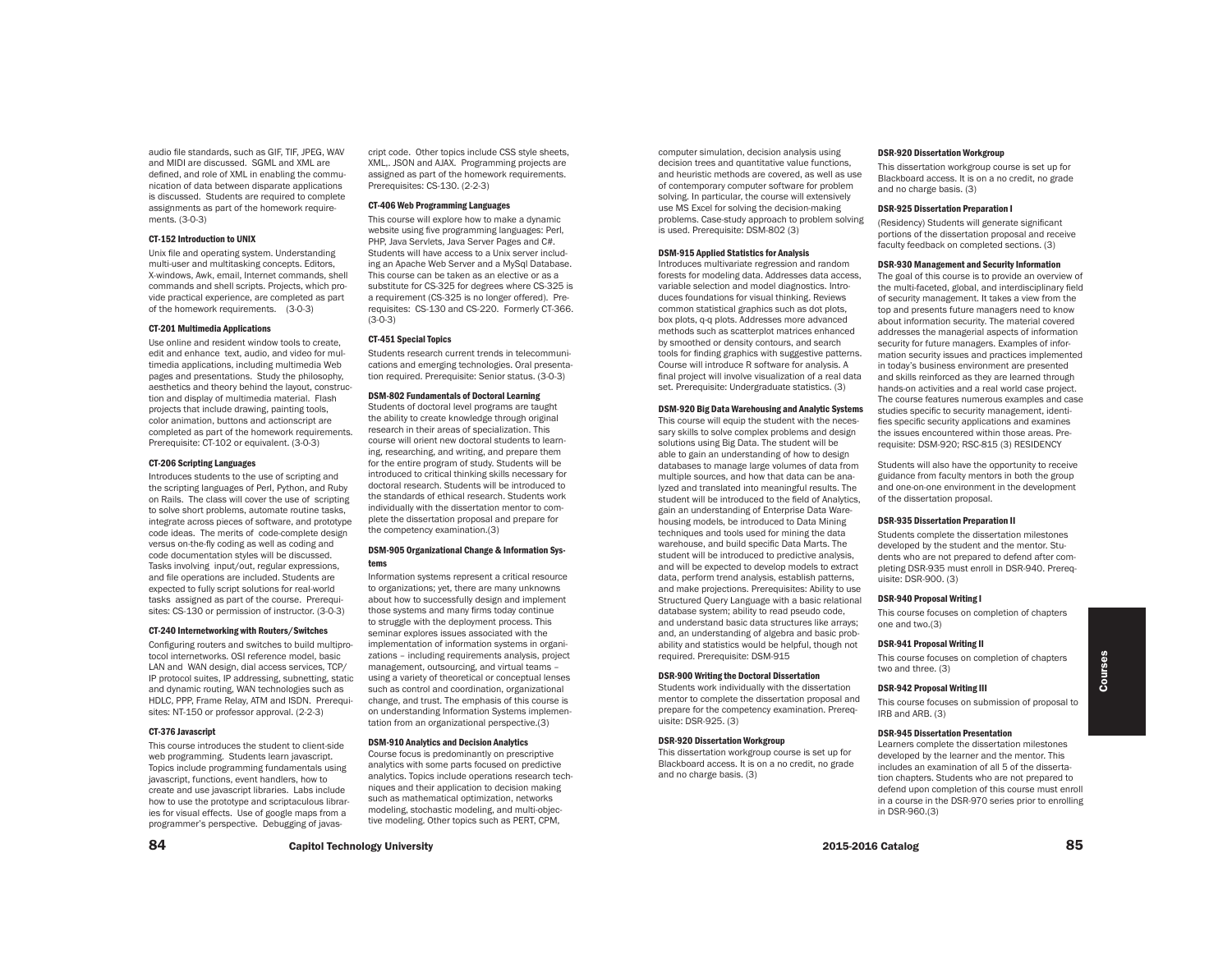audio file standards, such as GIF, TIF, JPEG, WAV and MIDI are discussed. SGML and XML are defined, and role of XML in enabling the communication of data between disparate applications is discussed. Students are required to complete assignments as part of the homework requirements. (3-0-3)

#### CT-152 Introduction to UNIX

Unix file and operating system. Understanding multi-user and multitasking concepts. Editors, X-windows, Awk, email, Internet commands, shell commands and shell scripts. Projects, which provide practical experience, are completed as part of the homework requirements. (3-0-3)

#### CT-201 Multimedia Applications

Use online and resident window tools to create, edit and enhance text, audio, and video for multimedia applications, including multimedia Web pages and presentations. Study the philosophy, aesthetics and theory behind the layout, construction and display of multimedia material. Flash projects that include drawing, painting tools, color animation, buttons and actionscript are completed as part of the homework requirements. Prerequisite: CT-102 or equivalent. (3-0-3)

#### CT-206 Scripting Languages

Introduces students to the use of scripting and the scripting languages of Perl, Python, and Ruby on Rails. The class will cover the use of scripting to solve short problems, automate routine tasks, integrate across pieces of software, and prototype code ideas. The merits of code-complete design versus on-the-fly coding as well as coding and code documentation styles will be discussed. Tasks involving input/out, regular expressions, and file operations are included. Students are expected to fully script solutions for real-world tasks assigned as part of the course. Prerequisites: CS-130 or permission of instructor. (3-0-3)

#### CT-240 Internetworking with Routers/Switches

Configuring routers and switches to build multiprotocol internetworks. OSI reference model, basic LAN and WAN design, dial access services, TCP/IP protocol suites, IP addressing, subnetting, static and dynamic routing, WAN technologies such as HDLC, PPP, Frame Relay, ATM and ISDN. Prerequisites: NT-150 or professor approval. (2-2-3)

#### CT-376 Javascript

This course introduces the student to client-side web programming. Students learn javascript. Topics include programming fundamentals using javascript, functions, event handlers, how to create and use javascript libraries. Labs include how to use the prototype and scriptaculous libraries for visual effects. Use of google maps from a programmer's perspective. Debugging of javascript code. Other topics include CSS style sheets, XML,. JSON and AJAX. Programming projects are assigned as part of the homework requirements. Prerequisites: CS-130. (2-2-3)

#### CT-406 Web Programming Languages

This course will explore how to make a dynamic website using five programming languages: Perl, PHP, Java Servlets, Java Server Pages and C#. Students will have access to a Unix server including an Apache Web Server and a MySql Database. This course can be taken as an elective or as a substitute for CS-325 for degrees where CS-325 is a requirement (CS-325 is no longer offered). Prerequisites: CS-130 and CS-220. Formerly CT-366. (3-0-3)

#### CT-451 Special Topics

Students research current trends in telecommunications and emerging technologies. Oral presentation required. Prerequisite: Senior status. (3-0-3)

#### DSM-802 Fundamentals of Doctoral Learning

Students of doctoral level programs are taught the ability to create knowledge through original research in their areas of specialization. This course will orient new doctoral students to learning, researching, and writing, and prepare them for the entire program of study. Students will be introduced to critical thinking skills necessary for doctoral research. Students will be introduced to the standards of ethical research. Students work individually with the dissertation mentor to complete the dissertation proposal and prepare for the competency examination.(3)

#### DSM-905 Organizational Change & Information Systems

Information systems represent a critical resource to organizations; yet, there are many unknowns about how to successfully design and implement those systems and many firms today continue to struggle with the deployment process. This seminar explores issues associated with the implementation of information systems in organizations – including requirements analysis, project management, outsourcing, and virtual teams – using a variety of theoretical or conceptual lenses such as control and coordination, organizational change, and trust. The emphasis of this course is on understanding Information Systems implementation from an organizational perspective.(3)

#### DSM-910 Analytics and Decision Analytics

Course focus is predominantly on prescriptive analytics with some parts focused on predictive analytics. Topics include operations research techniques and their application to decision making such as mathematical optimization, networks modeling, stochastic modeling, and multi-objective modeling. Other topics such as PERT, CPM, computer simulation, decision analysis using decision trees and quantitative value functions, and heuristic methods are covered, as well as use of contemporary computer software for problem solving. In particular, the course will extensively use MS Excel for solving the decision-making problems. Case-study approach to problem solving is used. Prerequisite: DSM-802 (3)

#### DSM-915 Applied Statistics for Analysis

Introduces multivariate regression and random forests for modeling data. Addresses data access, variable selection and model diagnostics. Introduces foundations for visual thinking. Reviews common statistical graphics such as dot plots, box plots, q-q plots. Addresses more advanced methods such as scatterplot matrices enhanced by smoothed or density contours, and search tools for finding graphics with suggestive patterns. Course will introduce R software for analysis. A final project will involve visualization of a real data set. Prerequisite: Undergraduate statistics. (3)

#### DSM-920 Big Data Warehousing and Analytic Systems

This course will equip the student with the necessary skills to solve complex problems and design solutions using Big Data. The student will be able to gain an understanding of how to design databases to manage large volumes of data from multiple sources, and how that data can be analyzed and translated into meaningful results. The student will be introduced to the field of Analytics, gain an understanding of Enterprise Data Warehousing models, be introduced to Data Mining techniques and tools used for mining the data warehouse, and build specific Data Marts. The student will be introduced to predictive analysis, and will be expected to develop models to extract data, perform trend analysis, establish patterns, and make projections. Prerequisites: Ability to use Structured Query Language with a basic relational database system; ability to read pseudo code, and understand basic data structures like arrays; and, an understanding of algebra and basic probability and statistics would be helpful, though not required. Prerequisite: DSM-915

#### DSR-900 Writing the Doctoral Dissertation

Students work individually with the dissertation mentor to complete the dissertation proposal and prepare for the competency examination. Prerequisite: DSR-925. (3)

#### DSR-920 Dissertation Workgroup

This dissertation workgroup course is set up for Blackboard access. It is on a no credit, no grade and no charge basis. (3)

#### DSR-920 Dissertation Workgroup

This dissertation workgroup course is set up for Blackboard access. It is on a no credit, no grade and no charge basis. (3)

#### DSR-925 Dissertation Preparation I

(Residency) Students will generate significant portions of the dissertation proposal and receive faculty feedback on completed sections. (3)

#### DSR-930 Management and Security Information

The goal of this course is to provide an overview of the multi-faceted, global, and interdisciplinary field of security management. It takes a view from the top and presents future managers need to know about information security. The material covered addresses the managerial aspects of information security for future managers. Examples of information security issues and practices implemented in today's business environment are presented and skills reinforced as they are learned through hands-on activities and a real world case project. The course features numerous examples and case studies specific to security management, identifies specific security applications and examines the issues encountered within those areas. Prerequisite: DSM-920; RSC-815 (3) RESIDENCY

Students will also have the opportunity to receive guidance from faculty mentors in both the group and one-on-one environment in the development of the dissertation proposal.

#### DSR-935 Dissertation Preparation II

Students complete the dissertation milestones developed by the student and the mentor. Students who are not prepared to defend after completing DSR-935 must enroll in DSR-940. Prerequisite: DSR-900. (3)

#### DSR-940 Proposal Writing I

This course focuses on completion of chapters one and two.(3)

#### DSR-941 Proposal Writing II

This course focuses on completion of chapters two and three. (3)

#### DSR-942 Proposal Writing III

This course focuses on submission of proposal to IRB and ARB. (3)

#### DSR-945 Dissertation Presentation

Learners complete the dissertation milestones developed by the learner and the mentor. This includes an examination of all 5 of the dissertation chapters. Students who are not prepared to defend upon completion of this course must enroll in a course in the DSR-970 series prior to enrolling in DSR-960.(3)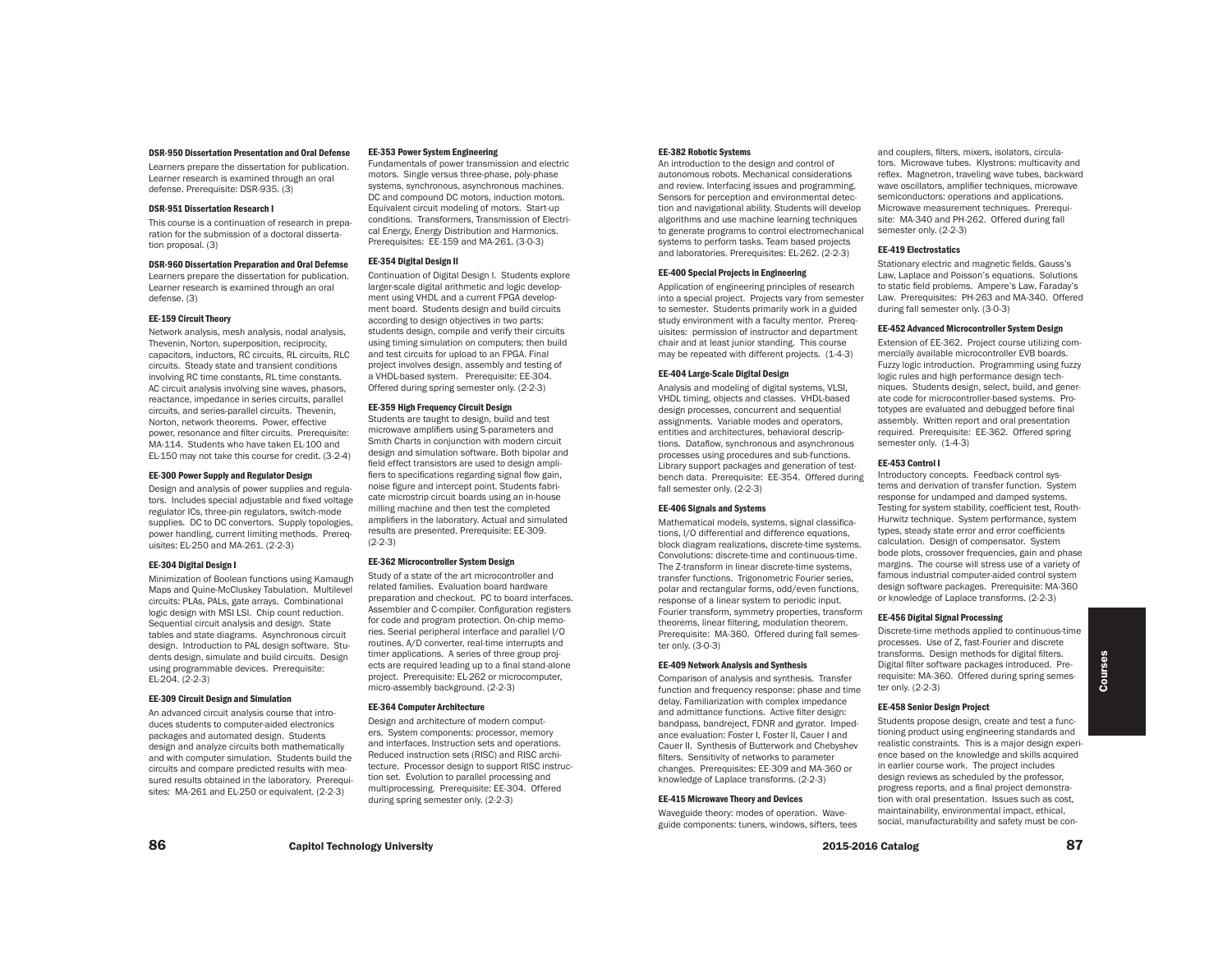#### DSR-950 Dissertation Presentation and Oral Defense

Learners prepare the dissertation for publication. Learner research is examined through an oral defense. Prerequisite: DSR-935. (3)

#### DSR-951 Dissertation Research I

This course is a continuation of research in preparation for the submission of a doctoral dissertation proposal. (3)

#### DSR-960 Dissertation Preparation and Oral Defemse

Learners prepare the dissertation for publication. Learner research is examined through an oral defense. (3)

#### EE-159 Circuit Theory

Network analysis, mesh analysis, nodal analysis, Thevenin, Norton, superposition, reciprocity, capacitors, inductors, RC circuits, RL circuits, RLC circuits. Steady state and transient conditions involving RC time constants, RL time constants. AC circuit analysis involving sine waves, phasors, reactance, impedance in series circuits, parallel circuits, and series-parallel circuits. Thevenin, Norton, network theorems. Power, effective power, resonance and filter circuits. Prerequisite: MA-114. Students who have taken EL-100 and EL-150 may not take this course for credit. (3-2-4)

#### EE-300 Power Supply and Regulator Design

Design and analysis of power supplies and regulators. Includes special adjustable and fixed voltage regulator ICs, three-pin regulators, switch-mode supplies. DC to DC convertors. Supply topologies, power handling, current limiting methods. Prerequisites: EL-250 and MA-261. (2-2-3)

#### EE-304 Digital Design I

Minimization of Boolean functions using Kamaugh Maps and Quine-McCluskey Tabulation. Multilevel circuits: PLAs, PALs, gate arrays. Combinational logic design with MSI LSI. Chip count reduction. Sequential circuit analysis and design. State tables and state diagrams. Asynchronous circuit design. Introduction to PAL design software. Students design, simulate and build circuits. Design using programmable devices. Prerequisite: EL-204. (2-2-3)

#### EE-309 Circuit Design and Simulation

An advanced circuit analysis course that introduces students to computer-aided electronics packages and automated design. Students design and analyze circuits both mathematically and with computer simulation. Students build the circuits and compare predicted results with measured results obtained in the laboratory. Prerequisites: MA-261 and EL-250 or equivalent. (2-2-3)

#### EE-353 Power System Engineering

Fundamentals of power transmission and electric motors. Single versus three-phase, poly-phase systems, synchronous, asynchronous machines. DC and compound DC motors, induction motors. Equivalent circuit modeling of motors. Start-up conditions. Transformers, Transmission of Electrical Energy, Energy Distribution and Harmonics. Prerequisites: EE-159 and MA-261. (3-0-3)

#### EE-354 Digital Design II

Continuation of Digital Design I. Students explore larger-scale digital arithmetic and logic development using VHDL and a current FPGA development board. Students design and build circuits according to design objectives in two parts: students design, compile and verify their circuits using timing simulation on computers; then build and test circuits for upload to an FPGA. Final project involves design, assembly and testing of a VHDL-based system. Prerequisite: EE-304. Offered during spring semester only. (2-2-3)

#### EE-359 High Frequency Circuit Design

Students are taught to design, build and test microwave amplifiers using S-parameters and Smith Charts in conjunction with modern circuit design and simulation software. Both bipolar and field effect transistors are used to design amplifiers to specifications regarding signal flow gain, noise figure and intercept point. Students fabricate microstrip circuit boards using an in-house milling machine and then test the completed amplifiers in the laboratory. Actual and simulated results are presented. Prerequisite: EE-309. (2-2-3)

#### EE-362 Microcontroller System Design

Study of a state of the art microcontroller and related families. Evaluation board hardware preparation and checkout. PC to board interfaces. Assembler and C-compiler. Configuration registers for code and program protection. On-chip memories. Seerial peripheral interface and parallel I/O routines. A/D converter, real-time interrupts and timer applications. A series of three group projects are required leading up to a final stand-alone project. Prerequisite: EL-262 or microcomputer, micro-assembly background. (2-2-3)

#### EE-364 Computer Architecture

Design and architecture of modern computers. System components: processor, memory and interfaces. Instruction sets and operations. Reduced instruction sets (RISC) and RISC architecture. Processor design to support RISC instruction set. Evolution to parallel processing and multiprocessing. Prerequisite: EE-304. Offered during spring semester only. (2-2-3)

#### EE-382 Robotic Systems

An introduction to the design and control of autonomous robots. Mechanical considerations and review. Interfacing issues and programming. Sensors for perception and environmental detection and navigational ability. Students will develop algorithms and use machine learning techniques to generate programs to control electromechanical systems to perform tasks. Team based projects and laboratories. Prerequisites: EL-262. (2-2-3)

#### EE-400 Special Projects in Engineering

Application of engineering principles of research into a special project. Projects vary from semester to semester. Students primarily work in a guided study environment with a faculty mentor. Prerequisites: permission of instructor and department chair and at least junior standing. This course may be repeated with different projects. (1-4-3)

#### EE-404 Large-Scale Digital Design

Analysis and modeling of digital systems, VLSI, VHDL timing, objects and classes. VHDL-based design processes, concurrent and sequential assignments. Variable modes and operators, entities and architectures, behavioral descriptions. Dataflow, synchronous and asynchronous processes using procedures and sub-functions. Library support packages and generation of testbench data. Prerequisite: EE-354. Offered during fall semester only. (2-2-3)

#### EE-406 Signals and Systems

Mathematical models, systems, signal classifications, I/O differential and difference equations, block diagram realizations, discrete-time systems. Convolutions: discrete-time and continuous-time. The Z-transform in linear discrete-time systems, transfer functions. Trigonometric Fourier series, polar and rectangular forms, odd/even functions, response of a linear system to periodic input. Fourier transform, symmetry properties, transform theorems, linear filtering, modulation theorem. Prerequisite: MA-360. Offered during fall semester only. (3-0-3)

#### EE-409 Network Analysis and Synthesis

Comparison of analysis and synthesis. Transfer function and frequency response: phase and time delay. Familiarization with complex impedance and admittance functions. Active filter design: bandpass, bandreject, FDNR and gyrator. Impedance evaluation: Foster I, Foster II, Cauer I and Cauer II. Synthesis of Butterwork and Chebyshev filters. Sensitivity of networks to parameter changes. Prerequisites: EE-309 and MA-360 or knowledge of Laplace transforms. (2-2-3)

#### EE-415 Microwave Theory and Devices

Waveguide theory: modes of operation. Waveguide components: tuners, windows, sifters, tees and couplers, filters, mixers, isolators, circulators. Microwave tubes. Klystrons: multicavity and reflex. Magnetron, traveling wave tubes, backward wave oscillators, amplifier techniques, microwave semiconductors: operations and applications. Microwave measurement techniques. Prerequisite: MA-340 and PH-262. Offered during fall semester only. (2-2-3)

#### EE-419 Electrostatics

Stationary electric and magnetic fields. Gauss's Law, Laplace and Poisson's equations. Solutions to static field problems. Ampere's Law, Faraday's Law. Prerequisites: PH-263 and MA-340. Offered during fall semester only. (3-0-3)

#### EE-452 Advanced Microcontroller System Design

Extension of EE-362. Project course utilizing commercially available microcontroller EVB boards. Fuzzy logic introduction. Programming using fuzzy logic rules and high performance design techniques. Students design, select, build, and generate code for microcontroller-based systems. Prototypes are evaluated and debugged before final assembly. Written report and oral presentation required. Prerequisite: EE-362. Offered spring semester only. (1-4-3)

#### EE-453 Control I

Introductory concepts. Feedback control systems and derivation of transfer function. System response for undamped and damped systems. Testing for system stability, coefficient test, Routh-Hurwitz technique. System performance, system types, steady state error and error coefficients calculation. Design of compensator. System bode plots, crossover frequencies, gain and phase margins. The course will stress use of a variety of famous industrial computer-aided control system design software packages. Prerequisite: MA-360 or knowledge of Laplace transforms. (2-2-3)

#### EE-456 Digital Signal Processing

Discrete-time methods applied to continuous-time processes. Use of Z, fast-Fourier and discrete transforms. Design methods for digital filters. Digital filter software packages introduced. Prerequisite: MA-360. Offered during spring semester only. (2-2-3)

#### EE-458 Senior Design Project

Students propose design, create and test a functioning product using engineering standards and realistic constraints. This is a major design experience based on the knowledge and skills acquired in earlier course work. The project includes design reviews as scheduled by the professor, progress reports, and a final project demonstration with oral presentation. Issues such as cost, maintainability, environmental impact, ethical, social, manufacturability and safety must be con-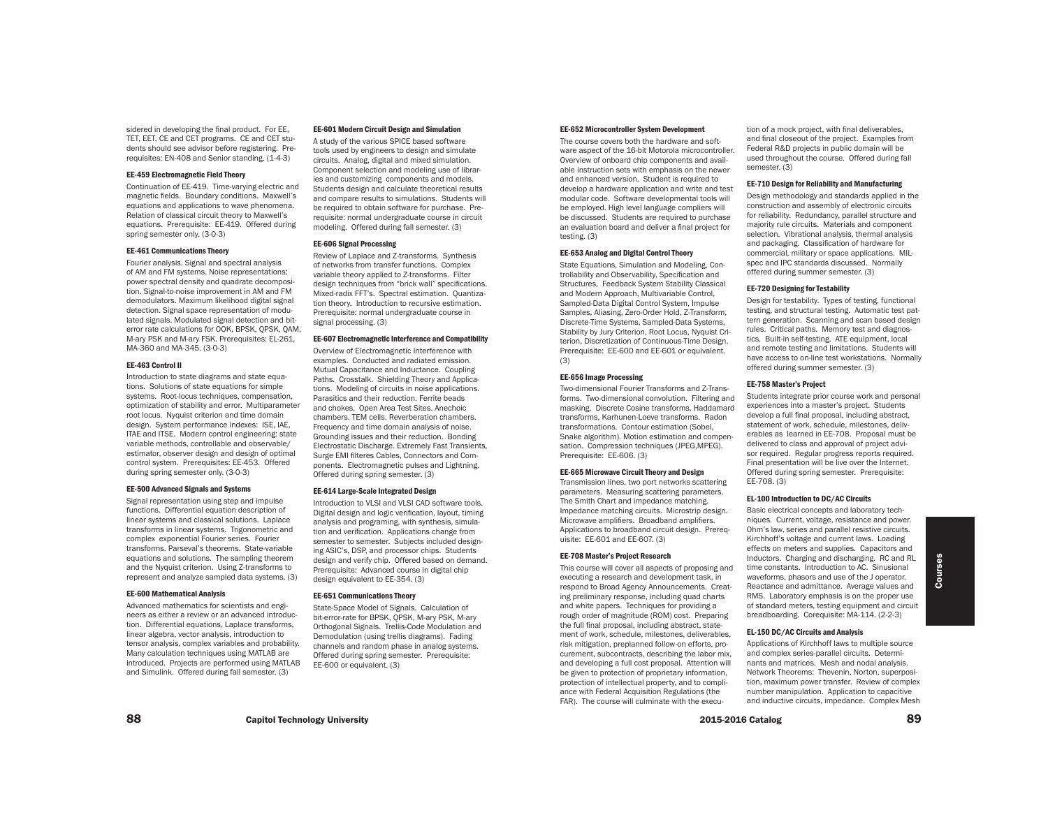sidered in developing the final product. For EE, TET, EET, CE and CET programs. CE and CET students should see advisor before registering. Prerequisites: EN-408 and Senior standing. (1-4-3)

#### EE-459 Electromagnetic Field Theory

Continuation of EE-419. Time-varying electric and magnetic fields. Boundary conditions. Maxwell's equations and applications to wave phenomena. Relation of classical circuit theory to Maxwell's equations. Prerequisite: EE-419. Offered during spring semester only. (3-0-3)

#### EE-461 Communications Theory

Fourier analysis. Signal and spectral analysis of AM and FM systems. Noise representations; power spectral density and quadrate decomposition. Signal-to-noise improvement in AM and FM demodulators. Maximum likelihood digital signal detection. Signal space representation of modulated signals. Modulated signal detection and bit-error rate calculations for OOK, BPSK, QPSK, QAM, M-ary PSK and M-ary FSK. Prerequisites: EL-261, MA-360 and MA-345. (3-0-3)

#### EE-463 Control II

Introduction to state diagrams and state equations. Solutions of state equations for simple systems. Root-locus techniques, compensation, optimization of stability and error. Multiparameter root locus. Nyquist criterion and time domain design. System performance indexes: ISE, IAE, ITAE and ITSE. Modern control engineering: state variable methods, controllable and observable/estimator, observer design and design of optimal control system. Prerequisites: EE-453. Offered during spring semester only. (3-0-3)

#### EE-500 Advanced Signals and Systems

Signal representation using step and impulse functions. Differential equation description of linear systems and classical solutions. Laplace transforms in linear systems. Trigonometric and complex exponential Fourier series. Fourier transforms. Parseval's theorems. State-variable equations and solutions. The sampling theorem and the Nyquist criterion. Using Z-transforms to represent and analyze sampled data systems. (3)

#### EE-600 Mathematical Analysis

Advanced mathematics for scientists and engineers as either a review or an advanced introduction. Differential equations, Laplace transforms, linear algebra, vector analysis, introduction to tensor analysis, complex variables and probability. Many calculation techniques using MATLAB are introduced. Projects are performed using MATLAB and Simulink. Offered during fall semester. (3)

#### EE-601 Modern Circuit Design and Simulation

A study of the various SPICE based software tools used by engineers to design and simulate circuits. Analog, digital and mixed simulation. Component selection and modeling use of libraries and customizing components and models. Students design and calculate theoretical results and compare results to simulations. Students will be required to obtain software for purchase. Prerequisite: normal undergraduate course in circuit modeling. Offered during fall semester. (3)

#### EE-606 Signal Processing

Review of Laplace and Z-transforms. Synthesis of networks from transfer functions. Complex variable theory applied to Z-transforms. Filter design techniques from "brick wall" specifications. Mixed-radix FFT's. Spectral estimation. Quantization theory. Introduction to recursive estimation. Prerequisite: normal undergraduate course in signal processing. (3)

#### EE-607 Electromagnetic Interference and Compatibility

Overview of Electromagnetic Interference with examples. Conducted and radiated emission. Mutual Capacitance and Inductance. Coupling Paths. Crosstalk. Shielding Theory and Applications. Modeling of circuits in noise applications. Parasitics and their reduction. Ferrite beads and chokes. Open Area Test Sites. Anechoic chambers. TEM cells. Reverberation chambers. Frequency and time domain analysis of noise. Grounding issues and their reduction. Bonding Electrostatic Discharge. Extremely Fast Transients, Surge EMI filteres Cables, Connectors and Components. Electromagnetic pulses and Lightning. Offered during spring semester. (3)

#### EE-614 Large-Scale Integrated Design

Introduction to VLSI and VLSI CAD software tools. Digital design and logic verification, layout, timing analysis and programing, with synthesis, simulation and verification. Applications change from semester to semester. Subjects included designing ASIC's, DSP, and processor chips. Students design and verify chip. Offered based on demand. Prerequisite: Advanced course in digital chip design equivalent to EE-354. (3)

#### EE-651 Communications Theory

State-Space Model of Signals. Calculation of bit-error-rate for BPSK, QPSK, M-ary PSK, M-ary Orthogonal Signals. Trellis-Code Modulation and Demodulation (using trellis diagrams). Fading channels and random phase in analog systems. Offered during spring semester. Prerequisite: EE-600 or equivalent. (3)

#### EE-652 Microcontroller System Development

The course covers both the hardware and software aspect of the 16-bit Motorola microcontroller. Overview of onboard chip components and available instruction sets with emphasis on the newer and enhanced version. Student is required to develop a hardware application and write and test modular code. Software developmental tools will be employed. High level language compliers will be discussed. Students are required to purchase an evaluation board and deliver a final project for testing. (3)

#### EE-653 Analog and Digital Control Theory

State Equations, Simulation and Modeling, Controllability and Observability, Specification and Structures, Feedback System Stability Classical and Modern Approach, Multivariable Control, Sampled-Data Digital Control System, Impulse Samples, Aliasing, Zero-Order Hold, Z-Transform, Discrete-Time Systems, Sampled-Data Systems, Stability by Jury Criterion, Root Locus, Nyquist Criterion, Discretization of Continuous-Time Design. Prerequisite: EE-600 and EE-601 or equivalent. (3)

#### EE-656 Image Processing

Two-dimensional Fourier Transforms and Z-Transforms. Two-dimensional convolution. Filtering and masking. Discrete Cosine transforms, Haddamard transforms, Karhunen-Loeve transforms. Radon transformations. Contour estimation (Sobel, Snake algorithm). Motion estimation and compensation. Compression techniques (JPEG,MPEG). Prerequisite: EE-606. (3)

#### EE-665 Microwave Circuit Theory and Design

Transmission lines, two port networks scattering parameters. Measuring scattering parameters. The Smith Chart and impedance matching. Impedance matching circuits. Microstrip design. Microwave amplifiers. Broadband amplifiers. Applications to broadband circuit design. Prerequisite: EE-601 and EE-607. (3)

#### EE-708 Master's Project Research

This course will cover all aspects of proposing and executing a research and development task, in respond to Broad Agency Announcements. Creating preliminary response, including quad charts and white papers. Techniques for providing a rough order of magnitude (ROM) cost. Preparing the full final proposal, including abstract, statement of work, schedule, milestones, deliverables, risk mitigation, preplanned follow-on efforts, procurement, subcontracts, describing the labor mix, and developing a full cost proposal. Attention will be given to protection of proprietary information, protection of intellectual property, and to compliance with Federal Acquisition Regulations (the FAR). The course will culminate with the execution of a mock project, with final deliverables, and final closeout of the project. Examples from Federal R&D projects in public domain will be used throughout the course. Offered during fall semester. (3)

#### EE-710 Design for Reliability and Manufacturing

Design methodology and standards applied in the construction and assembly of electronic circuits for reliability. Redundancy, parallel structure and majority rule circuits. Materials and component selection. Vibrational analysis, thermal analysis and packaging. Classification of hardware for commercial, military or space applications. MIL-spec and IPC standards discussed. Normally offered during summer semester. (3)

#### EE-720 Designing for Testability

Design for testability. Types of testing, functional testing, and structural testing. Automatic test pattern generation. Scanning and scan based design rules. Critical paths. Memory test and diagnostics. Built-in self-testing. ATE equipment, local and remote testing and limitations. Students will have access to on-line test workstations. Normally offered during summer semester. (3)

#### EE-758 Master's Project

Students integrate prior course work and personal experiences into a master's project. Students develop a full final proposal, including abstract, statement of work, schedule, milestones, deliverables as learned in EE-708. Proposal must be delivered to class and approval of project advisor required. Regular progress reports required. Final presentation will be live over the Internet. Offered during spring semester. Prerequisite: EE-708. (3)

#### EL-100 Introduction to DC/AC Circuits

Basic electrical concepts and laboratory techniques. Current, voltage, resistance and power. Ohm's law, series and parallel resistive circuits. Kirchhoff's voltage and current laws. Loading effects on meters and supplies. Capacitors and Inductors. Charging and discharging. RC and RL time constants. Introduction to AC. Sinusional waveforms, phasors and use of the J operator. Reactance and admittance. Average values and RMS. Laboratory emphasis is on the proper use of standard meters, testing equipment and circuit breadboarding. Corequisite: MA-114. (2-2-3)

#### EL-150 DC/AC Circuits and Analysis

Applications of Kirchhoff laws to multiple source and complex series-parallel circuits. Determinants and matrices. Mesh and nodal analysis. Network Theorems: Thevenin, Norton, superposition, maximum power transfer. Review of complex number manipulation. Application to capacitive and inductive circuits, impedance. Complex Mesh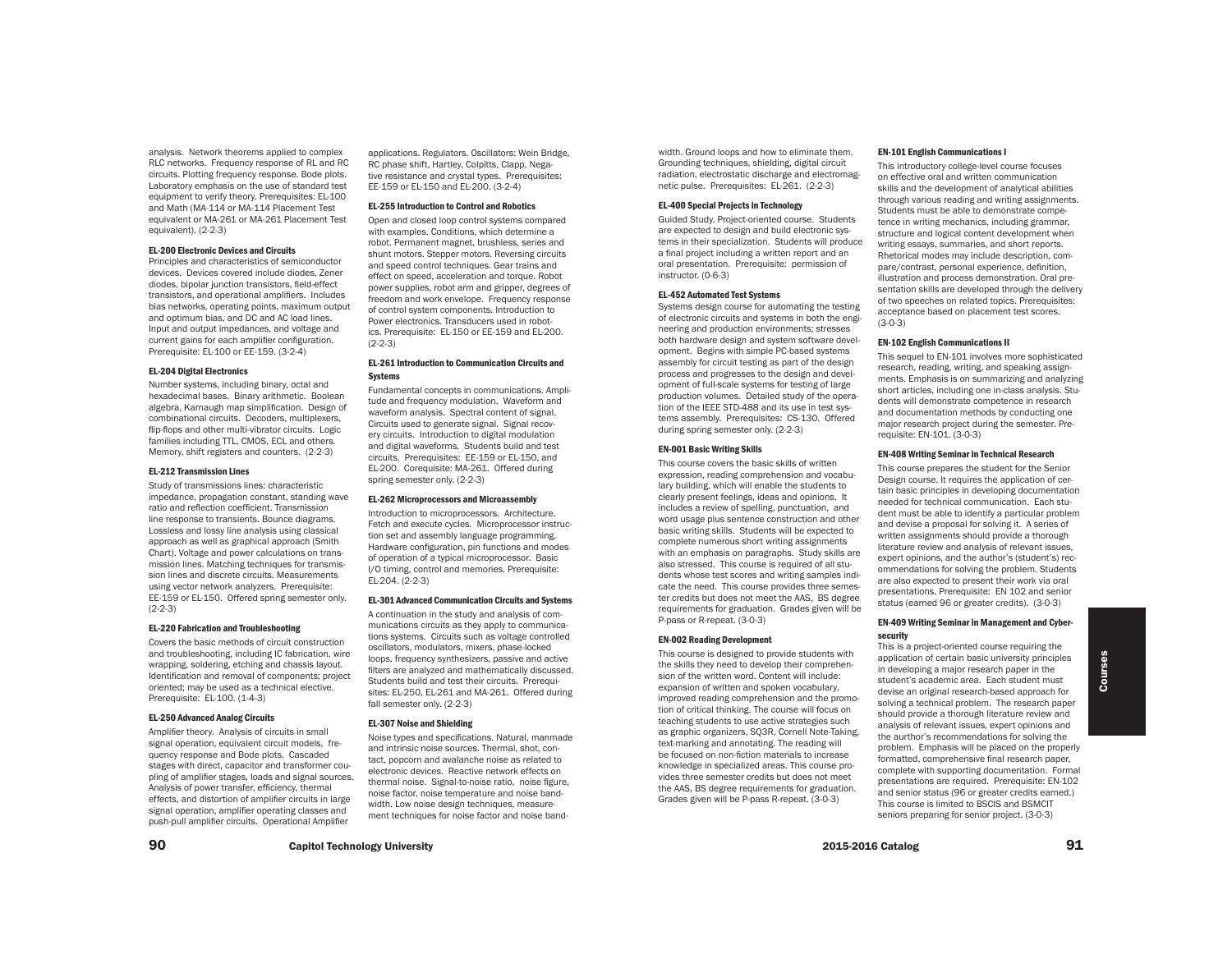analysis. Network theorems applied to complex RLC networks. Frequency response of RL and RC circuits. Plotting frequency response. Bode plots. Laboratory emphasis on the use of standard test equipment to verify theory. Prerequisites: EL-100 and Math (MA-114 or MA-114 Placement Test equivalent or MA-261 or MA-261 Placement Test equivalent). (2-2-3)

#### EL-200 Electronic Devices and Circuits

Principles and characteristics of semiconductor devices. Devices covered include diodes, Zener diodes, bipolar junction transistors, field-effect transistors, and operational amplifiers. Includes bias networks, operating points, maximum output and optimum bias, and DC and AC load lines. Input and output impedances, and voltage and current gains for each amplifier configuration. Prerequisite: EL-100 or EE-159. (3-2-4)

#### EL-204 Digital Electronics

Number systems, including binary, octal and hexadecimal bases. Binary arithmetic. Boolean algebra, Karnaugh map simplification. Design of combinational circuits. Decoders, multiplexers, flip-flops and other multi-vibrator circuits. Logic families including TTL, CMOS, ECL and others. Memory, shift registers and counters. (2-2-3)

#### EL-212 Transmission Lines

Study of transmissions lines: characteristic impedance, propagation constant, standing wave ratio and reflection coefficient. Transmission line response to transients. Bounce diagrams. Lossless and lossy line analysis using classical approach as well as graphical approach (Smith Chart). Voltage and power calculations on transmission lines. Matching techniques for transmission lines and discrete circuits. Measurements using vector network analyzers. Prerequisite: EE-159 or EL-150. Offered spring semester only. (2-2-3)

#### EL-220 Fabrication and Troubleshooting

Covers the basic methods of circuit construction and troubleshooting, including IC fabrication, wire wrapping, soldering, etching and chassis layout. Identification and removal of components; project oriented; may be used as a technical elective. Prerequisite: EL-100. (1-4-3)

#### EL-250 Advanced Analog Circuits

Amplifier theory. Analysis of circuits in small signal operation, equivalent circuit models, frequency response and Bode plots. Cascaded stages with direct, capacitor and transformer coupling of amplifier stages, loads and signal sources. Analysis of power transfer, efficiency, thermal effects, and distortion of amplifier circuits in large signal operation, amplifier operating classes and push-pull amplifier circuits. Operational Amplifier applications. Regulators. Oscillators: Wein Bridge, RC phase shift, Hartley, Colpitts, Clapp, Negative resistance and crystal types. Prerequisites: EE-159 or EL-150 and EL-200. (3-2-4)

#### EL-255 Introduction to Control and Robotics

Open and closed loop control systems compared with examples. Conditions, which determine a robot. Permanent magnet, brushless, series and shunt motors. Stepper motors. Reversing circuits and speed control techniques. Gear trains and effect on speed, acceleration and torque. Robot power supplies, robot arm and gripper, degrees of freedom and work envelope. Frequency response of control system components. Introduction to Power electronics. Transducers used in robotics. Prerequisite: EL-150 or EE-159 and EL-200. (2-2-3)

#### EL-261 Introduction to Communication Circuits and Systems

Fundamental concepts in communications. Amplitude and frequency modulation. Waveform and waveform analysis. Spectral content of signal. Circuits used to generate signal. Signal recovery circuits. Introduction to digital modulation and digital waveforms. Students build and test circuits. Prerequisites: EE-159 or EL-150, and EL-200. Corequisite: MA-261. Offered during spring semester only. (2-2-3)

#### EL-262 Microprocessors and Microassembly

Introduction to microprocessors. Architecture. Fetch and execute cycles. Microprocessor instruction set and assembly language programming. Hardware configuration, pin functions and modes of operation of a typical microprocessor. Basic I/O timing, control and memories. Prerequisite: EL-204. (2-2-3)

#### EL-301 Advanced Communication Circuits and Systems

A continuation in the study and analysis of communications circuits as they apply to communications systems. Circuits such as voltage controlled oscillators, modulators, mixers, phase-locked loops, frequency synthesizers, passive and active filters are analyzed and mathematically discussed. Students build and test their circuits. Prerequisites: EL-250, EL-261 and MA-261. Offered during fall semester only. (2-2-3)

#### EL-307 Noise and Shielding

Noise types and specifications. Natural, manmade and intrinsic noise sources. Thermal, shot, contact, popcorn and avalanche noise as related to electronic devices. Reactive network effects on thermal noise. Signal-to-noise ratio, noise figure, noise factor, noise temperature and noise bandwidth. Low noise design techniques, measurement techniques for noise factor and noise bandwidth. Ground loops and how to eliminate them. Grounding techniques, shielding, digital circuit radiation, electrostatic discharge and electromagnetic pulse. Prerequisites: EL-261. (2-2-3)

#### EL-400 Special Projects in Technology

Guided Study. Project-oriented course. Students are expected to design and build electronic systems in their specialization. Students will produce a final project including a written report and an oral presentation. Prerequisite: permission of instructor. (0-6-3)

#### EL-452 Automated Test Systems

Systems design course for automating the testing of electronic circuits and systems in both the engineering and production environments; stresses both hardware design and system software development. Begins with simple PC-based systems assembly for circuit testing as part of the design process and progresses to the design and development of full-scale systems for testing of large production volumes. Detailed study of the operation of the IEEE STD-488 and its use in test systems assembly. Prerequisites: CS-130. Offered during spring semester only. (2-2-3)

#### EN-001 Basic Writing Skills

This course covers the basic skills of written expression, reading comprehension and vocabulary building, which will enable the students to clearly present feelings, ideas and opinions. It includes a review of spelling, punctuation, and word usage plus sentence construction and other basic writing skills. Students will be expected to complete numerous short writing assignments with an emphasis on paragraphs. Study skills are also stressed. This course is required of all students whose test scores and writing samples indicate the need. This course provides three semester credits but does not meet the AAS, BS degree requirements for graduation. Grades given will be P-pass or R-repeat. (3-0-3)

#### EN-002 Reading Development

This course is designed to provide students with the skills they need to develop their comprehension of the written word. Content will include: expansion of written and spoken vocabulary, improved reading comprehension and the promotion of critical thinking. The course will focus on teaching students to use active strategies such as graphic organizers, SQ3R, Cornell Note-Taking, text-marking and annotating. The reading will be focused on non-fiction materials to increase knowledge in specialized areas. This course provides three semester credits but does not meet the AAS, BS degree requirements for graduation. Grades given will be P-pass R-repeat. (3-0-3)

#### EN-101 English Communications I

This introductory college-level course focuses on effective oral and written communication skills and the development of analytical abilities through various reading and writing assignments. Students must be able to demonstrate competence in writing mechanics, including grammar, structure and logical content development when writing essays, summaries, and short reports. Rhetorical modes may include description, compare/contrast, personal experience, definition, illustration and process demonstration. Oral presentation skills are developed through the delivery of two speeches on related topics. Prerequisites: acceptance based on placement test scores. (3-0-3)

#### EN-102 English Communications II

This sequel to EN-101 involves more sophisticated research, reading, writing, and speaking assignments. Emphasis is on summarizing and analyzing short articles, including one in-class analysis. Students will demonstrate competence in research and documentation methods by conducting one major research project during the semester. Prerequisite: EN-101. (3-0-3)

#### EN-408 Writing Seminar in Technical Research

This course prepares the student for the Senior Design course. It requires the application of certain basic principles in developing documentation needed for technical communication. Each student must be able to identify a particular problem and devise a proposal for solving it. A series of written assignments should provide a thorough literature review and analysis of relevant issues, expert opinions, and the author's (student's) recommendations for solving the problem. Students are also expected to present their work via oral presentations. Prerequisite: EN 102 and senior status (earned 96 or greater credits). (3-0-3)

#### EN-409 Writing Seminar in Management and Cybersecurity

This is a project-oriented course requiring the application of certain basic university principles in developing a major research paper in the student's academic area. Each student must devise an original research-based approach for solving a technical problem. The research paper should provide a thorough literature review and analysis of relevant issues, expert opinions and the aurthor's recommendations for solving the problem. Emphasis will be placed on the properly formatted, comprehensive final research paper, complete with supporting documentation. Formal presentations are required. Prerequisite: EN-102 and senior status (96 or greater credits earned.) This course is limited to BSCIS and BSMCIT seniors preparing for senior project. (3-0-3)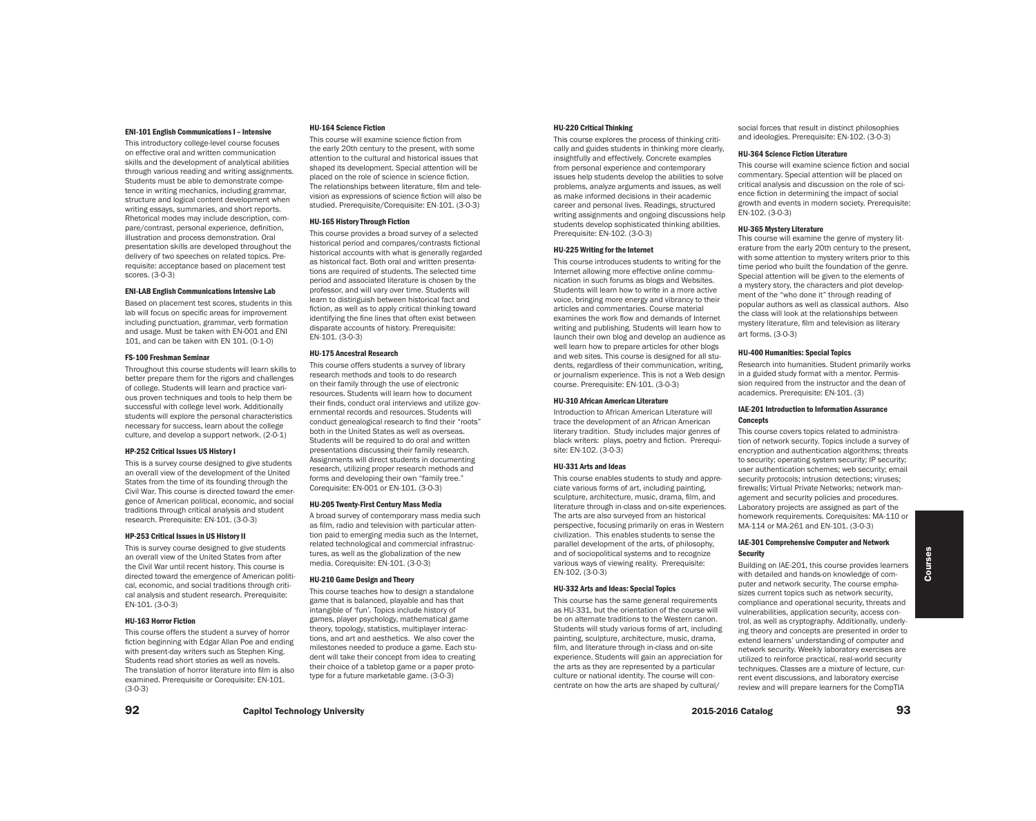#### ENI-101 English Communications I – Intensive

This introductory college-level course focuses on effective oral and written communication skills and the development of analytical abilities through various reading and writing assignments. Students must be able to demonstrate competence in writing mechanics, including grammar, structure and logical content development when writing essays, summaries, and short reports. Rhetorical modes may include description, compare/contrast, personal experience, definition, illustration and process demonstration. Oral presentation skills are developed throughout the delivery of two speeches on related topics. Prerequisite: acceptance based on placement test scores. (3-0-3)

#### ENI-LAB English Communications Intensive Lab

Based on placement test scores, students in this lab will focus on specific areas for improvement including punctuation, grammar, verb formation and usage. Must be taken with EN-001 and ENI 101, and can be taken with EN 101. (0-1-0)

#### FS-100 Freshman Seminar

Throughout this course students will learn skills to better prepare them for the rigors and challenges of college. Students will learn and practice various proven techniques and tools to help them be successful with college level work. Additionally students will explore the personal characteristics necessary for success, learn about the college culture, and develop a support network. (2-0-1)

#### HP-252 Critical Issues US History I

This is a survey course designed to give students an overall view of the development of the United States from the time of its founding through the Civil War. This course is directed toward the emergence of American political, economic, and social traditions through critical analysis and student research. Prerequisite: EN-101. (3-0-3)

#### HP-253 Critical Issues in US History II

This is survey course designed to give students an overall view of the United States from after the Civil War until recent history. This course is directed toward the emergence of American political, economic, and social traditions through critical analysis and student research. Prerequisite: EN-101. (3-0-3)

#### HU-163 Horror Fiction

This course offers the student a survey of horror fiction beginning with Edgar Allan Poe and ending with present-day writers such as Stephen King. Students read short stories as well as novels. The translation of horror literature into film is also examined. Prerequisite or Corequisite: EN-101. (3-0-3)

#### HU-164 Science Fiction

This course will examine science fiction from the early 20th century to the present, with some attention to the cultural and historical issues that shaped its development. Special attention will be placed on the role of science in science fiction. The relationships between literature, film and television as expressions of science fiction will also be studied. Prerequisite/Corequisite: EN-101. (3-0-3)

#### HU-165 History Through Fiction

This course provides a broad survey of a selected historical period and compares/contrasts fictional historical accounts with what is generally regarded as historical fact. Both oral and written presentations are required of students. The selected time period and associated literature is chosen by the professor, and will vary over time. Students will learn to distinguish between historical fact and fiction, as well as to apply critical thinking toward identifying the fine lines that often exist between disparate accounts of history. Prerequisite: EN-101. (3-0-3)

#### HU-175 Ancestral Research

This course offers students a survey of library research methods and tools to do research on their family through the use of electronic resources. Students will learn how to document their finds, conduct oral interviews and utilize governmental records and resources. Students will conduct genealogical research to find their "roots" both in the United States as well as overseas. Students will be required to do oral and written presentations discussing their family research. Assignments will direct students in documenting research, utilizing proper research methods and forms and developing their own "family tree." Corequisite: EN-001 or EN-101. (3-0-3)

#### HU-205 Twenty-First Century Mass Media

A broad survey of contemporary mass media such as film, radio and television with particular attention paid to emerging media such as the Internet, related technological and commercial infrastructures, as well as the globalization of the new media. Corequisite: EN-101. (3-0-3)

#### HU-210 Game Design and Theory

This course teaches how to design a standalone game that is balanced, playable and has that intangible of 'fun'. Topics include history of games, player psychology, mathematical game theory, topology, statistics, multiplayer interactions, and art and aesthetics. We also cover the milestones needed to produce a game. Each student will take their concept from idea to creating their choice of a tabletop game or a paper prototype for a future marketable game. (3-0-3)

#### HU-220 Critical Thinking

This course explores the process of thinking critically and guides students in thinking more clearly, insightfully and effectively. Concrete examples from personal experience and contemporary issues help students develop the abilities to solve problems, analyze arguments and issues, as well as make informed decisions in their academic career and personal lives. Readings, structured writing assignments and ongoing discussions help students develop sophisticated thinking abilities. Prerequisite: EN-102. (3-0-3)

#### HU-225 Writing for the Internet

This course introduces students to writing for the Internet allowing more effective online communication in such forums as blogs and Websites. Students will learn how to write in a more active voice, bringing more energy and vibrancy to their articles and commentaries. Course material examines the work flow and demands of Internet writing and publishing. Students will learn how to launch their own blog and develop an audience as well learn how to prepare articles for other blogs and web sites. This course is designed for all students, regardless of their communication, writing, or journalism experience. This is not a Web design course. Prerequisite: EN-101. (3-0-3)

#### HU-310 African American Literature

Introduction to African American Literature will trace the development of an African American literary tradition. Study includes major genres of black writers: plays, poetry and fiction. Prerequisite: EN-102. (3-0-3)

#### HU-331 Arts and Ideas

This course enables students to study and appreciate various forms of art, including painting, sculpture, architecture, music, drama, film, and literature through in-class and on-site experiences. The arts are also surveyed from an historical perspective, focusing primarily on eras in Western civilization. This enables students to sense the parallel development of the arts, of philosophy, and of sociopolitical systems and to recognize various ways of viewing reality. Prerequisite: EN-102. (3-0-3)

#### HU-332 Arts and Ideas: Special Topics

This course has the same general requirements as HU-331, but the orientation of the course will be on alternate traditions to the Western canon. Students will study various forms of art, including painting, sculpture, architecture, music, drama, film, and literature through in-class and on-site experience. Students will gain an appreciation for the arts as they are represented by a particular culture or national identity. The course will concentrate on how the arts are shaped by cultural/social forces that result in distinct philosophies and ideologies. Prerequisite: EN-102. (3-0-3)

#### HU-364 Science Fiction Literature

This course will examine science fiction and social commentary. Special attention will be placed on critical analysis and discussion on the role of science fiction in determining the impact of social growth and events in modern society. Prerequisite: EN-102. (3-0-3)

#### HU-365 Mystery Literature

This course will examine the genre of mystery literature from the early 20th century to the present, with some attention to mystery writers prior to this time period who built the foundation of the genre. Special attention will be given to the elements of a mystery story, the characters and plot development of the "who done it" through reading of popular authors as well as classical authors. Also the class will look at the relationships between mystery literature, film and television as literary art forms. (3-0-3)

#### HU-400 Humanities: Special Topics

Research into humanities. Student primarily works in a guided study format with a mentor. Permission required from the instructor and the dean of academics. Prerequisite: EN-101. (3)

#### IAE-201 Introduction to Information Assurance Concepts

This course covers topics related to administration of network security. Topics include a survey of encryption and authentication algorithms; threats to security; operating system security; IP security; user authentication schemes; web security; email security protocols; intrusion detections; viruses; firewalls; Virtual Private Networks; network management and security policies and procedures. Laboratory projects are assigned as part of the homework requirements. Corequisites: MA-110 or MA-114 or MA-261 and EN-101. (3-0-3)

#### IAE-301 Comprehensive Computer and Network Security

Building on IAE-201, this course provides learners with detailed and hands-on knowledge of computer and network security. The course emphasizes current topics such as network security, compliance and operational security, threats and vulnerabilities, application security, access control, as well as cryptography. Additionally, underlying theory and concepts are presented in order to extend learners' understanding of computer and network security. Weekly laboratory exercises are utilized to reinforce practical, real-world security techniques. Classes are a mixture of lecture, current event discussions, and laboratory exercise review and will prepare learners for the CompTIA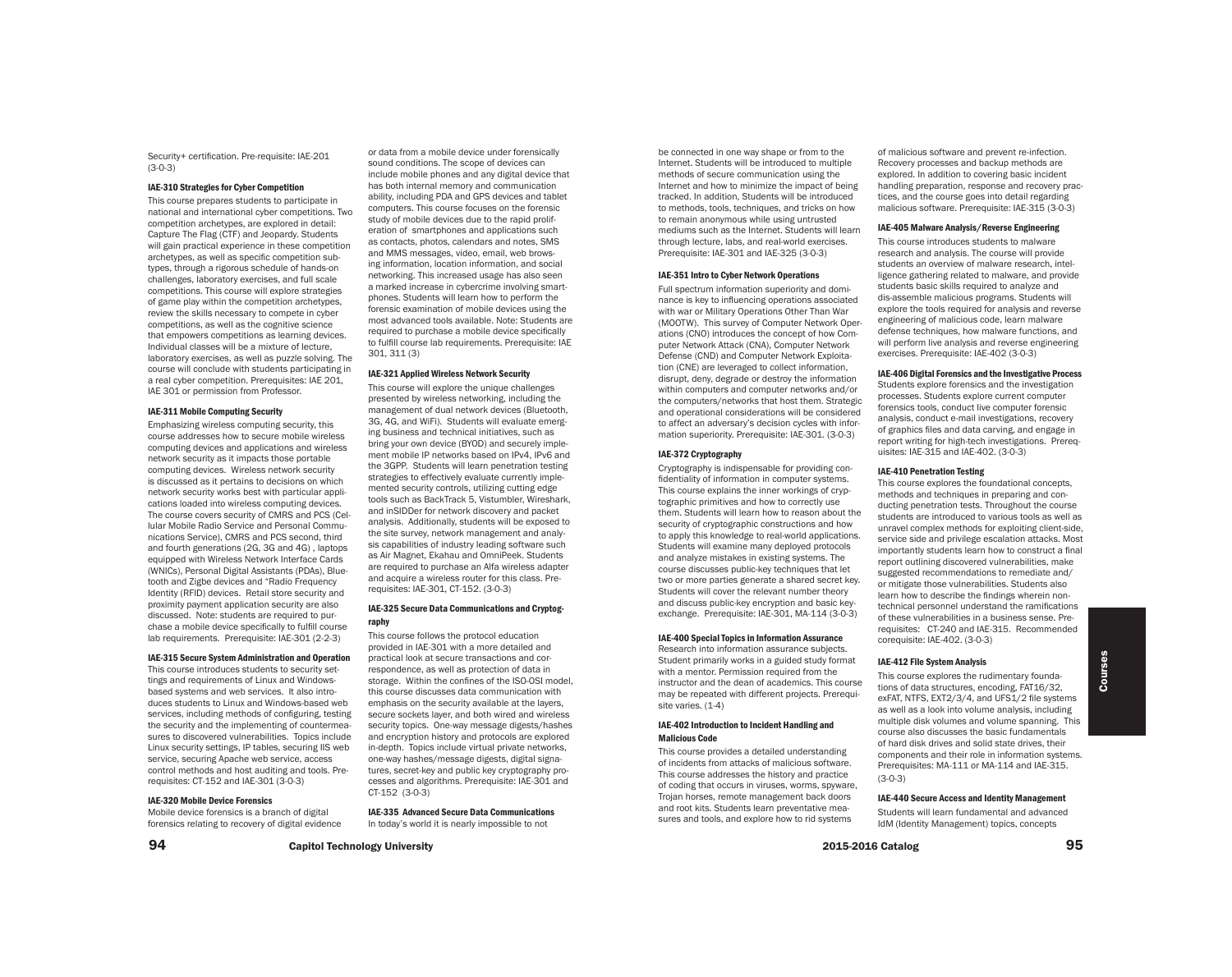Security+ certification. Pre-requisite: IAE-201 (3-0-3)

### IAE-310 Strategies for Cyber Competition

This course prepares students to participate in national and international cyber competitions. Two competition archetypes, are explored in detail: Capture The Flag (CTF) and Jeopardy. Students will gain practical experience in these competition archetypes, as well as specific competition subtypes, through a rigorous schedule of hands-on challenges, laboratory exercises, and full scale competitions. This course will explore strategies of game play within the competition archetypes, review the skills necessary to compete in cyber competitions, as well as the cognitive science that empowers competitions as learning devices. Individual classes will be a mixture of lecture, laboratory exercises, as well as puzzle solving. The course will conclude with students participating in a real cyber competition. Prerequisites: IAE 201, IAE 301 or permission from Professor.

### IAE-311 Mobile Computing Security

Emphasizing wireless computing security, this course addresses how to secure mobile wireless computing devices and applications and wireless network security as it impacts those portable computing devices. Wireless network security is discussed as it pertains to decisions on which network security works best with particular applications loaded into wireless computing devices. The course covers security of CMRS and PCS (Cellular Mobile Radio Service and Personal Communications Service), CMRS and PCS second, third and fourth generations (2G, 3G and 4G) , laptops equipped with Wireless Network Interface Cards (WNICs), Personal Digital Assistants (PDAs), Bluetooth and Zigbe devices and "Radio Frequency Identity (RFID) devices. Retail store security and proximity payment application security are also discussed. Note: students are required to purchase a mobile device specifically to fulfill course lab requirements. Prerequisite: IAE-301 (2-2-3)

### IAE-315 Secure System Administration and Operation

This course introduces students to security settings and requirements of Linux and Windows-based systems and web services. It also introduces students to Linux and Windows-based web services, including methods of configuring, testing the security and the implementing of countermeasures to discovered vulnerabilities. Topics include Linux security settings, IP tables, securing IIS web service, securing Apache web service, access control methods and host auditing and tools. Prerequisites: CT-152 and IAE-301 (3-0-3)

### IAE-320 Mobile Device Forensics

Mobile device forensics is a branch of digital forensics relating to recovery of digital evidence or data from a mobile device under forensically sound conditions. The scope of devices can include mobile phones and any digital device that has both internal memory and communication ability, including PDA and GPS devices and tablet computers. This course focuses on the forensic study of mobile devices due to the rapid proliferation of smartphones and applications such as contacts, photos, calendars and notes, SMS and MMS messages, video, email, web browsing information, location information, and social networking. This increased usage has also seen a marked increase in cybercrime involving smartphones. Students will learn how to perform the forensic examination of mobile devices using the most advanced tools available. Note: Students are required to purchase a mobile device specifically to fulfill course lab requirements. Prerequisite: IAE 301, 311 (3)

### IAE-321 Applied Wireless Network Security

This course will explore the unique challenges presented by wireless networking, including the management of dual network devices (Bluetooth, 3G, 4G, and WiFi). Students will evaluate emerging business and technical initiatives, such as bring your own device (BYOD) and securely implement mobile IP networks based on IPv4, IPv6 and the 3GPP. Students will learn penetration testing strategies to effectively evaluate currently implemented security controls, utilizing cutting edge tools such as BackTrack 5, Vistumbler, Wireshark, and inSIDDer for network discovery and packet analysis. Additionally, students will be exposed to the site survey, network management and analysis capabilities of industry leading software such as Air Magnet, Ekahau and OmniPeek. Students are required to purchase an Alfa wireless adapter and acquire a wireless router for this class. Prerequisites: IAE-301, CT-152. (3-0-3)

### IAE-325 Secure Data Communications and Cryptography

This course follows the protocol education provided in IAE-301 with a more detailed and practical look at secure transactions and correspondence, as well as protection of data in storage. Within the confines of the ISO-OSI model, this course discusses data communication with emphasis on the security available at the layers, secure sockets layer, and both wired and wireless security topics. One-way message digests/hashes and encryption history and protocols are explored in-depth. Topics include virtual private networks, one-way hashes/message digests, digital signatures, secret-key and public key cryptography processes and algorithms. Prerequisite: IAE-301 and CT-152 (3-0-3)

### IAE-335 Advanced Secure Data Communications

In today's world it is nearly impossible to not be connected in one way shape or from to the Internet. Students will be introduced to multiple methods of secure communication using the Internet and how to minimize the impact of being tracked. In addition, Students will be introduced to methods, tools, techniques, and tricks on how to remain anonymous while using untrusted mediums such as the Internet. Students will learn through lecture, labs, and real-world exercises. Prerequisite: IAE-301 and IAE-325 (3-0-3)

### IAE-351 Intro to Cyber Network Operations

Full spectrum information superiority and dominance is key to influencing operations associated with war or Military Operations Other Than War (MOOTW). This survey of Computer Network Operations (CNO) introduces the concept of how Computer Network Attack (CNA), Computer Network Defense (CND) and Computer Network Exploitation (CNE) are leveraged to collect information, disrupt, deny, degrade or destroy the information within computers and computer networks and/or the computers/networks that host them. Strategic and operational considerations will be considered to affect an adversary's decision cycles with information superiority. Prerequisite: IAE-301. (3-0-3)

### IAE-372 Cryptography

Cryptography is indispensable for providing confidentiality of information in computer systems. This course explains the inner workings of cryptographic primitives and how to correctly use them. Students will learn how to reason about the security of cryptographic constructions and how to apply this knowledge to real-world applications. Students will examine many deployed protocols and analyze mistakes in existing systems. The course discusses public-key techniques that let two or more parties generate a shared secret key. Students will cover the relevant number theory and discuss public-key encryption and basic key-exchange. Prerequisite: IAE-301, MA-114 (3-0-3)

### IAE-400 Special Topics in Information Assurance

Research into information assurance subjects. Student primarily works in a guided study format with a mentor. Permission required from the instructor and the dean of academics. This course may be repeated with different projects. Prerequisite varies. (1-4)

### IAE-402 Introduction to Incident Handling and Malicious Code

This course provides a detailed understanding of incidents from attacks of malicious software. This course addresses the history and practice of coding that occurs in viruses, worms, spyware, Trojan horses, remote management back doors and root kits. Students learn preventative measures and tools, and explore how to rid systems of malicious software and prevent re-infection. Recovery processes and backup methods are explored. In addition to covering basic incident handling preparation, response and recovery practices, and the course goes into detail regarding malicious software. Prerequisite: IAE-315 (3-0-3)

### IAE-405 Malware Analysis/Reverse Engineering

This course introduces students to malware research and analysis. The course will provide students an overview of malware research, intelligence gathering related to malware, and provide students basic skills required to analyze and dis-assemble malicious programs. Students will explore the tools required for analysis and reverse engineering of malicious code, learn malware defense techniques, how malware functions, and will perform live analysis and reverse engineering exercises. Prerequisite: IAE-402 (3-0-3)

### IAE-406 Digital Forensics and the Investigative Process

Students explore forensics and the investigation processes. Students explore current computer forensics tools, conduct live computer forensic analysis, conduct e-mail investigations, recovery of graphics files and data carving, and engage in report writing for high-tech investigations. Prerequisites: IAE-315 and IAE-402. (3-0-3)

### IAE-410 Penetration Testing

This course explores the foundational concepts, methods and techniques in preparing and conducting penetration tests. Throughout the course students are introduced to various tools as well as unravel complex methods for exploiting client-side, service side and privilege escalation attacks. Most importantly students learn how to construct a final report outlining discovered vulnerabilities, make suggested recommendations to remediate and/or mitigate those vulnerabilities. Students also learn how to describe the findings wherein non-technical personnel understand the ramifications of these vulnerabilities in a business sense. Prerequisites: CT-240 and IAE-315. Recommended corequisite: IAE-402. (3-0-3)

### IAE-412 File System Analysis

This course explores the rudimentary foundations of data structures, encoding, FAT16/32, exFAT, NTFS, EXT2/3/4, and UFS1/2 file systems as well as a look into volume analysis, including multiple disk volumes and volume spanning. This course also discusses the basic fundamentals of hard disk drives and solid state drives, their components and their role in information systems. Prerequisites: MA-111 or MA-114 and IAE-315. (3-0-3)

### IAE-440 Secure Access and Identity Management

Students will learn fundamental and advanced IdM (Identity Management) topics, concepts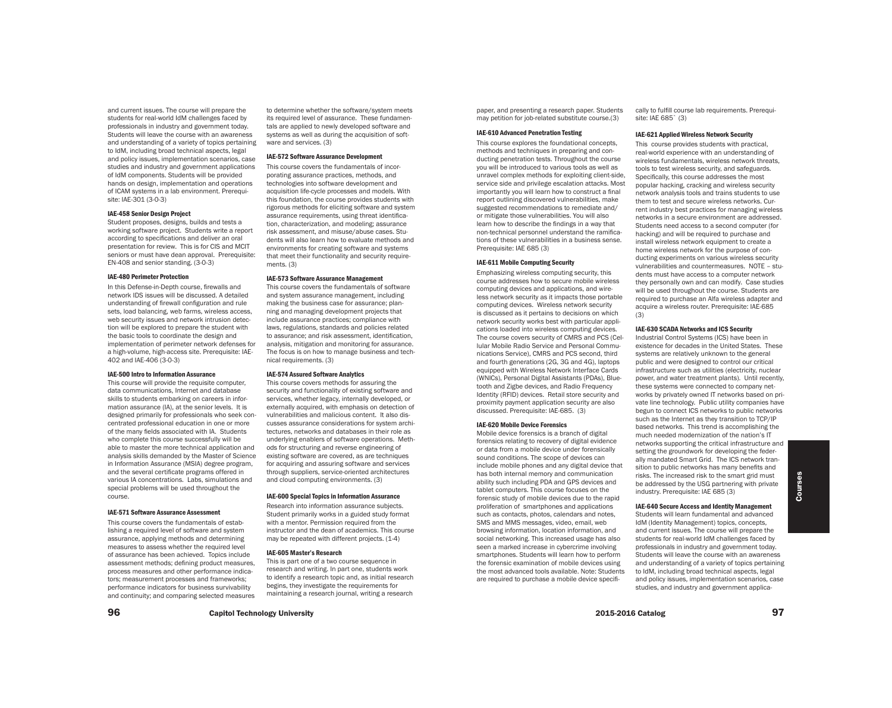and current issues. The course will prepare the students for real-world IdM challenges faced by professionals in industry and government today. Students will leave the course with an awareness and understanding of a variety of topics pertaining to IdM, including broad technical aspects, legal and policy issues, implementation scenarios, case studies and industry and government applications of IdM components. Students will be provided hands on design, implementation and operations of ICAM systems in a lab environment. Prerequisite: IAE-301 (3-0-3)

#### IAE-458 Senior Design Project

Student proposes, designs, builds and tests a working software project. Students write a report according to specifications and deliver an oral presentation for review. This is for CIS and MCIT seniors or must have dean approval. Prerequisite: EN-408 and senior standing. (3-0-3)

#### IAE-480 Perimeter Protection

In this Defense-in-Depth course, firewalls and network IDS issues will be discussed. A detailed understanding of firewall configuration and rule sets, load balancing, web farms, wireless access, web security issues and network intrusion detection will be explored to prepare the student with the basic tools to coordinate the design and implementation of perimeter network defenses for a high-volume, high-access site. Prerequisite: IAE-402 and IAE-406 (3-0-3)

#### IAE-500 Intro to Information Assurance

This course will provide the requisite computer, data communications, Internet and database skills to students embarking on careers in information assurance (IA), at the senior levels. It is designed primarily for professionals who seek concentrated professional education in one or more of the many fields associated with IA. Students who complete this course successfully will be able to master the more technical application and analysis skills demanded by the Master of Science in Information Assurance (MSIA) degree program, and the several certificate programs offered in various IA concentrations. Labs, simulations and special problems will be used throughout the course.

#### IAE-571 Software Assurance Assessment

This course covers the fundamentals of establishing a required level of software and system assurance, applying methods and determining measures to assess whether the required level of assurance has been achieved. Topics include assessment methods; defining product measures, process measures and other performance indicators; measurement processes and frameworks; performance indicators for business survivability and continuity; and comparing selected measures to determine whether the software/system meets its required level of assurance. These fundamentals are applied to newly developed software and systems as well as during the acquisition of software and services. (3)

#### IAE-572 Software Assurance Development

This course covers the fundamentals of incorporating assurance practices, methods, and technologies into software development and acquisition life-cycle processes and models. With this foundation, the course provides students with rigorous methods for eliciting software and system assurance requirements, using threat identification, characterization, and modeling; assurance risk assessment, and misuse/abuse cases. Students will also learn how to evaluate methods and environments for creating software and systems that meet their functionality and security requirements. (3)

#### IAE-573 Software Assurance Management

This course covers the fundamentals of software and system assurance management, including making the business case for assurance; planning and managing development projects that include assurance practices; compliance with laws, regulations, standards and policies related to assurance; and risk assessment, identification, analysis, mitigation and monitoring for assurance. The focus is on how to manage business and technical requirements. (3)

#### IAE-574 Assured Software Analytics

This course covers methods for assuring the security and functionality of existing software and services, whether legacy, internally developed, or externally acquired, with emphasis on detection of vulnerabilities and malicious content. It also discusses assurance considerations for system architectures, networks and databases in their role as underlying enablers of software operations. Methods for structuring and reverse engineering of existing software are covered, as are techniques for acquiring and assuring software and services through suppliers, service-oriented architectures and cloud computing environments. (3)

#### IAE-600 Special Topics in Information Assurance

Research into information assurance subjects. Student primarily works in a guided study format with a mentor. Permission required from the instructor and the dean of academics. This course may be repeated with different projects. (1-4)

#### IAE-605 Master's Research

This is part one of a two course sequence in research and writing. In part one, students work to identify a research topic and, as initial research begins, they investigate the requirements for maintaining a research journal, writing a research paper, and presenting a research paper. Students may petition for job-related substitute course.(3)

#### IAE-610 Advanced Penetration Testing

This course explores the foundational concepts, methods and techniques in preparing and conducting penetration tests. Throughout the course you will be introduced to various tools as well as unravel complex methods for exploiting client-side, service side and privilege escalation attacks. Most importantly you will learn how to construct a final report outlining discovered vulnerabilities, make suggested recommendations to remediate and/or mitigate those vulnerabilities. You will also learn how to describe the findings in a way that non-technical personnel understand the ramifications of these vulnerabilities in a business sense. Prerequisite: IAE 685 (3)

#### IAE-611 Mobile Computing Security

Emphasizing wireless computing security, this course addresses how to secure mobile wireless computing devices and applications, and wireless network security as it impacts those portable computing devices. Wireless network security is discussed as it pertains to decisions on which network security works best with particular applications loaded into wireless computing devices. The course covers security of CMRS and PCS (Cellular Mobile Radio Service and Personal Communications Service), CMRS and PCS second, third and fourth generations (2G, 3G and 4G), laptops equipped with Wireless Network Interface Cards (WNICs), Personal Digital Assistants (PDAs), Bluetooth and Zigbe devices, and Radio Frequency Identity (RFID) devices. Retail store security and proximity payment application security are also discussed. Prerequisite: IAE-685. (3)

#### IAE-620 Mobile Device Forensics

Mobile device forensics is a branch of digital forensics relating to recovery of digital evidence or data from a mobile device under forensically sound conditions. The scope of devices can include mobile phones and any digital device that has both internal memory and communication ability such including PDA and GPS devices and tablet computers. This course focuses on the forensic study of mobile devices due to the rapid proliferation of smartphones and applications such as contacts, photos, calendars and notes, SMS and MMS messages, video, email, web browsing information, location information, and social networking. This increased usage has also seen a marked increase in cybercrime involving smartphones. Students will learn how to perform the forensic examination of mobile devices using the most advanced tools available. Note: Students are required to purchase a mobile device specifically to fulfill course lab requirements. Prerequisite: IAE 685` (3)

#### IAE-621 Applied Wireless Network Security

This course provides students with practical, real-world experience with an understanding of wireless fundamentals, wireless network threats, tools to test wireless security, and safeguards. Specifically, this course addresses the most popular hacking, cracking and wireless security network analysis tools and trains students to use them to test and secure wireless networks. Current industry best practices for managing wireless networks in a secure environment are addressed. Students need access to a second computer (for hacking) and will be required to purchase and install wireless network equipment to create a home wireless network for the purpose of conducting experiments on various wireless security vulnerabilities and countermeasures. NOTE – students must have access to a computer network they personally own and can modify. Case studies will be used throughout the course. Students are required to purchase an Alfa wireless adapter and acquire a wireless router. Prerequisite: IAE-685 (3)

#### IAE-630 SCADA Networks and ICS Security

Industrial Control Systems (ICS) have been in existence for decades in the United States. These systems are relatively unknown to the general public and were designed to control our critical infrastructure such as utilities (electricity, nuclear power, and water treatment plants). Until recently, these systems were connected to company networks by privately owned IT networks based on private line technology. Public utility companies have begun to connect ICS networks to public networks such as the Internet as they transition to TCP/IP based networks. This trend is accomplishing the much needed modernization of the nation's IT networks supporting the critical infrastructure and setting the groundwork for developing the federally mandated Smart Grid. The ICS network transition to public networks has many benefits and risks. The increased risk to the smart grid must be addressed by the USG partnering with private industry. Prerequisite: IAE 685 (3)

#### IAE-640 Secure Access and Identity Management

Students will learn fundamental and advanced IdM (Identity Management) topics, concepts, and current issues. The course will prepare the students for real-world IdM challenges faced by professionals in industry and government today. Students will leave the course with an awareness and understanding of a variety of topics pertaining to IdM, including broad technical aspects, legal and policy issues, implementation scenarios, case studies, and industry and government applica-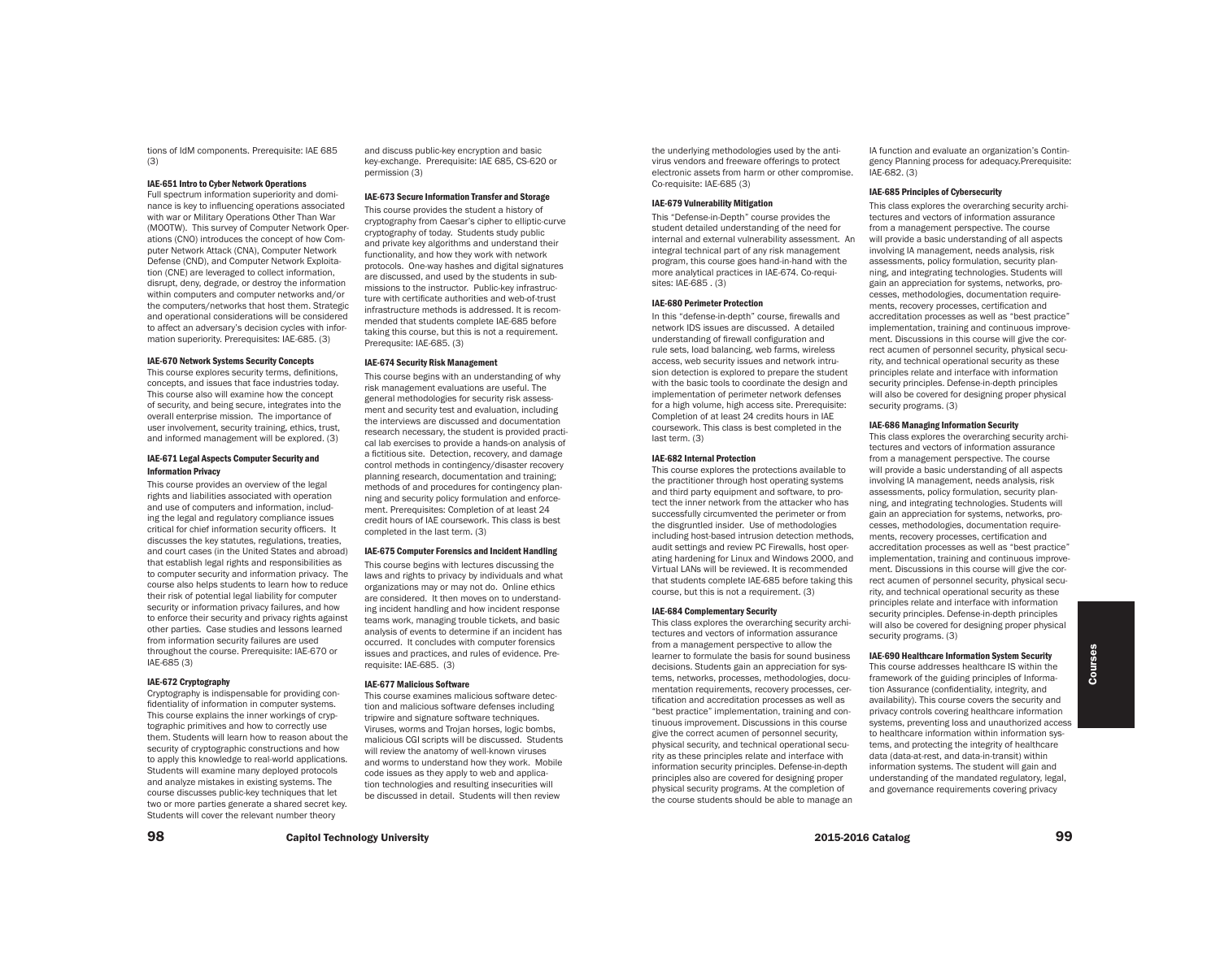tions of IdM components. Prerequisite: IAE 685 (3)

#### IAE-651 Intro to Cyber Network Operations

Full spectrum information superiority and dominance is key to influencing operations associated with war or Military Operations Other Than War (MOOTW). This survey of Computer Network Operations (CNO) introduces the concept of how Computer Network Attack (CNA), Computer Network Defense (CND), and Computer Network Exploitation (CNE) are leveraged to collect information, disrupt, deny, degrade, or destroy the information within computers and computer networks and/or the computers/networks that host them. Strategic and operational considerations will be considered to affect an adversary's decision cycles with information superiority. Prerequisites: IAE-685. (3)

#### IAE-670 Network Systems Security Concepts

This course explores security terms, definitions, concepts, and issues that face industries today. This course also will examine how the concept of security, and being secure, integrates into the overall enterprise mission. The importance of user involvement, security training, ethics, trust, and informed management will be explored. (3)

#### IAE-671 Legal Aspects Computer Security and Information Privacy

This course provides an overview of the legal rights and liabilities associated with operation and use of computers and information, including the legal and regulatory compliance issues critical for chief information security officers. It discusses the key statutes, regulations, treaties, and court cases (in the United States and abroad) that establish legal rights and responsibilities as to computer security and information privacy. The course also helps students to learn how to reduce their risk of potential legal liability for computer security or information privacy failures, and how to enforce their security and privacy rights against other parties. Case studies and lessons learned from information security failures are used throughout the course. Prerequisite: IAE-670 or IAE-685 (3)

#### IAE-672 Cryptography

Cryptography is indispensable for providing confidentiality of information in computer systems. This course explains the inner workings of cryptographic primitives and how to correctly use them. Students will learn how to reason about the security of cryptographic constructions and how to apply this knowledge to real-world applications. Students will examine many deployed protocols and analyze mistakes in existing systems. The course discusses public-key techniques that let two or more parties generate a shared secret key. Students will cover the relevant number theory and discuss public-key encryption and basic key-exchange. Prerequisite: IAE 685, CS-620 or permission (3)

#### IAE-673 Secure Information Transfer and Storage

This course provides the student a history of cryptography from Caesar's cipher to elliptic-curve cryptography of today. Students study public and private key algorithms and understand their functionality, and how they work with network protocols. One-way hashes and digital signatures are discussed, and used by the students in submissions to the instructor. Public-key infrastructure with certificate authorities and web-of-trust infrastructure methods is addressed. It is recommended that students complete IAE-685 before taking this course, but this is not a requirement. Prerequsite: IAE-685. (3)

#### IAE-674 Security Risk Management

This course begins with an understanding of why risk management evaluations are useful. The general methodologies for security risk assessment and security test and evaluation, including the interviews are discussed and documentation research necessary, the student is provided practical lab exercises to provide a hands-on analysis of a fictitious site. Detection, recovery, and damage control methods in contingency/disaster recovery planning research, documentation and training; methods of and procedures for contingency planning and security policy formulation and enforcement. Prerequisites: Completion of at least 24 credit hours of IAE coursework. This class is best completed in the last term. (3)

#### IAE-675 Computer Forensics and Incident Handling

This course begins with lectures discussing the laws and rights to privacy by individuals and what organizations may or may not do. Online ethics are considered. It then moves on to understanding incident handling and how incident response teams work, managing trouble tickets, and basic analysis of events to determine if an incident has occurred. It concludes with computer forensics issues and practices, and rules of evidence. Prerequisite: IAE-685. (3)

#### IAE-677 Malicious Software

This course examines malicious software detection and malicious software defenses including tripwire and signature software techniques. Viruses, worms and Trojan horses, logic bombs, malicious CGI scripts will be discussed. Students will review the anatomy of well-known viruses and worms to understand how they work. Mobile code issues as they apply to web and application technologies and resulting insecurities will be discussed in detail. Students will then review the underlying methodologies used by the antivirus vendors and freeware offerings to protect electronic assets from harm or other compromise. Co-requisite: IAE-685 (3)

#### IAE-679 Vulnerability Mitigation

This "Defense-in-Depth" course provides the student detailed understanding of the need for internal and external vulnerability assessment. An integral technical part of any risk management program, this course goes hand-in-hand with the more analytical practices in IAE-674. Co-requisites: IAE-685 . (3)

#### IAE-680 Perimeter Protection

In this "defense-in-depth" course, firewalls and network IDS issues are discussed. A detailed understanding of firewall configuration and rule sets, load balancing, web farms, wireless access, web security issues and network intrusion detection is explored to prepare the student with the basic tools to coordinate the design and implementation of perimeter network defenses for a high volume, high access site. Prerequisite: Completion of at least 24 credits hours in IAE coursework. This class is best completed in the last term. (3)

#### IAE-682 Internal Protection

This course explores the protections available to the practitioner through host operating systems and third party equipment and software, to protect the inner network from the attacker who has successfully circumvented the perimeter or from the disgruntled insider. Use of methodologies including host-based intrusion detection methods, audit settings and review PC Firewalls, host operating hardening for Linux and Windows 2000, and Virtual LANs will be reviewed. It is recommended that students complete IAE-685 before taking this course, but this is not a requirement. (3)

#### IAE-684 Complementary Security

This class explores the overarching security architectures and vectors of information assurance from a management perspective to allow the learner to formulate the basis for sound business decisions. Students gain an appreciation for systems, networks, processes, methodologies, documentation requirements, recovery processes, certification and accreditation processes as well as "best practice" implementation, training and continuous improvement. Discussions in this course give the correct acumen of personnel security, physical security, and technical operational security as these principles relate and interface with information security principles. Defense-in-depth principles also are covered for designing proper physical security programs. At the completion of the course students should be able to manage an IA function and evaluate an organization's Contingency Planning process for adequacy.Prerequisite: IAE-682. (3)

#### IAE-685 Principles of Cybersecurity

This class explores the overarching security architectures and vectors of information assurance from a management perspective. The course will provide a basic understanding of all aspects involving IA management, needs analysis, risk assessments, policy formulation, security planning, and integrating technologies. Students will gain an appreciation for systems, networks, processes, methodologies, documentation requirements, recovery processes, certification and accreditation processes as well as "best practice" implementation, training and continuous improvement. Discussions in this course will give the correct acumen of personnel security, physical security, and technical operational security as these principles relate and interface with information security principles. Defense-in-depth principles will also be covered for designing proper physical security programs. (3)

#### IAE-686 Managing Information Security

This class explores the overarching security architectures and vectors of information assurance from a management perspective. The course will provide a basic understanding of all aspects involving IA management, needs analysis, risk assessments, policy formulation, security planning, and integrating technologies. Students will gain an appreciation for systems, networks, processes, methodologies, documentation requirements, recovery processes, certification and accreditation processes as well as "best practice" implementation, training and continuous improvement. Discussions in this course will give the correct acumen of personnel security, physical security, and technical operational security as these principles relate and interface with information security principles. Defense-in-depth principles will also be covered for designing proper physical security programs. (3)

#### IAE-690 Healthcare Information System Security

This course addresses healthcare IS within the framework of the guiding principles of Information Assurance (confidentiality, integrity, and availability). This course covers the security and privacy controls covering healthcare information systems, preventing loss and unauthorized access to healthcare information within information systems, and protecting the integrity of healthcare data (data-at-rest, and data-in-transit) within information systems. The student will gain and understanding of the mandated regulatory, legal, and governance requirements covering privacy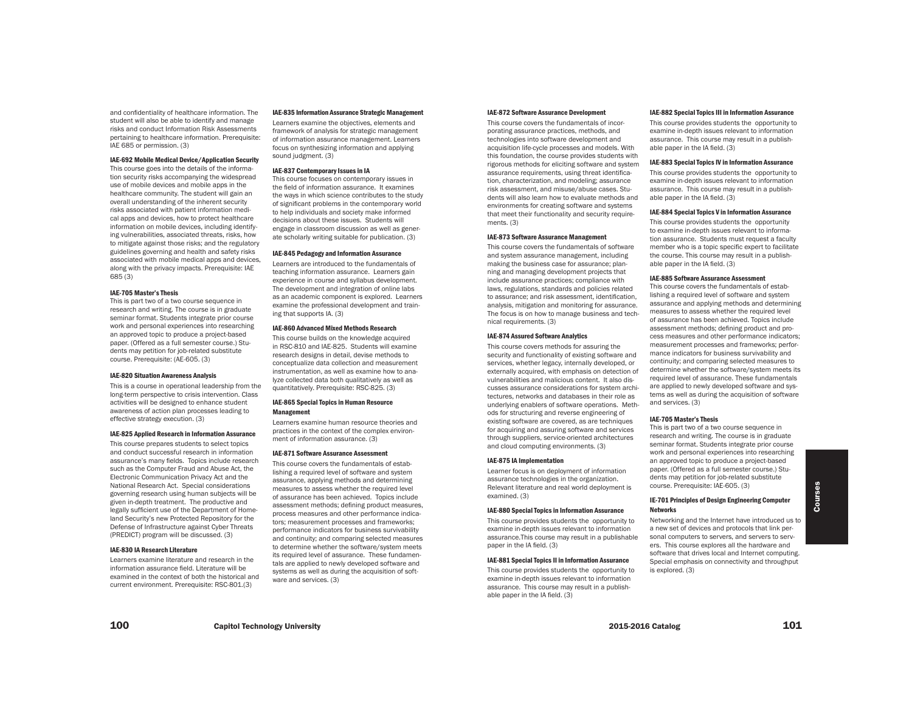and confidentiality of healthcare information. The student will also be able to identify and manage risks and conduct Information Risk Assessments pertaining to healthcare information. Prerequisite: IAE 685 or permission. (3)

**IAE-692 Mobile Medical Device/Application Security**

This course goes into the details of the information security risks accompanying the widespread use of mobile devices and mobile apps in the healthcare community. The student will gain an overall understanding of the inherent security risks associated with patient information medical apps and devices, how to protect healthcare information on mobile devices, including identifying vulnerabilities, associated threats, risks, how to mitigate against those risks; and the regulatory guidelines governing and health and safety risks associated with mobile medical apps and devices, along with the privacy impacts. Prerequisite: IAE 685 (3)

**IAE-705 Master's Thesis**

This is part two of a two course sequence in research and writing. The course is in graduate seminar format. Students integrate prior course work and personal experiences into researching an approved topic to produce a project-based paper. (Offered as a full semester course.) Students may petition for job-related substitute course. Prerequisite: (AE-605. (3)

**IAE-820 Situation Awareness Analysis**

This is a course in operational leadership from the long-term perspective to crisis intervention. Class activities will be designed to enhance student awareness of action plan processes leading to effective strategy execution. (3)

**IAE-825 Applied Research in Information Assurance**

This course prepares students to select topics and conduct successful research in information assurance's many fields. Topics include research such as the Computer Fraud and Abuse Act, the Electronic Communication Privacy Act and the National Research Act. Special considerations governing research using human subjects will be given in-depth treatment. The productive and legally sufficient use of the Department of Homeland Security's new Protected Repository for the Defense of Infrastructure against Cyber Threats (PREDICT) program will be discussed. (3)

**IAE-830 IA Research Literature**

Learners examine literature and research in the information assurance field. Literature will be examined in the context of both the historical and current environment. Prerequisite: RSC-801.(3)

**IAE-835 Information Assurance Strategic Management**

Learners examine the objectives, elements and framework of analysis for strategic management of information assurance management. Learners focus on synthesizing information and applying sound judgment. (3)

**IAE-837 Contemporary Issues in IA**

This course focuses on contemporary issues in the field of information assurance. It examines the ways in which science contributes to the study of significant problems in the contemporary world to help individuals and society make informed decisions about these issues. Students will engage in classroom discussion as well as generate scholarly writing suitable for publication. (3)

**IAE-845 Pedagogy and Information Assurance**

Learners are introduced to the fundamentals of teaching information assurance. Learners gain experience in course and syllabus development. The development and integration of online labs as an academic component is explored. Learners examine the professional development and training that supports IA. (3)

**IAE-860 Advanced Mixed Methods Research**

This course builds on the knowledge acquired in RSC-810 and IAE-825. Students will examine research designs in detail, devise methods to conceptualize data collection and measurement instrumentation, as well as examine how to analyze collected data both qualitatively as well as quantitatively. Prerequisite: RSC-825. (3)

**IAE-865 Special Topics in Human Resource Management**

Learners examine human resource theories and practices in the context of the complex environment of information assurance. (3)

**IAE-871 Software Assurance Assessment**

This course covers the fundamentals of establishing a required level of software and system assurance, applying methods and determining measures to assess whether the required level of assurance has been achieved. Topics include assessment methods; defining product measures, process measures and other performance indicators; measurement processes and frameworks; performance indicators for business survivability and continuity; and comparing selected measures to determine whether the software/system meets its required level of assurance. These fundamentals are applied to newly developed software and systems as well as during the acquisition of software and services. (3)

**IAE-872 Software Assurance Development**

This course covers the fundamentals of incorporating assurance practices, methods, and technologies into software development and acquisition life-cycle processes and models. With this foundation, the course provides students with rigorous methods for eliciting software and system assurance requirements, using threat identification, characterization, and modeling; assurance risk assessment, and misuse/abuse cases. Students will also learn how to evaluate methods and environments for creating software and systems that meet their functionality and security requirements. (3)

**IAE-873 Software Assurance Management**

This course covers the fundamentals of software and system assurance management, including making the business case for assurance; planning and managing development projects that include assurance practices; compliance with laws, regulations, standards and policies related to assurance; and risk assessment, identification, analysis, mitigation and monitoring for assurance. The focus is on how to manage business and technical requirements. (3)

**IAE-874 Assured Software Analytics**

This course covers methods for assuring the security and functionality of existing software and services, whether legacy, internally developed, or externally acquired, with emphasis on detection of vulnerabilities and malicious content. It also discusses assurance considerations for system architectures, networks and databases in their role as underlying enablers of software operations. Methods for structuring and reverse engineering of existing software are covered, as are techniques for acquiring and assuring software and services through suppliers, service-oriented architectures and cloud computing environments. (3)

**IAE-875 IA Implementation**

Learner focus is on deployment of information assurance technologies in the organization. Relevant literature and real world deployment is examined. (3)

**IAE-880 Special Topics in Information Assurance**

This course provides students the opportunity to examine in-depth issues relevant to information assurance.This course may result in a publishable paper in the IA field. (3)

**IAE-881 Special Topics II in Information Assurance**

This course provides students the opportunity to examine in-depth issues relevant to information assurance. This course may result in a publishable paper in the IA field. (3)

**IAE-882 Special Topics III in Information Assurance**

This course provides students the opportunity to examine in-depth issues relevant to information assurance. This course may result in a publishable paper in the IA field. (3)

**IAE-883 Special Topics IV in Information Assurance**

This course provides students the opportunity to examine in-depth issues relevant to information assurance. This course may result in a publishable paper in the IA field. (3)

**IAE-884 Special Topics V in Information Assurance**

This course provides students the opportunity to examine in-depth issues relevant to information assurance. Students must request a faculty member who is a topic specific expert to facilitate the course. This course may result in a publishable paper in the IA field. (3)

**IAE-885 Software Assurance Assessment**

This course covers the fundamentals of establishing a required level of software and system assurance and applying methods and determining measures to assess whether the required level of assurance has been achieved. Topics include assessment methods; defining product and process measures and other performance indicators; measurement processes and frameworks; performance indicators for business survivability and continuity; and comparing selected measures to determine whether the software/system meets its required level of assurance. These fundamentals are applied to newly developed software and systems as well as during the acquisition of software and services. (3)

**IAE-705 Master's Thesis**

This is part two of a two course sequence in research and writing. The course is in graduate seminar format. Students integrate prior course work and personal experiences into researching an approved topic to produce a project-based paper. (Offered as a full semester course.) Students may petition for job-related substitute course. Prerequisite: IAE-605. (3)

**IE-701 Principles of Design Engineering Computer Networks**

Networking and the Internet have introduced us to a new set of devices and protocols that link personal computers to servers, and servers to servers. This course explores all the hardware and software that drives local and Internet computing. Special emphasis on connectivity and throughput is explored. (3)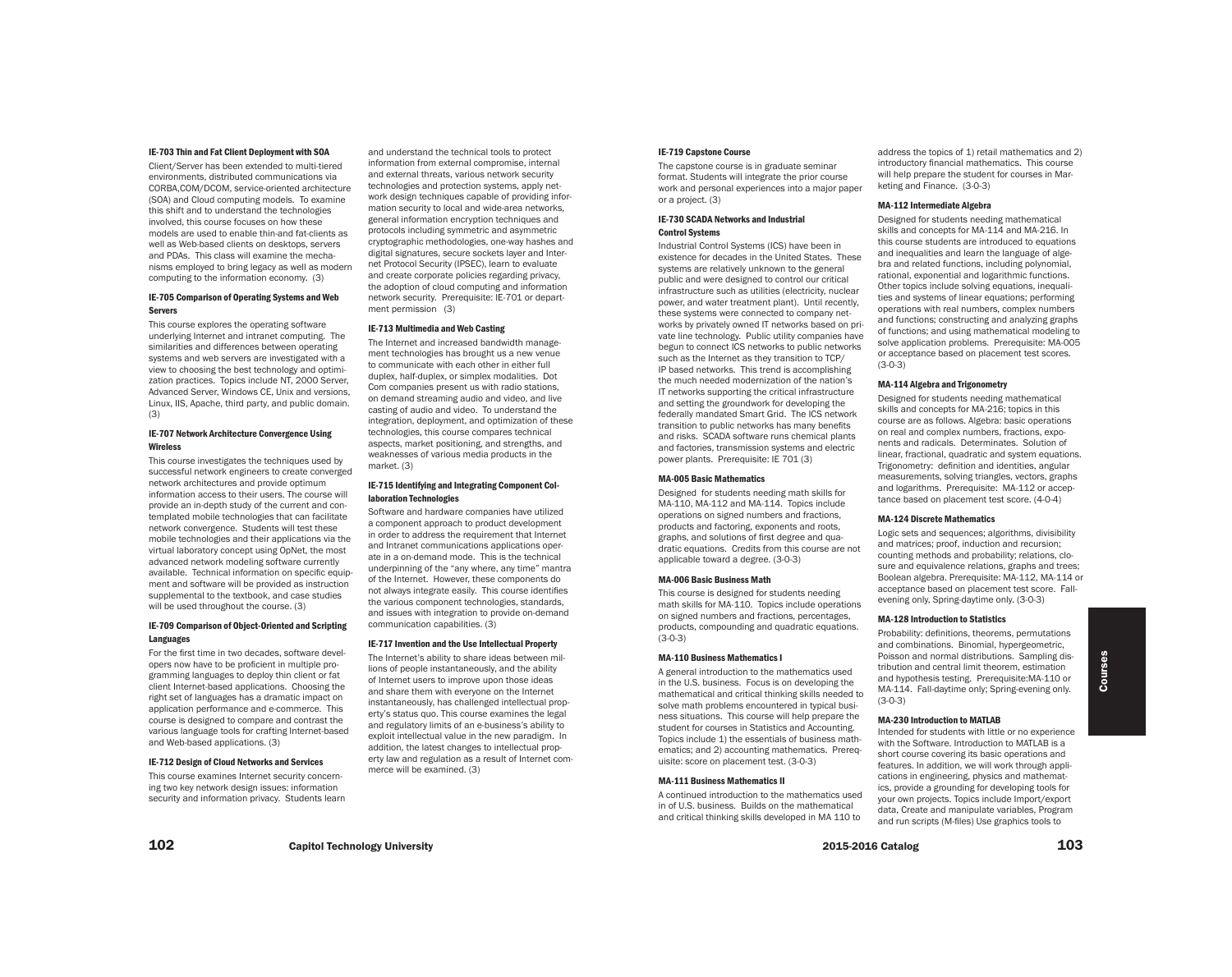#### IE-703 Thin and Fat Client Deployment with SOA

Client/Server has been extended to multi-tiered environments, distributed communications via CORBA,COM/DCOM, service-oriented architecture (SOA) and Cloud computing models. To examine this shift and to understand the technologies involved, this course focuses on how these models are used to enable thin-and fat-clients as well as Web-based clients on desktops, servers and PDAs. This class will examine the mechanisms employed to bring legacy as well as modern computing to the information economy. (3)

#### IE-705 Comparison of Operating Systems and Web Servers

This course explores the operating software underlying Internet and intranet computing. The similarities and differences between operating systems and web servers are investigated with a view to choosing the best technology and optimization practices. Topics include NT, 2000 Server, Advanced Server, Windows CE, Unix and versions, Linux, IIS, Apache, third party, and public domain. (3)

#### IE-707 Network Architecture Convergence Using Wireless

This course investigates the techniques used by successful network engineers to create converged network architectures and provide optimum information access to their users. The course will provide an in-depth study of the current and contemplated mobile technologies that can facilitate network convergence. Students will test these mobile technologies and their applications via the virtual laboratory concept using OpNet, the most advanced network modeling software currently available. Technical information on specific equipment and software will be provided as instruction supplemental to the textbook, and case studies will be used throughout the course. (3)

#### IE-709 Comparison of Object-Oriented and Scripting Languages

For the first time in two decades, software developers now have to be proficient in multiple programming languages to deploy thin client or fat client Internet-based applications. Choosing the right set of languages has a dramatic impact on application performance and e-commerce. This course is designed to compare and contrast the various language tools for crafting Internet-based and Web-based applications. (3)

#### IE-712 Design of Cloud Networks and Services

This course examines Internet security concerning two key network design issues: information security and information privacy. Students learn and understand the technical tools to protect information from external compromise, internal and external threats, various network security technologies and protection systems, apply network design techniques capable of providing information security to local and wide-area networks, general information encryption techniques and protocols including symmetric and asymmetric cryptographic methodologies, one-way hashes and digital signatures, secure sockets layer and Internet Protocol Security (IPSEC), learn to evaluate and create corporate policies regarding privacy, the adoption of cloud computing and information network security. Prerequisite: IE-701 or department permission (3)

#### IE-713 Multimedia and Web Casting

The Internet and increased bandwidth management technologies has brought us a new venue to communicate with each other in either full duplex, half-duplex, or simplex modalities. Dot Com companies present us with radio stations, on demand streaming audio and video, and live casting of audio and video. To understand the integration, deployment, and optimization of these technologies, this course compares technical aspects, market positioning, and strengths, and weaknesses of various media products in the market. (3)

#### IE-715 Identifying and Integrating Component Collaboration Technologies

Software and hardware companies have utilized a component approach to product development in order to address the requirement that Internet and Intranet communications applications operate in a on-demand mode. This is the technical underpinning of the "any where, any time" mantra of the Internet. However, these components do not always integrate easily. This course identifies the various component technologies, standards, and issues with integration to provide on-demand communication capabilities. (3)

#### IE-717 Invention and the Use Intellectual Property

The Internet's ability to share ideas between millions of people instantaneously, and the ability of Internet users to improve upon those ideas and share them with everyone on the Internet instantaneously, has challenged intellectual property's status quo. This course examines the legal and regulatory limits of an e-business's ability to exploit intellectual value in the new paradigm. In addition, the latest changes to intellectual property law and regulation as a result of Internet commerce will be examined. (3)

#### IE-719 Capstone Course

The capstone course is in graduate seminar format. Students will integrate the prior course work and personal experiences into a major paper or a project. (3)

#### IE-730 SCADA Networks and Industrial Control Systems

Industrial Control Systems (ICS) have been in existence for decades in the United States. These systems are relatively unknown to the general public and were designed to control our critical infrastructure such as utilities (electricity, nuclear power, and water treatment plant). Until recently, these systems were connected to company networks by privately owned IT networks based on private line technology. Public utility companies have begun to connect ICS networks to public networks such as the Internet as they transition to TCP/IP based networks. This trend is accomplishing the much needed modernization of the nation's IT networks supporting the critical infrastructure and setting the groundwork for developing the federally mandated Smart Grid. The ICS network transition to public networks has many benefits and risks. SCADA software runs chemical plants and factories, transmission systems and electric power plants. Prerequisite: IE 701 (3)

#### MA-005 Basic Mathematics

Designed for students needing math skills for MA-110, MA-112 and MA-114. Topics include operations on signed numbers and fractions, products and factoring, exponents and roots, graphs, and solutions of first degree and quadratic equations. Credits from this course are not applicable toward a degree. (3-0-3)

#### MA-006 Basic Business Math

This course is designed for students needing math skills for MA-110. Topics include operations on signed numbers and fractions, percentages, products, compounding and quadratic equations. (3-0-3)

#### MA-110 Business Mathematics I

A general introduction to the mathematics used in the U.S. business. Focus is on developing the mathematical and critical thinking skills needed to solve math problems encountered in typical business situations. This course will help prepare the student for courses in Statistics and Accounting. Topics include 1) the essentials of business mathematics; and 2) accounting mathematics. Prerequisite: score on placement test. (3-0-3)

#### MA-111 Business Mathematics II

A continued introduction to the mathematics used in of U.S. business. Builds on the mathematical and critical thinking skills developed in MA 110 to address the topics of 1) retail mathematics and 2) introductory financial mathematics. This course will help prepare the student for courses in Marketing and Finance. (3-0-3)

#### MA-112 Intermediate Algebra

Designed for students needing mathematical skills and concepts for MA-114 and MA-216. In this course students are introduced to equations and inequalities and learn the language of algebra and related functions, including polynomial, rational, exponential and logarithmic functions. Other topics include solving equations, inequalities and systems of linear equations; performing operations with real numbers, complex numbers and functions; constructing and analyzing graphs of functions; and using mathematical modeling to solve application problems. Prerequisite: MA-005 or acceptance based on placement test scores. (3-0-3)

#### MA-114 Algebra and Trigonometry

Designed for students needing mathematical skills and concepts for MA-216; topics in this course are as follows. Algebra: basic operations on real and complex numbers, fractions, exponents and radicals. Determinates. Solution of linear, fractional, quadratic and system equations. Trigonometry: definition and identities, angular measurements, solving triangles, vectors, graphs and logarithms. Prerequisite: MA-112 or acceptance based on placement test score. (4-0-4)

#### MA-124 Discrete Mathematics

Logic sets and sequences; algorithms, divisibility and matrices; proof, induction and recursion; counting methods and probability; relations, closure and equivalence relations, graphs and trees; Boolean algebra. Prerequisite: MA-112, MA-114 or acceptance based on placement test score. Fall-evening only, Spring-daytime only. (3-0-3)

#### MA-128 Introduction to Statistics

Probability: definitions, theorems, permutations and combinations. Binomial, hypergeometric, Poisson and normal distributions. Sampling distribution and central limit theorem, estimation and hypothesis testing. Prerequisite:MA-110 or MA-114. Fall-daytime only; Spring-evening only. (3-0-3)

#### MA-230 Introduction to MATLAB

Intended for students with little or no experience with the Software. Introduction to MATLAB is a short course covering its basic operations and features. In addition, we will work through applications in engineering, physics and mathematics, provide a grounding for developing tools for your own projects. Topics include Import/export data, Create and manipulate variables, Program and run scripts (M-files) Use graphics tools to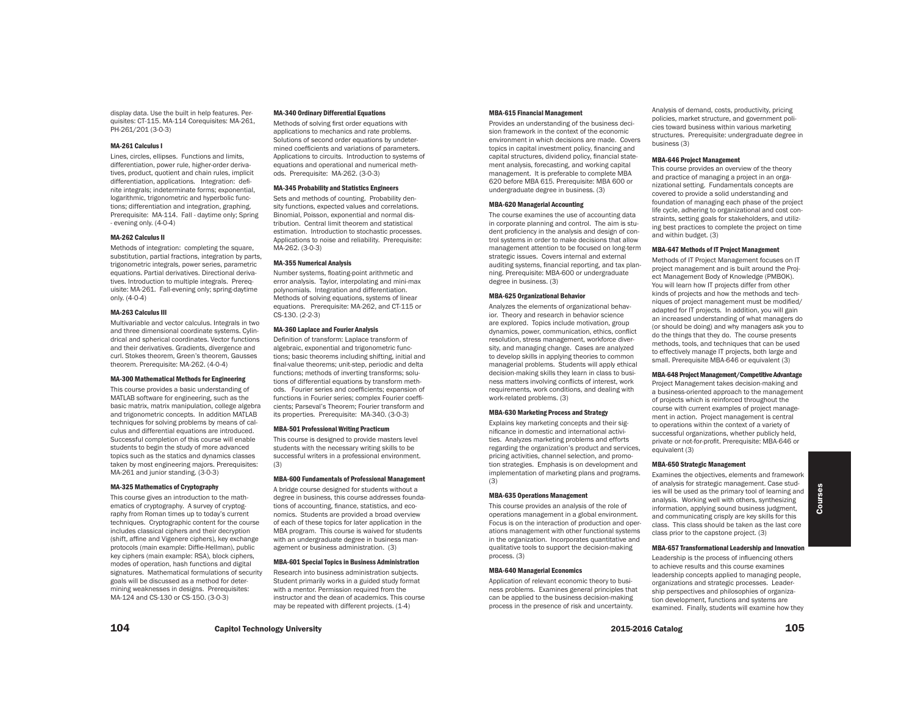display data. Use the built in help features. Perquisites: CT-115. MA-114 Corequisites: MA-261, PH-261/201 (3-0-3)

### MA-261 Calculus I

Lines, circles, ellipses. Functions and limits, differentiation, power rule, higher-order derivatives, product, quotient and chain rules, implicit differentiation, applications. Integration: definite integrals; indeterminate forms; exponential, logarithmic, trigonometric and hyperbolic functions; differentiation and integration, graphing. Prerequisite: MA-114. Fall - daytime only; Spring - evening only. (4-0-4)

### MA-262 Calculus II

Methods of integration: completing the square, substitution, partial fractions, integration by parts, trigonometric integrals, power series, parametric equations. Partial derivatives. Directional derivatives. Introduction to multiple integrals. Prerequisite: MA-261. Fall-evening only; spring-daytime only. (4-0-4)

### MA-263 Calculus III

Multivariable and vector calculus. Integrals in two and three dimensional coordinate systems. Cylindrical and spherical coordinates. Vector functions and their derivatives. Gradients, divergence and curl. Stokes theorem, Green's theorem, Gausses theorem. Prerequisite: MA-262. (4-0-4)

### MA-300 Mathematical Methods for Engineering

This course provides a basic understanding of MATLAB software for engineering, such as the basic matrix, matrix manipulation, college algebra and trigonometric concepts. In addition MATLAB techniques for solving problems by means of calculus and differential equations are introduced. Successful completion of this course will enable students to begin the study of more advanced topics such as the statics and dynamics classes taken by most engineering majors. Prerequisites: MA-261 and junior standing. (3-0-3)

### MA-325 Mathematics of Cryptography

This course gives an introduction to the mathematics of cryptography. A survey of cryptography from Roman times up to today's current techniques. Cryptographic content for the course includes classical ciphers and their decryption (shift, affine and Vigenere ciphers), key exchange protocols (main example: Diffie-Hellman), public key ciphers (main example: RSA), block ciphers, modes of operation, hash functions and digital signatures. Mathematical formulations of security goals will be discussed as a method for determining weaknesses in designs. Prerequisites: MA-124 and CS-130 or CS-150. (3-0-3)

### MA-340 Ordinary Differential Equations

Methods of solving first order equations with applications to mechanics and rate problems. Solutions of second order equations by undetermined coefficients and variations of parameters. Applications to circuits. Introduction to systems of equations and operational and numerical methods. Prerequisite: MA-262. (3-0-3)

### MA-345 Probability and Statistics Engineers

Sets and methods of counting. Probability density functions, expected values and correlations. Binomial, Poisson, exponential and normal distribution. Central limit theorem and statistical estimation. Introduction to stochastic processes. Applications to noise and reliability. Prerequisite: MA-262. (3-0-3)

### MA-355 Numerical Analysis

Number systems, floating-point arithmetic and error analysis. Taylor, interpolating and mini-max polynomials. Integration and differentiation. Methods of solving equations, systems of linear equations. Prerequisite: MA-262, and CT-115 or CS-130. (2-2-3)

### MA-360 Laplace and Fourier Analysis

Definition of transform: Laplace transform of algebraic, exponential and trigonometric functions; basic theorems including shifting, initial and final-value theorems; unit-step, periodic and delta functions; methods of inverting transforms; solutions of differential equations by transform methods. Fourier series and coefficients; expansion of functions in Fourier series; complex Fourier coefficients; Parseval's Theorem; Fourier transform and its properties. Prerequisite: MA-340. (3-0-3)

### MBA-501 Professional Writing Practicum

This course is designed to provide masters level students with the necessary writing skills to be successful writers in a professional environment. (3)

### MBA-600 Fundamentals of Professional Management

A bridge course designed for students without a degree in business, this course addresses foundations of accounting, finance, statistics, and economics. Students are provided a broad overview of each of these topics for later application in the MBA program. This course is waived for students with an undergraduate degree in business management or business administration. (3)

### MBA-601 Special Topics in Business Administration

Research into business administration subjects. Student primarily works in a guided study format with a mentor. Permission required from the instructor and the dean of academics. This course may be repeated with different projects. (1-4)

### MBA-615 Financial Management

Provides an understanding of the business decision framework in the context of the economic environment in which decisions are made. Covers topics in capital investment policy, financing and capital structures, dividend policy, financial statement analysis, forecasting, and working capital management. It is preferable to complete MBA 620 before MBA 615. Prerequisite: MBA 600 or undergraduate degree in business. (3)

### MBA-620 Managerial Accounting

The course examines the use of accounting data in corporate planning and control. The aim is student proficiency in the analysis and design of control systems in order to make decisions that allow management attention to be focused on long-term strategic issues. Covers internal and external auditing systems, financial reporting, and tax planning. Prerequisite: MBA-600 or undergraduate degree in business. (3)

### MBA-625 Organizational Behavior

Analyzes the elements of organizational behavior. Theory and research in behavior science are explored. Topics include motivation, group dynamics, power, communication, ethics, conflict resolution, stress management, workforce diversity, and managing change. Cases are analyzed to develop skills in applying theories to common managerial problems. Students will apply ethical decision-making skills they learn in class to business matters involving conflicts of interest, work requirements, work conditions, and dealing with work-related problems. (3)

### MBA-630 Marketing Process and Strategy

Explains key marketing concepts and their significance in domestic and international activities. Analyzes marketing problems and efforts regarding the organization's product and services, pricing activities, channel selection, and promotion strategies. Emphasis is on development and implementation of marketing plans and programs. (3)

### MBA-635 Operations Management

This course provides an analysis of the role of operations management in a global environment. Focus is on the interaction of production and operations management with other functional systems in the organization. Incorporates quantitative and qualitative tools to support the decision-making process. (3)

### MBA-640 Managerial Economics

Application of relevant economic theory to business problems. Examines general principles that can be applied to the business decision-making process in the presence of risk and uncertainty. Analysis of demand, costs, productivity, pricing policies, market structure, and government policies toward business within various marketing structures. Prerequisite: undergraduate degree in business (3)

### MBA-646 Project Management

This course provides an overview of the theory and practice of managing a project in an organizational setting. Fundamentals concepts are covered to provide a solid understanding and foundation of managing each phase of the project life cycle, adhering to organizational and cost constraints, setting goals for stakeholders, and utilizing best practices to complete the project on time and within budget. (3)

### MBA-647 Methods of IT Project Management

Methods of IT Project Management focuses on IT project management and is built around the Project Management Body of Knowledge (PMBOK). You will learn how IT projects differ from other kinds of projects and how the methods and techniques of project management must be modified/adapted for IT projects. In addition, you will gain an increased understanding of what managers do (or should be doing) and why managers ask you to do the things that they do. The course presents methods, tools, and techniques that can be used to effectively manage IT projects, both large and small. Prerequisite MBA-646 or equivalent (3)

### MBA-648 Project Management/Competitive Advantage

Project Management takes decision-making and a business-oriented approach to the management of projects which is reinforced throughout the course with current examples of project management in action. Project management is central to operations within the context of a variety of successful organizations, whether publicly held, private or not-for-profit. Prerequisite: MBA-646 or equivalent (3)

### MBA-650 Strategic Management

Examines the objectives, elements and framework of analysis for strategic management. Case studies will be used as the primary tool of learning and analysis. Working well with others, synthesizing information, applying sound business judgment, and communicating crisply are key skills for this class. This class should be taken as the last core class prior to the capstone project. (3)

### MBA-657 Transformational Leadership and Innovation

Leadership is the process of influencing others to achieve results and this course examines leadership concepts applied to managing people, organizations and strategic processes. Leadership perspectives and philosophies of organization development, functions and systems are examined. Finally, students will examine how they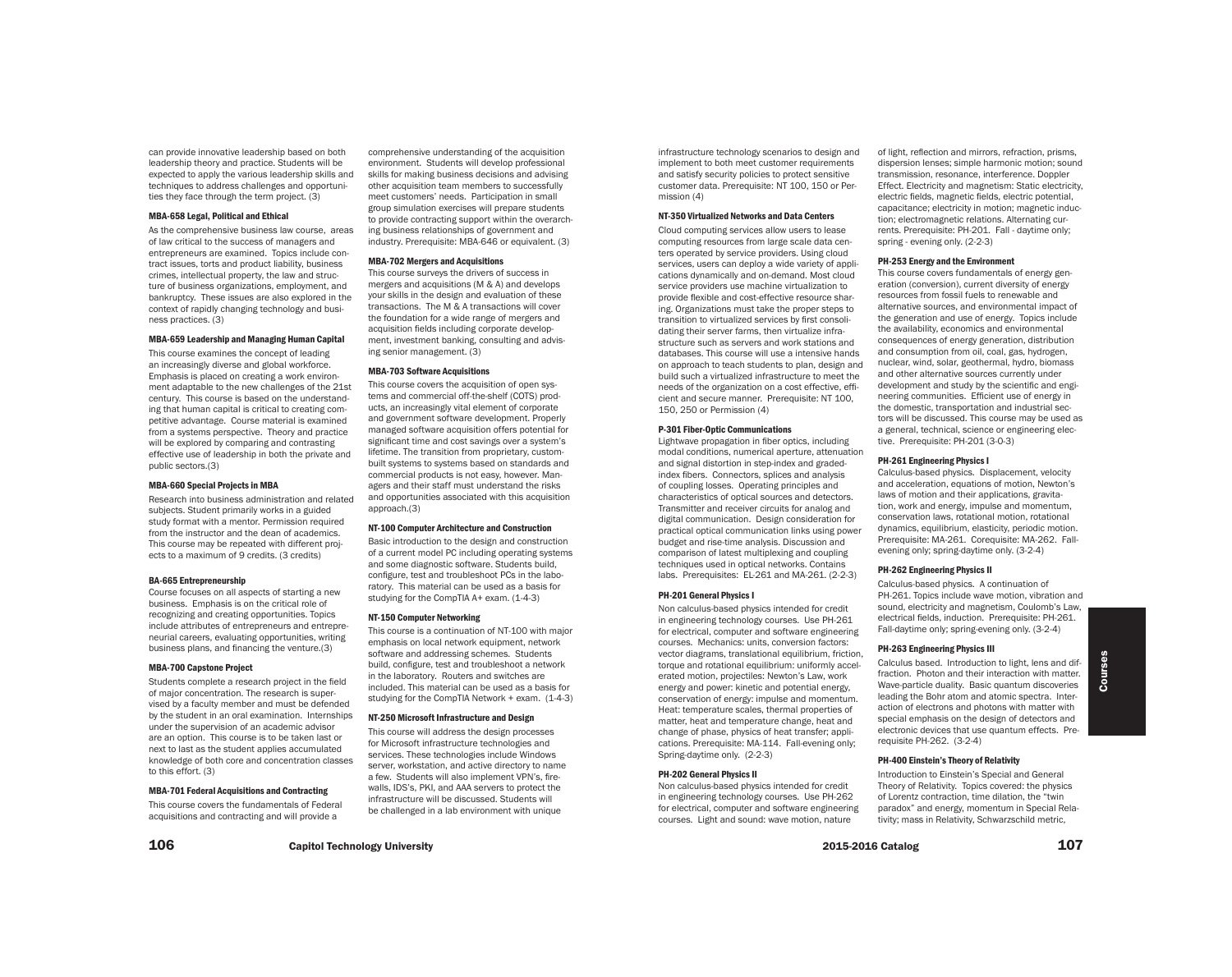can provide innovative leadership based on both leadership theory and practice. Students will be expected to apply the various leadership skills and techniques to address challenges and opportunities they face through the term project. (3)

#### MBA-658 Legal, Political and Ethical

As the comprehensive business law course, areas of law critical to the success of managers and entrepreneurs are examined. Topics include contract issues, torts and product liability, business crimes, intellectual property, the law and structure of business organizations, employment, and bankruptcy. These issues are also explored in the context of rapidly changing technology and business practices. (3)

#### MBA-659 Leadership and Managing Human Capital

This course examines the concept of leading an increasingly diverse and global workforce. Emphasis is placed on creating a work environment adaptable to the new challenges of the 21st century. This course is based on the understanding that human capital is critical to creating competitive advantage. Course material is examined from a systems perspective. Theory and practice will be explored by comparing and contrasting effective use of leadership in both the private and public sectors.(3)

#### MBA-660 Special Projects in MBA

Research into business administration and related subjects. Student primarily works in a guided study format with a mentor. Permission required from the instructor and the dean of academics. This course may be repeated with different projects to a maximum of 9 credits. (3 credits)

#### BA-665 Entrepreneurship

Course focuses on all aspects of starting a new business. Emphasis is on the critical role of recognizing and creating opportunities. Topics include attributes of entrepreneurs and entrepreneurial careers, evaluating opportunities, writing business plans, and financing the venture.(3)

#### MBA-700 Capstone Project

Students complete a research project in the field of major concentration. The research is supervised by a faculty member and must be defended by the student in an oral examination. Internships under the supervision of an academic advisor are an option. This course is to be taken last or next to last as the student applies accumulated knowledge of both core and concentration classes to this effort. (3)

#### MBA-701 Federal Acquisitions and Contracting

This course covers the fundamentals of Federal acquisitions and contracting and will provide a comprehensive understanding of the acquisition environment. Students will develop professional skills for making business decisions and advising other acquisition team members to successfully meet customers' needs. Participation in small group simulation exercises will prepare students to provide contracting support within the overarching business relationships of government and industry. Prerequisite: MBA-646 or equivalent. (3)

#### MBA-702 Mergers and Acquisitions

This course surveys the drivers of success in mergers and acquisitions (M & A) and develops your skills in the design and evaluation of these transactions. The M & A transactions will cover the foundation for a wide range of mergers and acquisition fields including corporate development, investment banking, consulting and advising senior management. (3)

#### MBA-703 Software Acquisitions

This course covers the acquisition of open systems and commercial off-the-shelf (COTS) products, an increasingly vital element of corporate and government software development. Properly managed software acquisition offers potential for significant time and cost savings over a system's lifetime. The transition from proprietary, custom-built systems to systems based on standards and commercial products is not easy, however. Managers and their staff must understand the risks and opportunities associated with this acquisition approach.(3)

#### NT-100 Computer Architecture and Construction

Basic introduction to the design and construction of a current model PC including operating systems and some diagnostic software. Students build, configure, test and troubleshoot PCs in the laboratory. This material can be used as a basis for studying for the CompTIA A+ exam. (1-4-3)

#### NT-150 Computer Networking

This course is a continuation of NT-100 with major emphasis on local network equipment, network software and addressing schemes. Students build, configure, test and troubleshoot a network in the laboratory. Routers and switches are included. This material can be used as a basis for studying for the CompTIA Network + exam. (1-4-3)

#### NT-250 Microsoft Infrastructure and Design

This course will address the design processes for Microsoft infrastructure technologies and services. These technologies include Windows server, workstation, and active directory to name a few. Students will also implement VPN's, firewalls, IDS's, PKI, and AAA servers to protect the infrastructure will be discussed. Students will be challenged in a lab environment with unique infrastructure technology scenarios to design and implement to both meet customer requirements and satisfy security policies to protect sensitive customer data. Prerequisite: NT 100, 150 or Permission (4)

#### NT-350 Virtualized Networks and Data Centers

Cloud computing services allow users to lease computing resources from large scale data centers operated by service providers. Using cloud services, users can deploy a wide variety of applications dynamically and on-demand. Most cloud service providers use machine virtualization to provide flexible and cost-effective resource sharing. Organizations must take the proper steps to transition to virtualized services by first consolidating their server farms, then virtualize infrastructure such as servers and work stations and databases. This course will use a intensive hands on approach to teach students to plan, design and build such a virtualized infrastructure to meet the needs of the organization on a cost effective, efficient and secure manner. Prerequisite: NT 100, 150, 250 or Permission (4)

#### P-301 Fiber-Optic Communications

Lightwave propagation in fiber optics, including modal conditions, numerical aperture, attenuation and signal distortion in step-index and graded-index fibers. Connectors, splices and analysis of coupling losses. Operating principles and characteristics of optical sources and detectors. Transmitter and receiver circuits for analog and digital communication. Design consideration for practical optical communication links using power budget and rise-time analysis. Discussion and comparison of latest multiplexing and coupling techniques used in optical networks. Contains labs. Prerequisites: EL-261 and MA-261. (2-2-3)

#### PH-201 General Physics I

Non calculus-based physics intended for credit in engineering technology courses. Use PH-261 for electrical, computer and software engineering courses. Mechanics: units, conversion factors: vector diagrams, translational equilibrium, friction, torque and rotational equilibrium: uniformly accelerated motion, projectiles: Newton's Law, work energy and power: kinetic and potential energy, conservation of energy: impulse and momentum. Heat: temperature scales, thermal properties of matter, heat and temperature change, heat and change of phase, physics of heat transfer; applications. Prerequisite: MA-114. Fall-evening only; Spring-daytime only. (2-2-3)

#### PH-202 General Physics II

Non calculus-based physics intended for credit in engineering technology courses. Use PH-262 for electrical, computer and software engineering courses. Light and sound: wave motion, nature of light, reflection and mirrors, refraction, prisms, dispersion lenses; simple harmonic motion; sound transmission, resonance, interference. Doppler Effect. Electricity and magnetism: Static electricity, electric fields, magnetic fields, electric potential, capacitance; electricity in motion; magnetic induction; electromagnetic relations. Alternating currents. Prerequisite: PH-201. Fall - daytime only; spring - evening only. (2-2-3)

#### PH-253 Energy and the Environment

This course covers fundamentals of energy generation (conversion), current diversity of energy resources from fossil fuels to renewable and alternative sources, and environmental impact of the generation and use of energy. Topics include the availability, economics and environmental consequences of energy generation, distribution and consumption from oil, coal, gas, hydrogen, nuclear, wind, solar, geothermal, hydro, biomass and other alternative sources currently under development and study by the scientific and engineering communities. Efficient use of energy in the domestic, transportation and industrial sectors will be discussed. This course may be used as a general, technical, science or engineering elective. Prerequisite: PH-201 (3-0-3)

#### PH-261 Engineering Physics I

Calculus-based physics. Displacement, velocity and acceleration, equations of motion, Newton's laws of motion and their applications, gravitation, work and energy, impulse and momentum, conservation laws, rotational motion, rotational dynamics, equilibrium, elasticity, periodic motion. Prerequisite: MA-261. Corequisite: MA-262. Fall-evening only; spring-daytime only. (3-2-4)

#### PH-262 Engineering Physics II

Calculus-based physics. A continuation of PH-261. Topics include wave motion, vibration and sound, electricity and magnetism, Coulomb's Law, electrical fields, induction. Prerequisite: PH-261. Fall-daytime only; spring-evening only. (3-2-4)

#### PH-263 Engineering Physics III

Calculus based. Introduction to light, lens and diffraction. Photon and their interaction with matter. Wave-particle duality. Basic quantum discoveries leading the Bohr atom and atomic spectra. Interaction of electrons and photons with matter with special emphasis on the design of detectors and electronic devices that use quantum effects. Prerequisite PH-262. (3-2-4)

#### PH-400 Einstein's Theory of Relativity

Introduction to Einstein's Special and General Theory of Relativity. Topics covered: the physics of Lorentz contraction, time dilation, the "twin paradox" and energy, momentum in Special Relativity; mass in Relativity, Schwarzschild metric,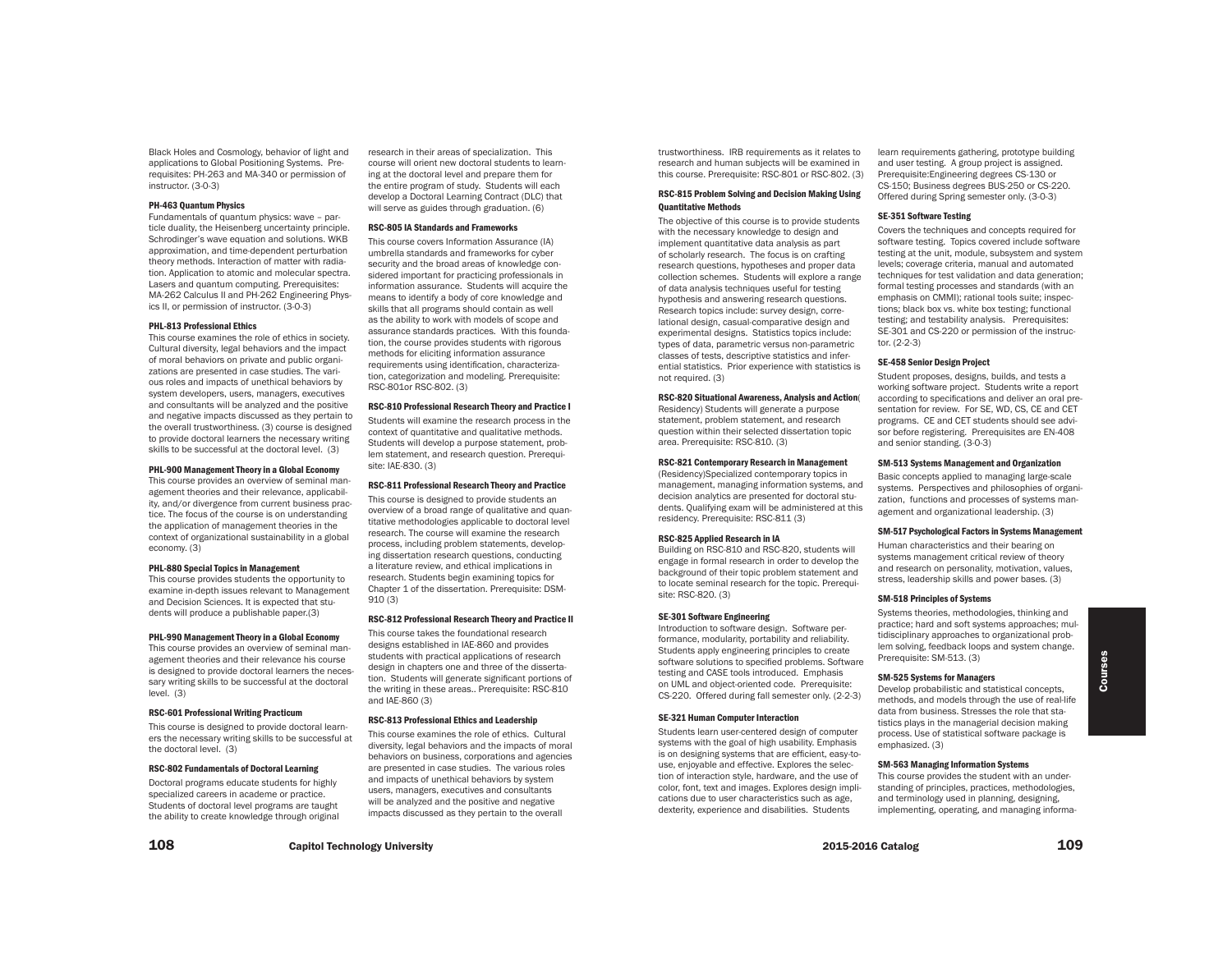Black Holes and Cosmology, behavior of light and applications to Global Positioning Systems. Prerequisites: PH-263 and MA-340 or permission of instructor. (3-0-3)

### PH-463 Quantum Physics

Fundamentals of quantum physics: wave – particle duality, the Heisenberg uncertainty principle. Schrodinger's wave equation and solutions. WKB approximation, and time-dependent perturbation theory methods. Interaction of matter with radiation. Application to atomic and molecular spectra. Lasers and quantum computing. Prerequisites: MA-262 Calculus II and PH-262 Engineering Physics II, or permission of instructor. (3-0-3)

### PHL-813 Professional Ethics

This course examines the role of ethics in society. Cultural diversity, legal behaviors and the impact of moral behaviors on private and public organizations are presented in case studies. The various roles and impacts of unethical behaviors by system developers, users, managers, executives and consultants will be analyzed and the positive and negative impacts discussed as they pertain to the overall trustworthiness. (3) course is designed to provide doctoral learners the necessary writing skills to be successful at the doctoral level. (3)

### PHL-900 Management Theory in a Global Economy

This course provides an overview of seminal management theories and their relevance, applicability, and/or divergence from current business practice. The focus of the course is on understanding the application of management theories in the context of organizational sustainability in a global economy. (3)

### PHL-880 Special Topics in Management

This course provides students the opportunity to examine in-depth issues relevant to Management and Decision Sciences. It is expected that students will produce a publishable paper.(3)

### PHL-990 Management Theory in a Global Economy

This course provides an overview of seminal management theories and their relevance his course is designed to provide doctoral learners the necessary writing skills to be successful at the doctoral level. (3)

### RSC-601 Professional Writing Practicum

This course is designed to provide doctoral learners the necessary writing skills to be successful at the doctoral level. (3)

### RSC-802 Fundamentals of Doctoral Learning

Doctoral programs educate students for highly specialized careers in academe or practice. Students of doctoral level programs are taught the ability to create knowledge through original research in their areas of specialization. This course will orient new doctoral students to learning at the doctoral level and prepare them for the entire program of study. Students will each develop a Doctoral Learning Contract (DLC) that will serve as guides through graduation. (6)

### RSC-805 IA Standards and Frameworks

This course covers Information Assurance (IA) umbrella standards and frameworks for cyber security and the broad areas of knowledge considered important for practicing professionals in information assurance. Students will acquire the means to identify a body of core knowledge and skills that all programs should contain as well as the ability to work with models of scope and assurance standards practices. With this foundation, the course provides students with rigorous methods for eliciting information assurance requirements using identification, characterization, categorization and modeling. Prerequisite: RSC-801or RSC-802. (3)

### RSC-810 Professional Research Theory and Practice I

Students will examine the research process in the context of quantitative and qualitative methods. Students will develop a purpose statement, problem statement, and research question. Prerequisite: IAE-830. (3)

### RSC-811 Professional Research Theory and Practice

This course is designed to provide students an overview of a broad range of qualitative and quantitative methodologies applicable to doctoral level research. The course will examine the research process, including problem statements, developing dissertation research questions, conducting a literature review, and ethical implications in research. Students begin examining topics for Chapter 1 of the dissertation. Prerequisite: DSM-910 (3)

### RSC-812 Professional Research Theory and Practice II

This course takes the foundational research designs established in IAE-860 and provides students with practical applications of research design in chapters one and three of the dissertation. Students will generate significant portions of the writing in these areas.. Prerequisite: RSC-810 and IAE-860 (3)

### RSC-813 Professional Ethics and Leadership

This course examines the role of ethics. Cultural diversity, legal behaviors and the impacts of moral behaviors on business, corporations and agencies are presented in case studies. The various roles and impacts of unethical behaviors by system users, managers, executives and consultants will be analyzed and the positive and negative impacts discussed as they pertain to the overall trustworthiness. IRB requirements as it relates to research and human subjects will be examined in this course. Prerequisite: RSC-801 or RSC-802. (3)

### RSC-815 Problem Solving and Decision Making Using Quantitative Methods

The objective of this course is to provide students with the necessary knowledge to design and implement quantitative data analysis as part of scholarly research. The focus is on crafting research questions, hypotheses and proper data collection schemes. Students will explore a range of data analysis techniques useful for testing hypothesis and answering research questions. Research topics include: survey design, correlational design, casual-comparative design and experimental designs. Statistics topics include: types of data, parametric versus non-parametric classes of tests, descriptive statistics and inferential statistics. Prior experience with statistics is not required. (3)

### RSC-820 Situational Awareness, Analysis and Action(

Residency) Students will generate a purpose statement, problem statement, and research question within their selected dissertation topic area. Prerequisite: RSC-810. (3)

### RSC-821 Contemporary Research in Management

(Residency)Specialized contemporary topics in management, managing information systems, and decision analytics are presented for doctoral students. Qualifying exam will be administered at this residency. Prerequisite: RSC-811 (3)

### RSC-825 Applied Research in IA

Building on RSC-810 and RSC-820, students will engage in formal research in order to develop the background of their topic problem statement and to locate seminal research for the topic. Prerequisite: RSC-820. (3)

### SE-301 Software Engineering

Introduction to software design. Software performance, modularity, portability and reliability. Students apply engineering principles to create software solutions to specified problems. Software testing and CASE tools introduced. Emphasis on UML and object-oriented code. Prerequisite: CS-220. Offered during fall semester only. (2-2-3)

### SE-321 Human Computer Interaction

Students learn user-centered design of computer systems with the goal of high usability. Emphasis is on designing systems that are efficient, easy-to-use, enjoyable and effective. Explores the selection of interaction style, hardware, and the use of color, font, text and images. Explores design implications due to user characteristics such as age, dexterity, experience and disabilities. Students learn requirements gathering, prototype building and user testing. A group project is assigned. Prerequisite:Engineering degrees CS-130 or CS-150; Business degrees BUS-250 or CS-220. Offered during Spring semester only. (3-0-3)

### SE-351 Software Testing

Covers the techniques and concepts required for software testing. Topics covered include software testing at the unit, module, subsystem and system levels; coverage criteria, manual and automated techniques for test validation and data generation; formal testing processes and standards (with an emphasis on CMMI); rational tools suite; inspections; black box vs. white box testing; functional testing; and testability analysis. Prerequisites: SE-301 and CS-220 or permission of the instructor. (2-2-3)

### SE-458 Senior Design Project

Student proposes, designs, builds, and tests a working software project. Students write a report according to specifications and deliver an oral presentation for review. For SE, WD, CS, CE and CET programs. CE and CET students should see advisor before registering. Prerequisites are EN-408 and senior standing. (3-0-3)

### SM-513 Systems Management and Organization

Basic concepts applied to managing large-scale systems. Perspectives and philosophies of organization, functions and processes of systems management and organizational leadership. (3)

### SM-517 Psychological Factors in Systems Management

Human characteristics and their bearing on systems management critical review of theory and research on personality, motivation, values, stress, leadership skills and power bases. (3)

### SM-518 Principles of Systems

Systems theories, methodologies, thinking and practice; hard and soft systems approaches; multidisciplinary approaches to organizational problem solving, feedback loops and system change. Prerequisite: SM-513. (3)

### SM-525 Systems for Managers

Develop probabilistic and statistical concepts, methods, and models through the use of real-life data from business. Stresses the role that statistics plays in the managerial decision making process. Use of statistical software package is emphasized. (3)

### SM-563 Managing Information Systems

This course provides the student with an understanding of principles, practices, methodologies, and terminology used in planning, designing, implementing, operating, and managing informa-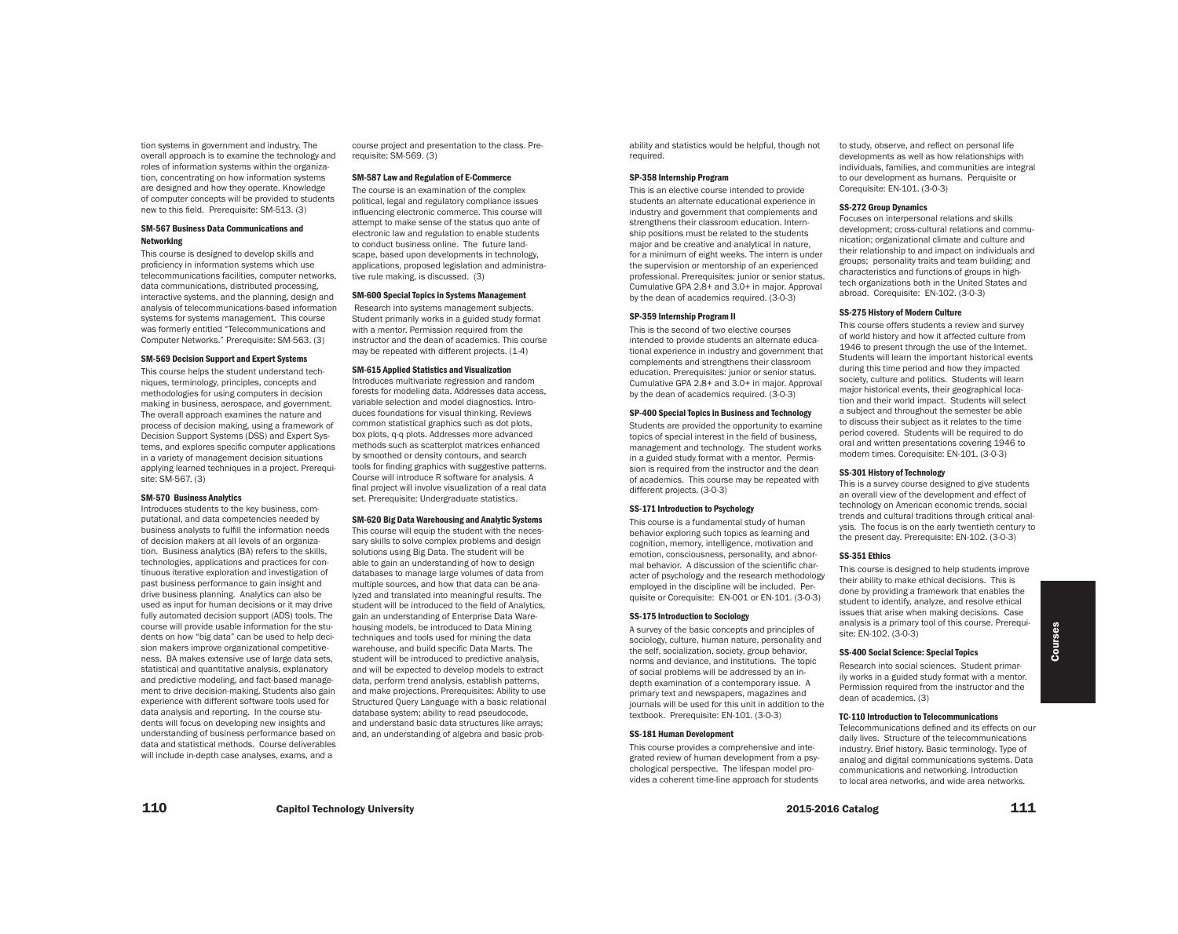tion systems in government and industry. The overall approach is to examine the technology and roles of information systems within the organization, concentrating on how information systems are designed and how they operate. Knowledge of computer concepts will be provided to students new to this field. Prerequisite: SM-513. (3)

**SM-567 Business Data Communications and Networking**

This course is designed to develop skills and proficiency in information systems which use telecommunications facilities, computer networks, data communications, distributed processing, interactive systems, and the planning, design and analysis of telecommunications-based information systems for systems management. This course was formerly entitled "Telecommunications and Computer Networks." Prerequisite: SM-563. (3)

**SM-569 Decision Support and Expert Systems**

This course helps the student understand techniques, terminology, principles, concepts and methodologies for using computers in decision making in business, aerospace, and government. The overall approach examines the nature and process of decision making, using a framework of Decision Support Systems (DSS) and Expert Systems, and explores specific computer applications in a variety of management decision situations applying learned techniques in a project. Prerequisite: SM-567. (3)

**SM-570 Business Analytics**

Introduces students to the key business, computational, and data competencies needed by business analysts to fulfill the information needs of decision makers at all levels of an organization. Business analytics (BA) refers to the skills, technologies, applications and practices for continuous iterative exploration and investigation of past business performance to gain insight and drive business planning. Analytics can also be used as input for human decisions or it may drive fully automated decision support (ADS) tools. The course will provide usable information for the students on how "big data" can be used to help decision makers improve organizational competitiveness. BA makes extensive use of large data sets, statistical and quantitative analysis, explanatory and predictive modeling, and fact-based management to drive decision-making. Students also gain experience with different software tools used for data analysis and reporting. In the course students will focus on developing new insights and understanding of business performance based on data and statistical methods. Course deliverables will include in-depth case analyses, exams, and a course project and presentation to the class. Prerequisite: SM-569. (3)

**SM-587 Law and Regulation of E-Commerce**

The course is an examination of the complex political, legal and regulatory compliance issues influencing electronic commerce. This course will attempt to make sense of the status quo ante of electronic law and regulation to enable students to conduct business online. The future landscape, based upon developments in technology, applications, proposed legislation and administrative rule making, is discussed. (3)

**SM-600 Special Topics in Systems Management**

Research into systems management subjects. Student primarily works in a guided study format with a mentor. Permission required from the instructor and the dean of academics. This course may be repeated with different projects. (1-4)

**SM-615 Applied Statistics and Visualization**

Introduces multivariate regression and random forests for modeling data. Addresses data access, variable selection and model diagnostics. Introduces foundations for visual thinking. Reviews common statistical graphics such as dot plots, box plots, q-q plots. Addresses more advanced methods such as scatterplot matrices enhanced by smoothed or density contours, and search tools for finding graphics with suggestive patterns. Course will introduce R software for analysis. A final project will involve visualization of a real data set. Prerequisite: Undergraduate statistics.

**SM-620 Big Data Warehousing and Analytic Systems**

This course will equip the student with the necessary skills to solve complex problems and design solutions using Big Data. The student will be able to gain an understanding of how to design databases to manage large volumes of data from multiple sources, and how that data can be analyzed and translated into meaningful results. The student will be introduced to the field of Analytics, gain an understanding of Enterprise Data Warehousing models, be introduced to Data Mining techniques and tools used for mining the data warehouse, and build specific Data Marts. The student will be introduced to predictive analysis, and will be expected to develop models to extract data, perform trend analysis, establish patterns, and make projections. Prerequisites: Ability to use Structured Query Language with a basic relational database system; ability to read pseudocode, and understand basic data structures like arrays; and, an understanding of algebra and basic probability and statistics would be helpful, though not required.

**SP-358 Internship Program**

This is an elective course intended to provide students an alternate educational experience in industry and government that complements and strengthens their classroom education. Internship positions must be related to the students major and be creative and analytical in nature, for a minimum of eight weeks. The intern is under the supervision or mentorship of an experienced professional. Prerequisites: junior or senior status. Cumulative GPA 2.8+ and 3.0+ in major. Approval by the dean of academics required. (3-0-3)

**SP-359 Internship Program II**

This is the second of two elective courses intended to provide students an alternate educational experience in industry and government that complements and strengthens their classroom education. Prerequisites: junior or senior status. Cumulative GPA 2.8+ and 3.0+ in major. Approval by the dean of academics required. (3-0-3)

**SP-400 Special Topics in Business and Technology**

Students are provided the opportunity to examine topics of special interest in the field of business, management and technology. The student works in a guided study format with a mentor. Permission is required from the instructor and the dean of academics. This course may be repeated with different projects. (3-0-3)

**SS-171 Introduction to Psychology**

This course is a fundamental study of human behavior exploring such topics as learning and cognition, memory, intelligence, motivation and emotion, consciousness, personality, and abnormal behavior. A discussion of the scientific character of psychology and the research methodology employed in the discipline will be included. Perquisite or Corequisite: EN-001 or EN-101. (3-0-3)

**SS-175 Introduction to Sociology**

A survey of the basic concepts and principles of sociology, culture, human nature, personality and the self, socialization, society, group behavior, norms and deviance, and institutions. The topic of social problems will be addressed by an in-depth examination of a contemporary issue. A primary text and newspapers, magazines and journals will be used for this unit in addition to the textbook. Prerequisite: EN-101. (3-0-3)

**SS-181 Human Development**

This course provides a comprehensive and integrated review of human development from a psychological perspective. The lifespan model provides a coherent time-line approach for students to study, observe, and reflect on personal life developments as well as how relationships with individuals, families, and communities are integral to our development as humans. Perquisite or Corequisite: EN-101. (3-0-3)

**SS-272 Group Dynamics**

Focuses on interpersonal relations and skills development; cross-cultural relations and communication; organizational climate and culture and their relationship to and impact on individuals and groups; personality traits and team building; and characteristics and functions of groups in high-tech organizations both in the United States and abroad. Corequisite: EN-102. (3-0-3)

**SS-275 History of Modern Culture**

This course offers students a review and survey of world history and how it affected culture from 1946 to present through the use of the Internet. Students will learn the important historical events during this time period and how they impacted society, culture and politics. Students will learn major historical events, their geographical location and their world impact. Students will select a subject and throughout the semester be able to discuss their subject as it relates to the time period covered. Students will be required to do oral and written presentations covering 1946 to modern times. Corequisite: EN-101. (3-0-3)

**SS-301 History of Technology**

This is a survey course designed to give students an overall view of the development and effect of technology on American economic trends, social trends and cultural traditions through critical analysis. The focus is on the early twentieth century to the present day. Prerequisite: EN-102. (3-0-3)

**SS-351 Ethics**

This course is designed to help students improve their ability to make ethical decisions. This is done by providing a framework that enables the student to identify, analyze, and resolve ethical issues that arise when making decisions. Case analysis is a primary tool of this course. Prerequisite: EN-102. (3-0-3)

**SS-400 Social Science: Special Topics**

Research into social sciences. Student primarily works in a guided study format with a mentor. Permission required from the instructor and the dean of academics. (3)

**TC-110 Introduction to Telecommunications**

Telecommunications defined and its effects on our daily lives. Structure of the telecommunications industry. Brief history. Basic terminology. Type of analog and digital communications systems. Data communications and networking. Introduction to local area networks, and wide area networks.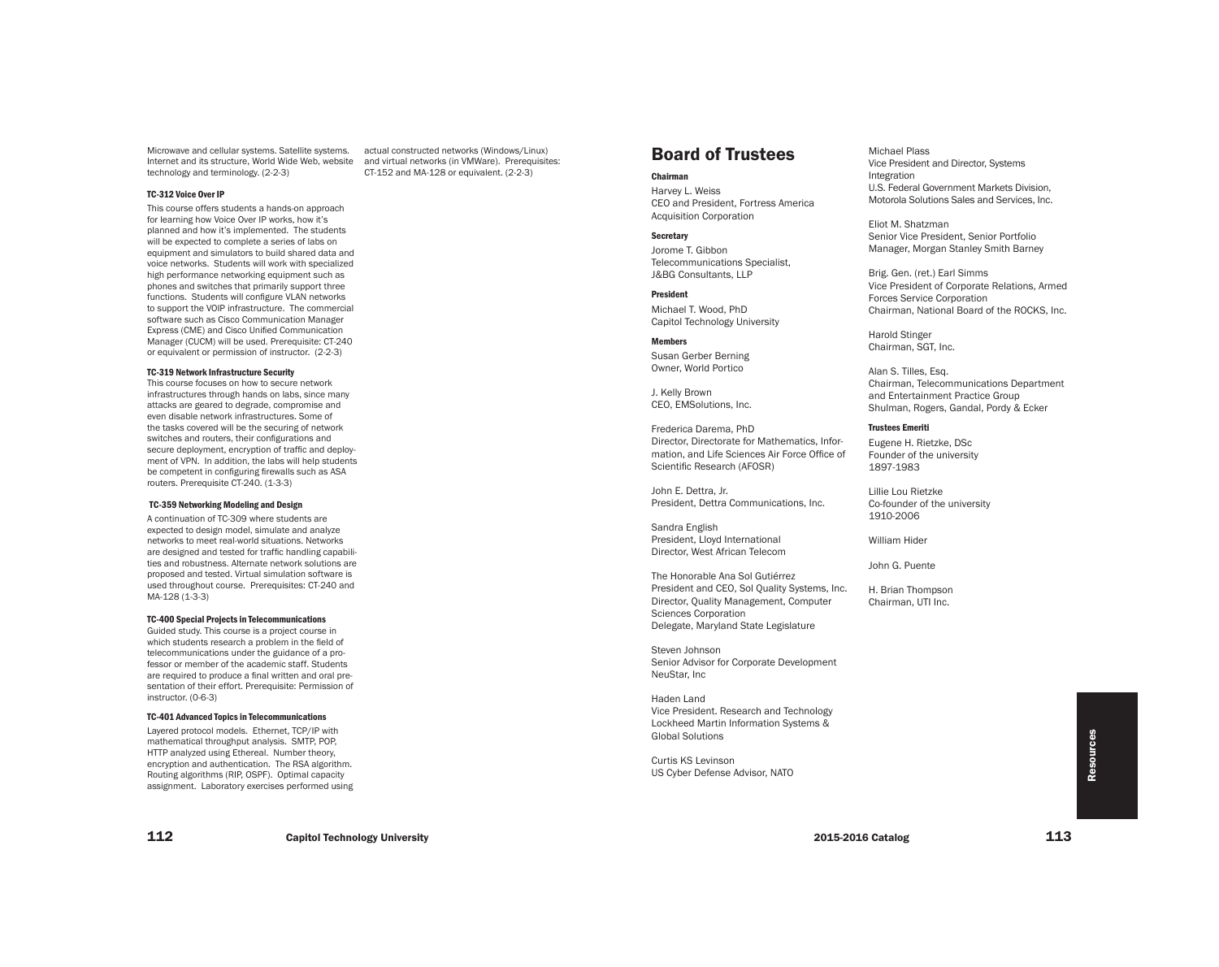Microwave and cellular systems. Satellite systems. Internet and its structure, World Wide Web, website technology and terminology. (2-2-3)

#### TC-312 Voice Over IP

This course offers students a hands-on approach for learning how Voice Over IP works, how it's planned and how it's implemented. The students will be expected to complete a series of labs on equipment and simulators to build shared data and voice networks. Students will work with specialized high performance networking equipment such as phones and switches that primarily support three functions. Students will configure VLAN networks to support the VOIP infrastructure. The commercial software such as Cisco Communication Manager Express (CME) and Cisco Unified Communication Manager (CUCM) will be used. Prerequisite: CT-240 or equivalent or permission of instructor. (2-2-3)

#### TC-319 Network Infrastructure Security

This course focuses on how to secure network infrastructures through hands on labs, since many attacks are geared to degrade, compromise and even disable network infrastructures. Some of the tasks covered will be the securing of network switches and routers, their configurations and secure deployment, encryption of traffic and deployment of VPN. In addition, the labs will help students be competent in configuring firewalls such as ASA routers. Prerequisite CT-240. (1-3-3)

#### TC-359 Networking Modeling and Design

A continuation of TC-309 where students are expected to design model, simulate and analyze networks to meet real-world situations. Networks are designed and tested for traffic handling capabilities and robustness. Alternate network solutions are proposed and tested. Virtual simulation software is used throughout course. Prerequisites: CT-240 and MA-128 (1-3-3)

#### TC-400 Special Projects in Telecommunications

Guided study. This course is a project course in which students research a problem in the field of telecommunications under the guidance of a professor or member of the academic staff. Students are required to produce a final written and oral presentation of their effort. Prerequisite: Permission of instructor. (0-6-3)

#### TC-401 Advanced Topics in Telecommunications

Layered protocol models. Ethernet, TCP/IP with mathematical throughput analysis. SMTP, POP, HTTP analyzed using Ethereal. Number theory, encryption and authentication. The RSA algorithm. Routing algorithms (RIP, OSPF). Optimal capacity assignment. Laboratory exercises performed using actual constructed networks (Windows/Linux) and virtual networks (in VMWare). Prerequisites: CT-152 and MA-128 or equivalent. (2-2-3)

# Board of Trustees

#### Chairman

Harvey L. Weiss
CEO and President, Fortress America Acquisition Corporation

#### Secretary

Jorome T. Gibbon
Telecommunications Specialist, J&BG Consultants, LLP

#### President

Michael T. Wood, PhD
Capitol Technology University

#### Members

Susan Gerber Berning
Owner, World Portico

J. Kelly Brown
CEO, EMSolutions, Inc.

Frederica Darema, PhD
Director, Directorate for Mathematics, Information, and Life Sciences Air Force Office of Scientific Research (AFOSR)

John E. Dettra, Jr.
President, Dettra Communications, Inc.

Sandra English
President, Lloyd International
Director, West African Telecom

The Honorable Ana Sol Gutiérrez
President and CEO, Sol Quality Systems, Inc.
Director, Quality Management, Computer Sciences Corporation
Delegate, Maryland State Legislature

Steven Johnson
Senior Advisor for Corporate Development
NeuStar, Inc

Haden Land
Vice President. Research and Technology
Lockheed Martin Information Systems & Global Solutions

Curtis KS Levinson
US Cyber Defense Advisor, NATO

Michael Plass
Vice President and Director, Systems Integration
U.S. Federal Government Markets Division, Motorola Solutions Sales and Services, Inc.

Eliot M. Shatzman
Senior Vice President, Senior Portfolio Manager, Morgan Stanley Smith Barney

Brig. Gen. (ret.) Earl Simms
Vice President of Corporate Relations, Armed Forces Service Corporation
Chairman, National Board of the ROCKS, Inc.

Harold Stinger
Chairman, SGT, Inc.

Alan S. Tilles, Esq.
Chairman, Telecommunications Department and Entertainment Practice Group
Shulman, Rogers, Gandal, Pordy & Ecker

#### Trustees Emeriti

Eugene H. Rietzke, DSc
Founder of the university
1897-1983

Lillie Lou Rietzke
Co-founder of the university
1910-2006

William Hider

John G. Puente

H. Brian Thompson
Chairman, UTI Inc.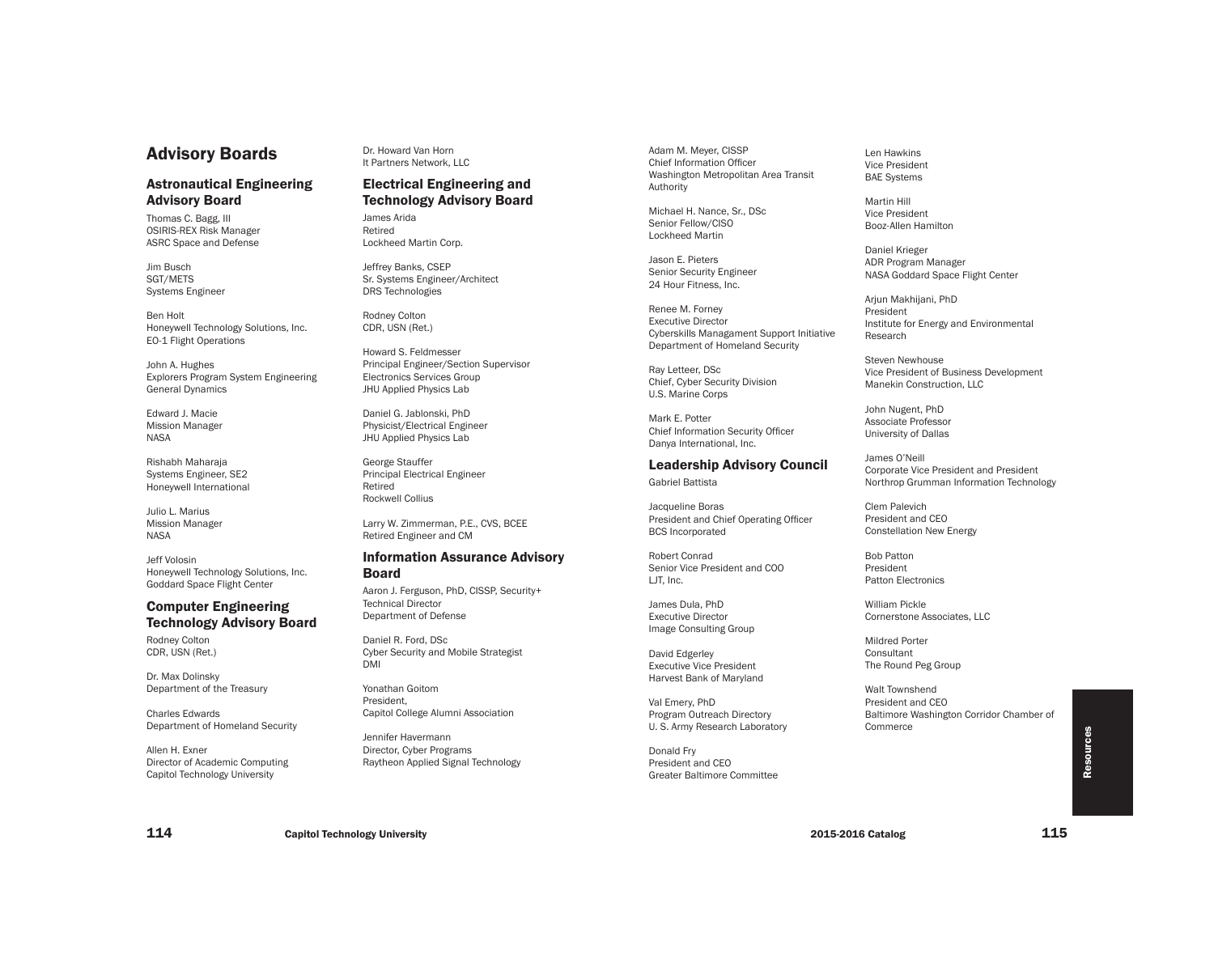# Advisory Boards

## Astronautical Engineering Advisory Board

Thomas C. Bagg, III
OSIRIS-REX Risk Manager
ASRC Space and Defense

Jim Busch
SGT/METS
Systems Engineer

Ben Holt
Honeywell Technology Solutions, Inc.
EO-1 Flight Operations

John A. Hughes
Explorers Program System Engineering
General Dynamics

Edward J. Macie
Mission Manager
NASA

Rishabh Maharaja
Systems Engineer, SE2
Honeywell International

Julio L. Marius
Mission Manager
NASA

Jeff Volosin
Honeywell Technology Solutions, Inc.
Goddard Space Flight Center

## Computer Engineering Technology Advisory Board

Rodney Colton
CDR, USN (Ret.)

Dr. Max Dolinsky
Department of the Treasury

Charles Edwards
Department of Homeland Security

Allen H. Exner
Director of Academic Computing
Capitol Technology University

Dr. Howard Van Horn
It Partners Network, LLC

## Electrical Engineering and Technology Advisory Board

James Arida
Retired
Lockheed Martin Corp.

Jeffrey Banks, CSEP
Sr. Systems Engineer/Architect
DRS Technologies

Rodney Colton
CDR, USN (Ret.)

Howard S. Feldmesser
Principal Engineer/Section Supervisor
Electronics Services Group
JHU Applied Physics Lab

Daniel G. Jablonski, PhD
Physicist/Electrical Engineer
JHU Applied Physics Lab

George Stauffer
Principal Electrical Engineer
Retired
Rockwell Collius

Larry W. Zimmerman, P.E., CVS, BCEE
Retired Engineer and CM

## Information Assurance Advisory Board

Aaron J. Ferguson, PhD, CISSP, Security+
Technical Director
Department of Defense

Daniel R. Ford, DSc
Cyber Security and Mobile Strategist
DMI

Yonathan Goitom
President,
Capitol College Alumni Association

Jennifer Havermann
Director, Cyber Programs
Raytheon Applied Signal Technology

Adam M. Meyer, CISSP
Chief Information Officer
Washington Metropolitan Area Transit Authority

Michael H. Nance, Sr., DSc
Senior Fellow/CISO
Lockheed Martin

Jason E. Pieters
Senior Security Engineer
24 Hour Fitness, Inc.

Renee M. Forney
Executive Director
Cyberskills Managament Support Initiative
Department of Homeland Security

Ray Letteer, DSc
Chief, Cyber Security Division
U.S. Marine Corps

Mark E. Potter
Chief Information Security Officer
Danya International, Inc.

## Leadership Advisory Council

Gabriel Battista

Jacqueline Boras
President and Chief Operating Officer
BCS Incorporated

Robert Conrad
Senior Vice President and COO
LJT, Inc.

James Dula, PhD
Executive Director
Image Consulting Group

David Edgerley
Executive Vice President
Harvest Bank of Maryland

Val Emery, PhD
Program Outreach Directory
U. S. Army Research Laboratory

Donald Fry
President and CEO
Greater Baltimore Committee

Len Hawkins
Vice President
BAE Systems

Martin Hill
Vice President
Booz-Allen Hamilton

Daniel Krieger
ADR Program Manager
NASA Goddard Space Flight Center

Arjun Makhijani, PhD
President
Institute for Energy and Environmental Research

Steven Newhouse
Vice President of Business Development
Manekin Construction, LLC

John Nugent, PhD
Associate Professor
University of Dallas

James O'Neill
Corporate Vice President and President
Northrop Grumman Information Technology

Clem Palevich
President and CEO
Constellation New Energy

Bob Patton
President
Patton Electronics

William Pickle
Cornerstone Associates, LLC

Mildred Porter
Consultant
The Round Peg Group

Walt Townshend
President and CEO
Baltimore Washington Corridor Chamber of Commerce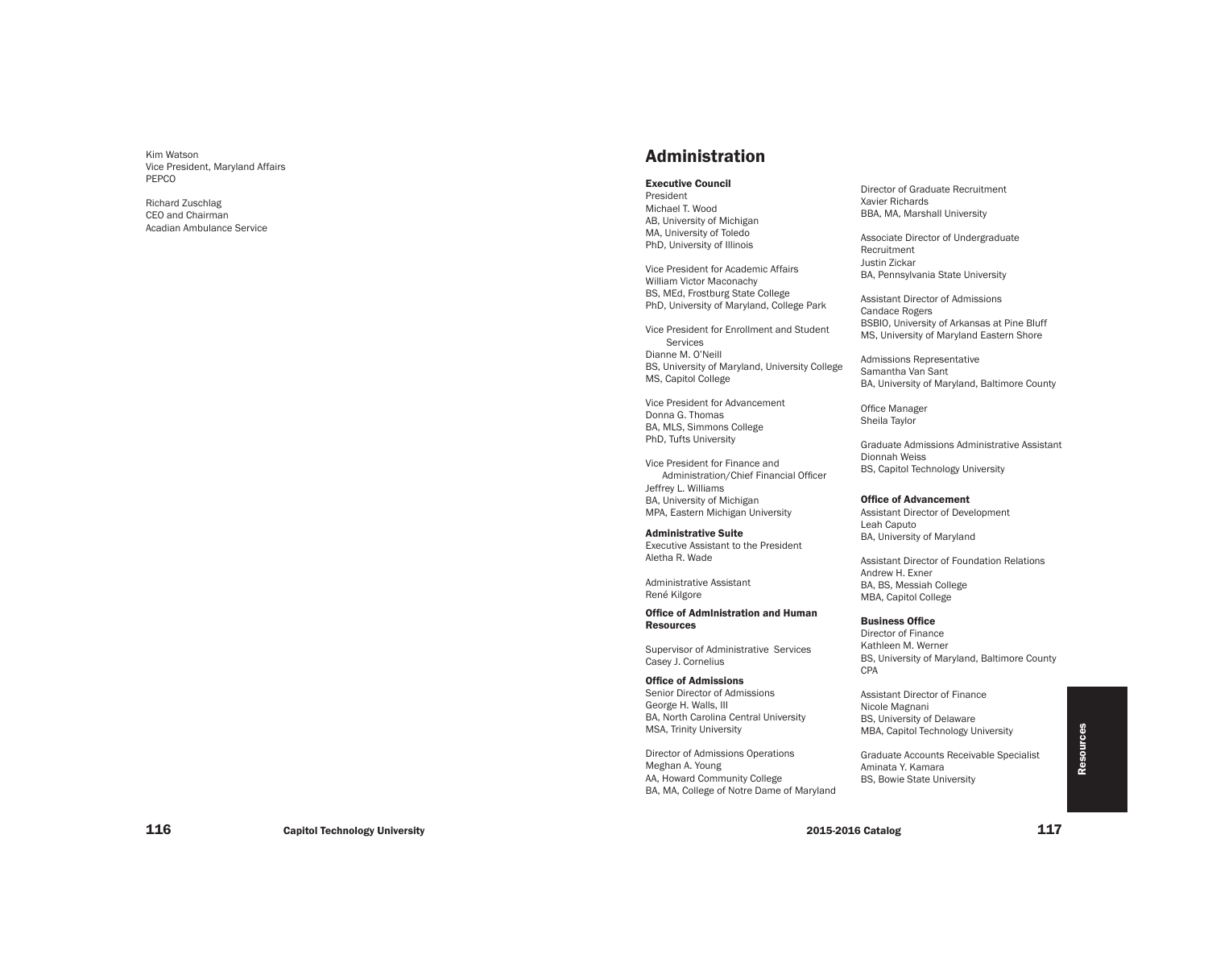Kim Watson
Vice President, Maryland Affairs
PEPCO

Richard Zuschlag
CEO and Chairman
Acadian Ambulance Service

# Administration

**Executive Council**

President
Michael T. Wood
AB, University of Michigan
MA, University of Toledo
PhD, University of Illinois

Vice President for Academic Affairs
William Victor Maconachy
BS, MEd, Frostburg State College
PhD, University of Maryland, College Park

Vice President for Enrollment and Student Services
Dianne M. O'Neill
BS, University of Maryland, University College
MS, Capitol College

Vice President for Advancement
Donna G. Thomas
BA, MLS, Simmons College
PhD, Tufts University

Vice President for Finance and Administration/Chief Financial Officer
Jeffrey L. Williams
BA, University of Michigan
MPA, Eastern Michigan University

**Administrative Suite**

Executive Assistant to the President
Aletha R. Wade

Administrative Assistant
René Kilgore

**Office of Administration and Human Resources**

Supervisor of Administrative Services
Casey J. Cornelius

**Office of Admissions**

Senior Director of Admissions
George H. Walls, III
BA, North Carolina Central University
MSA, Trinity University

Director of Admissions Operations
Meghan A. Young
AA, Howard Community College
BA, MA, College of Notre Dame of Maryland

Director of Graduate Recruitment
Xavier Richards
BBA, MA, Marshall University

Associate Director of Undergraduate Recruitment
Justin Zickar
BA, Pennsylvania State University

Assistant Director of Admissions
Candace Rogers
BSBIO, University of Arkansas at Pine Bluff
MS, University of Maryland Eastern Shore

Admissions Representative
Samantha Van Sant
BA, University of Maryland, Baltimore County

Office Manager
Sheila Taylor

Graduate Admissions Administrative Assistant
Dionnah Weiss
BS, Capitol Technology University

**Office of Advancement**

Assistant Director of Development
Leah Caputo
BA, University of Maryland

Assistant Director of Foundation Relations
Andrew H. Exner
BA, BS, Messiah College
MBA, Capitol College

**Business Office**

Director of Finance
Kathleen M. Werner
BS, University of Maryland, Baltimore County
CPA

Assistant Director of Finance
Nicole Magnani
BS, University of Delaware
MBA, Capitol Technology University

Graduate Accounts Receivable Specialist
Aminata Y. Kamara
BS, Bowie State University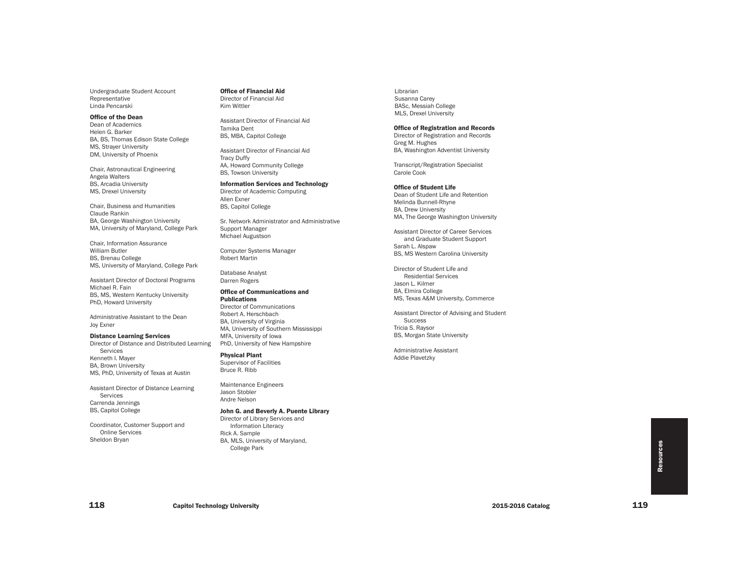Undergraduate Student Account Representative
Linda Pencarski

**Office of the Dean**

Dean of Academics
Helen G. Barker
BA, BS, Thomas Edison State College
MS, Strayer University
DM, University of Phoenix

Chair, Astronautical Engineering
Angela Walters
BS, Arcadia University
MS, Drexel University

Chair, Business and Humanities
Claude Rankin
BA, George Washington University
MA, University of Maryland, College Park

Chair, Information Assurance
William Butler
BS, Brenau College
MS, University of Maryland, College Park

Assistant Director of Doctoral Programs
Michael R. Fain
BS, MS, Western Kentucky University
PhD, Howard University

Administrative Assistant to the Dean
Joy Exner

**Distance Learning Services**

Director of Distance and Distributed Learning Services
Kenneth I. Mayer
BA, Brown University
MS, PhD, University of Texas at Austin

Assistant Director of Distance Learning Services
Carrenda Jennings
BS, Capitol College

Coordinator, Customer Support and Online Services
Sheldon Bryan

**Office of Financial Aid**

Director of Financial Aid
Kim Wittler

Assistant Director of Financial Aid
Tamika Dent
BS, MBA, Capitol College

Assistant Director of Financial Aid
Tracy Duffy
AA, Howard Community College
BS, Towson University

**Information Services and Technology**

Director of Academic Computing
Allen Exner
BS, Capitol College

Sr. Network Administrator and Administrative Support Manager
Michael Augustson

Computer Systems Manager
Robert Martin

Database Analyst
Darren Rogers

**Office of Communications and Publications**

Director of Communications
Robert A. Herschbach
BA, University of Virginia
MA, University of Southern Mississippi
MFA, University of Iowa
PhD, University of New Hampshire

**Physical Plant**

Supervisor of Facilities
Bruce R. Ribb

Maintenance Engineers
Jason Stobler
Andre Nelson

**John G. and Beverly A. Puente Library**

Director of Library Services and Information Literacy
Rick A. Sample
BA, MLS, University of Maryland, College Park

Librarian
Susanna Carey
BASc, Messiah College
MLS, Drexel University

**Office of Registration and Records**

Director of Registration and Records
Greg M. Hughes
BA, Washington Adventist University

Transcript/Registration Specialist
Carole Cook

**Office of Student Life**

Dean of Student Life and Retention
Melinda Bunnell-Rhyne
BA, Drew University
MA, The George Washington University

Assistant Director of Career Services and Graduate Student Support
Sarah L. Alspaw
BS, MS Western Carolina University

Director of Student Life and Residential Services
Jason L. Kilmer
BA, Elmira College
MS, Texas A&M University, Commerce

Assistant Director of Advising and Student Success
Tricia S. Raysor
BS, Morgan State University

Administrative Assistant
Addie Plavetzky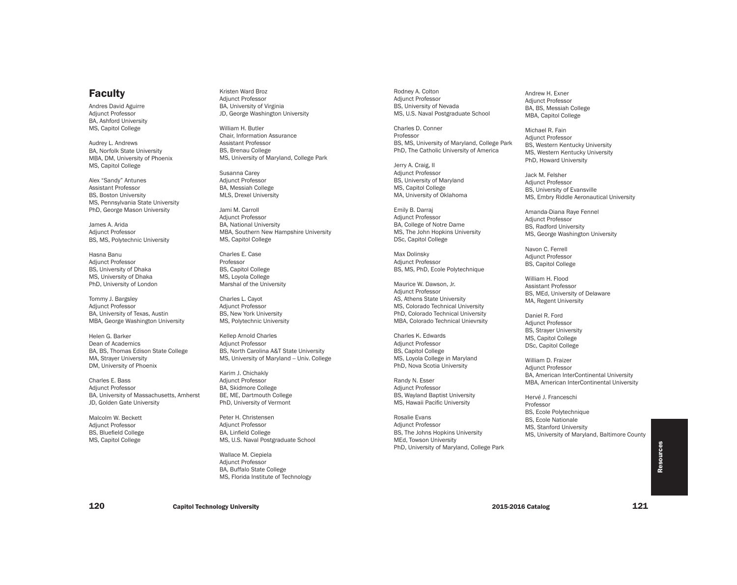## Faculty

Andres David Aguirre
Adjunct Professor
BA, Ashford University
MS, Capitol College

Audrey L. Andrews
BA, Norfolk State University
MBA, DM, University of Phoenix
MS, Capitol College

Alex "Sandy" Antunes
Assistant Professor
BS, Boston University
MS, Pennsylvania State University
PhD, George Mason University

James A. Arida
Adjunct Professor
BS, MS, Polytechnic University

Hasna Banu
Adjunct Professor
BS, University of Dhaka
MS, University of Dhaka
PhD, University of London

Tommy J. Bargsley
Adjunct Professor
BA, University of Texas, Austin
MBA, George Washington University

Helen G. Barker
Dean of Academics
BA, BS, Thomas Edison State College
MA, Strayer University
DM, University of Phoenix

Charles E. Bass
Adjunct Professor
BA, University of Massachusetts, Amherst
JD, Golden Gate University

Malcolm W. Beckett
Adjunct Professor
BS, Bluefield College
MS, Capitol College

Kristen Ward Broz
Adjunct Professor
BA, University of Virginia
JD, George Washington University

William H. Butler
Chair, Information Assurance
Assistant Professor
BS, Brenau College
MS, University of Maryland, College Park

Susanna Carey
Adjunct Professor
BA, Messiah College
MLS, Drexel University

Jami M. Carroll
Adjunct Professor
BA, National University
MBA, Southern New Hampshire University
MS, Capitol College

Charles E. Case
Professor
BS, Capitol College
MS, Loyola College
Marshal of the University

Charles L. Cayot
Adjunct Professor
BS, New York University
MS, Polytechnic University

Kellep Arnold Charles
Adjunct Professor
BS, North Carolina A&T State University
MS, University of Maryland – Univ. College

Karim J. Chichakly
Adjunct Professor
BA, Skidmore College
BE, ME, Dartmouth College
PhD, University of Vermont

Peter H. Christensen
Adjunct Professor
BA, Linfield College
MS, U.S. Naval Postgraduate School

Wallace M. Ciepiela
Adjunct Professor
BA, Buffalo State College
MS, Florida Institute of Technology

Rodney A. Colton
Adjunct Professor
BS, University of Nevada
MS, U.S. Naval Postgraduate School

Charles D. Conner
Professor
BS, MS, University of Maryland, College Park
PhD, The Catholic University of America

Jerry A. Craig, II
Adjunct Professor
BS, University of Maryland
MS, Capitol College
MA, University of Oklahoma

Emily B. Darraj
Adjunct Professor
BA, College of Notre Dame
MS, The John Hopkins University
DSc, Capitol College

Max Dolinsky
Adjunct Professor
BS, MS, PhD, Ecole Polytechnique

Maurice W. Dawson, Jr.
Adjunct Professor
AS, Athens State University
MS, Colorado Technical University
PhD, Colorado Technical University
MBA, Colorado Technical Unievrsity

Charles K. Edwards
Adjunct Professor
BS, Capitol College
MS, Loyola College in Maryland
PhD, Nova Scotia University

Randy N. Esser
Adjunct Professor
BS, Wayland Baptist University
MS, Hawaii Pacific University

Rosalie Evans
Adjunct Professor
BS, The Johns Hopkins University
MEd, Towson University
PhD, University of Maryland, College Park

Andrew H. Exner
Adjunct Professor
BA, BS, Messiah College
MBA, Capitol College

Michael R. Fain
Adjunct Professor
BS, Western Kentucky University
MS, Western Kentucky University
PhD, Howard University

Jack M. Felsher
Adjunct Professor
BS, University of Evansville
MS, Embry Riddle Aeronautical University

Amanda-Diana Raye Fennel
Adjunct Professor
BS, Radford University
MS, George Washington University

Navon C. Ferrell
Adjunct Professor
BS, Capitol College

William H. Flood
Assistant Professor
BS, MEd, University of Delaware
MA, Regent University

Daniel R. Ford
Adjunct Professor
BS, Strayer University
MS, Capitol College
DSc, Capitol College

William D. Fraizer
Adjunct Professor
BA, American InterContinental University
MBA, American InterContinental University

Hervé J. Franceschi
Professor
BS, Ecole Polytechnique
BS, Ecole Nationale
MS, Stanford University
MS, University of Maryland, Baltimore County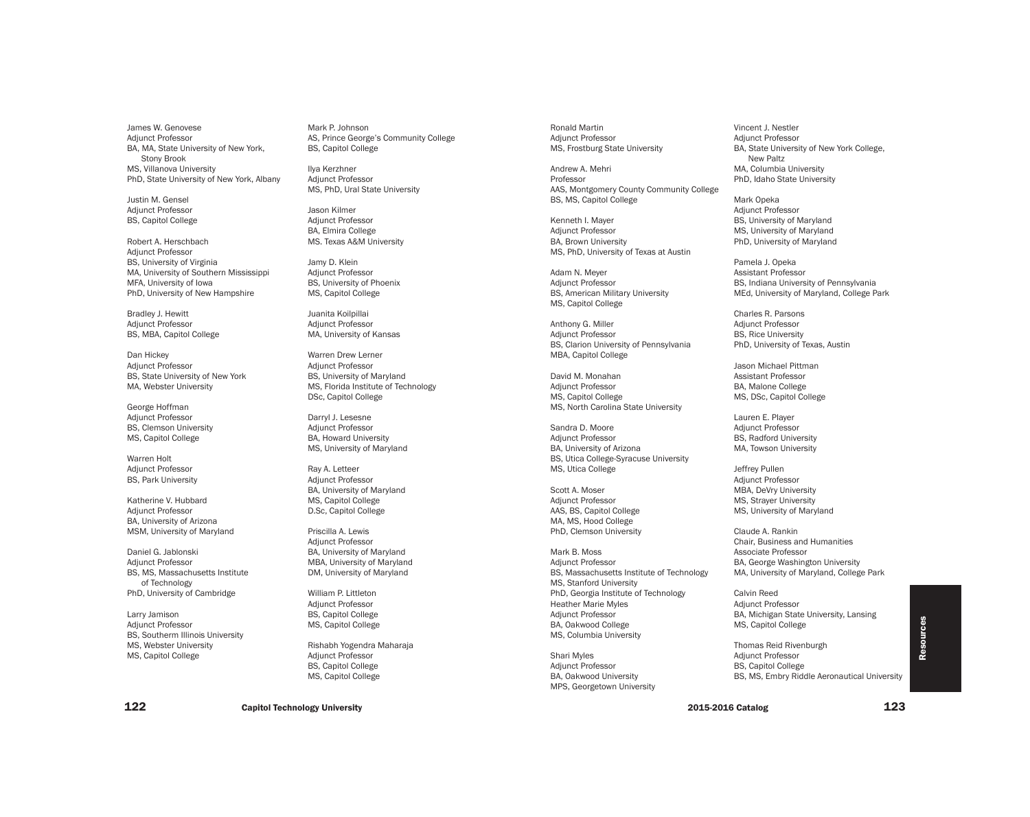James W. Genovese
Adjunct Professor
BA, MA, State University of New York, Stony Brook
MS, Villanova University
PhD, State University of New York, Albany

Justin M. Gensel
Adjunct Professor
BS, Capitol College

Robert A. Herschbach
Adjunct Professor
BS, University of Virginia
MA, University of Southern Mississippi
MFA, University of Iowa
PhD, University of New Hampshire

Bradley J. Hewitt
Adjunct Professor
BS, MBA, Capitol College

Dan Hickey
Adjunct Professor
BS, State University of New York
MA, Webster University

George Hoffman
Adjunct Professor
BS, Clemson University
MS, Capitol College

Warren Holt
Adjunct Professor
BS, Park University

Katherine V. Hubbard
Adjunct Professor
BA, University of Arizona
MSM, University of Maryland

Daniel G. Jablonski
Adjunct Professor
BS, MS, Massachusetts Institute of Technology
PhD, University of Cambridge

Larry Jamison
Adjunct Professor
BS, Southerm Illinois University
MS, Webster University
MS, Capitol College

Mark P. Johnson
AS, Prince George's Community College
BS, Capitol College

Ilya Kerzhner
Adjunct Professor
MS, PhD, Ural State University

Jason Kilmer
Adjunct Professor
BA, Elmira College
MS. Texas A&M University

Jamy D. Klein
Adjunct Professor
BS, University of Phoenix
MS, Capitol College

Juanita Koilpillai
Adjunct Professor
MA, University of Kansas

Warren Drew Lerner
Adjunct Professor
BS, University of Maryland
MS, Florida Institute of Technology
DSc, Capitol College

Darryl J. Lesesne
Adjunct Professor
BA, Howard University
MS, University of Maryland

Ray A. Letteer
Adjunct Professor
BA, University of Maryland
MS, Capitol College
D.Sc, Capitol College

Priscilla A. Lewis
Adjunct Professor
BA, University of Maryland
MBA, University of Maryland
DM, University of Maryland

William P. Littleton
Adjunct Professor
BS, Capitol College
MS, Capitol College

Rishabh Yogendra Maharaja
Adjunct Professor
BS, Capitol College
MS, Capitol College

Ronald Martin
Adjunct Professor
MS, Frostburg State University

Andrew A. Mehri
Professor
AAS, Montgomery County Community College
BS, MS, Capitol College

Kenneth I. Mayer
Adjunct Professor
BA, Brown University
MS, PhD, University of Texas at Austin

Adam N. Meyer
Adjunct Professor
BS, American Military University
MS, Capitol College

Anthony G. Miller
Adjunct Professor
BS, Clarion University of Pennsylvania
MBA, Capitol College

David M. Monahan
Adjunct Professor
MS, Capitol College
MS, North Carolina State University

Sandra D. Moore
Adjunct Professor
BA, University of Arizona
BS, Utica College-Syracuse University
MS, Utica College

Scott A. Moser
Adjunct Professor
AAS, BS, Capitol College
MA, MS, Hood College
PhD, Clemson University

Mark B. Moss
Adjunct Professor
BS, Massachusetts Institute of Technology
MS, Stanford University
PhD, Georgia Institute of Technology

Heather Marie Myles
Adjunct Professor
BA, Oakwood College
MS, Columbia University

Shari Myles
Adjunct Professor
BA, Oakwood University
MPS, Georgetown University

Vincent J. Nestler
Adjunct Professor
BA, State University of New York College, New Paltz
MA, Columbia University
PhD, Idaho State University

Mark Opeka
Adjunct Professor
BS, University of Maryland
MS, University of Maryland
PhD, University of Maryland

Pamela J. Opeka
Assistant Professor
BS, Indiana University of Pennsylvania
MEd, University of Maryland, College Park

Charles R. Parsons
Adjunct Professor
BS, Rice University
PhD, University of Texas, Austin

Jason Michael Pittman
Assistant Professor
BA, Malone College
MS, DSc, Capitol College

Lauren E. Player
Adjunct Professor
BS, Radford University
MA, Towson University

Jeffrey Pullen
Adjunct Professor
MBA, DeVry University
MS, Strayer University
MS, University of Maryland

Claude A. Rankin
Chair, Business and Humanities
Associate Professor
BA, George Washington University
MA, University of Maryland, College Park

Calvin Reed
Adjunct Professor
BA, Michigan State University, Lansing
MS, Capitol College

Thomas Reid Rivenburgh
Adjunct Professor
BS, Capitol College
BS, MS, Embry Riddle Aeronautical University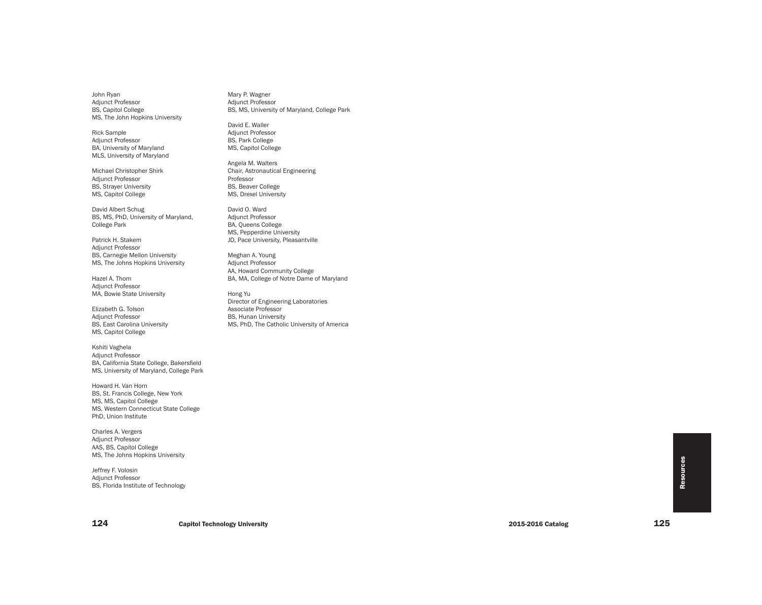John Ryan
Adjunct Professor
BS, Capitol College
MS, The John Hopkins University

Rick Sample
Adjunct Professor
BA, University of Maryland
MLS, University of Maryland

Michael Christopher Shirk
Adjunct Professor
BS, Strayer University
MS, Capitol College

David Albert Schug
BS, MS, PhD, University of Maryland, College Park

Patrick H. Stakem
Adjunct Professor
BS, Carnegie Mellon University
MS, The Johns Hopkins University

Hazel A. Thom
Adjunct Professor
MA, Bowie State University

Elizabeth G. Tolson
Adjunct Professor
BS, East Carolina University
MS, Capitol College

Kshiti Vaghela
Adjunct Professor
BA, California State College, Bakersfield
MS, University of Maryland, College Park

Howard H. Van Horn
BS, St. Francis College, New York
MS, MS, Capitol College
MS, Western Connecticut State College
PhD, Union Institute

Charles A. Vergers
Adjunct Professor
AAS, BS, Capitol College
MS, The Johns Hopkins University

Jeffrey F. Volosin
Adjunct Professor
BS, Florida Institute of Technology

Mary P. Wagner
Adjunct Professor
BS, MS, University of Maryland, College Park

David E. Waller
Adjunct Professor
BS, Park College
MS, Capitol College

Angela M. Walters
Chair, Astronautical Engineering
Professor
BS, Beaver College
MS, Drexel University

David O. Ward
Adjunct Professor
BA, Queens College
MS, Pepperdine University
JD, Pace University, Pleasantville

Meghan A. Young
Adjunct Professor
AA, Howard Community College
BA, MA, College of Notre Dame of Maryland

Hong Yu
Director of Engineering Laboratories
Associate Professor
BS, Hunan University
MS, PhD, The Catholic University of America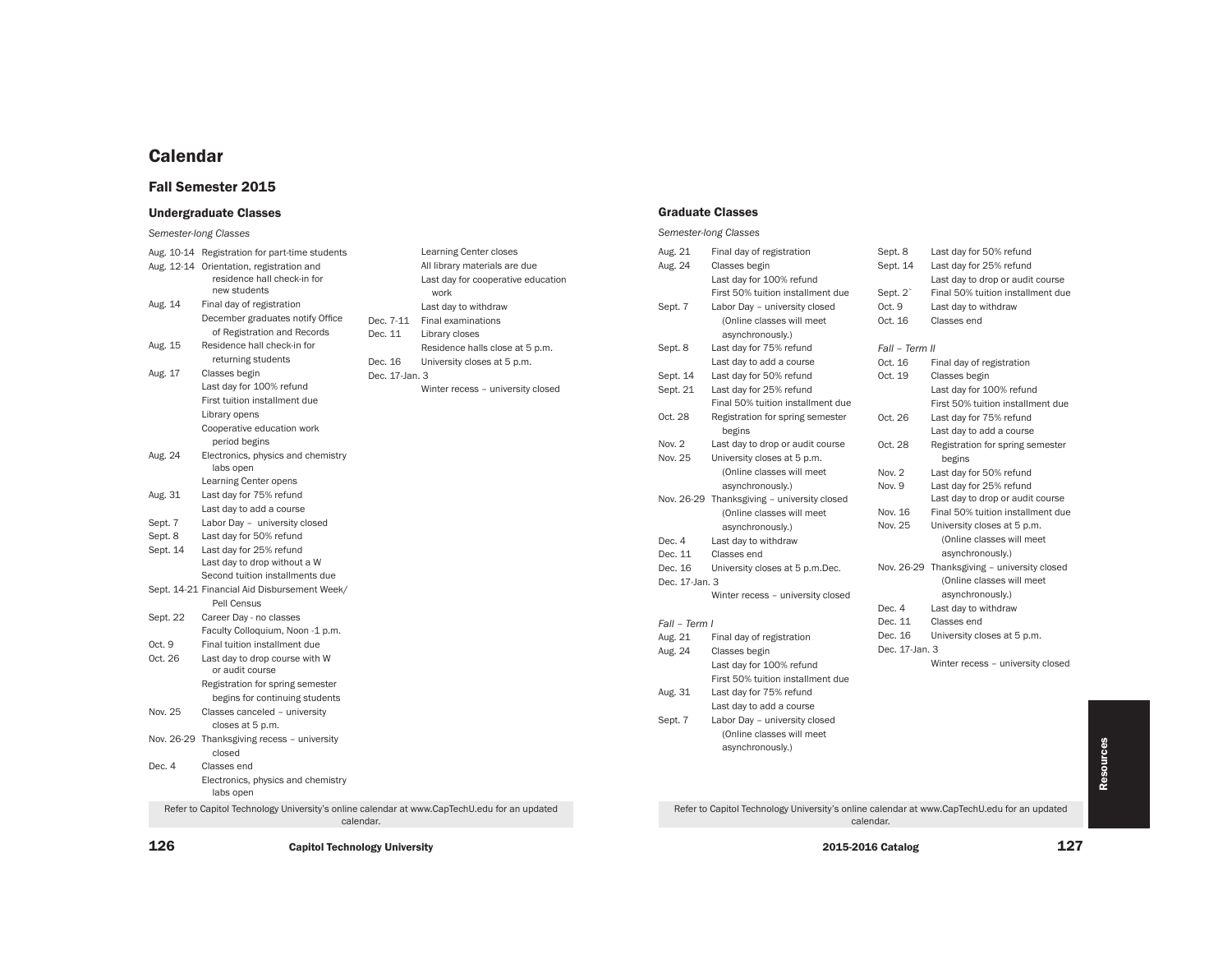# Calendar

## Fall Semester 2015

### Undergraduate Classes

*Semester-long Classes*

| Date | Event |
|---|---|
| Aug. 10-14 | Registration for part-time students |
| Aug. 12-14 | Orientation, registration and residence hall check-in for new students |
| Aug. 14 | Final day of registration |
| | December graduates notify Office of Registration and Records |
| Aug. 15 | Residence hall check-in for returning students |
| Aug. 17 | Classes begin |
| | Last day for 100% refund |
| | First tuition installment due |
| | Library opens |
| | Cooperative education work period begins |
| Aug. 24 | Electronics, physics and chemistry labs open |
| | Learning Center opens |
| Aug. 31 | Last day for 75% refund |
| | Last day to add a course |
| Sept. 7 | Labor Day – university closed |
| Sept. 8 | Last day for 50% refund |
| Sept. 14 | Last day for 25% refund |
| | Last day to drop without a W |
| | Second tuition installments due |
| Sept. 14-21 | Financial Aid Disbursement Week/ Pell Census |
| Sept. 22 | Career Day - no classes |
| | Faculty Colloquium, Noon -1 p.m. |
| Oct. 9 | Final tuition installment due |
| Oct. 26 | Last day to drop course with W or audit course |
| | Registration for spring semester begins for continuing students |
| Nov. 25 | Classes canceled – university closes at 5 p.m. |
| Nov. 26-29 | Thanksgiving recess – university closed |
| Dec. 4 | Classes end |
| | Electronics, physics and chemistry labs open |
| | Learning Center closes |
| | All library materials are due |
| | Last day for cooperative education work |
| | Last day to withdraw |
| Dec. 7-11 | Final examinations |
| Dec. 11 | Library closes |
| | Residence halls close at 5 p.m. |
| Dec. 16 | University closes at 5 p.m. |
| Dec. 17-Jan. 3 | Winter recess – university closed |

Refer to Capitol Technology University's online calendar at www.CapTechU.edu for an updated calendar.

### Graduate Classes

*Semester-long Classes*

| Date | Event |
|---|---|
| Aug. 21 | Final day of registration |
| Aug. 24 | Classes begin |
| | Last day for 100% refund |
| | First 50% tuition installment due |
| Sept. 7 | Labor Day – university closed (Online classes will meet asynchronously.) |
| Sept. 8 | Last day for 75% refund |
| | Last day to add a course |
| Sept. 14 | Last day for 50% refund |
| Sept. 21 | Last day for 25% refund |
| | Final 50% tuition installment due |
| Oct. 28 | Registration for spring semester begins |
| Nov. 2 | Last day to drop or audit course |
| Nov. 25 | University closes at 5 p.m. (Online classes will meet asynchronously.) |
| Nov. 26-29 | Thanksgiving – university closed (Online classes will meet asynchronously.) |
| Dec. 4 | Last day to withdraw |
| Dec. 11 | Classes end |
| Dec. 16 | University closes at 5 p.m.Dec. |
| Dec. 17-Jan. 3 | Winter recess – university closed |

*Fall – Term I*

| Date | Event |
|---|---|
| Aug. 21 | Final day of registration |
| Aug. 24 | Classes begin |
| | Last day for 100% refund |
| | First 50% tuition installment due |
| Aug. 31 | Last day for 75% refund |
| | Last day to add a course |
| Sept. 7 | Labor Day – university closed (Online classes will meet asynchronously.) |
| Sept. 8 | Last day for 50% refund |
| Sept. 14 | Last day for 25% refund |
| | Last day to drop or audit course |
| Sept. 2` | Final 50% tuition installment due |
| Oct. 9 | Last day to withdraw |
| Oct. 16 | Classes end |

*Fall – Term II*

| Date | Event |
|---|---|
| Oct. 16 | Final day of registration |
| Oct. 19 | Classes begin |
| | Last day for 100% refund |
| | First 50% tuition installment due |
| Oct. 26 | Last day for 75% refund |
| | Last day to add a course |
| Oct. 28 | Registration for spring semester begins |
| Nov. 2 | Last day for 50% refund |
| Nov. 9 | Last day for 25% refund |
| | Last day to drop or audit course |
| Nov. 16 | Final 50% tuition installment due |
| Nov. 25 | University closes at 5 p.m. (Online classes will meet asynchronously.) |
| Nov. 26-29 | Thanksgiving – university closed (Online classes will meet asynchronously.) |
| Dec. 4 | Last day to withdraw |
| Dec. 11 | Classes end |
| Dec. 16 | University closes at 5 p.m. |
| Dec. 17-Jan. 3 | Winter recess – university closed |

Refer to Capitol Technology University's online calendar at www.CapTechU.edu for an updated calendar.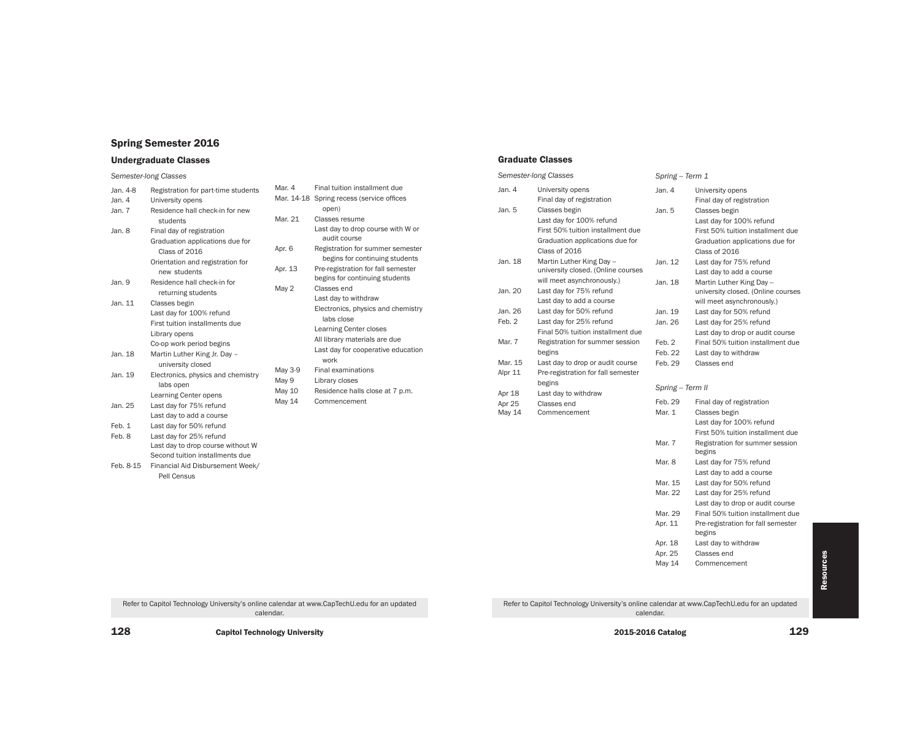## Spring Semester 2016

### Undergraduate Classes

*Semester-long Classes*

| Date | Event |
|---|---|
| Jan. 4-8 | Registration for part-time students |
| Jan. 4 | University opens |
| Jan. 7 | Residence hall check-in for new students |
| Jan. 8 | Final day of registration |
| | Graduation applications due for Class of 2016 |
| | Orientation and registration for new students |
| Jan. 9 | Residence hall check-in for returning students |
| Jan. 11 | Classes begin |
| | Last day for 100% refund |
| | First tuition installments due |
| | Library opens |
| | Co-op work period begins |
| Jan. 18 | Martin Luther King Jr. Day – university closed |
| Jan. 19 | Electronics, physics and chemistry labs open |
| | Learning Center opens |
| Jan. 25 | Last day for 75% refund |
| | Last day to add a course |
| Feb. 1 | Last day for 50% refund |
| Feb. 8 | Last day for 25% refund |
| | Last day to drop course without W |
| | Second tuition installments due |
| Feb. 8-15 | Financial Aid Disbursement Week/ Pell Census |
| Mar. 4 | Final tuition installment due |
| Mar. 14-18 | Spring recess (service offices open) |
| Mar. 21 | Classes resume |
| | Last day to drop course with W or audit course |
| Apr. 6 | Registration for summer semester begins for continuing students |
| Apr. 13 | Pre-registration for fall semester begins for continuing students |
| May 2 | Classes end |
| | Last day to withdraw |
| | Electronics, physics and chemistry labs close |
| | Learning Center closes |
| | All library materials are due |
| | Last day for cooperative education work |
| May 3-9 | Final examinations |
| May 9 | Library closes |
| May 10 | Residence halls close at 7 p.m. |
| May 14 | Commencement |

Refer to Capitol Technology University's online calendar at www.CapTechU.edu for an updated calendar.

### Graduate Classes

*Semester-long Classes*

| Date | Event |
|---|---|
| Jan. 4 | University opens |
| | Final day of registration |
| Jan. 5 | Classes begin |
| | Last day for 100% refund |
| | First 50% tuition installment due |
| | Graduation applications due for Class of 2016 |
| Jan. 18 | Martin Luther King Day – university closed. (Online courses will meet asynchronously.) |
| Jan. 20 | Last day for 75% refund |
| | Last day to add a course |
| Jan. 26 | Last day for 50% refund |
| Feb. 2 | Last day for 25% refund |
| | Final 50% tuition installment due |
| Mar. 7 | Registration for summer session begins |
| Mar. 15 | Last day to drop or audit course |
| Alpr 11 | Pre-registration for fall semester begins |
| Apr 18 | Last day to withdraw |
| Apr 25 | Classes end |
| May 14 | Commencement |

*Spring – Term 1*

| Date | Event |
|---|---|
| Jan. 4 | University opens |
| | Final day of registration |
| Jan. 5 | Classes begin |
| | Last day for 100% refund |
| | First 50% tuition installment due |
| | Graduation applications due for Class of 2016 |
| Jan. 12 | Last day for 75% refund |
| | Last day to add a course |
| Jan. 18 | Martin Luther King Day – university closed. (Online courses will meet asynchronously.) |
| Jan. 19 | Last day for 50% refund |
| Jan. 26 | Last day for 25% refund |
| | Last day to drop or audit course |
| Feb. 2 | Final 50% tuition installment due |
| Feb. 22 | Last day to withdraw |
| Feb. 29 | Classes end |

*Spring – Term II*

| Date | Event |
|---|---|
| Feb. 29 | Final day of registration |
| Mar. 1 | Classes begin |
| | Last day for 100% refund |
| | First 50% tuition installment due |
| Mar. 7 | Registration for summer session begins |
| Mar. 8 | Last day for 75% refund |
| | Last day to add a course |
| Mar. 15 | Last day for 50% refund |
| Mar. 22 | Last day for 25% refund |
| | Last day to drop or audit course |
| Mar. 29 | Final 50% tuition installment due |
| Apr. 11 | Pre-registration for fall semester begins |
| Apr. 18 | Last day to withdraw |
| Apr. 25 | Classes end |
| May 14 | Commencement |

Refer to Capitol Technology University's online calendar at www.CapTechU.edu for an updated calendar.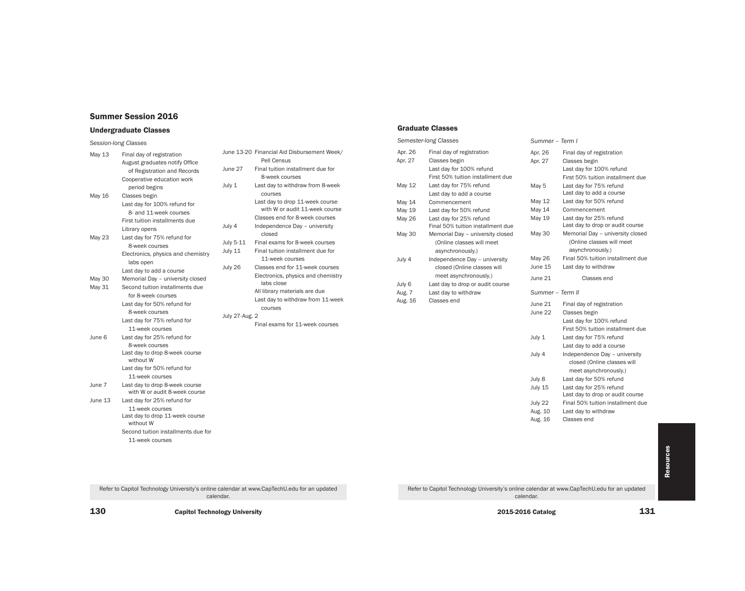## Summer Session 2016

### Undergraduate Classes

*Session-long Classes*

| | |
|---|---|
| May 13 | Final day of registration |
| | August graduates notify Office of Registration and Records |
| | Cooperative education work period begins |
| May 16 | Classes begin |
| | Last day for 100% refund for 8- and 11-week courses |
| | First tuition installments due |
| | Library opens |
| May 23 | Last day for 75% refund for 8-week courses |
| | Electronics, physics and chemistry labs open |
| | Last day to add a course |
| May 30 | Memorial Day – university closed |
| May 31 | Second tuition installments due for 8-week courses |
| | Last day for 50% refund for 8-week courses |
| | Last day for 75% refund for 11-week courses |
| June 6 | Last day for 25% refund for 8-week courses |
| | Last day to drop 8-week course without W |
| | Last day for 50% refund for 11-week courses |
| June 7 | Last day to drop 8-week course with W or audit 8-week course |
| June 13 | Last day for 25% refund for 11-week courses |
| | Last day to drop 11-week course without W |
| | Second tuition installments due for 11-week courses |
| June 13-20 | Financial Aid Disbursement Week/ Pell Census |
| June 27 | Final tuition installment due for 8-week courses |
| July 1 | Last day to withdraw from 8-week courses |
| | Last day to drop 11-week course with W or audit 11-week course |
| | Classes end for 8-week courses |
| July 4 | Independence Day – university closed |
| July 5-11 | Final exams for 8-week courses |
| July 11 | Final tuition installment due for 11-week courses |
| July 26 | Classes end for 11-week courses |
| | Electronics, physics and chemistry labs close |
| | All library materials are due |
| | Last day to withdraw from 11-week courses |
| July 27-Aug. 2 | Final exams for 11-week courses |

Refer to Capitol Technology University's online calendar at www.CapTechU.edu for an updated calendar.

### Graduate Classes

*Semester-long Classes*

| | |
|---|---|
| Apr. 26 | Final day of registration |
| Apr. 27 | Classes begin |
| | Last day for 100% refund |
| | First 50% tuition installment due |
| May 12 | Last day for 75% refund |
| | Last day to add a course |
| May 14 | Commencement |
| May 19 | Last day for 50% refund |
| May 26 | Last day for 25% refund |
| | Final 50% tuition installment due |
| May 30 | Memorial Day – university closed (Online classes will meet asynchronously.) |
| July 4 | Independence Day – university closed (Online classes will meet asynchronously.) |
| July 6 | Last day to drop or audit course |
| Aug. 7 | Last day to withdraw |
| Aug. 16 | Classes end |

*Summer – Term I*

| | |
|---|---|
| Apr. 26 | Final day of registration |
| Apr. 27 | Classes begin |
| | Last day for 100% refund |
| | First 50% tuition installment due |
| May 5 | Last day for 75% refund |
| | Last day to add a course |
| May 12 | Last day for 50% refund |
| May 14 | Commencement |
| May 19 | Last day for 25% refund |
| | Last day to drop or audit course |
| May 30 | Memorial Day – university closed (Online classes will meet asynchronously.) |
| May 26 | Final 50% tuition installment due |
| June 15 | Last day to withdraw |
| June 21 | Classes end |

*Summer – Term II*

| | |
|---|---|
| June 21 | Final day of registration |
| June 22 | Classes begin |
| | Last day for 100% refund |
| | First 50% tuition installment due |
| July 1 | Last day for 75% refund |
| | Last day to add a course |
| July 4 | Independence Day – university closed (Online classes will meet asynchronously.) |
| July 8 | Last day for 50% refund |
| July 15 | Last day for 25% refund |
| | Last day to drop or audit course |
| July 22 | Final 50% tuition installment due |
| Aug. 10 | Last day to withdraw |
| Aug. 16 | Classes end |

Refer to Capitol Technology University's online calendar at www.CapTechU.edu for an updated calendar.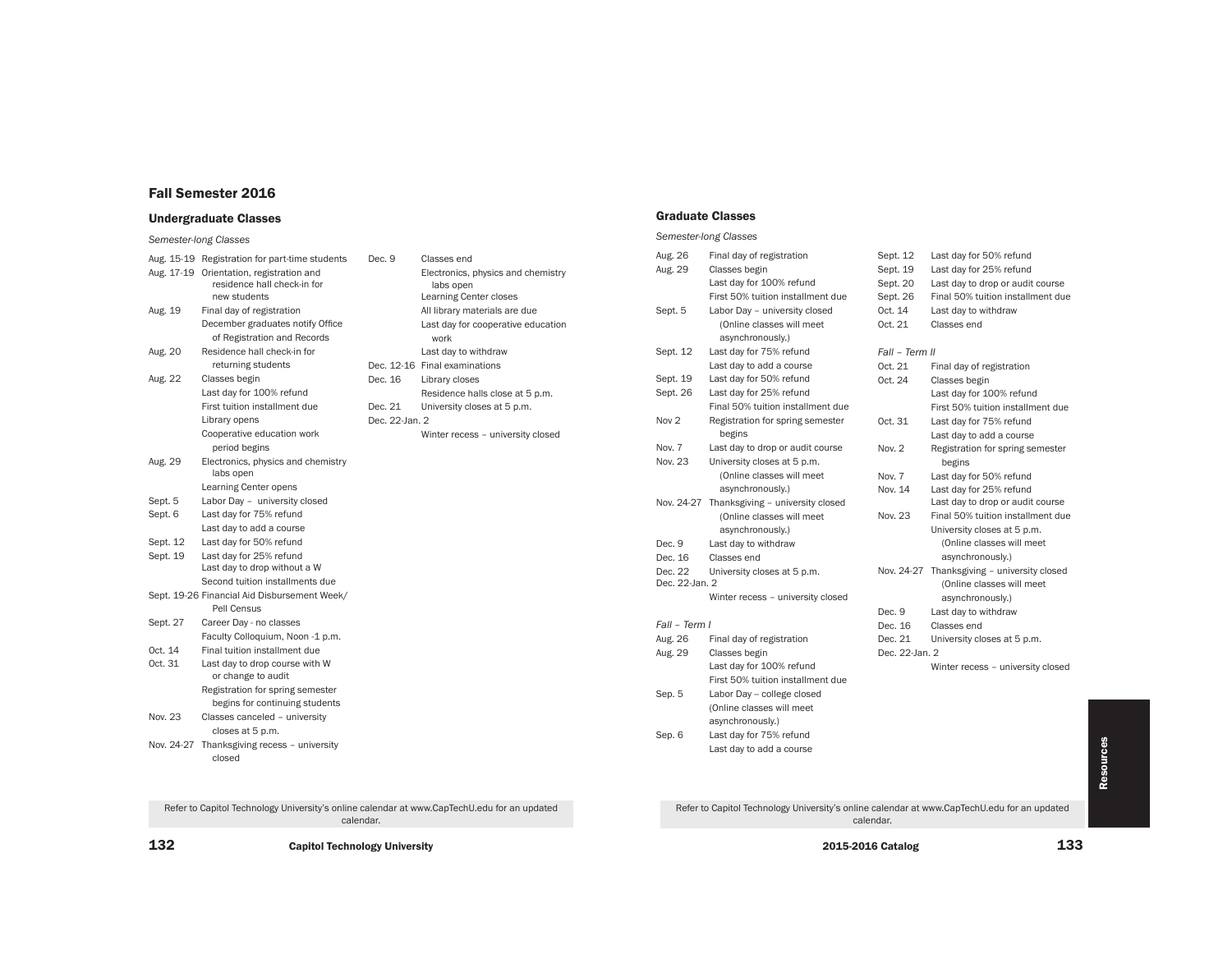## Fall Semester 2016

### Undergraduate Classes

*Semester-long Classes*

| | |
|---|---|
| Aug. 15-19 | Registration for part-time students |
| Aug. 17-19 | Orientation, registration and residence hall check-in for new students |
| Aug. 19 | Final day of registration |
| | December graduates notify Office of Registration and Records |
| Aug. 20 | Residence hall check-in for returning students |
| Aug. 22 | Classes begin |
| | Last day for 100% refund |
| | First tuition installment due |
| | Library opens |
| | Cooperative education work period begins |
| Aug. 29 | Electronics, physics and chemistry labs open |
| | Learning Center opens |
| Sept. 5 | Labor Day – university closed |
| Sept. 6 | Last day for 75% refund |
| | Last day to add a course |
| Sept. 12 | Last day for 50% refund |
| Sept. 19 | Last day for 25% refund |
| | Last day to drop without a W |
| | Second tuition installments due |
| Sept. 19-26 | Financial Aid Disbursement Week/ Pell Census |
| Sept. 27 | Career Day - no classes |
| | Faculty Colloquium, Noon -1 p.m. |
| Oct. 14 | Final tuition installment due |
| Oct. 31 | Last day to drop course with W or change to audit |
| | Registration for spring semester begins for continuing students |
| Nov. 23 | Classes canceled – university closes at 5 p.m. |
| Nov. 24-27 | Thanksgiving recess – university closed |
| Dec. 9 | Classes end |
| | Electronics, physics and chemistry labs open |
| | Learning Center closes |
| | All library materials are due |
| | Last day for cooperative education work |
| | Last day to withdraw |
| Dec. 12-16 | Final examinations |
| Dec. 16 | Library closes |
| | Residence halls close at 5 p.m. |
| Dec. 21 | University closes at 5 p.m. |
| Dec. 22-Jan. 2 | Winter recess – university closed |

Refer to Capitol Technology University's online calendar at www.CapTechU.edu for an updated calendar.

### Graduate Classes

*Semester-long Classes*

| | |
|---|---|
| Aug. 26 | Final day of registration |
| Aug. 29 | Classes begin |
| | Last day for 100% refund |
| | First 50% tuition installment due |
| Sept. 5 | Labor Day – university closed (Online classes will meet asynchronously.) |
| Sept. 12 | Last day for 75% refund |
| | Last day to add a course |
| Sept. 19 | Last day for 50% refund |
| Sept. 26 | Last day for 25% refund |
| | Final 50% tuition installment due |
| Nov 2 | Registration for spring semester begins |
| Nov. 7 | Last day to drop or audit course |
| Nov. 23 | University closes at 5 p.m. (Online classes will meet asynchronously.) |
| Nov. 24-27 | Thanksgiving – university closed (Online classes will meet asynchronously.) |
| Dec. 9 | Last day to withdraw |
| Dec. 16 | Classes end |
| Dec. 22 | University closes at 5 p.m. |
| Dec. 22-Jan. 2 | Winter recess – university closed |

*Fall – Term I*

| | |
|---|---|
| Aug. 26 | Final day of registration |
| Aug. 29 | Classes begin |
| | Last day for 100% refund |
| | First 50% tuition installment due |
| Sep. 5 | Labor Day – college closed (Online classes will meet asynchronously.) |
| Sep. 6 | Last day for 75% refund |
| | Last day to add a course |
| Sept. 12 | Last day for 50% refund |
| Sept. 19 | Last day for 25% refund |
| Sept. 20 | Last day to drop or audit course |
| Sept. 26 | Final 50% tuition installment due |
| Oct. 14 | Last day to withdraw |
| Oct. 21 | Classes end |

*Fall – Term II*

| | |
|---|---|
| Oct. 21 | Final day of registration |
| Oct. 24 | Classes begin |
| | Last day for 100% refund |
| | First 50% tuition installment due |
| Oct. 31 | Last day for 75% refund |
| | Last day to add a course |
| Nov. 2 | Registration for spring semester begins |
| Nov. 7 | Last day for 50% refund |
| Nov. 14 | Last day for 25% refund |
| | Last day to drop or audit course |
| Nov. 23 | Final 50% tuition installment due |
| | University closes at 5 p.m. (Online classes will meet asynchronously.) |
| Nov. 24-27 | Thanksgiving – university closed (Online classes will meet asynchronously.) |
| Dec. 9 | Last day to withdraw |
| Dec. 16 | Classes end |
| Dec. 21 | University closes at 5 p.m. |
| Dec. 22-Jan. 2 | Winter recess – university closed |

Refer to Capitol Technology University's online calendar at www.CapTechU.edu for an updated calendar.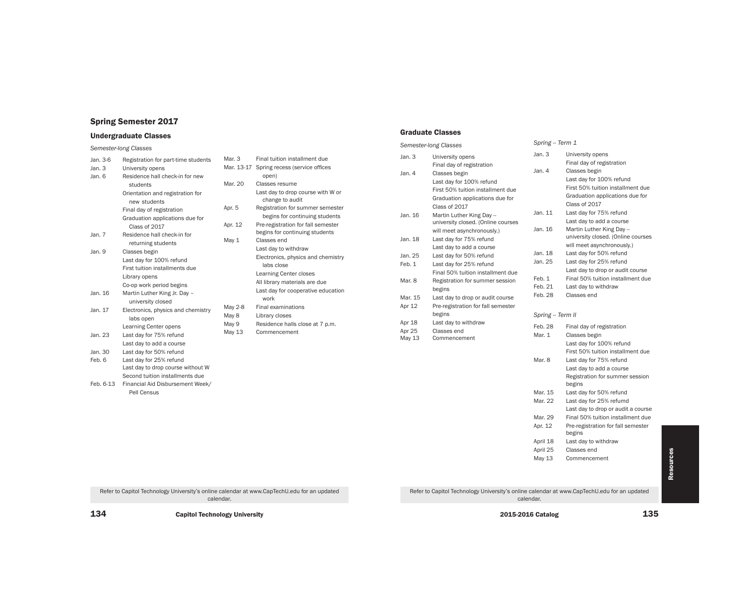## Spring Semester 2017

### Undergraduate Classes

*Semester-long Classes*

| Date | Event |
|---|---|
| Jan. 3-6 | Registration for part-time students |
| Jan. 3 | University opens |
| Jan. 6 | Residence hall check-in for new students |
| | Orientation and registration for new students |
| | Final day of registration |
| | Graduation applications due for Class of 2017 |
| Jan. 7 | Residence hall check-in for returning students |
| Jan. 9 | Classes begin |
| | Last day for 100% refund |
| | First tuition installments due |
| | Library opens |
| | Co-op work period begins |
| Jan. 16 | Martin Luther King Jr. Day – university closed |
| Jan. 17 | Electronics, physics and chemistry labs open |
| | Learning Center opens |
| Jan. 23 | Last day for 75% refund |
| | Last day to add a course |
| Jan. 30 | Last day for 50% refund |
| Feb. 6 | Last day for 25% refund |
| | Last day to drop course without W |
| | Second tuition installments due |
| Feb. 6-13 | Financial Aid Disbursement Week/ Pell Census |
| Mar. 3 | Final tuition installment due |
| Mar. 13-17 | Spring recess (service offices open) |
| Mar. 20 | Classes resume |
| | Last day to drop course with W or change to audit |
| Apr. 5 | Registration for summer semester begins for continuing students |
| Apr. 12 | Pre-registration for fall semester begins for continuing students |
| May 1 | Classes end |
| | Last day to withdraw |
| | Electronics, physics and chemistry labs close |
| | Learning Center closes |
| | All library materials are due |
| | Last day for cooperative education work |
| May 2-8 | Final examinations |
| May 8 | Library closes |
| May 9 | Residence halls close at 7 p.m. |
| May 13 | Commencement |

Refer to Capitol Technology University's online calendar at www.CapTechU.edu for an updated calendar.

### Graduate Classes

*Semester-long Classes*

| Date | Event |
|---|---|
| Jan. 3 | University opens |
| | Final day of registration |
| Jan. 4 | Classes begin |
| | Last day for 100% refund |
| | First 50% tuition installment due |
| | Graduation applications due for Class of 2017 |
| Jan. 16 | Martin Luther King Day -- university closed. (Online courses will meet asynchronously.) |
| Jan. 18 | Last day for 75% refund |
| | Last day to add a course |
| Jan. 25 | Last day for 50% refund |
| Feb. 1 | Last day for 25% refund |
| | Final 50% tuition installment due |
| Mar. 8 | Registration for summer session begins |
| Mar. 15 | Last day to drop or audit course |
| Apr 12 | Pre-registration for fall semester begins |
| Apr 18 | Last day to withdraw |
| Apr 25 | Classes end |
| May 13 | Commencement |

*Spring -- Term 1*

| Date | Event |
|---|---|
| Jan. 3 | University opens |
| | Final day of registration |
| Jan. 4 | Classes begin |
| | Last day for 100% refund |
| | First 50% tuition installment due |
| | Graduation applications due for Class of 2017 |
| Jan. 11 | Last day for 75% refund |
| | Last day to add a course |
| Jan. 16 | Martin Luther King Day -- university closed. (Online courses will meet asynchronously.) |
| Jan. 18 | Last day for 50% refund |
| Jan. 25 | Last day for 25% refund |
| | Last day to drop or audit course |
| Feb. 1 | Final 50% tuition installment due |
| Feb. 21 | Last day to withdraw |
| Feb. 28 | Classes end |

*Spring -- Term II*

| Date | Event |
|---|---|
| Feb. 28 | Final day of registration |
| Mar. 1 | Classes begin |
| | Last day for 100% refund |
| | First 50% tuition installment due |
| Mar. 8 | Last day for 75% refund |
| | Last day to add a course |
| | Registration for summer session begins |
| Mar. 15 | Last day for 50% refund |
| Mar. 22 | Last day for 25% refumd |
| | Last day to drop or audit a course |
| Mar. 29 | Final 50% tuition installment due |
| Apr. 12 | Pre-registration for fall semester begins |
| April 18 | Last day to withdraw |
| April 25 | Classes end |
| May 13 | Commencement |

Refer to Capitol Technology University's online calendar at www.CapTechU.edu for an updated calendar.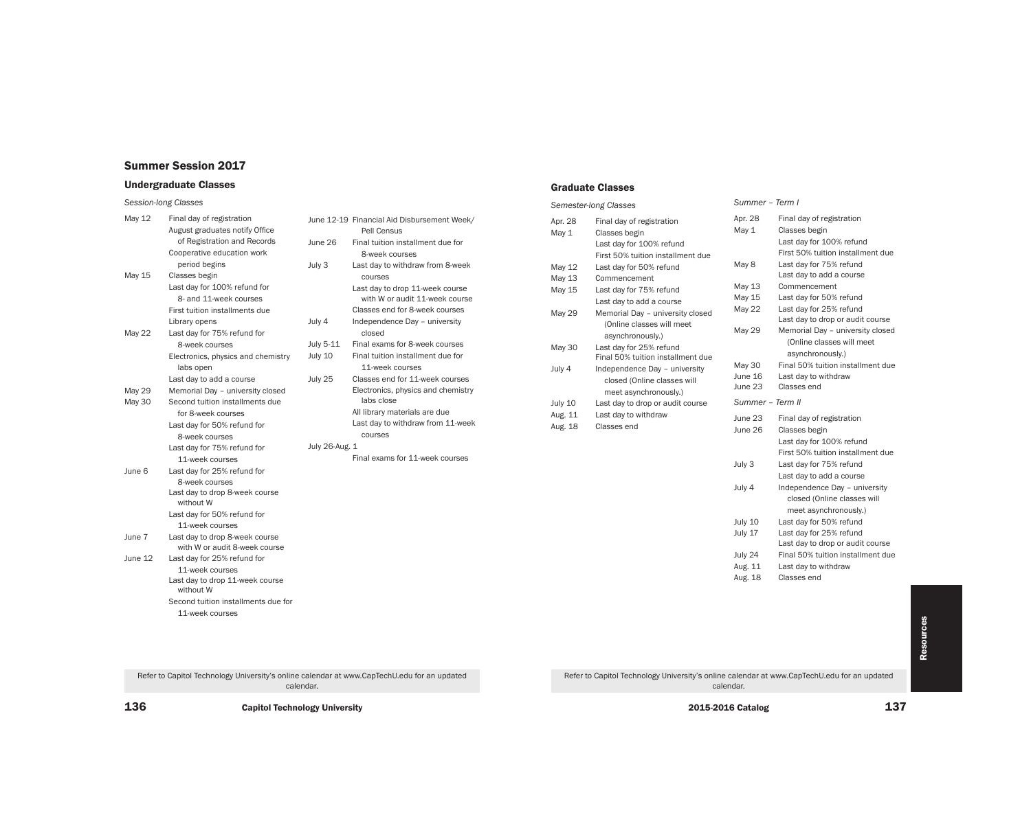## Summer Session 2017

### Undergraduate Classes

*Session-long Classes*

| | |
|---|---|
| May 12 | Final day of registration |
| | August graduates notify Office of Registration and Records |
| | Cooperative education work period begins |
| May 15 | Classes begin |
| | Last day for 100% refund for 8- and 11-week courses |
| | First tuition installments due |
| | Library opens |
| May 22 | Last day for 75% refund for 8-week courses |
| | Electronics, physics and chemistry labs open |
| | Last day to add a course |
| May 29 | Memorial Day – university closed |
| May 30 | Second tuition installments due for 8-week courses |
| | Last day for 50% refund for 8-week courses |
| | Last day for 75% refund for 11-week courses |
| June 6 | Last day for 25% refund for 8-week courses |
| | Last day to drop 8-week course without W |
| | Last day for 50% refund for 11-week courses |
| June 7 | Last day to drop 8-week course with W or audit 8-week course |
| June 12 | Last day for 25% refund for 11-week courses |
| | Last day to drop 11-week course without W |
| | Second tuition installments due for 11-week courses |
| June 12-19 | Financial Aid Disbursement Week/ Pell Census |
| June 26 | Final tuition installment due for 8-week courses |
| July 3 | Last day to withdraw from 8-week courses |
| | Last day to drop 11-week course with W or audit 11-week course |
| | Classes end for 8-week courses |
| July 4 | Independence Day – university closed |
| July 5-11 | Final exams for 8-week courses |
| July 10 | Final tuition installment due for 11-week courses |
| July 25 | Classes end for 11-week courses |
| | Electronics, physics and chemistry labs close |
| | All library materials are due |
| | Last day to withdraw from 11-week courses |
| July 26-Aug. 1 | Final exams for 11-week courses |

Refer to Capitol Technology University's online calendar at www.CapTechU.edu for an updated calendar.

### Graduate Classes

*Semester-long Classes*

| | |
|---|---|
| Apr. 28 | Final day of registration |
| May 1 | Classes begin |
| | Last day for 100% refund |
| | First 50% tuition installment due |
| May 12 | Last day for 50% refund |
| May 13 | Commencement |
| May 15 | Last day for 75% refund |
| | Last day to add a course |
| May 29 | Memorial Day – university closed (Online classes will meet asynchronously.) |
| May 30 | Last day for 25% refund |
| | Final 50% tuition installment due |
| July 4 | Independence Day – university closed (Online classes will meet asynchronously.) |
| July 10 | Last day to drop or audit course |
| Aug. 11 | Last day to withdraw |
| Aug. 18 | Classes end |

*Summer – Term I*

| | |
|---|---|
| Apr. 28 | Final day of registration |
| May 1 | Classes begin |
| | Last day for 100% refund |
| | First 50% tuition installment due |
| May 8 | Last day for 75% refund |
| | Last day to add a course |
| May 13 | Commencement |
| May 15 | Last day for 50% refund |
| May 22 | Last day for 25% refund |
| | Last day to drop or audit course |
| May 29 | Memorial Day – university closed (Online classes will meet asynchronously.) |
| May 30 | Final 50% tuition installment due |
| June 16 | Last day to withdraw |
| June 23 | Classes end |

*Summer – Term II*

| | |
|---|---|
| June 23 | Final day of registration |
| June 26 | Classes begin |
| | Last day for 100% refund |
| | First 50% tuition installment due |
| July 3 | Last day for 75% refund |
| | Last day to add a course |
| July 4 | Independence Day – university closed (Online classes will meet asynchronously.) |
| July 10 | Last day for 50% refund |
| July 17 | Last day for 25% refund |
| | Last day to drop or audit course |
| July 24 | Final 50% tuition installment due |
| Aug. 11 | Last day to withdraw |
| Aug. 18 | Classes end |

Refer to Capitol Technology University's online calendar at www.CapTechU.edu for an updated calendar.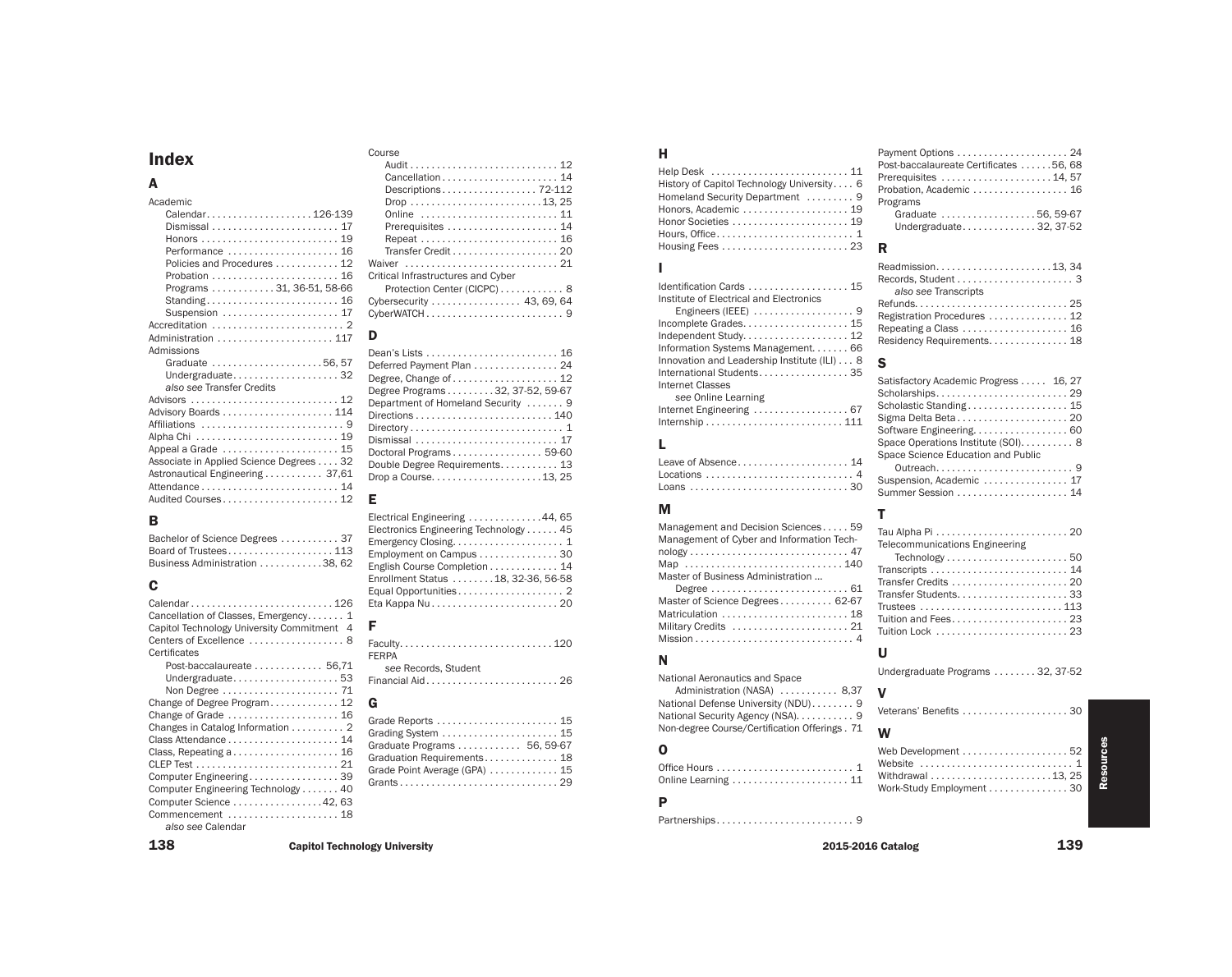# Index

## A

Academic
- Calendar . . . 126-139
- Dismissal . . . 17
- Honors . . . 19
- Performance . . . 16
- Policies and Procedures . . . 12
- Probation . . . 16
- Programs . . . 31, 36-51, 58-66
- Standing . . . 16
- Suspension . . . 17

Accreditation . . . 2
Administration . . . 117
Admissions
- Graduate . . . 56, 57
- Undergraduate . . . 32
- *also see* Transfer Credits

Advisors . . . 12
Advisory Boards . . . 114
Affiliations . . . 9
Alpha Chi . . . 19
Appeal a Grade . . . 15
Associate in Applied Science Degrees . . . 32
Astronautical Engineering . . . 37,61
Attendance . . . 14
Audited Courses . . . 12

## B

Bachelor of Science Degrees . . . 37
Board of Trustees . . . 113
Business Administration . . . 38, 62

## C

Calendar . . . 126
Cancellation of Classes, Emergency . . . 1
Capitol Technology University Commitment 4
Centers of Excellence . . . 8
Certificates
- Post-baccalaureate . . . 56,71
- Undergraduate . . . 53
- Non Degree . . . 71

Change of Degree Program . . . 12
Change of Grade . . . 16
Changes in Catalog Information . . . 2
Class Attendance . . . 14
Class, Repeating a . . . 16
CLEP Test . . . 21
Computer Engineering . . . 39
Computer Engineering Technology . . . 40
Computer Science . . . 42, 63
Commencement . . . 18
- *also see* Calendar

Course
- Audit . . . 12
- Cancellation . . . 14
- Descriptions . . . 72-112
- Drop . . . 13, 25
- Online . . . 11
- Prerequisites . . . 14
- Repeat . . . 16
- Transfer Credit . . . 20

Waiver . . . 21
Critical Infrastructures and Cyber
- Protection Center (CICPC) . . . 8

Cybersecurity . . . 43, 69, 64
CyberWATCH . . . 9

## D

Dean's Lists . . . 16
Deferred Payment Plan . . . 24
Degree, Change of . . . 12
Degree Programs . . . 32, 37-52, 59-67
Department of Homeland Security . . . 9
Directions . . . 140
Directory . . . 1
Dismissal . . . 17
Doctoral Programs . . . 59-60
Double Degree Requirements . . . 13
Drop a Course . . . 13, 25

## E

Electrical Engineering . . . 44, 65
Electronics Engineering Technology . . . 45
Emergency Closing . . . 1
Employment on Campus . . . 30
English Course Completion . . . 14
Enrollment Status . . . 18, 32-36, 56-58
Equal Opportunities . . . 2
Eta Kappa Nu . . . 20

## F

Faculty . . . 120
FERPA
- *see* Records, Student

Financial Aid . . . 26

## G

Grade Reports . . . 15
Grading System . . . 15
Graduate Programs . . . 56, 59-67
Graduation Requirements . . . 18
Grade Point Average (GPA) . . . 15
Grants . . . 29

## H

Help Desk . . . 11
History of Capitol Technology University . . . 6
Homeland Security Department . . . 9
Honors, Academic . . . 19
Honor Societies . . . 19
Hours, Office . . . 1
Housing Fees . . . 23

## I

Identification Cards . . . 15
Institute of Electrical and Electronics
- Engineers (IEEE) . . . 9

Incomplete Grades . . . 15
Independent Study . . . 12
Information Systems Management . . . 66
Innovation and Leadership Institute (ILI) . . . 8
International Students . . . 35
Internet Classes
- *see* Online Learning

Internet Engineering . . . 67
Internship . . . 111

## L

Leave of Absence . . . 14
Locations . . . 4
Loans . . . 30

## M

Management and Decision Sciences . . . 59
Management of Cyber and Information Tech-
nology . . . 47
Map . . . 140
Master of Business Administration ...
- Degree . . . 61

Master of Science Degrees . . . 62-67
Matriculation . . . 18
Military Credits . . . 21
Mission . . . 4

## N

National Aeronautics and Space
- Administration (NASA) . . . 8,37

National Defense University (NDU) . . . 9
National Security Agency (NSA) . . . 9
Non-degree Course/Certification Offerings . 71

## O

Office Hours . . . 1
Online Learning . . . 11

## P

Partnerships . . . 9
Payment Options . . . 24
Post-baccalaureate Certificates . . . 56, 68
Prerequisites . . . 14, 57
Probation, Academic . . . 16
Programs
- Graduate . . . 56, 59-67
- Undergraduate . . . 32, 37-52

## R

Readmission . . . 13, 34
Records, Student . . . 3
- *also see* Transcripts

Refunds . . . 25
Registration Procedures . . . 12
Repeating a Class . . . 16
Residency Requirements . . . 18

## S

Satisfactory Academic Progress . . . 16, 27
Scholarships . . . 29
Scholastic Standing . . . 15
Sigma Delta Beta . . . 20
Software Engineering . . . 60
Space Operations Institute (SOI) . . . 8
Space Science Education and Public
- Outreach . . . 9

Suspension, Academic . . . 17
Summer Session . . . 14

## T

Tau Alpha Pi . . . 20
Telecommunications Engineering
- Technology . . . 50

Transcripts . . . 14
Transfer Credits . . . 20
Transfer Students . . . 33
Trustees . . . 113
Tuition and Fees . . . 23
Tuition Lock . . . 23

## U

Undergraduate Programs . . . 32, 37-52

## V

Veterans' Benefits . . . 30

## W

Web Development . . . 52
Website . . . 1
Withdrawal . . . 13, 25
Work-Study Employment . . . 30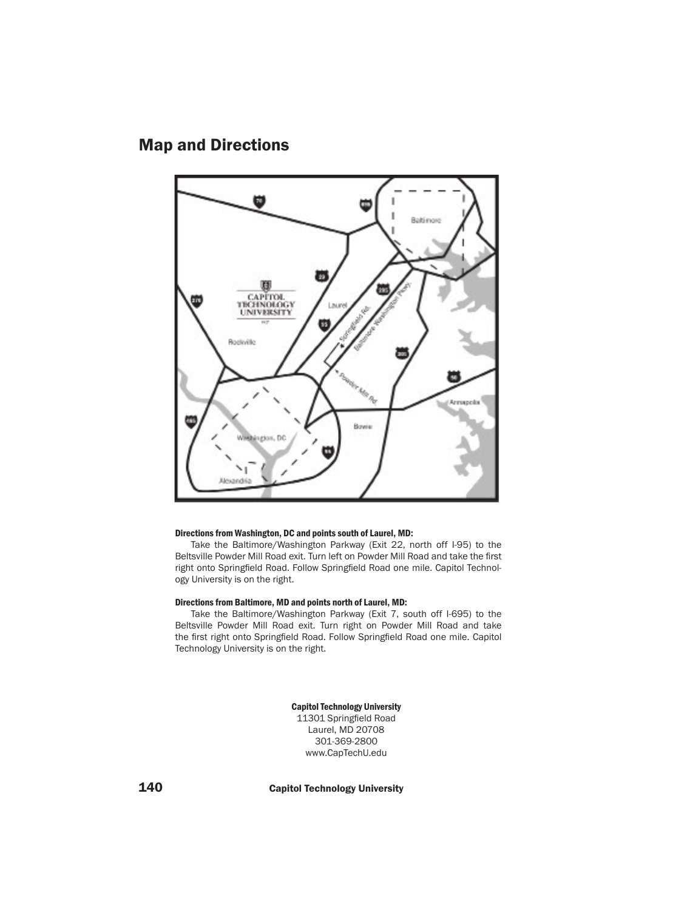## Map and Directions

**Directions from Washington, DC and points south of Laurel, MD:**

Take the Baltimore/Washington Parkway (Exit 22, north off I-95) to the Beltsville Powder Mill Road exit. Turn left on Powder Mill Road and take the first right onto Springfield Road. Follow Springfield Road one mile. Capitol Technology University is on the right.

**Directions from Baltimore, MD and points north of Laurel, MD:**

Take the Baltimore/Washington Parkway (Exit 7, south off I-695) to the Beltsville Powder Mill Road exit. Turn right on Powder Mill Road and take the first right onto Springfield Road. Follow Springfield Road one mile. Capitol Technology University is on the right.

**Capitol Technology University**
11301 Springfield Road
Laurel, MD 20708
301-369-2800
www.CapTechU.edu